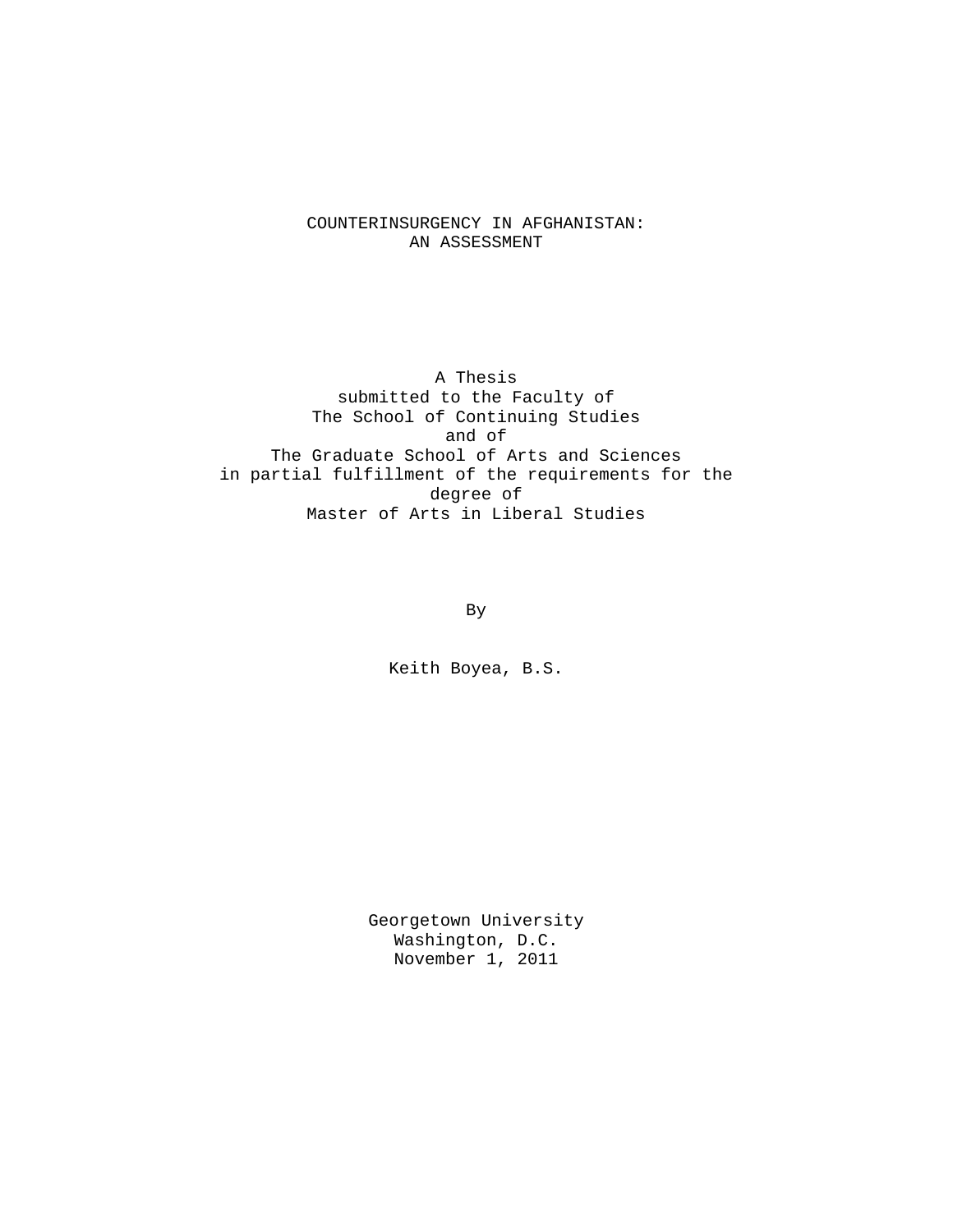# COUNTERINSURGENCY IN AFGHANISTAN: AN ASSESSMENT

A Thesis
submitted to the Faculty of
The School of Continuing Studies
and of
The Graduate School of Arts and Sciences
in partial fulfillment of the requirements for the
degree of
Master of Arts in Liberal Studies

By

Keith Boyea, B.S.

Georgetown University
Washington, D.C.
November 1, 2011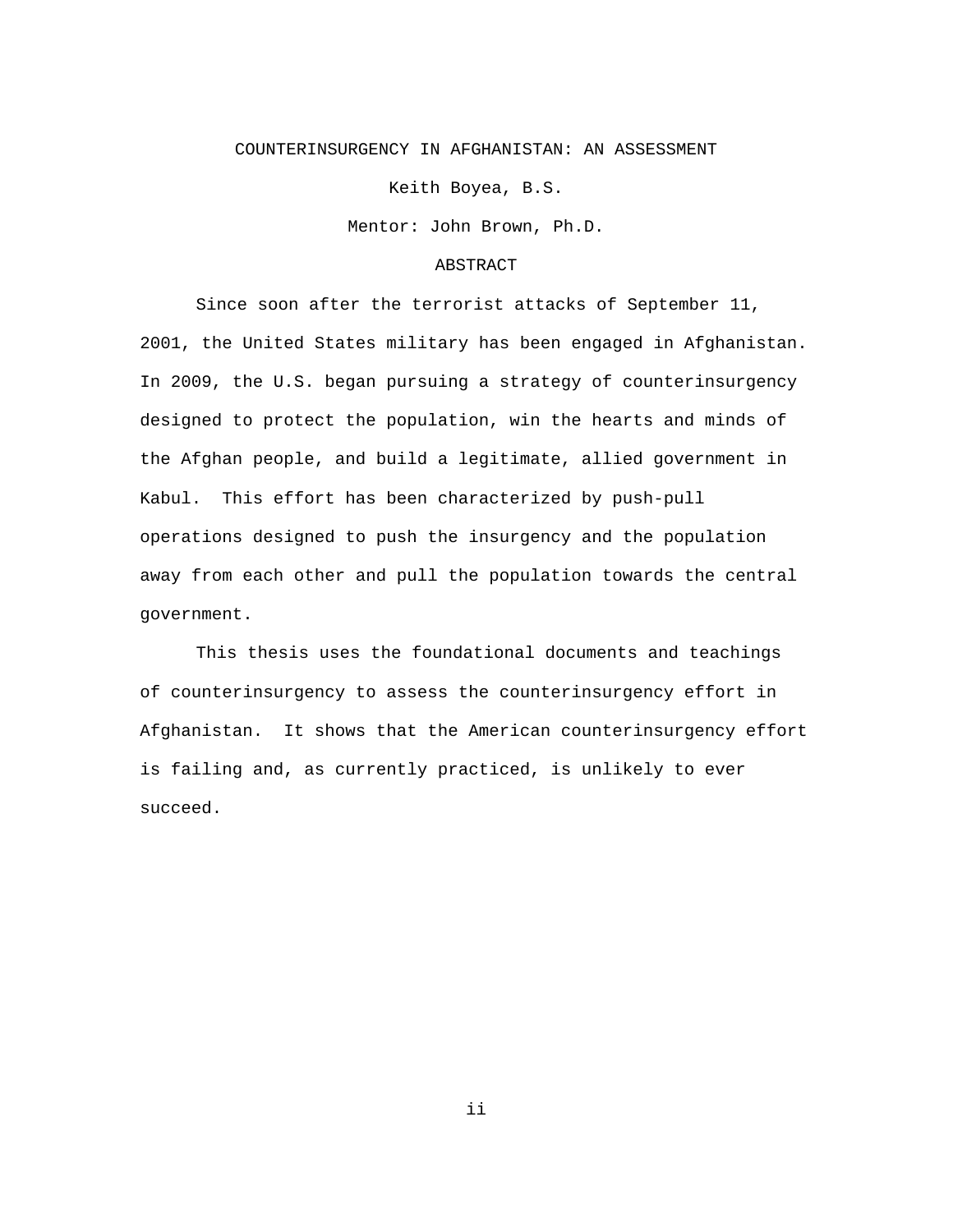# COUNTERINSURGENCY IN AFGHANISTAN: AN ASSESSMENT

Keith Boyea, B.S.

Mentor: John Brown, Ph.D.

## ABSTRACT

Since soon after the terrorist attacks of September 11, 2001, the United States military has been engaged in Afghanistan. In 2009, the U.S. began pursuing a strategy of counterinsurgency designed to protect the population, win the hearts and minds of the Afghan people, and build a legitimate, allied government in Kabul. This effort has been characterized by push-pull operations designed to push the insurgency and the population away from each other and pull the population towards the central government.

This thesis uses the foundational documents and teachings of counterinsurgency to assess the counterinsurgency effort in Afghanistan. It shows that the American counterinsurgency effort is failing and, as currently practiced, is unlikely to ever succeed.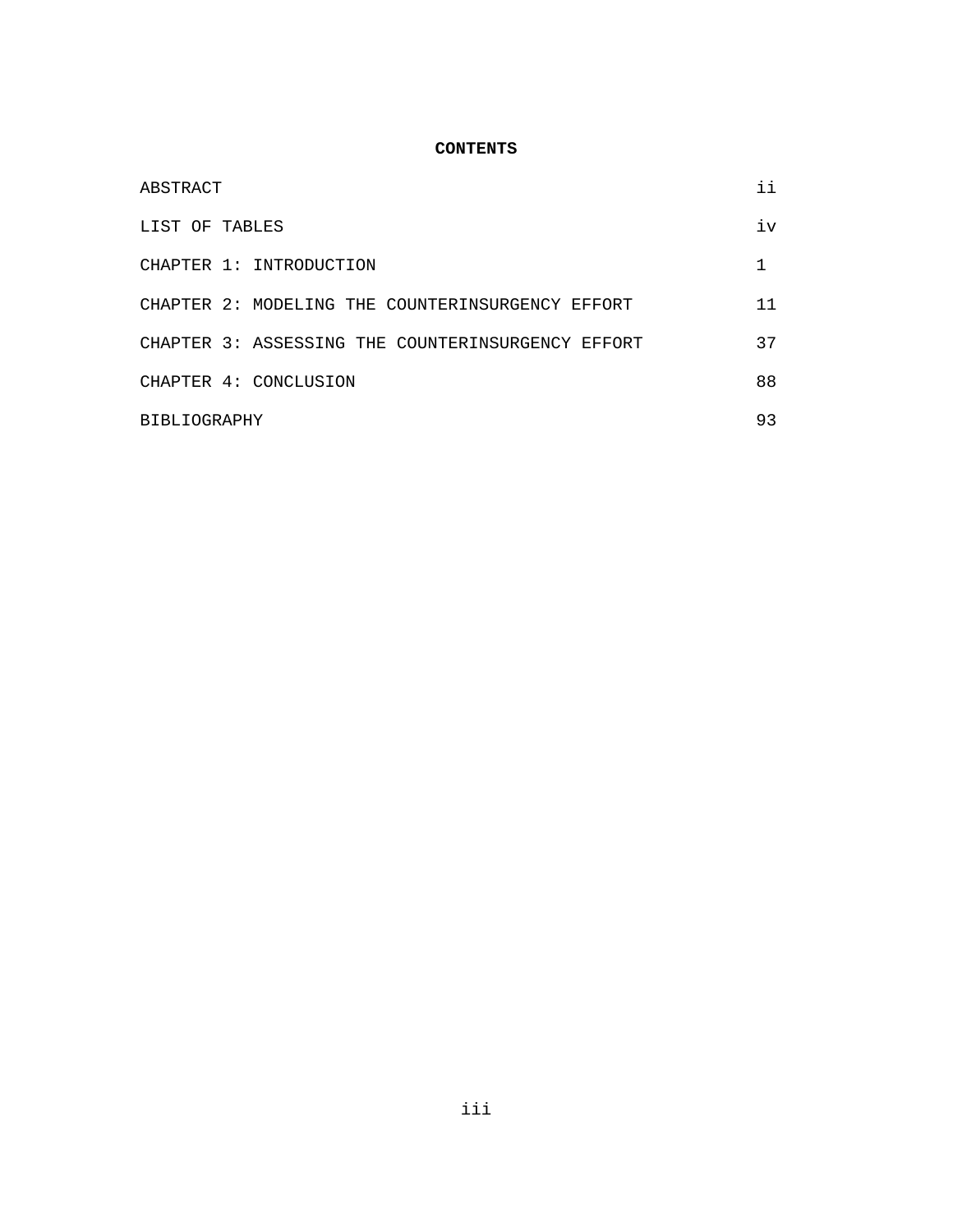# CONTENTS

| | |
|---|---|
| ABSTRACT | ii |
| LIST OF TABLES | iv |
| CHAPTER 1: INTRODUCTION | 1 |
| CHAPTER 2: MODELING THE COUNTERINSURGENCY EFFORT | 11 |
| CHAPTER 3: ASSESSING THE COUNTERINSURGENCY EFFORT | 37 |
| CHAPTER 4: CONCLUSION | 88 |
| BIBLIOGRAPHY | 93 |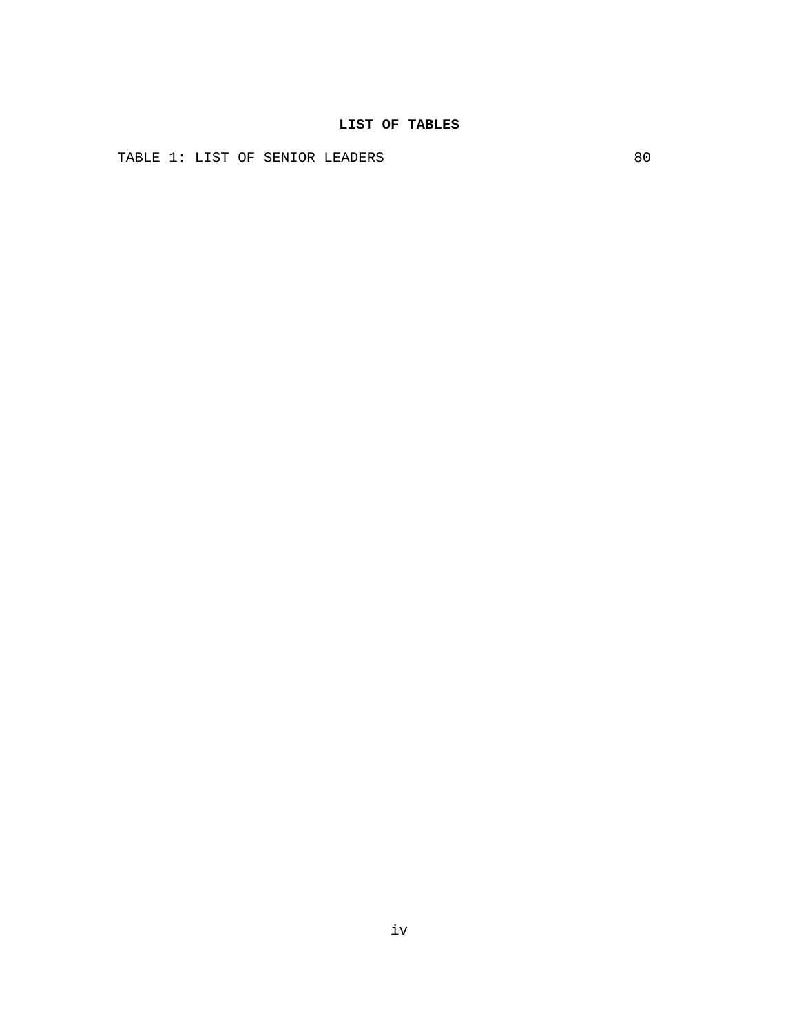## LIST OF TABLES

TABLE 1: LIST OF SENIOR LEADERS 80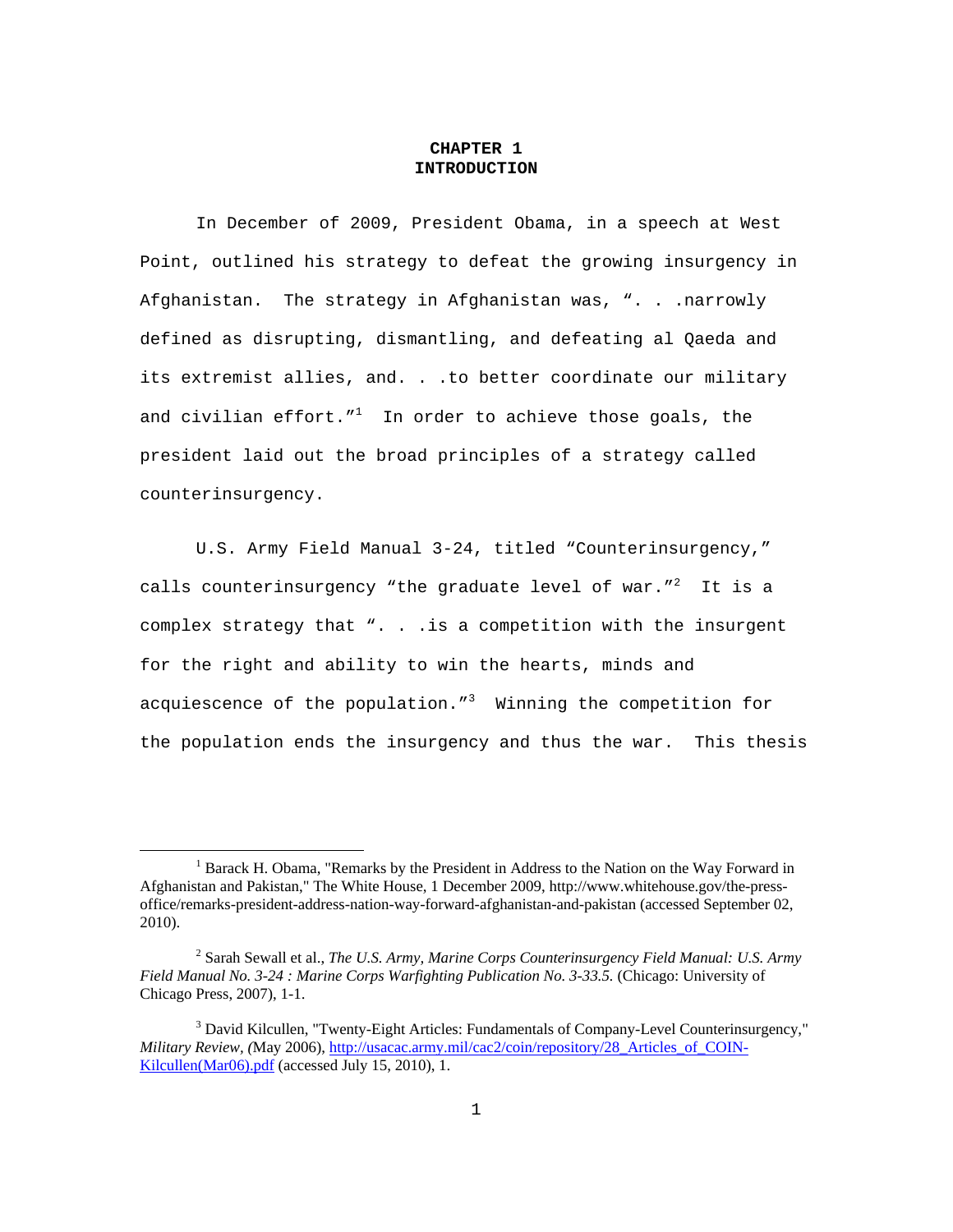# CHAPTER 1
# INTRODUCTION

In December of 2009, President Obama, in a speech at West Point, outlined his strategy to defeat the growing insurgency in Afghanistan. The strategy in Afghanistan was, ". . .narrowly defined as disrupting, dismantling, and defeating al Qaeda and its extremist allies, and. . .to better coordinate our military and civilian effort."[1] In order to achieve those goals, the president laid out the broad principles of a strategy called counterinsurgency.

U.S. Army Field Manual 3-24, titled "Counterinsurgency," calls counterinsurgency "the graduate level of war."[2] It is a complex strategy that ". . .is a competition with the insurgent for the right and ability to win the hearts, minds and acquiescence of the population."[3] Winning the competition for the population ends the insurgency and thus the war. This thesis

---

[1] Barack H. Obama, "Remarks by the President in Address to the Nation on the Way Forward in Afghanistan and Pakistan," The White House, 1 December 2009, http://www.whitehouse.gov/the-press-office/remarks-president-address-nation-way-forward-afghanistan-and-pakistan (accessed September 02, 2010).

[2] Sarah Sewall et al., *The U.S. Army, Marine Corps Counterinsurgency Field Manual: U.S. Army Field Manual No. 3-24 : Marine Corps Warfighting Publication No. 3-33.5*. (Chicago: University of Chicago Press, 2007), 1-1.

[3] David Kilcullen, "Twenty-Eight Articles: Fundamentals of Company-Level Counterinsurgency," *Military Review*, (May 2006), http://usacac.army.mil/cac2/coin/repository/28_Articles_of_COIN-Kilcullen(Mar06).pdf (accessed July 15, 2010), 1.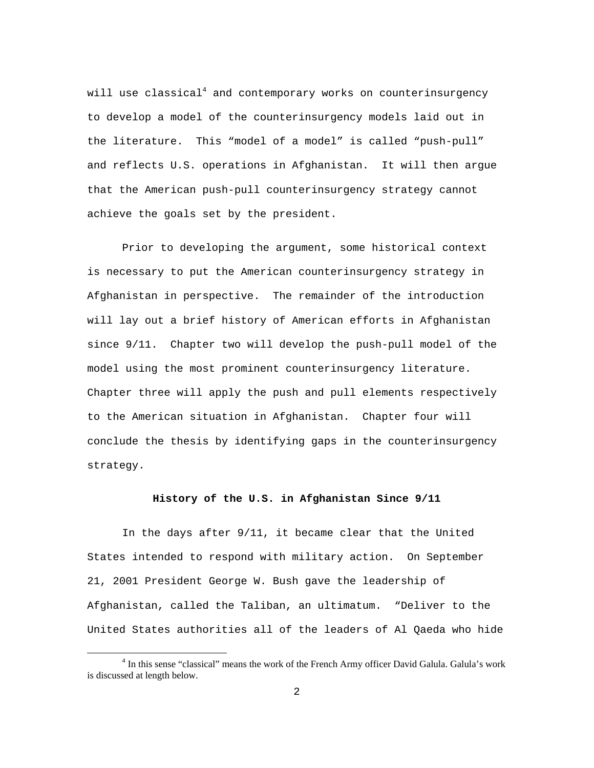will use classical[4] and contemporary works on counterinsurgency to develop a model of the counterinsurgency models laid out in the literature. This "model of a model" is called "push-pull" and reflects U.S. operations in Afghanistan. It will then argue that the American push-pull counterinsurgency strategy cannot achieve the goals set by the president.

Prior to developing the argument, some historical context is necessary to put the American counterinsurgency strategy in Afghanistan in perspective. The remainder of the introduction will lay out a brief history of American efforts in Afghanistan since 9/11. Chapter two will develop the push-pull model of the model using the most prominent counterinsurgency literature. Chapter three will apply the push and pull elements respectively to the American situation in Afghanistan. Chapter four will conclude the thesis by identifying gaps in the counterinsurgency strategy.

## History of the U.S. in Afghanistan Since 9/11

In the days after 9/11, it became clear that the United States intended to respond with military action. On September 21, 2001 President George W. Bush gave the leadership of Afghanistan, called the Taliban, an ultimatum. "Deliver to the United States authorities all of the leaders of Al Qaeda who hide

[4] In this sense "classical" means the work of the French Army officer David Galula. Galula's work is discussed at length below.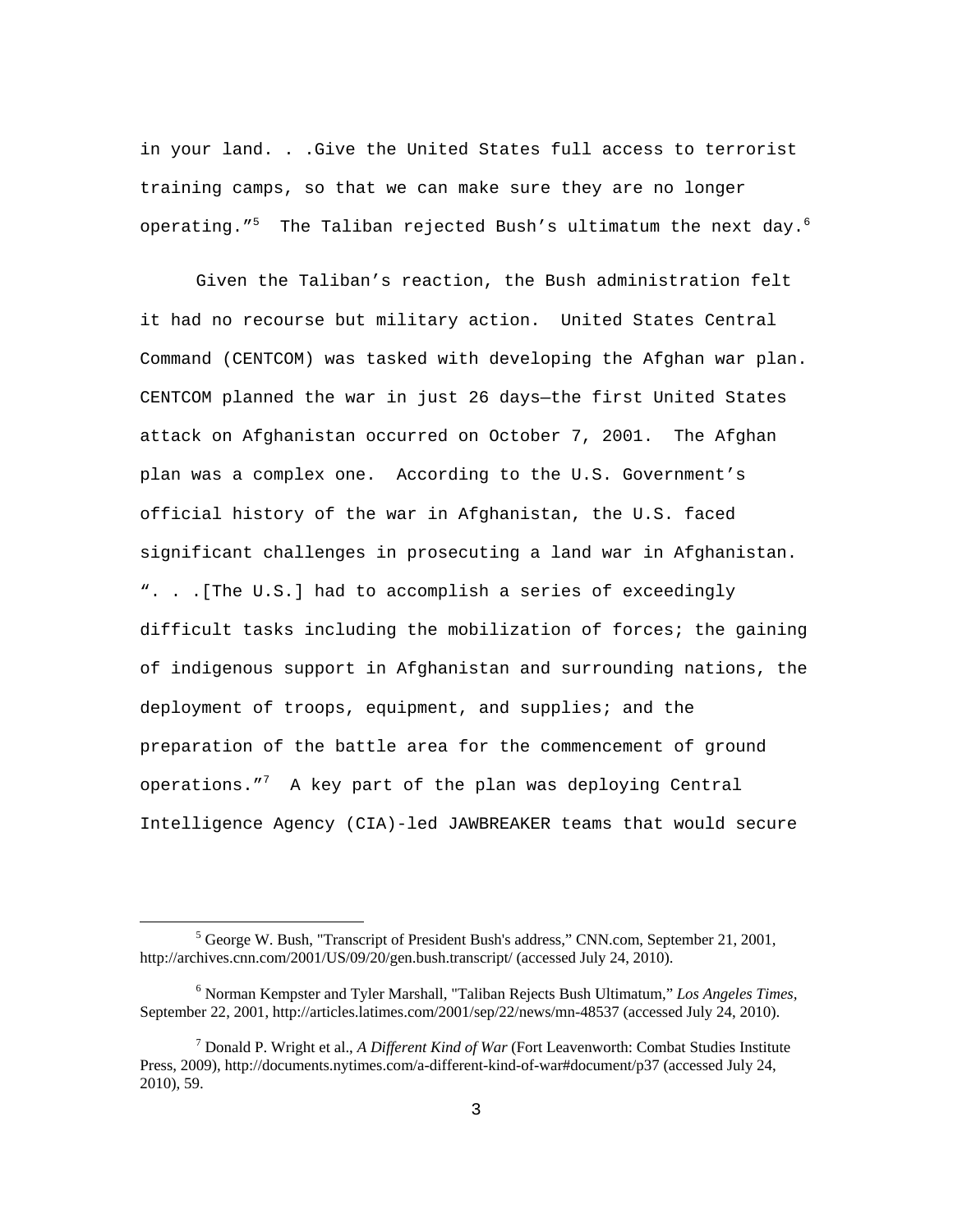in your land. . .Give the United States full access to terrorist training camps, so that we can make sure they are no longer operating."[5] The Taliban rejected Bush's ultimatum the next day.[6]

Given the Taliban's reaction, the Bush administration felt it had no recourse but military action. United States Central Command (CENTCOM) was tasked with developing the Afghan war plan. CENTCOM planned the war in just 26 days—the first United States attack on Afghanistan occurred on October 7, 2001. The Afghan plan was a complex one. According to the U.S. Government's official history of the war in Afghanistan, the U.S. faced significant challenges in prosecuting a land war in Afghanistan. ". . .[The U.S.] had to accomplish a series of exceedingly difficult tasks including the mobilization of forces; the gaining of indigenous support in Afghanistan and surrounding nations, the deployment of troops, equipment, and supplies; and the preparation of the battle area for the commencement of ground operations."[7] A key part of the plan was deploying Central Intelligence Agency (CIA)-led JAWBREAKER teams that would secure

---

[5] George W. Bush, "Transcript of President Bush's address," CNN.com, September 21, 2001, http://archives.cnn.com/2001/US/09/20/gen.bush.transcript/ (accessed July 24, 2010).

[6] Norman Kempster and Tyler Marshall, "Taliban Rejects Bush Ultimatum," *Los Angeles Times*, September 22, 2001, http://articles.latimes.com/2001/sep/22/news/mn-48537 (accessed July 24, 2010).

[7] Donald P. Wright et al., *A Different Kind of War* (Fort Leavenworth: Combat Studies Institute Press, 2009), http://documents.nytimes.com/a-different-kind-of-war#document/p37 (accessed July 24, 2010), 59.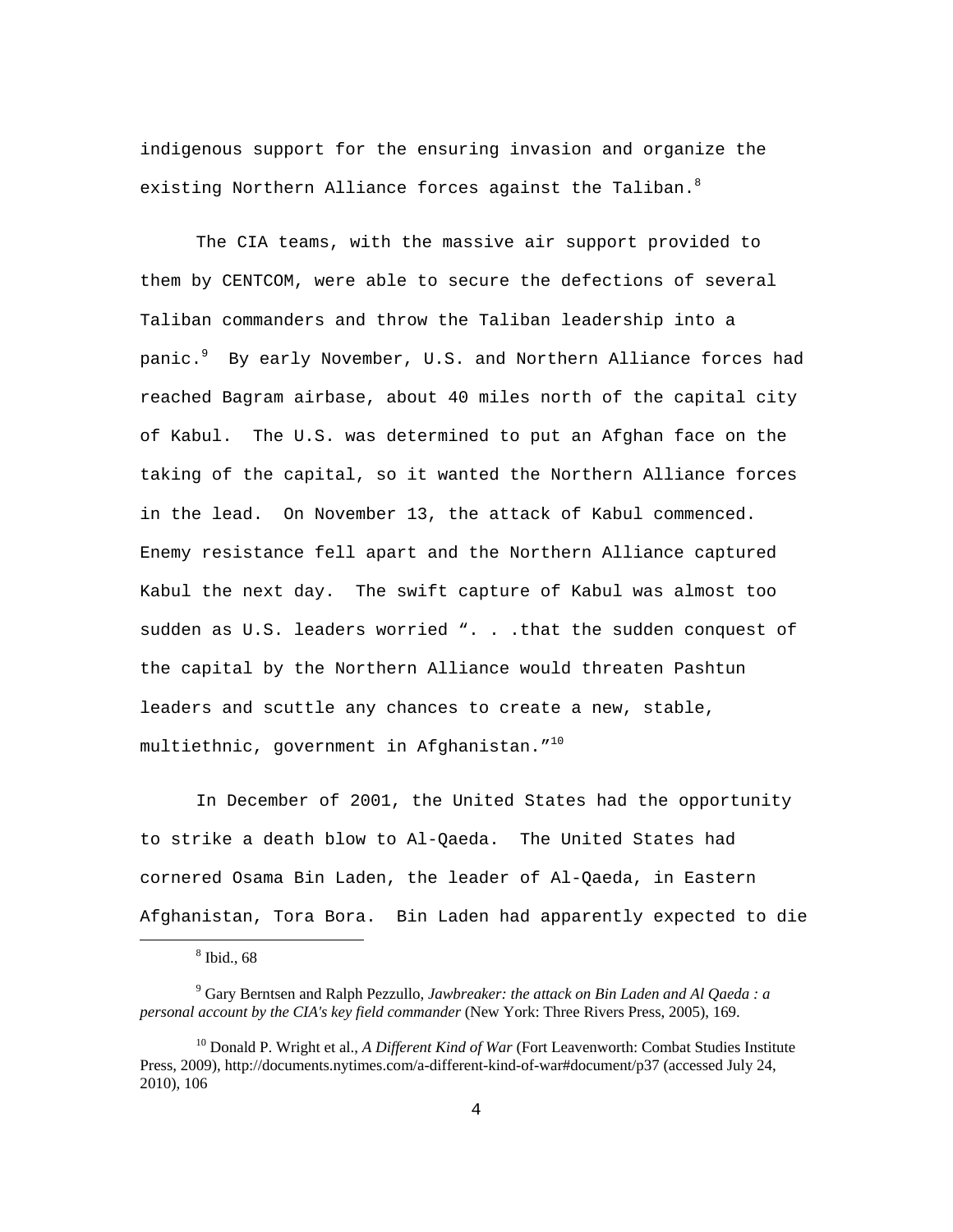indigenous support for the ensuring invasion and organize the existing Northern Alliance forces against the Taliban.[8]

The CIA teams, with the massive air support provided to them by CENTCOM, were able to secure the defections of several Taliban commanders and throw the Taliban leadership into a panic.[9] By early November, U.S. and Northern Alliance forces had reached Bagram airbase, about 40 miles north of the capital city of Kabul. The U.S. was determined to put an Afghan face on the taking of the capital, so it wanted the Northern Alliance forces in the lead. On November 13, the attack of Kabul commenced. Enemy resistance fell apart and the Northern Alliance captured Kabul the next day. The swift capture of Kabul was almost too sudden as U.S. leaders worried ". . .that the sudden conquest of the capital by the Northern Alliance would threaten Pashtun leaders and scuttle any chances to create a new, stable, multiethnic, government in Afghanistan."[10]

In December of 2001, the United States had the opportunity to strike a death blow to Al-Qaeda. The United States had cornered Osama Bin Laden, the leader of Al-Qaeda, in Eastern Afghanistan, Tora Bora. Bin Laden had apparently expected to die

---

[8] Ibid., 68

[9] Gary Berntsen and Ralph Pezzullo, *Jawbreaker: the attack on Bin Laden and Al Qaeda : a personal account by the CIA's key field commander* (New York: Three Rivers Press, 2005), 169.

[10] Donald P. Wright et al., *A Different Kind of War* (Fort Leavenworth: Combat Studies Institute Press, 2009), http://documents.nytimes.com/a-different-kind-of-war#document/p37 (accessed July 24, 2010), 106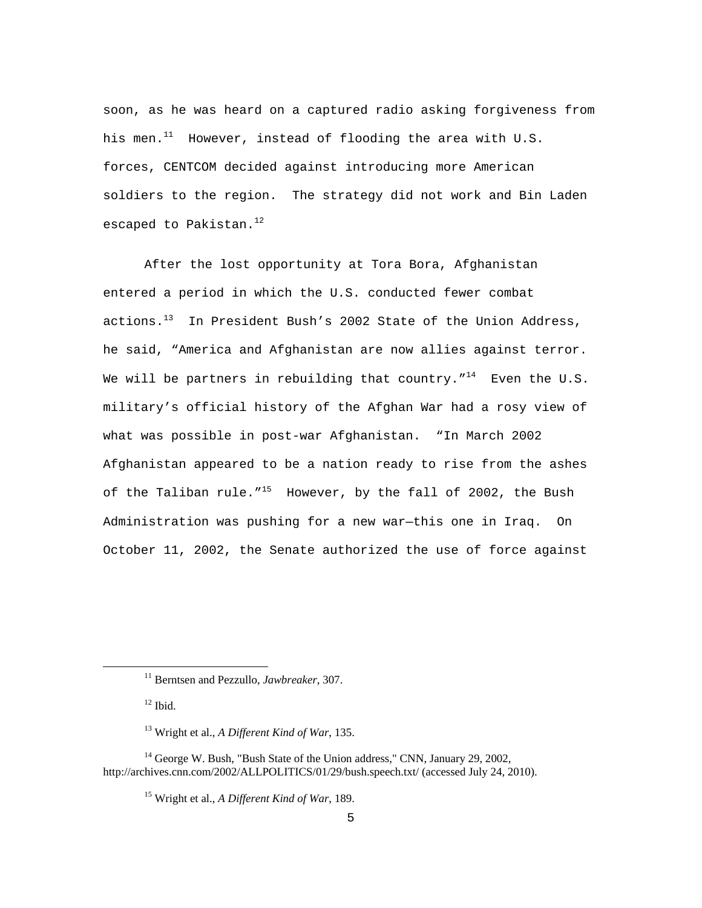soon, as he was heard on a captured radio asking forgiveness from his men.[11] However, instead of flooding the area with U.S. forces, CENTCOM decided against introducing more American soldiers to the region. The strategy did not work and Bin Laden escaped to Pakistan.[12]

After the lost opportunity at Tora Bora, Afghanistan entered a period in which the U.S. conducted fewer combat actions.[13] In President Bush's 2002 State of the Union Address, he said, "America and Afghanistan are now allies against terror. We will be partners in rebuilding that country."[14] Even the U.S. military's official history of the Afghan War had a rosy view of what was possible in post-war Afghanistan. "In March 2002 Afghanistan appeared to be a nation ready to rise from the ashes of the Taliban rule."[15] However, by the fall of 2002, the Bush Administration was pushing for a new war—this one in Iraq. On October 11, 2002, the Senate authorized the use of force against

---

[11] Berntsen and Pezzullo, *Jawbreaker*, 307.

[12] Ibid.

[13] Wright et al., *A Different Kind of War*, 135.

[14] George W. Bush, "Bush State of the Union address," CNN, January 29, 2002, http://archives.cnn.com/2002/ALLPOLITICS/01/29/bush.speech.txt/ (accessed July 24, 2010).

[15] Wright et al., *A Different Kind of War*, 189.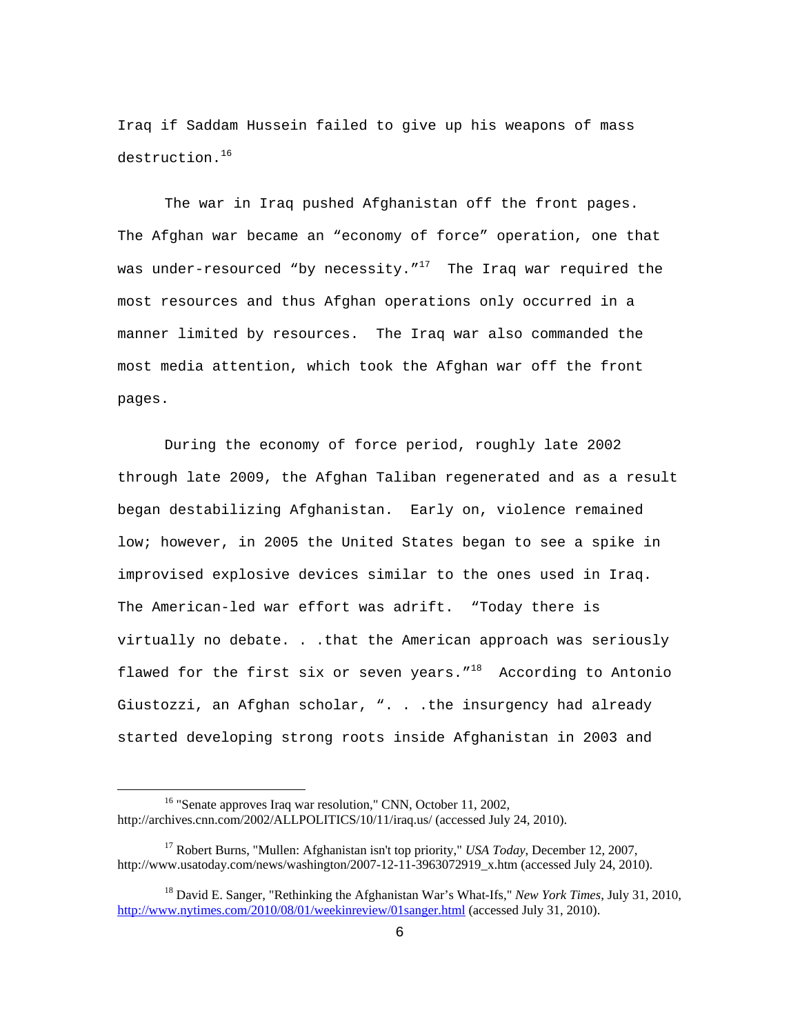Iraq if Saddam Hussein failed to give up his weapons of mass destruction.[16]

The war in Iraq pushed Afghanistan off the front pages. The Afghan war became an "economy of force" operation, one that was under-resourced "by necessity."[17] The Iraq war required the most resources and thus Afghan operations only occurred in a manner limited by resources. The Iraq war also commanded the most media attention, which took the Afghan war off the front pages.

During the economy of force period, roughly late 2002 through late 2009, the Afghan Taliban regenerated and as a result began destabilizing Afghanistan. Early on, violence remained low; however, in 2005 the United States began to see a spike in improvised explosive devices similar to the ones used in Iraq. The American-led war effort was adrift. "Today there is virtually no debate. . .that the American approach was seriously flawed for the first six or seven years."[18] According to Antonio Giustozzi, an Afghan scholar, ". . .the insurgency had already started developing strong roots inside Afghanistan in 2003 and

---

[16] "Senate approves Iraq war resolution," CNN, October 11, 2002, http://archives.cnn.com/2002/ALLPOLITICS/10/11/iraq.us/ (accessed July 24, 2010).

[17] Robert Burns, "Mullen: Afghanistan isn't top priority," *USA Today*, December 12, 2007, http://www.usatoday.com/news/washington/2007-12-11-3963072919_x.htm (accessed July 24, 2010).

[18] David E. Sanger, "Rethinking the Afghanistan War's What-Ifs," *New York Times*, July 31, 2010, http://www.nytimes.com/2010/08/01/weekinreview/01sanger.html (accessed July 31, 2010).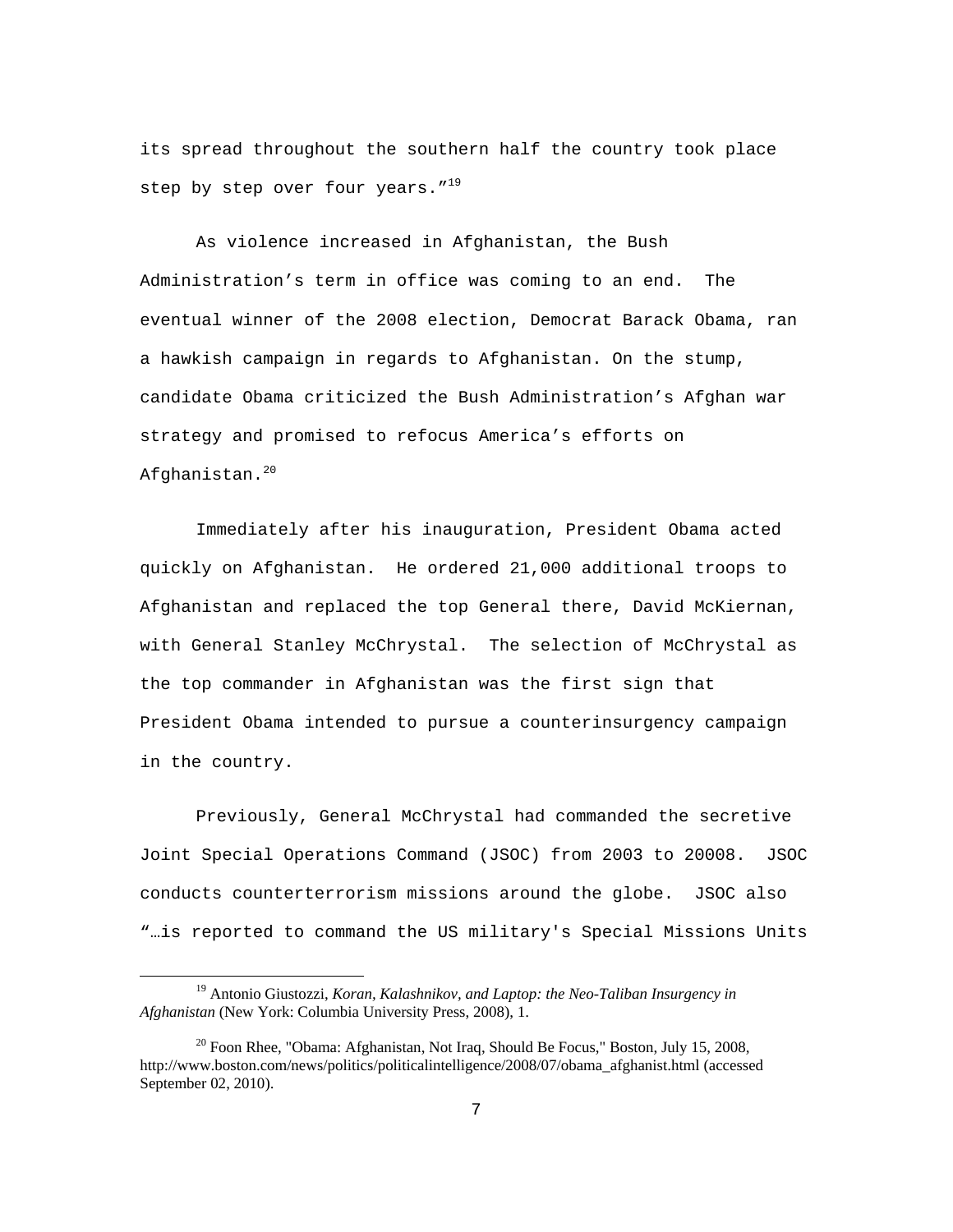its spread throughout the southern half the country took place step by step over four years."[19]

As violence increased in Afghanistan, the Bush Administration's term in office was coming to an end. The eventual winner of the 2008 election, Democrat Barack Obama, ran a hawkish campaign in regards to Afghanistan. On the stump, candidate Obama criticized the Bush Administration's Afghan war strategy and promised to refocus America's efforts on Afghanistan.[20]

Immediately after his inauguration, President Obama acted quickly on Afghanistan. He ordered 21,000 additional troops to Afghanistan and replaced the top General there, David McKiernan, with General Stanley McChrystal. The selection of McChrystal as the top commander in Afghanistan was the first sign that President Obama intended to pursue a counterinsurgency campaign in the country.

Previously, General McChrystal had commanded the secretive Joint Special Operations Command (JSOC) from 2003 to 20008. JSOC conducts counterterrorism missions around the globe. JSOC also "…is reported to command the US military's Special Missions Units

---

[19] Antonio Giustozzi, *Koran, Kalashnikov, and Laptop: the Neo-Taliban Insurgency in Afghanistan* (New York: Columbia University Press, 2008), 1.

[20] Foon Rhee, "Obama: Afghanistan, Not Iraq, Should Be Focus," Boston, July 15, 2008, http://www.boston.com/news/politics/politicalintelligence/2008/07/obama_afghanist.html (accessed September 02, 2010).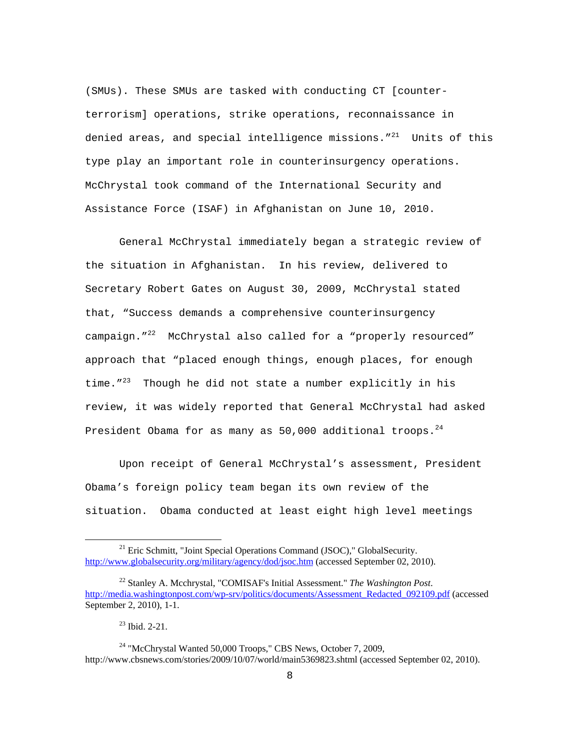(SMUs). These SMUs are tasked with conducting CT [counter-terrorism] operations, strike operations, reconnaissance in denied areas, and special intelligence missions."[21] Units of this type play an important role in counterinsurgency operations. McChrystal took command of the International Security and Assistance Force (ISAF) in Afghanistan on June 10, 2010.

General McChrystal immediately began a strategic review of the situation in Afghanistan. In his review, delivered to Secretary Robert Gates on August 30, 2009, McChrystal stated that, "Success demands a comprehensive counterinsurgency campaign."[22] McChrystal also called for a "properly resourced" approach that "placed enough things, enough places, for enough time."[23] Though he did not state a number explicitly in his review, it was widely reported that General McChrystal had asked President Obama for as many as 50,000 additional troops.[24]

Upon receipt of General McChrystal's assessment, President Obama's foreign policy team began its own review of the situation. Obama conducted at least eight high level meetings

---

[21] Eric Schmitt, "Joint Special Operations Command (JSOC)," GlobalSecurity. http://www.globalsecurity.org/military/agency/dod/jsoc.htm (accessed September 02, 2010).

[22] Stanley A. Mcchrystal, "COMISAF's Initial Assessment." *The Washington Post*. http://media.washingtonpost.com/wp-srv/politics/documents/Assessment_Redacted_092109.pdf (accessed September 2, 2010), 1-1.

[23] Ibid. 2-21.

[24] "McChrystal Wanted 50,000 Troops," CBS News, October 7, 2009, http://www.cbsnews.com/stories/2009/10/07/world/main5369823.shtml (accessed September 02, 2010).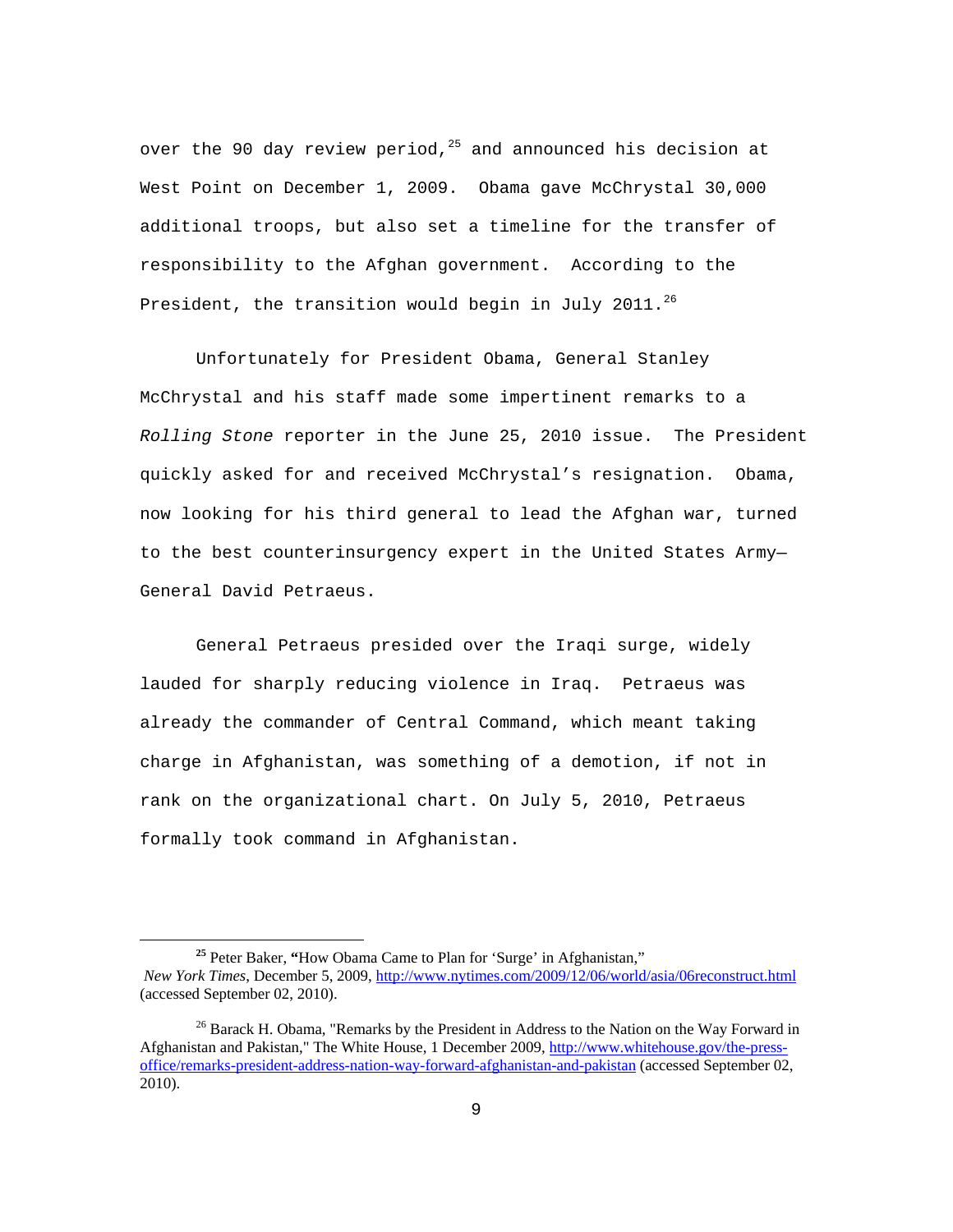over the 90 day review period,[25] and announced his decision at West Point on December 1, 2009. Obama gave McChrystal 30,000 additional troops, but also set a timeline for the transfer of responsibility to the Afghan government. According to the President, the transition would begin in July 2011.[26]

Unfortunately for President Obama, General Stanley McChrystal and his staff made some impertinent remarks to a *Rolling Stone* reporter in the June 25, 2010 issue. The President quickly asked for and received McChrystal's resignation. Obama, now looking for his third general to lead the Afghan war, turned to the best counterinsurgency expert in the United States Army—General David Petraeus.

General Petraeus presided over the Iraqi surge, widely lauded for sharply reducing violence in Iraq. Petraeus was already the commander of Central Command, which meant taking charge in Afghanistan, was something of a demotion, if not in rank on the organizational chart. On July 5, 2010, Petraeus formally took command in Afghanistan.

---

[25] Peter Baker, **"**How Obama Came to Plan for 'Surge' in Afghanistan," *New York Times*, December 5, 2009, http://www.nytimes.com/2009/12/06/world/asia/06reconstruct.html (accessed September 02, 2010).

[26] Barack H. Obama, "Remarks by the President in Address to the Nation on the Way Forward in Afghanistan and Pakistan," The White House, 1 December 2009, http://www.whitehouse.gov/the-press-office/remarks-president-address-nation-way-forward-afghanistan-and-pakistan (accessed September 02, 2010).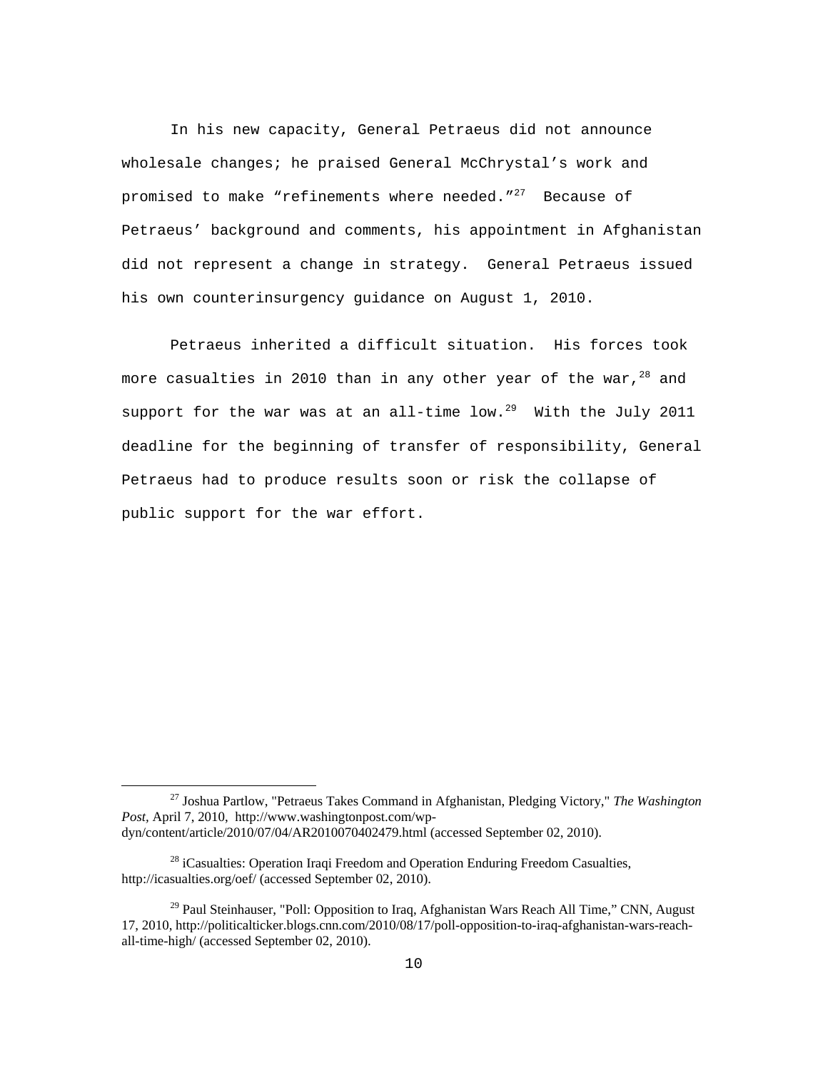In his new capacity, General Petraeus did not announce wholesale changes; he praised General McChrystal's work and promised to make "refinements where needed."[27] Because of Petraeus' background and comments, his appointment in Afghanistan did not represent a change in strategy. General Petraeus issued his own counterinsurgency guidance on August 1, 2010.

Petraeus inherited a difficult situation. His forces took more casualties in 2010 than in any other year of the war,[28] and support for the war was at an all-time low.[29] With the July 2011 deadline for the beginning of transfer of responsibility, General Petraeus had to produce results soon or risk the collapse of public support for the war effort.

---

[27] Joshua Partlow, "Petraeus Takes Command in Afghanistan, Pledging Victory," *The Washington Post*, April 7, 2010, http://www.washingtonpost.com/wp-dyn/content/article/2010/07/04/AR2010070402479.html (accessed September 02, 2010).

[28] iCasualties: Operation Iraqi Freedom and Operation Enduring Freedom Casualties, http://icasualties.org/oef/ (accessed September 02, 2010).

[29] Paul Steinhauser, "Poll: Opposition to Iraq, Afghanistan Wars Reach All Time," CNN, August 17, 2010, http://politicalticker.blogs.cnn.com/2010/08/17/poll-opposition-to-iraq-afghanistan-wars-reach-all-time-high/ (accessed September 02, 2010).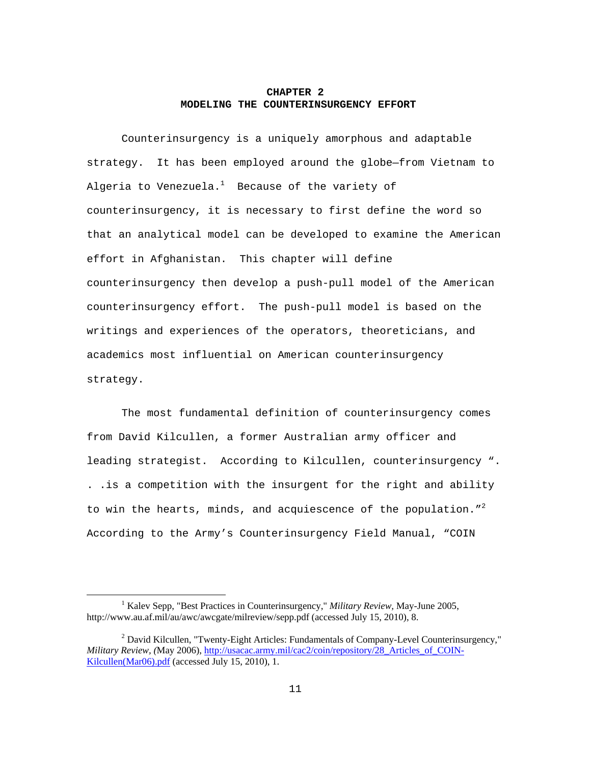# CHAPTER 2
# MODELING THE COUNTERINSURGENCY EFFORT

Counterinsurgency is a uniquely amorphous and adaptable strategy. It has been employed around the globe—from Vietnam to Algeria to Venezuela.[1] Because of the variety of counterinsurgency, it is necessary to first define the word so that an analytical model can be developed to examine the American effort in Afghanistan. This chapter will define counterinsurgency then develop a push-pull model of the American counterinsurgency effort. The push-pull model is based on the writings and experiences of the operators, theoreticians, and academics most influential on American counterinsurgency strategy.

The most fundamental definition of counterinsurgency comes from David Kilcullen, a former Australian army officer and leading strategist. According to Kilcullen, counterinsurgency ". . .is a competition with the insurgent for the right and ability to win the hearts, minds, and acquiescence of the population."[2] According to the Army's Counterinsurgency Field Manual, "COIN

---

[1] Kalev Sepp, "Best Practices in Counterinsurgency," *Military Review,* May-June 2005, http://www.au.af.mil/au/awc/awcgate/milreview/sepp.pdf (accessed July 15, 2010), 8.

[2] David Kilcullen, "Twenty-Eight Articles: Fundamentals of Company-Level Counterinsurgency," *Military Review, (*May 2006), http://usacac.army.mil/cac2/coin/repository/28_Articles_of_COIN-Kilcullen(Mar06).pdf (accessed July 15, 2010), 1.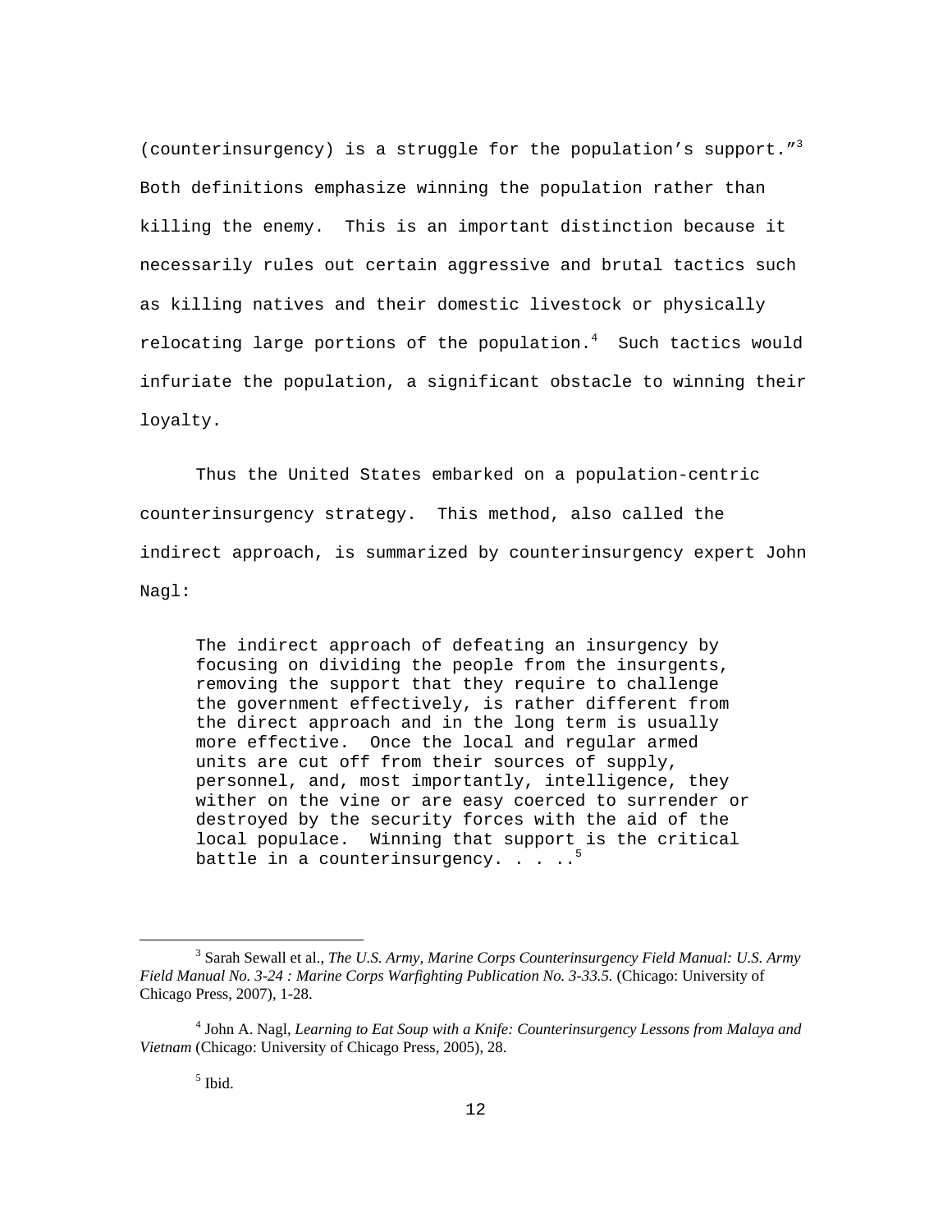(counterinsurgency) is a struggle for the population's support."[3] Both definitions emphasize winning the population rather than killing the enemy. This is an important distinction because it necessarily rules out certain aggressive and brutal tactics such as killing natives and their domestic livestock or physically relocating large portions of the population.[4] Such tactics would infuriate the population, a significant obstacle to winning their loyalty.

Thus the United States embarked on a population-centric counterinsurgency strategy. This method, also called the indirect approach, is summarized by counterinsurgency expert John Nagl:

> The indirect approach of defeating an insurgency by focusing on dividing the people from the insurgents, removing the support that they require to challenge the government effectively, is rather different from the direct approach and in the long term is usually more effective. Once the local and regular armed units are cut off from their sources of supply, personnel, and, most importantly, intelligence, they wither on the vine or are easy coerced to surrender or destroyed by the security forces with the aid of the local populace. Winning that support is the critical battle in a counterinsurgency. . . ..[5]

---

[3] Sarah Sewall et al., *The U.S. Army, Marine Corps Counterinsurgency Field Manual: U.S. Army Field Manual No. 3-24 : Marine Corps Warfighting Publication No. 3-33.5*. (Chicago: University of Chicago Press, 2007), 1-28.

[4] John A. Nagl, *Learning to Eat Soup with a Knife: Counterinsurgency Lessons from Malaya and Vietnam* (Chicago: University of Chicago Press, 2005), 28.

[5] Ibid.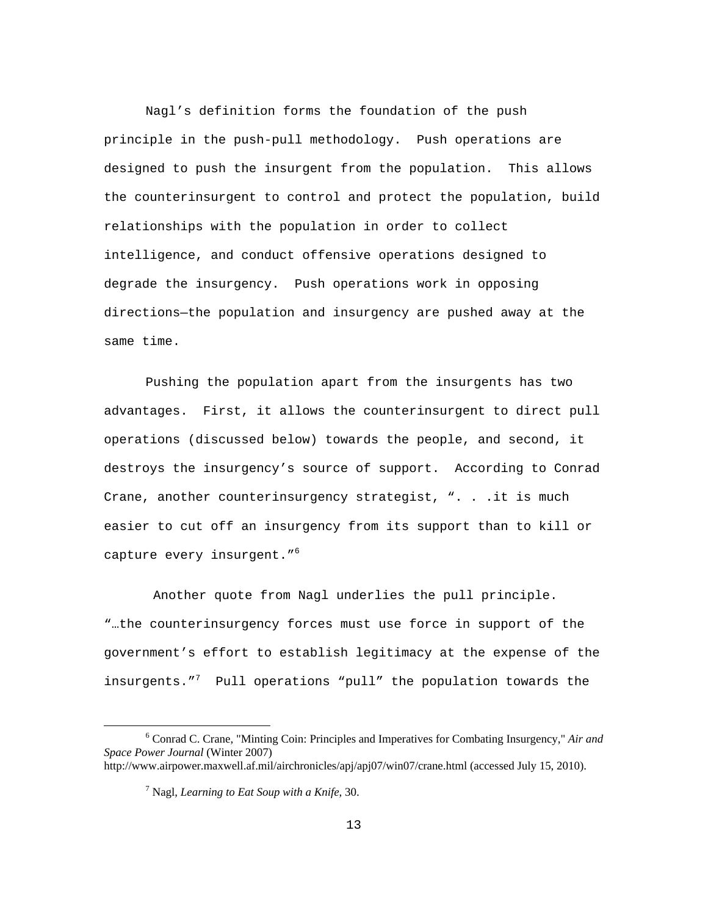Nagl's definition forms the foundation of the push principle in the push-pull methodology. Push operations are designed to push the insurgent from the population. This allows the counterinsurgent to control and protect the population, build relationships with the population in order to collect intelligence, and conduct offensive operations designed to degrade the insurgency. Push operations work in opposing directions—the population and insurgency are pushed away at the same time.

Pushing the population apart from the insurgents has two advantages. First, it allows the counterinsurgent to direct pull operations (discussed below) towards the people, and second, it destroys the insurgency's source of support. According to Conrad Crane, another counterinsurgency strategist, ". . .it is much easier to cut off an insurgency from its support than to kill or capture every insurgent."[6]

Another quote from Nagl underlies the pull principle. "…the counterinsurgency forces must use force in support of the government's effort to establish legitimacy at the expense of the insurgents."[7] Pull operations "pull" the population towards the

---

[6] Conrad C. Crane, "Minting Coin: Principles and Imperatives for Combating Insurgency," *Air and Space Power Journal* (Winter 2007) http://www.airpower.maxwell.af.mil/airchronicles/apj/apj07/win07/crane.html (accessed July 15, 2010).

[7] Nagl, *Learning to Eat Soup with a Knife*, 30.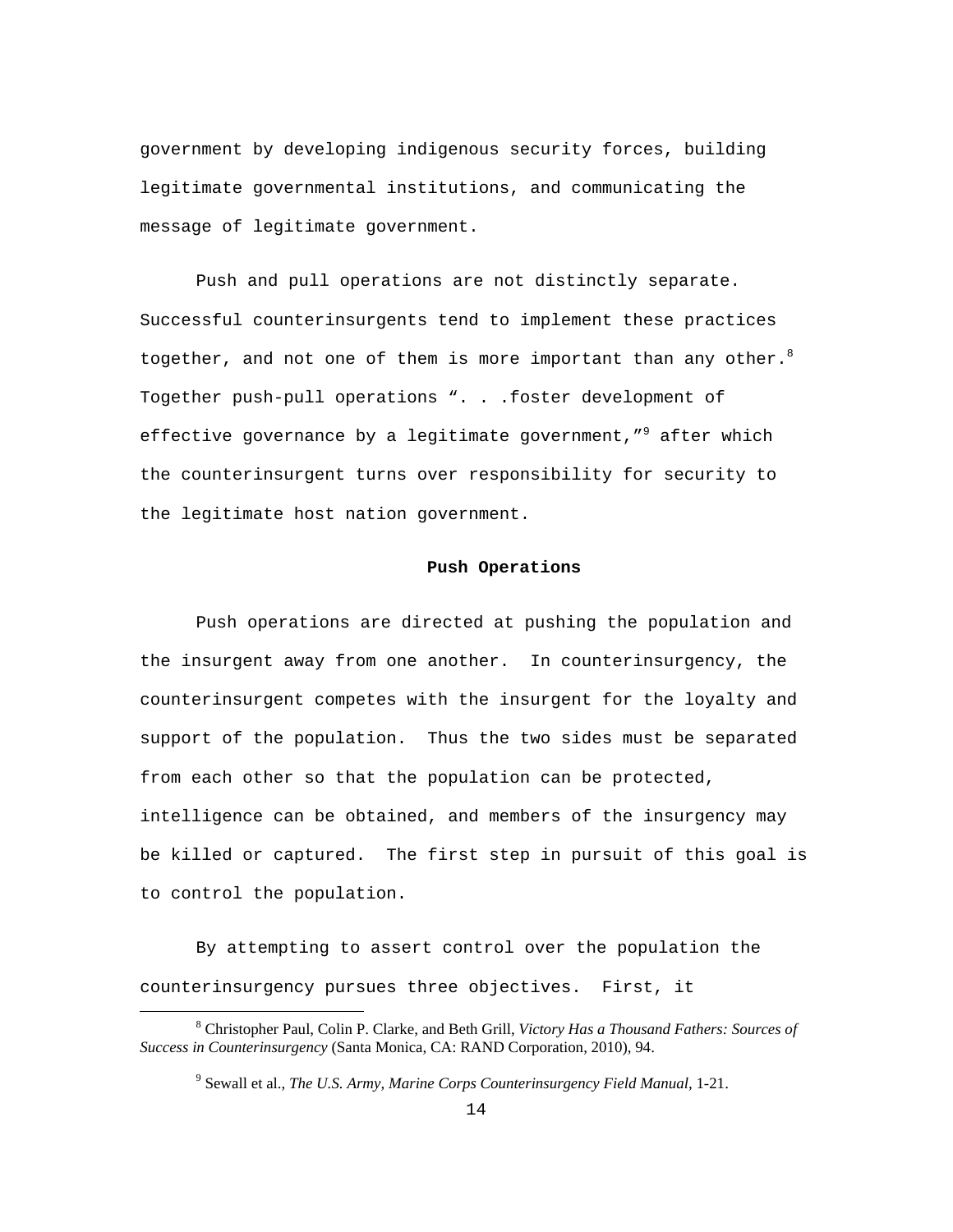government by developing indigenous security forces, building legitimate governmental institutions, and communicating the message of legitimate government.

Push and pull operations are not distinctly separate. Successful counterinsurgents tend to implement these practices together, and not one of them is more important than any other.[8] Together push-pull operations ". . .foster development of effective governance by a legitimate government,"[9] after which the counterinsurgent turns over responsibility for security to the legitimate host nation government.

### Push Operations

Push operations are directed at pushing the population and the insurgent away from one another. In counterinsurgency, the counterinsurgent competes with the insurgent for the loyalty and support of the population. Thus the two sides must be separated from each other so that the population can be protected, intelligence can be obtained, and members of the insurgency may be killed or captured. The first step in pursuit of this goal is to control the population.

By attempting to assert control over the population the counterinsurgency pursues three objectives. First, it

---

[8] Christopher Paul, Colin P. Clarke, and Beth Grill, *Victory Has a Thousand Fathers: Sources of Success in Counterinsurgency* (Santa Monica, CA: RAND Corporation, 2010), 94.

[9] Sewall et al., *The U.S. Army, Marine Corps Counterinsurgency Field Manual*, 1-21.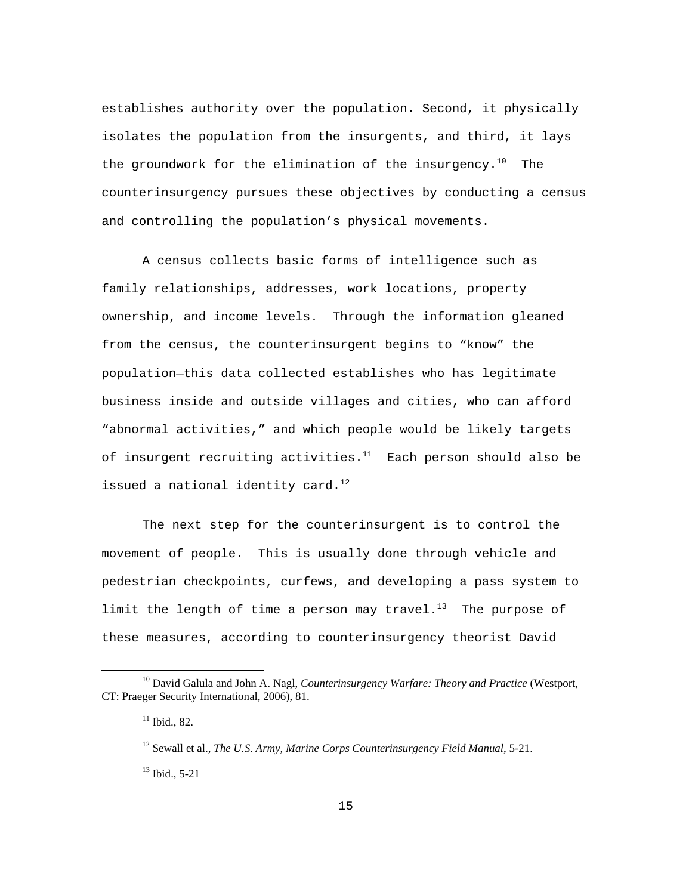establishes authority over the population. Second, it physically isolates the population from the insurgents, and third, it lays the groundwork for the elimination of the insurgency.[10] The counterinsurgency pursues these objectives by conducting a census and controlling the population's physical movements.

A census collects basic forms of intelligence such as family relationships, addresses, work locations, property ownership, and income levels. Through the information gleaned from the census, the counterinsurgent begins to "know" the population—this data collected establishes who has legitimate business inside and outside villages and cities, who can afford "abnormal activities," and which people would be likely targets of insurgent recruiting activities.[11] Each person should also be issued a national identity card.[12]

The next step for the counterinsurgent is to control the movement of people. This is usually done through vehicle and pedestrian checkpoints, curfews, and developing a pass system to limit the length of time a person may travel.[13] The purpose of these measures, according to counterinsurgency theorist David

---

[10] David Galula and John A. Nagl, *Counterinsurgency Warfare: Theory and Practice* (Westport, CT: Praeger Security International, 2006), 81.

[11] Ibid., 82.

[12] Sewall et al., *The U.S. Army, Marine Corps Counterinsurgency Field Manual*, 5-21.

[13] Ibid., 5-21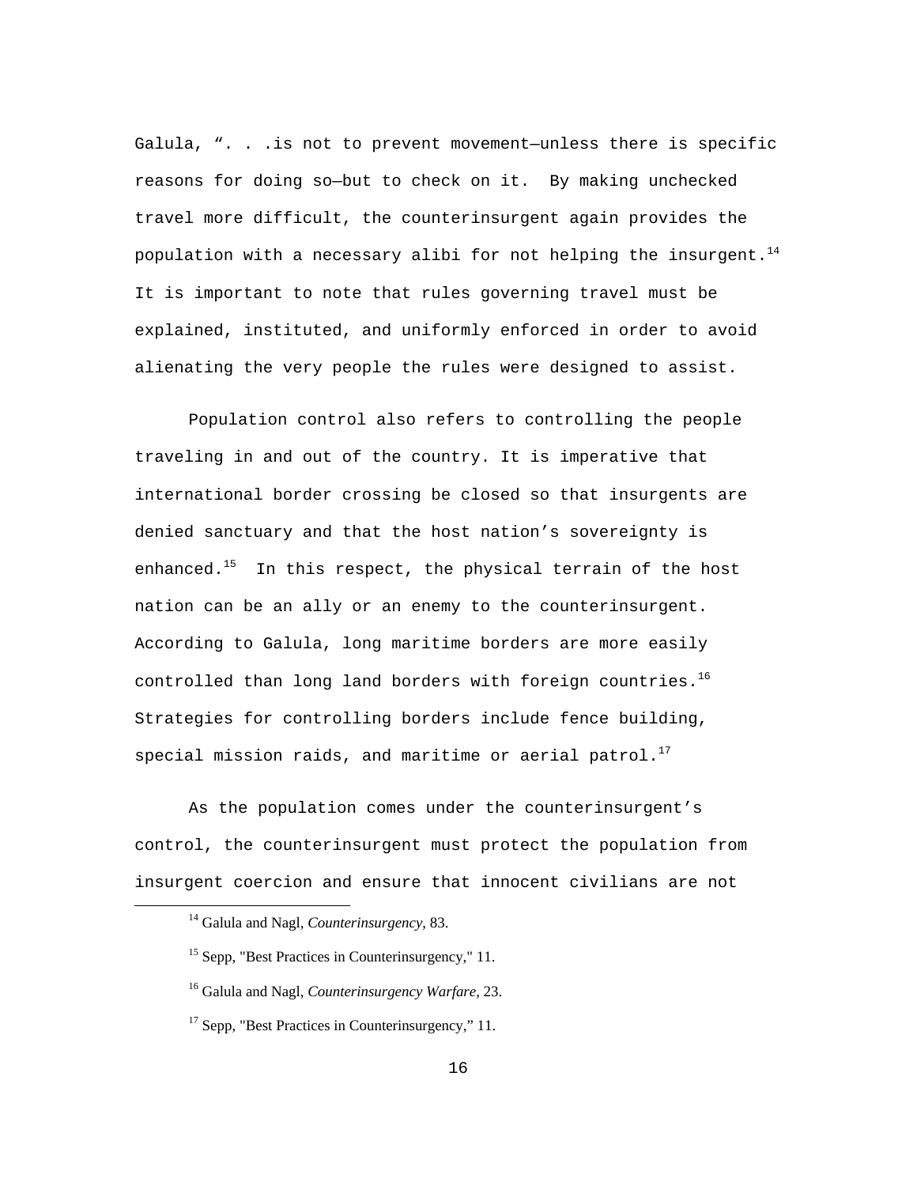Galula, ". . .is not to prevent movement—unless there is specific reasons for doing so—but to check on it. By making unchecked travel more difficult, the counterinsurgent again provides the population with a necessary alibi for not helping the insurgent.[14] It is important to note that rules governing travel must be explained, instituted, and uniformly enforced in order to avoid alienating the very people the rules were designed to assist.

Population control also refers to controlling the people traveling in and out of the country. It is imperative that international border crossing be closed so that insurgents are denied sanctuary and that the host nation's sovereignty is enhanced.[15] In this respect, the physical terrain of the host nation can be an ally or an enemy to the counterinsurgent. According to Galula, long maritime borders are more easily controlled than long land borders with foreign countries.[16] Strategies for controlling borders include fence building, special mission raids, and maritime or aerial patrol.[17]

As the population comes under the counterinsurgent's control, the counterinsurgent must protect the population from insurgent coercion and ensure that innocent civilians are not

---

[14] Galula and Nagl, *Counterinsurgency*, 83.

[15] Sepp, "Best Practices in Counterinsurgency," 11.

[16] Galula and Nagl, *Counterinsurgency Warfare*, 23.

[17] Sepp, "Best Practices in Counterinsurgency," 11.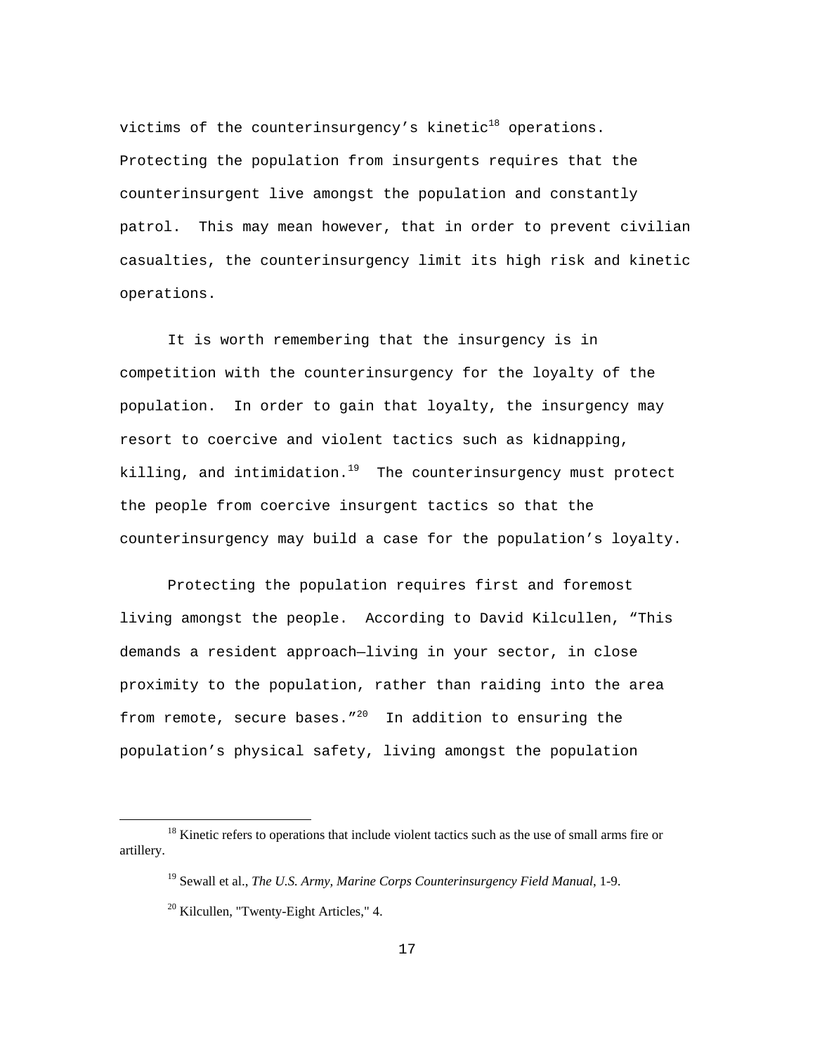victims of the counterinsurgency's kinetic[18] operations. Protecting the population from insurgents requires that the counterinsurgent live amongst the population and constantly patrol. This may mean however, that in order to prevent civilian casualties, the counterinsurgency limit its high risk and kinetic operations.

It is worth remembering that the insurgency is in competition with the counterinsurgency for the loyalty of the population. In order to gain that loyalty, the insurgency may resort to coercive and violent tactics such as kidnapping, killing, and intimidation.[19] The counterinsurgency must protect the people from coercive insurgent tactics so that the counterinsurgency may build a case for the population's loyalty.

Protecting the population requires first and foremost living amongst the people. According to David Kilcullen, "This demands a resident approach—living in your sector, in close proximity to the population, rather than raiding into the area from remote, secure bases."[20] In addition to ensuring the population's physical safety, living amongst the population

---

[18] Kinetic refers to operations that include violent tactics such as the use of small arms fire or artillery.

[19] Sewall et al., *The U.S. Army, Marine Corps Counterinsurgency Field Manual*, 1-9.

[20] Kilcullen, "Twenty-Eight Articles," 4.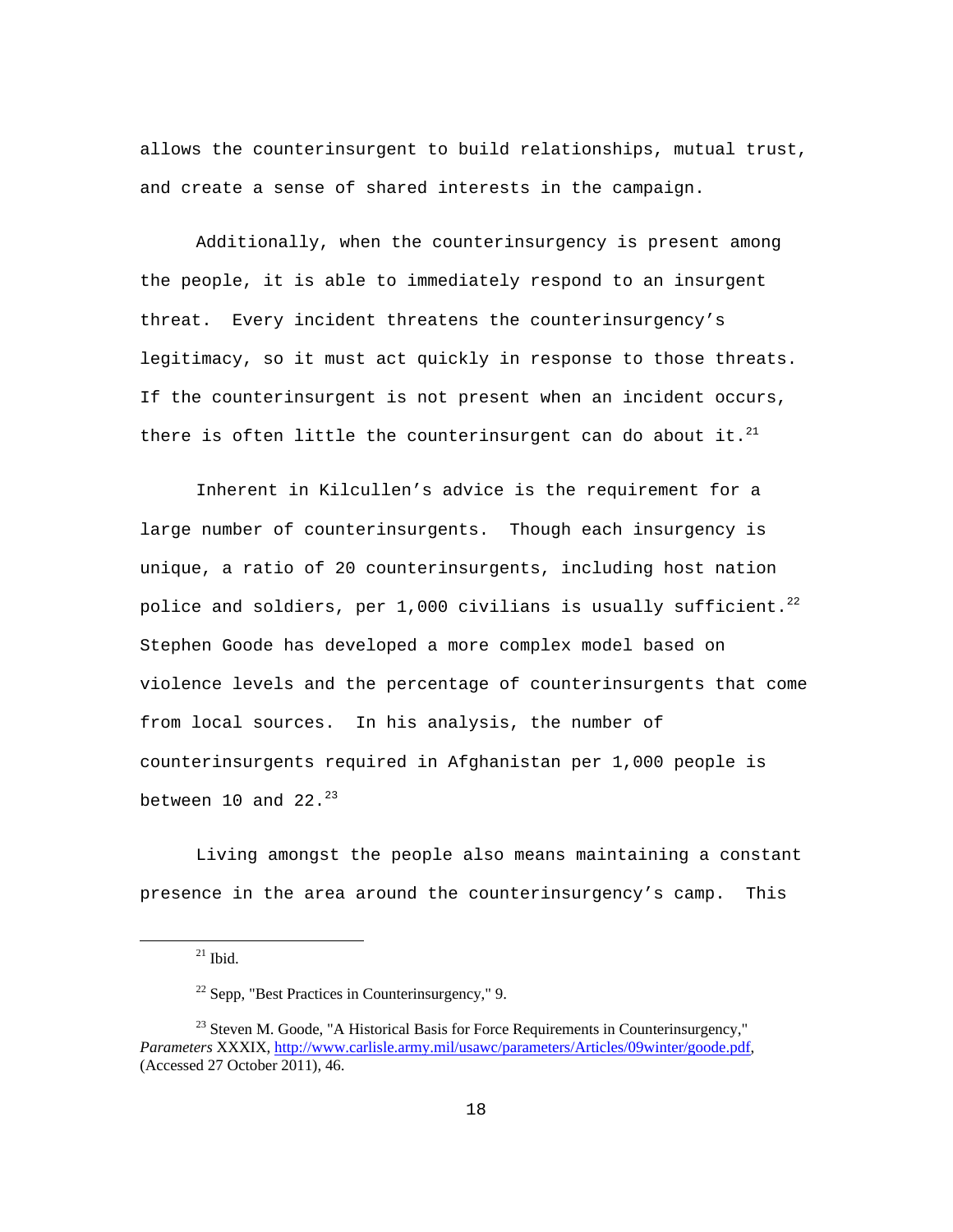allows the counterinsurgent to build relationships, mutual trust, and create a sense of shared interests in the campaign.

Additionally, when the counterinsurgency is present among the people, it is able to immediately respond to an insurgent threat. Every incident threatens the counterinsurgency's legitimacy, so it must act quickly in response to those threats. If the counterinsurgent is not present when an incident occurs, there is often little the counterinsurgent can do about it.[21]

Inherent in Kilcullen's advice is the requirement for a large number of counterinsurgents. Though each insurgency is unique, a ratio of 20 counterinsurgents, including host nation police and soldiers, per 1,000 civilians is usually sufficient.[22] Stephen Goode has developed a more complex model based on violence levels and the percentage of counterinsurgents that come from local sources. In his analysis, the number of counterinsurgents required in Afghanistan per 1,000 people is between 10 and 22.[23]

Living amongst the people also means maintaining a constant presence in the area around the counterinsurgency's camp. This

---

[21] Ibid.

[22] Sepp, "Best Practices in Counterinsurgency," 9.

[23] Steven M. Goode, "A Historical Basis for Force Requirements in Counterinsurgency," *Parameters* XXXIX, http://www.carlisle.army.mil/usawc/parameters/Articles/09winter/goode.pdf, (Accessed 27 October 2011), 46.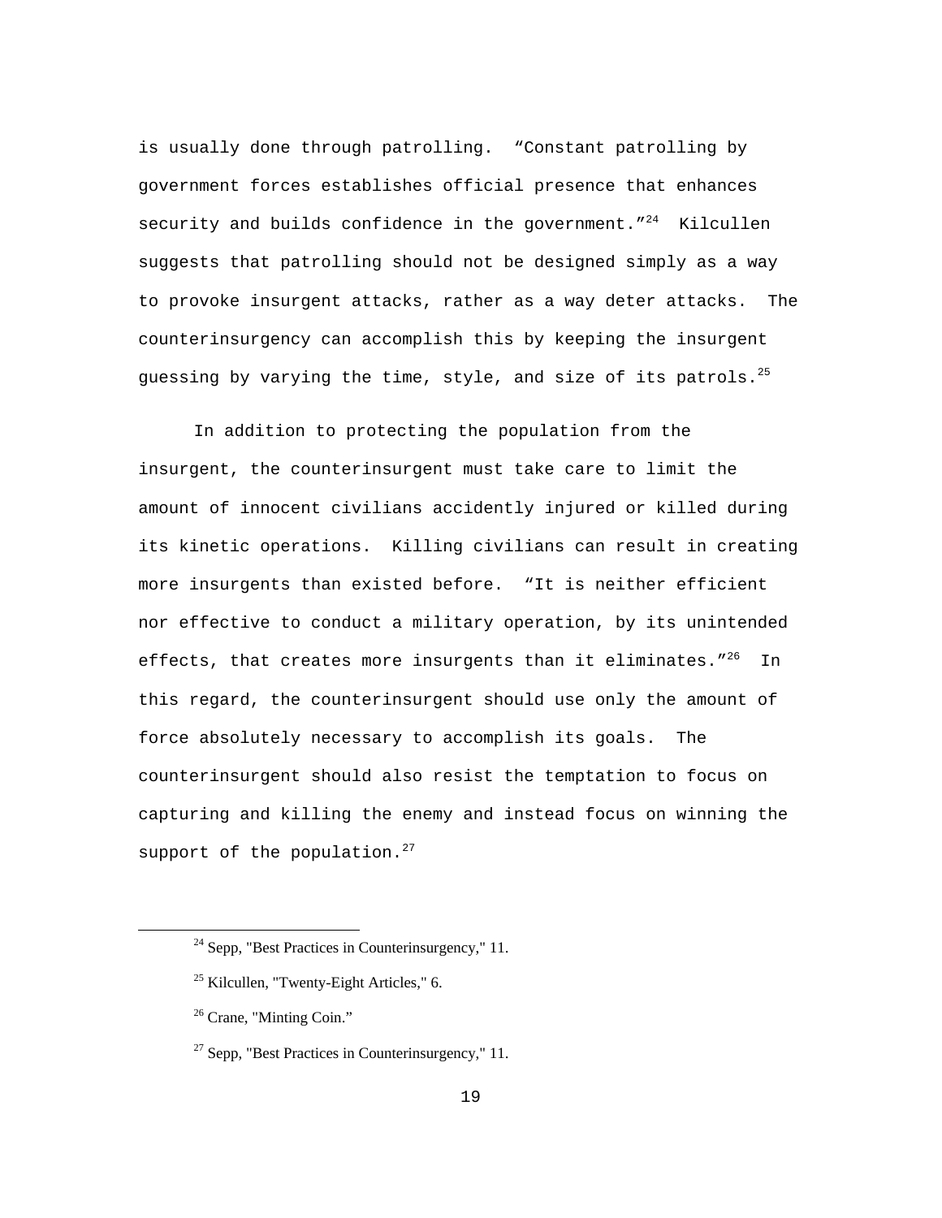is usually done through patrolling. "Constant patrolling by government forces establishes official presence that enhances security and builds confidence in the government."[24] Kilcullen suggests that patrolling should not be designed simply as a way to provoke insurgent attacks, rather as a way deter attacks. The counterinsurgency can accomplish this by keeping the insurgent guessing by varying the time, style, and size of its patrols.[25]

In addition to protecting the population from the insurgent, the counterinsurgent must take care to limit the amount of innocent civilians accidently injured or killed during its kinetic operations. Killing civilians can result in creating more insurgents than existed before. "It is neither efficient nor effective to conduct a military operation, by its unintended effects, that creates more insurgents than it eliminates."[26] In this regard, the counterinsurgent should use only the amount of force absolutely necessary to accomplish its goals. The counterinsurgent should also resist the temptation to focus on capturing and killing the enemy and instead focus on winning the support of the population.[27]

---

[24] Sepp, "Best Practices in Counterinsurgency," 11.

[25] Kilcullen, "Twenty-Eight Articles," 6.

[26] Crane, "Minting Coin."

[27] Sepp, "Best Practices in Counterinsurgency," 11.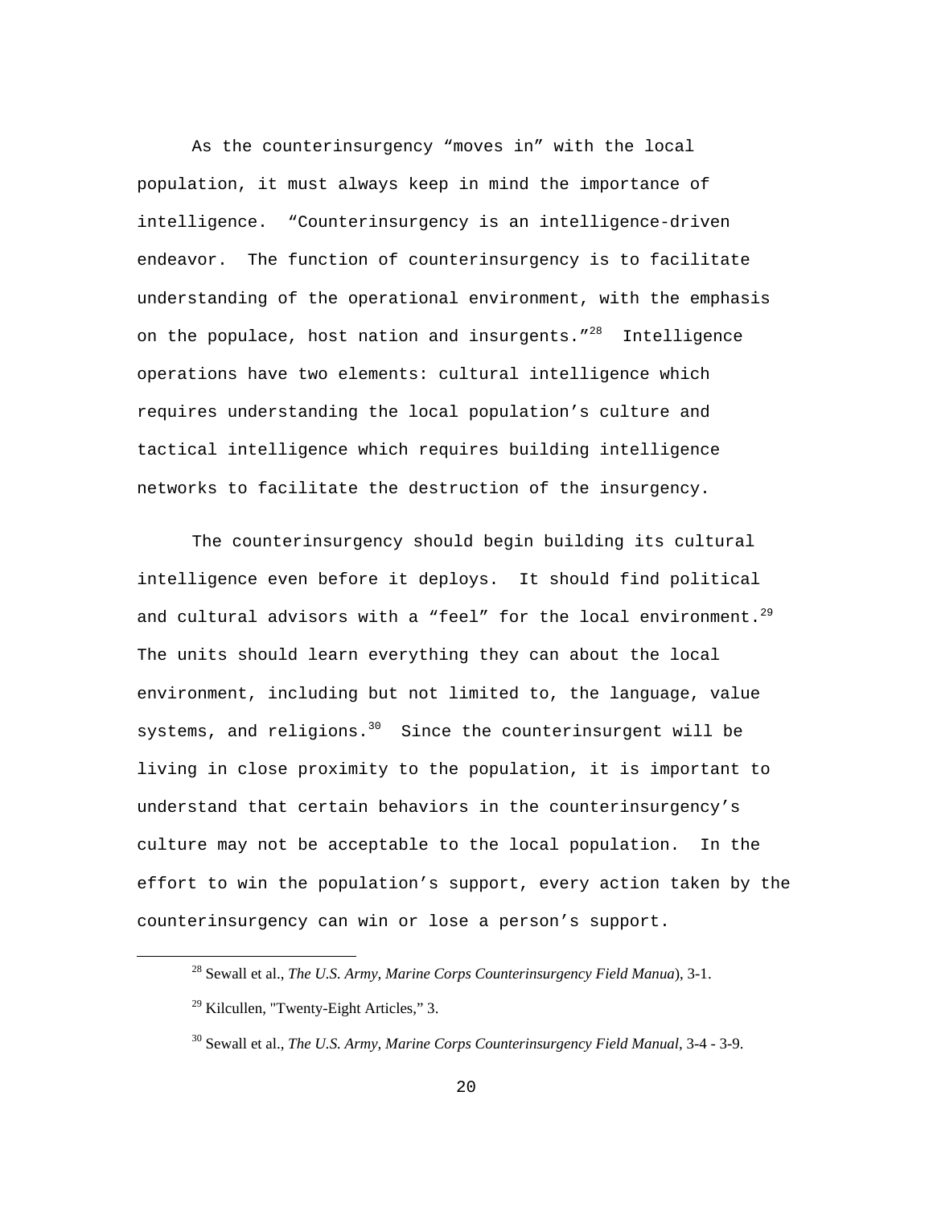As the counterinsurgency "moves in" with the local population, it must always keep in mind the importance of intelligence. "Counterinsurgency is an intelligence-driven endeavor. The function of counterinsurgency is to facilitate understanding of the operational environment, with the emphasis on the populace, host nation and insurgents."[28] Intelligence operations have two elements: cultural intelligence which requires understanding the local population's culture and tactical intelligence which requires building intelligence networks to facilitate the destruction of the insurgency.

The counterinsurgency should begin building its cultural intelligence even before it deploys. It should find political and cultural advisors with a "feel" for the local environment.[29] The units should learn everything they can about the local environment, including but not limited to, the language, value systems, and religions.[30] Since the counterinsurgent will be living in close proximity to the population, it is important to understand that certain behaviors in the counterinsurgency's culture may not be acceptable to the local population. In the effort to win the population's support, every action taken by the counterinsurgency can win or lose a person's support.

---

[28] Sewall et al., *The U.S. Army, Marine Corps Counterinsurgency Field Manua*), 3-1.

[29] Kilcullen, "Twenty-Eight Articles," 3.

[30] Sewall et al., *The U.S. Army, Marine Corps Counterinsurgency Field Manual*, 3-4 - 3-9.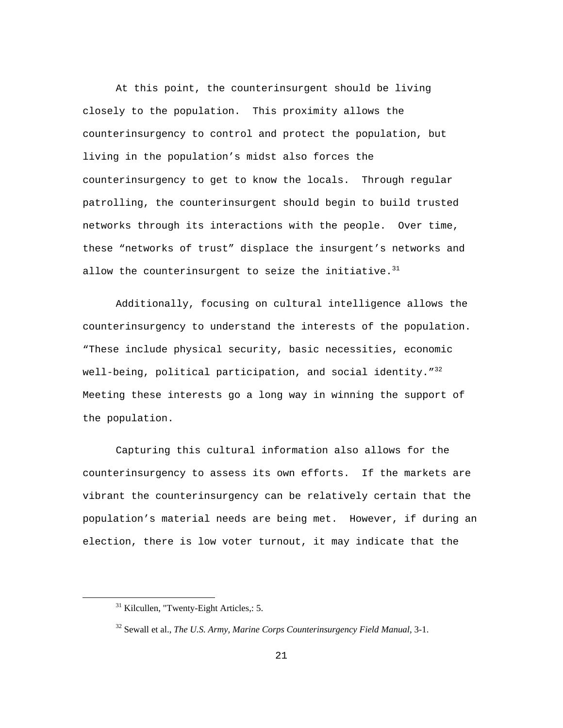At this point, the counterinsurgent should be living closely to the population. This proximity allows the counterinsurgency to control and protect the population, but living in the population's midst also forces the counterinsurgency to get to know the locals. Through regular patrolling, the counterinsurgent should begin to build trusted networks through its interactions with the people. Over time, these "networks of trust" displace the insurgent's networks and allow the counterinsurgent to seize the initiative.[31]

Additionally, focusing on cultural intelligence allows the counterinsurgency to understand the interests of the population. "These include physical security, basic necessities, economic well-being, political participation, and social identity."[32] Meeting these interests go a long way in winning the support of the population.

Capturing this cultural information also allows for the counterinsurgency to assess its own efforts. If the markets are vibrant the counterinsurgency can be relatively certain that the population's material needs are being met. However, if during an election, there is low voter turnout, it may indicate that the

---

[31] Kilcullen, "Twenty-Eight Articles,: 5.

[32] Sewall et al., *The U.S. Army, Marine Corps Counterinsurgency Field Manual*, 3-1.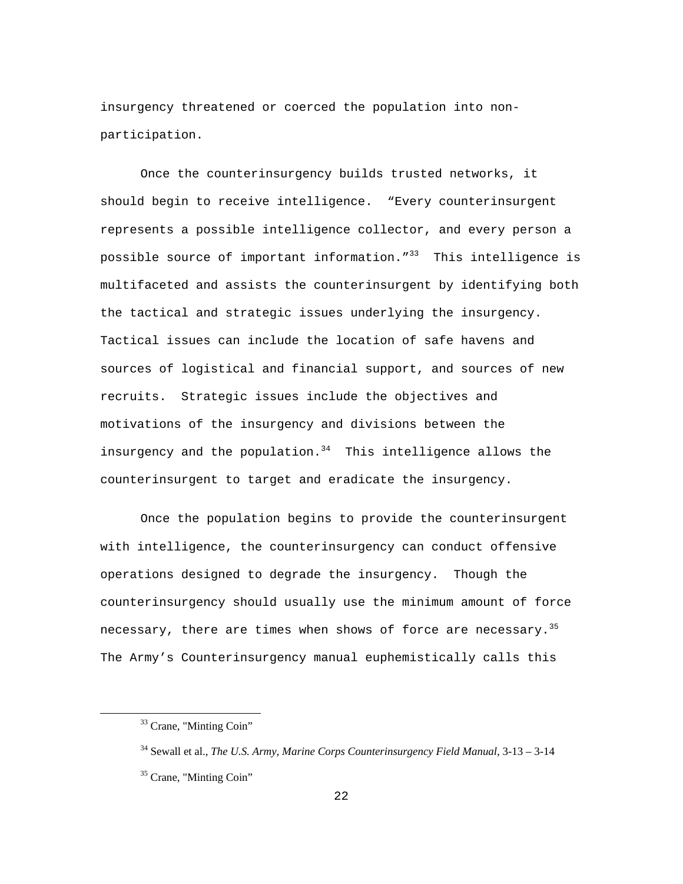insurgency threatened or coerced the population into non-participation.

Once the counterinsurgency builds trusted networks, it should begin to receive intelligence. "Every counterinsurgent represents a possible intelligence collector, and every person a possible source of important information."[33] This intelligence is multifaceted and assists the counterinsurgent by identifying both the tactical and strategic issues underlying the insurgency. Tactical issues can include the location of safe havens and sources of logistical and financial support, and sources of new recruits. Strategic issues include the objectives and motivations of the insurgency and divisions between the insurgency and the population.[34] This intelligence allows the counterinsurgent to target and eradicate the insurgency.

Once the population begins to provide the counterinsurgent with intelligence, the counterinsurgency can conduct offensive operations designed to degrade the insurgency. Though the counterinsurgency should usually use the minimum amount of force necessary, there are times when shows of force are necessary.[35] The Army's Counterinsurgency manual euphemistically calls this

[33] Crane, "Minting Coin"

[34] Sewall et al., *The U.S. Army, Marine Corps Counterinsurgency Field Manual*, 3-13 – 3-14

[35] Crane, "Minting Coin"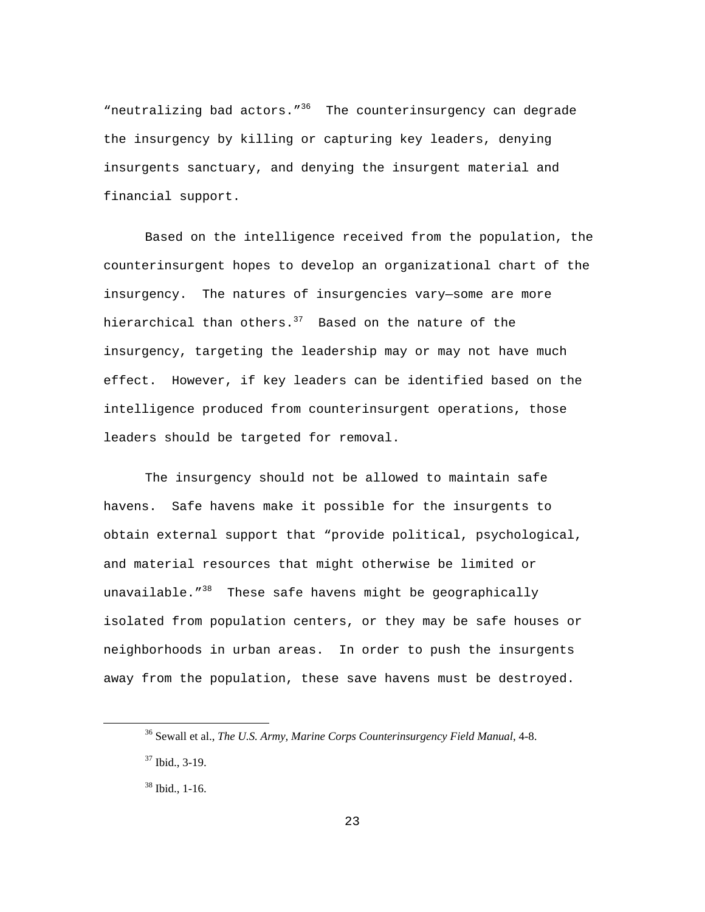"neutralizing bad actors."[36] The counterinsurgency can degrade the insurgency by killing or capturing key leaders, denying insurgents sanctuary, and denying the insurgent material and financial support.

Based on the intelligence received from the population, the counterinsurgent hopes to develop an organizational chart of the insurgency. The natures of insurgencies vary—some are more hierarchical than others.[37] Based on the nature of the insurgency, targeting the leadership may or may not have much effect. However, if key leaders can be identified based on the intelligence produced from counterinsurgent operations, those leaders should be targeted for removal.

The insurgency should not be allowed to maintain safe havens. Safe havens make it possible for the insurgents to obtain external support that "provide political, psychological, and material resources that might otherwise be limited or unavailable."[38] These safe havens might be geographically isolated from population centers, or they may be safe houses or neighborhoods in urban areas. In order to push the insurgents away from the population, these save havens must be destroyed.

---

[36] Sewall et al., *The U.S. Army, Marine Corps Counterinsurgency Field Manual*, 4-8.

[37] Ibid., 3-19.

[38] Ibid., 1-16.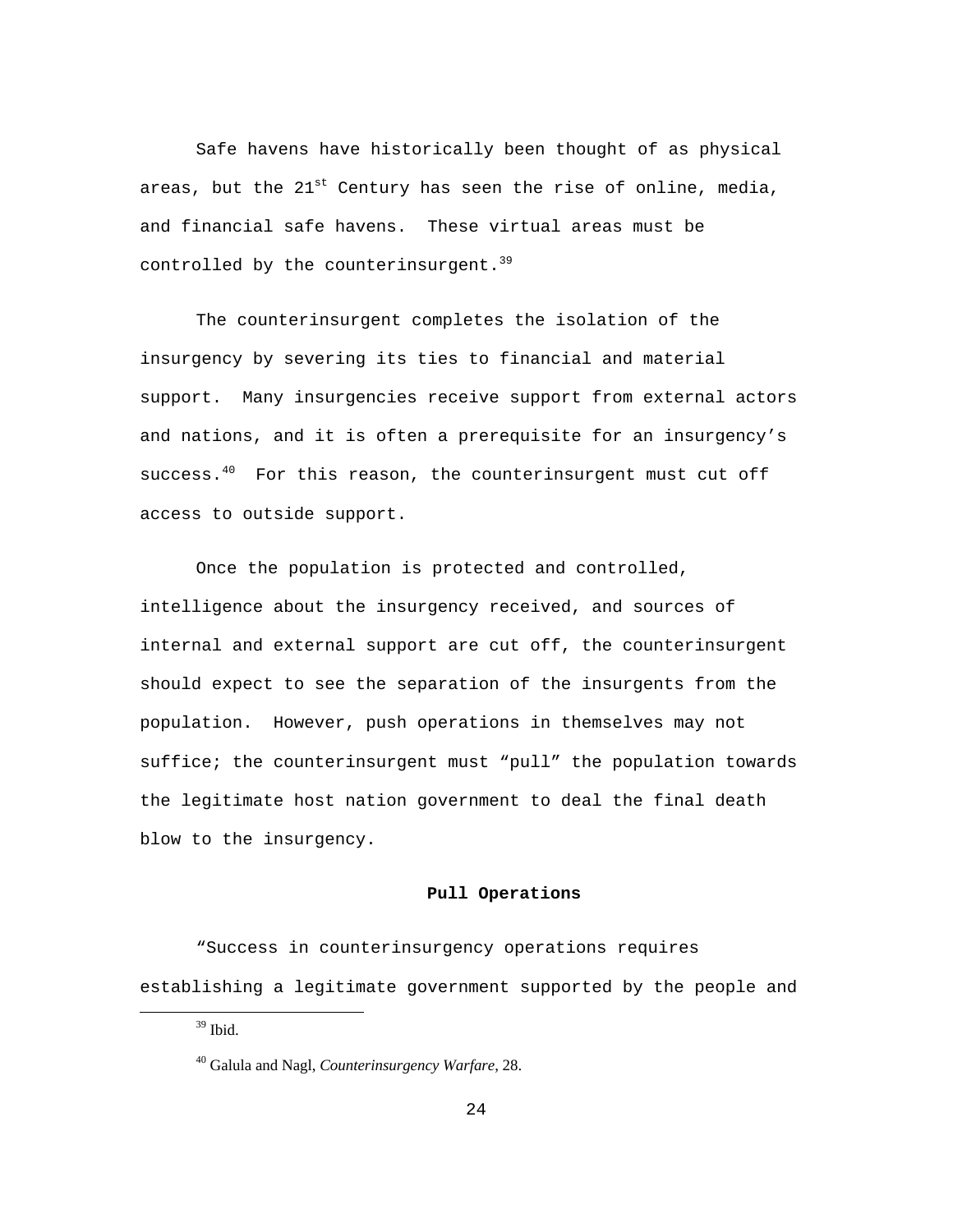Safe havens have historically been thought of as physical areas, but the 21st Century has seen the rise of online, media, and financial safe havens. These virtual areas must be controlled by the counterinsurgent.[39]

The counterinsurgent completes the isolation of the insurgency by severing its ties to financial and material support. Many insurgencies receive support from external actors and nations, and it is often a prerequisite for an insurgency's success.[40] For this reason, the counterinsurgent must cut off access to outside support.

Once the population is protected and controlled, intelligence about the insurgency received, and sources of internal and external support are cut off, the counterinsurgent should expect to see the separation of the insurgents from the population. However, push operations in themselves may not suffice; the counterinsurgent must "pull" the population towards the legitimate host nation government to deal the final death blow to the insurgency.

## Pull Operations

"Success in counterinsurgency operations requires establishing a legitimate government supported by the people and

---

[39] Ibid.

[40] Galula and Nagl, *Counterinsurgency Warfare*, 28.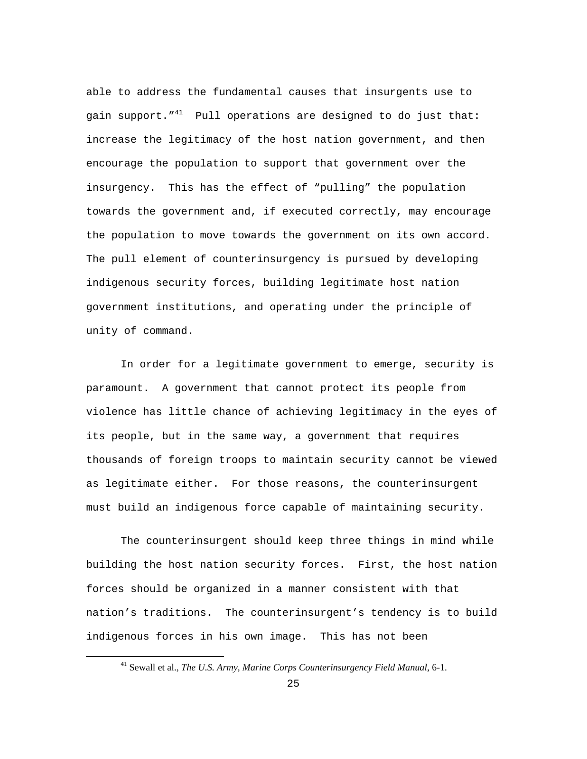able to address the fundamental causes that insurgents use to gain support."[41] Pull operations are designed to do just that: increase the legitimacy of the host nation government, and then encourage the population to support that government over the insurgency. This has the effect of "pulling" the population towards the government and, if executed correctly, may encourage the population to move towards the government on its own accord. The pull element of counterinsurgency is pursued by developing indigenous security forces, building legitimate host nation government institutions, and operating under the principle of unity of command.

In order for a legitimate government to emerge, security is paramount. A government that cannot protect its people from violence has little chance of achieving legitimacy in the eyes of its people, but in the same way, a government that requires thousands of foreign troops to maintain security cannot be viewed as legitimate either. For those reasons, the counterinsurgent must build an indigenous force capable of maintaining security.

The counterinsurgent should keep three things in mind while building the host nation security forces. First, the host nation forces should be organized in a manner consistent with that nation's traditions. The counterinsurgent's tendency is to build indigenous forces in his own image. This has not been

[41] Sewall et al., *The U.S. Army, Marine Corps Counterinsurgency Field Manual*, 6-1.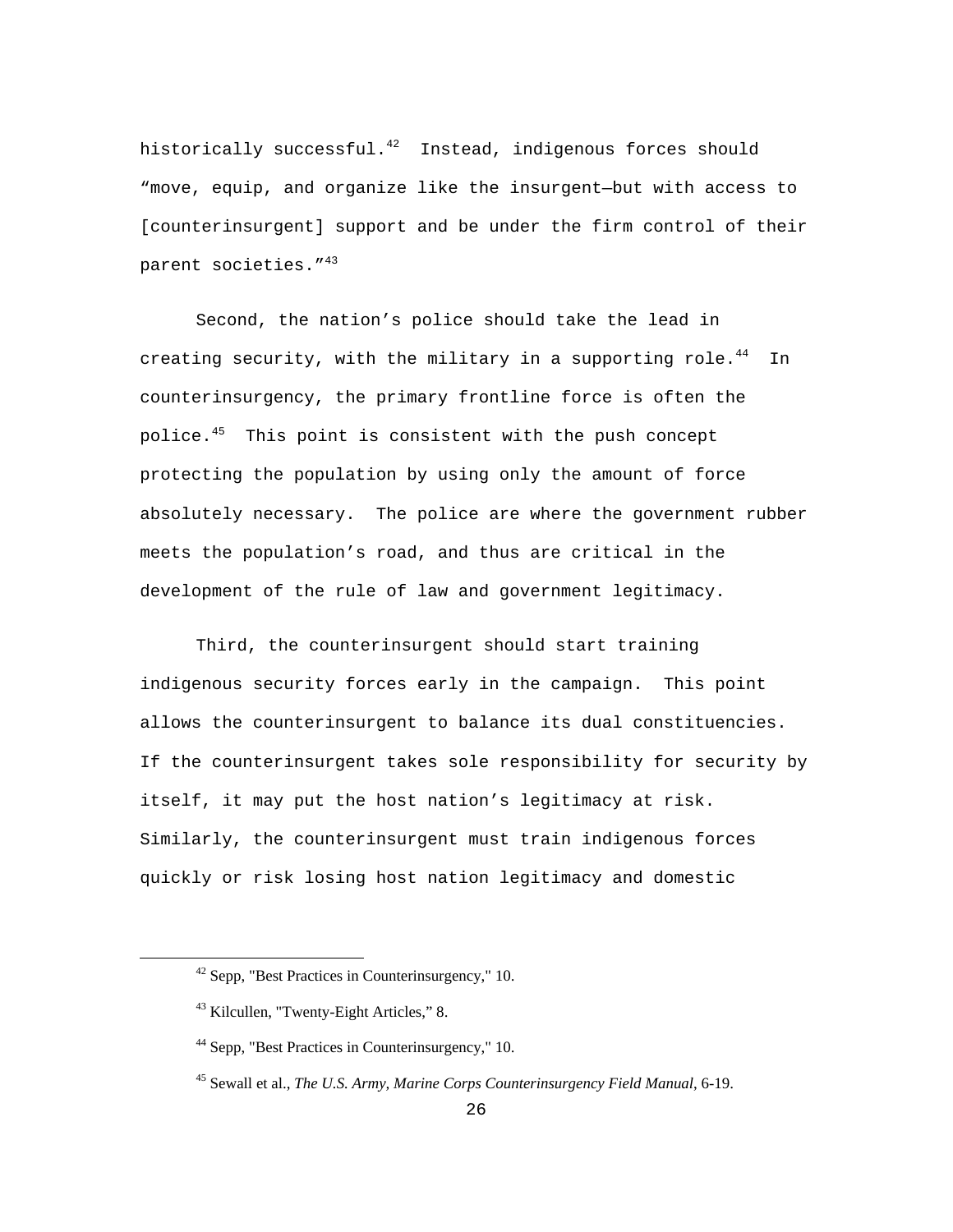historically successful.[42] Instead, indigenous forces should "move, equip, and organize like the insurgent—but with access to [counterinsurgent] support and be under the firm control of their parent societies."[43]

Second, the nation's police should take the lead in creating security, with the military in a supporting role.[44] In counterinsurgency, the primary frontline force is often the police.[45] This point is consistent with the push concept protecting the population by using only the amount of force absolutely necessary. The police are where the government rubber meets the population's road, and thus are critical in the development of the rule of law and government legitimacy.

Third, the counterinsurgent should start training indigenous security forces early in the campaign. This point allows the counterinsurgent to balance its dual constituencies. If the counterinsurgent takes sole responsibility for security by itself, it may put the host nation's legitimacy at risk. Similarly, the counterinsurgent must train indigenous forces quickly or risk losing host nation legitimacy and domestic

---

[42] Sepp, "Best Practices in Counterinsurgency," 10.

[43] Kilcullen, "Twenty-Eight Articles," 8.

[44] Sepp, "Best Practices in Counterinsurgency," 10.

[45] Sewall et al., *The U.S. Army, Marine Corps Counterinsurgency Field Manual*, 6-19.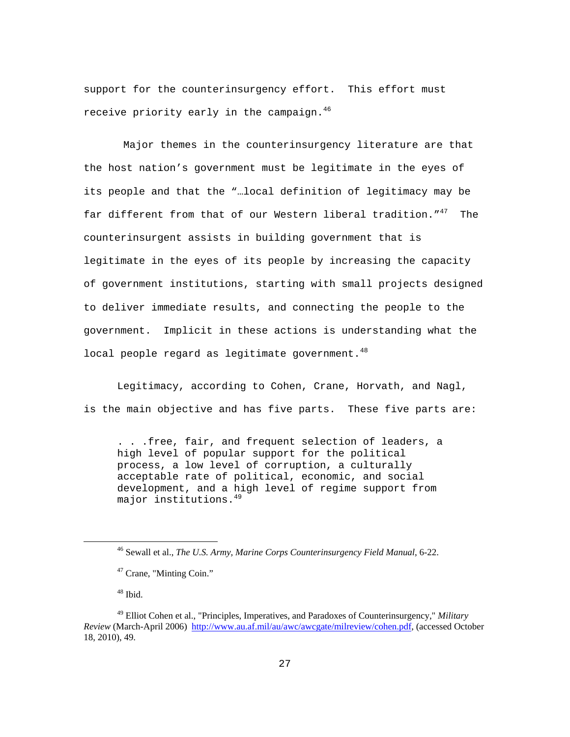support for the counterinsurgency effort. This effort must receive priority early in the campaign.[46]

Major themes in the counterinsurgency literature are that the host nation's government must be legitimate in the eyes of its people and that the "…local definition of legitimacy may be far different from that of our Western liberal tradition."[47] The counterinsurgent assists in building government that is legitimate in the eyes of its people by increasing the capacity of government institutions, starting with small projects designed to deliver immediate results, and connecting the people to the government. Implicit in these actions is understanding what the local people regard as legitimate government.[48]

Legitimacy, according to Cohen, Crane, Horvath, and Nagl, is the main objective and has five parts. These five parts are:

> . . .free, fair, and frequent selection of leaders, a high level of popular support for the political process, a low level of corruption, a culturally acceptable rate of political, economic, and social development, and a high level of regime support from major institutions.[49]

---

[46] Sewall et al., *The U.S. Army, Marine Corps Counterinsurgency Field Manual*, 6-22.

[47] Crane, "Minting Coin."

[48] Ibid.

[49] Elliot Cohen et al., "Principles, Imperatives, and Paradoxes of Counterinsurgency," *Military Review* (March-April 2006) http://www.au.af.mil/au/awc/awcgate/milreview/cohen.pdf, (accessed October 18, 2010), 49.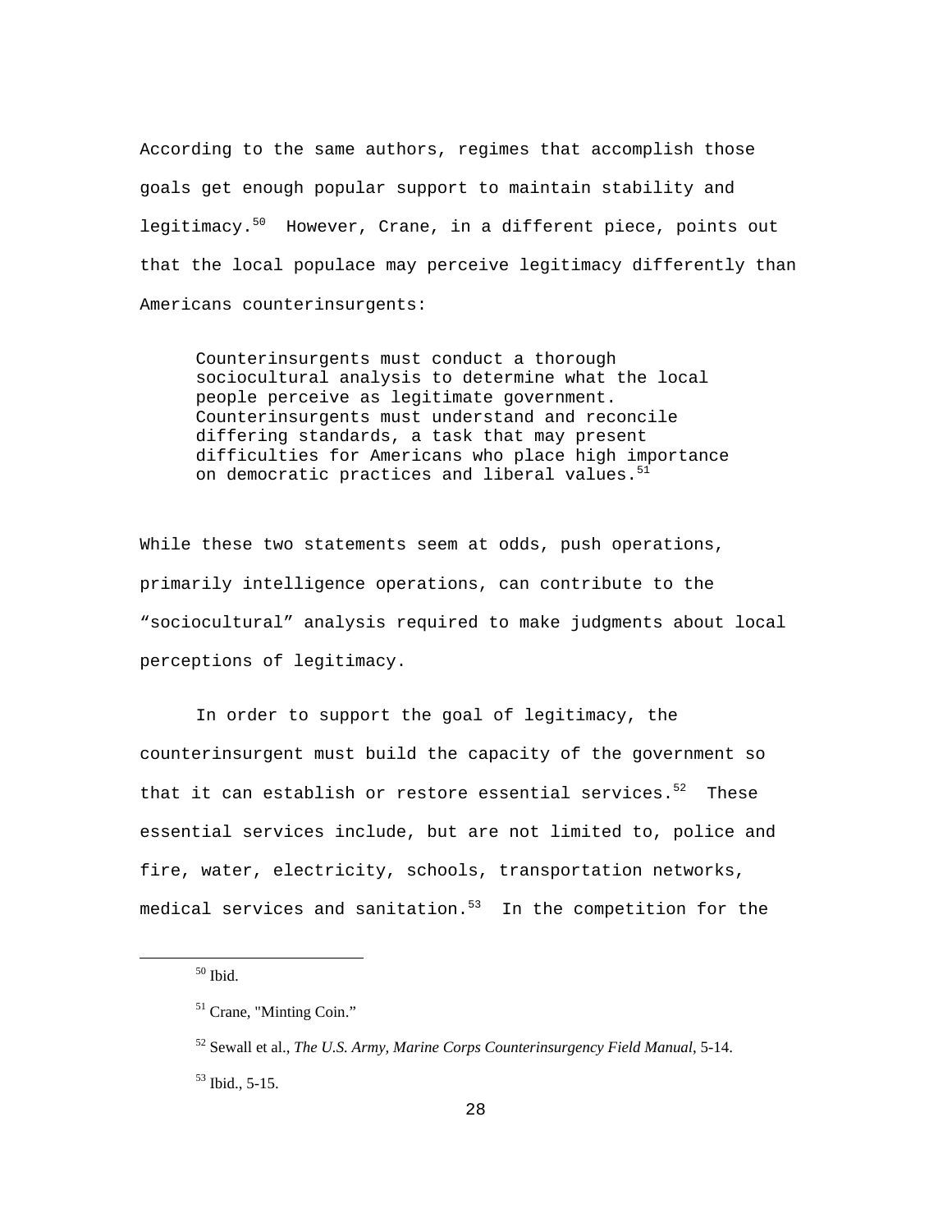According to the same authors, regimes that accomplish those goals get enough popular support to maintain stability and legitimacy.[50] However, Crane, in a different piece, points out that the local populace may perceive legitimacy differently than Americans counterinsurgents:

> Counterinsurgents must conduct a thorough sociocultural analysis to determine what the local people perceive as legitimate government. Counterinsurgents must understand and reconcile differing standards, a task that may present difficulties for Americans who place high importance on democratic practices and liberal values.[51]

While these two statements seem at odds, push operations, primarily intelligence operations, can contribute to the "sociocultural" analysis required to make judgments about local perceptions of legitimacy.

In order to support the goal of legitimacy, the counterinsurgent must build the capacity of the government so that it can establish or restore essential services.[52] These essential services include, but are not limited to, police and fire, water, electricity, schools, transportation networks, medical services and sanitation.[53] In the competition for the

---

[50] Ibid.

[51] Crane, "Minting Coin."

[52] Sewall et al., *The U.S. Army, Marine Corps Counterinsurgency Field Manual*, 5-14.

[53] Ibid., 5-15.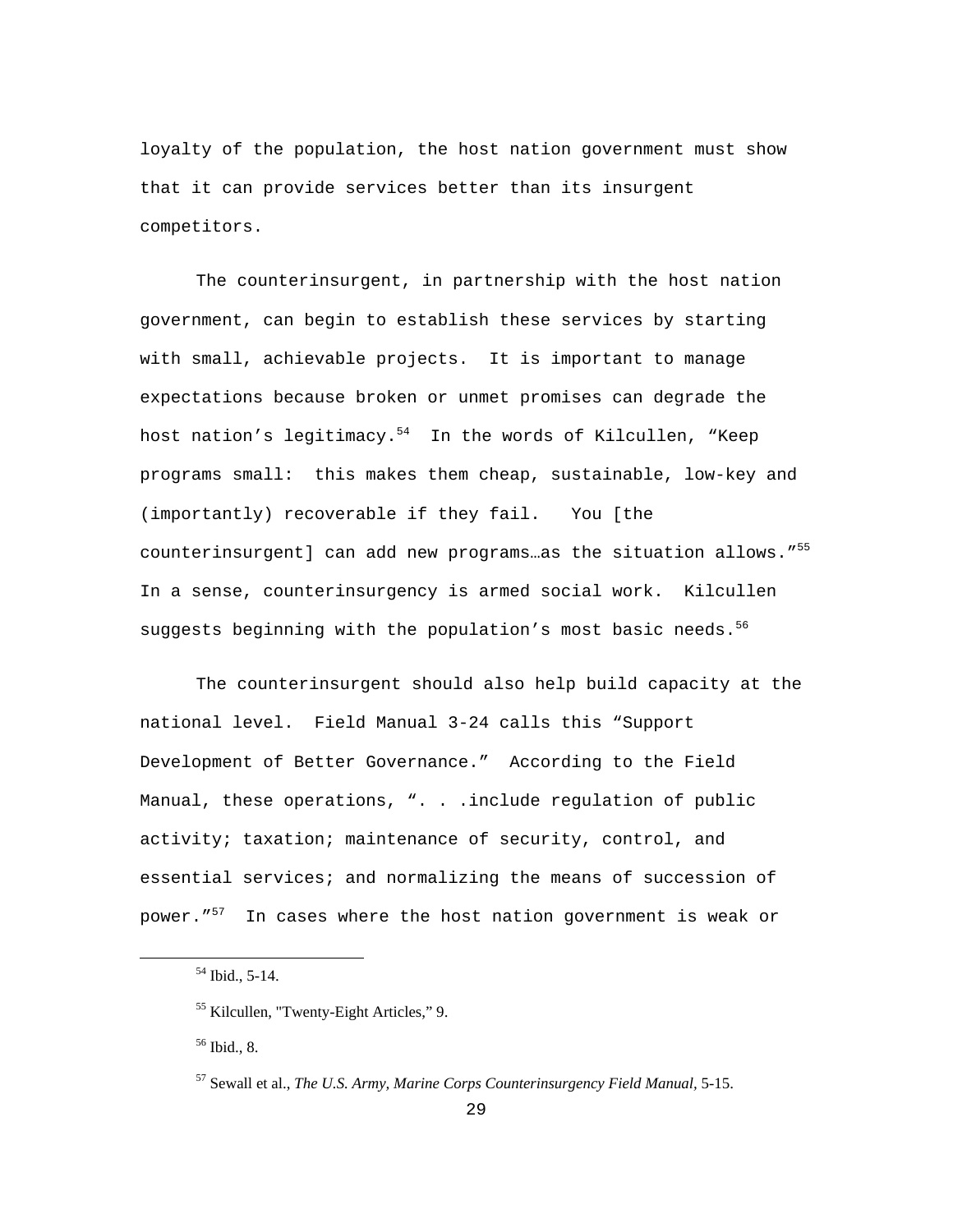loyalty of the population, the host nation government must show that it can provide services better than its insurgent competitors.

The counterinsurgent, in partnership with the host nation government, can begin to establish these services by starting with small, achievable projects. It is important to manage expectations because broken or unmet promises can degrade the host nation's legitimacy.[54] In the words of Kilcullen, "Keep programs small: this makes them cheap, sustainable, low-key and (importantly) recoverable if they fail. You [the counterinsurgent] can add new programs…as the situation allows."[55] In a sense, counterinsurgency is armed social work. Kilcullen suggests beginning with the population's most basic needs.[56]

The counterinsurgent should also help build capacity at the national level. Field Manual 3-24 calls this "Support Development of Better Governance." According to the Field Manual, these operations, ". . .include regulation of public activity; taxation; maintenance of security, control, and essential services; and normalizing the means of succession of power."[57] In cases where the host nation government is weak or

---

[54] Ibid., 5-14.

[55] Kilcullen, "Twenty-Eight Articles," 9.

[56] Ibid., 8.

[57] Sewall et al., *The U.S. Army, Marine Corps Counterinsurgency Field Manual*, 5-15.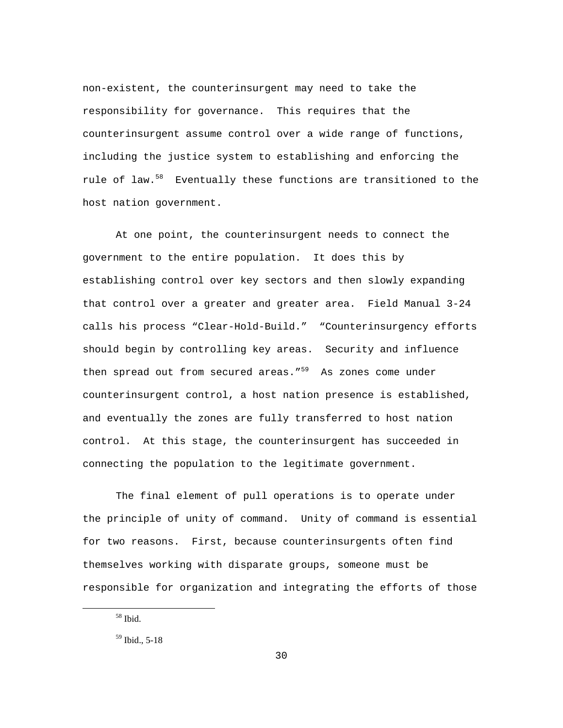non-existent, the counterinsurgent may need to take the responsibility for governance. This requires that the counterinsurgent assume control over a wide range of functions, including the justice system to establishing and enforcing the rule of law.[58] Eventually these functions are transitioned to the host nation government.

At one point, the counterinsurgent needs to connect the government to the entire population. It does this by establishing control over key sectors and then slowly expanding that control over a greater and greater area. Field Manual 3-24 calls his process "Clear-Hold-Build." "Counterinsurgency efforts should begin by controlling key areas. Security and influence then spread out from secured areas."[59] As zones come under counterinsurgent control, a host nation presence is established, and eventually the zones are fully transferred to host nation control. At this stage, the counterinsurgent has succeeded in connecting the population to the legitimate government.

The final element of pull operations is to operate under the principle of unity of command. Unity of command is essential for two reasons. First, because counterinsurgents often find themselves working with disparate groups, someone must be responsible for organization and integrating the efforts of those

---

[58] Ibid.

[59] Ibid., 5-18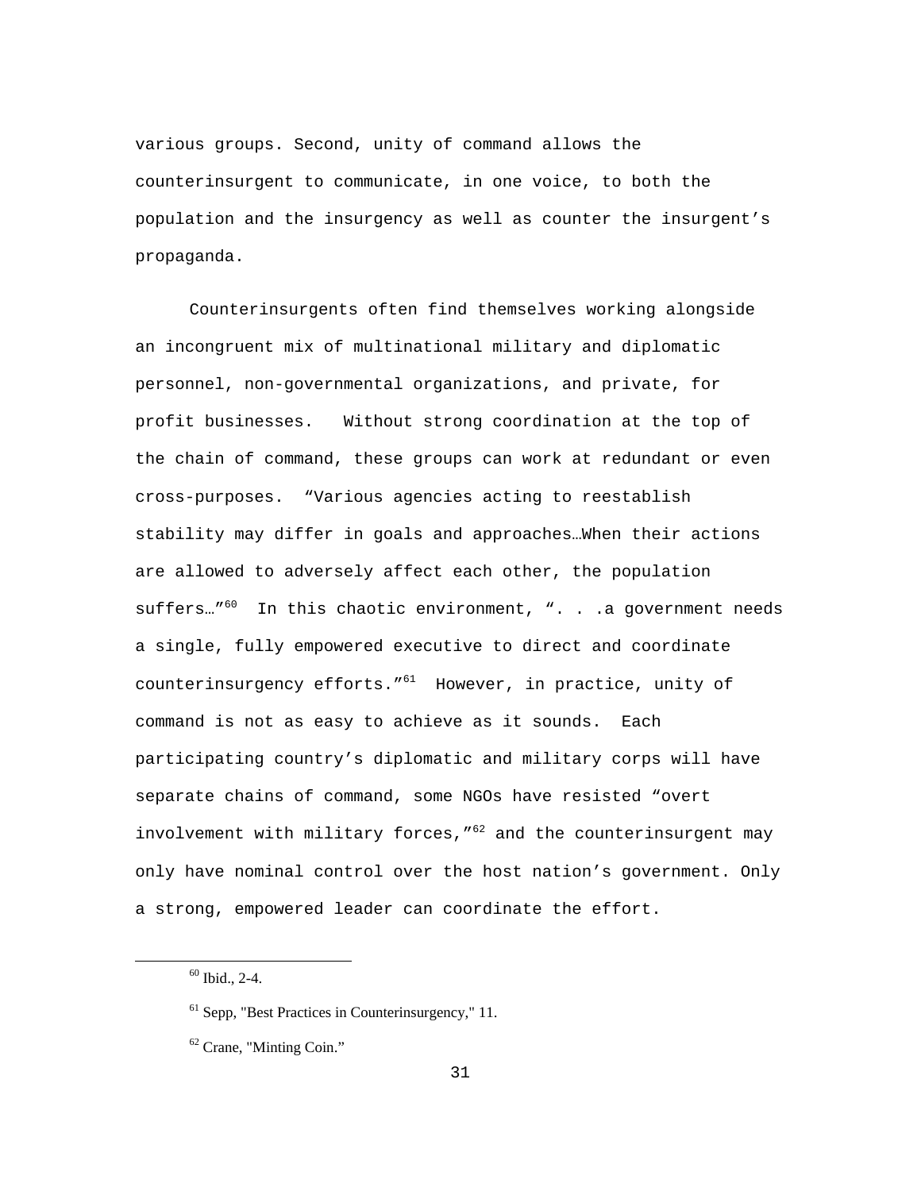various groups. Second, unity of command allows the counterinsurgent to communicate, in one voice, to both the population and the insurgency as well as counter the insurgent's propaganda.

Counterinsurgents often find themselves working alongside an incongruent mix of multinational military and diplomatic personnel, non-governmental organizations, and private, for profit businesses. Without strong coordination at the top of the chain of command, these groups can work at redundant or even cross-purposes. "Various agencies acting to reestablish stability may differ in goals and approaches…When their actions are allowed to adversely affect each other, the population suffers…"[60] In this chaotic environment, ". . .a government needs a single, fully empowered executive to direct and coordinate counterinsurgency efforts."[61] However, in practice, unity of command is not as easy to achieve as it sounds. Each participating country's diplomatic and military corps will have separate chains of command, some NGOs have resisted "overt involvement with military forces,"[62] and the counterinsurgent may only have nominal control over the host nation's government. Only a strong, empowered leader can coordinate the effort.

---

[60] Ibid., 2-4.

[61] Sepp, "Best Practices in Counterinsurgency," 11.

[62] Crane, "Minting Coin."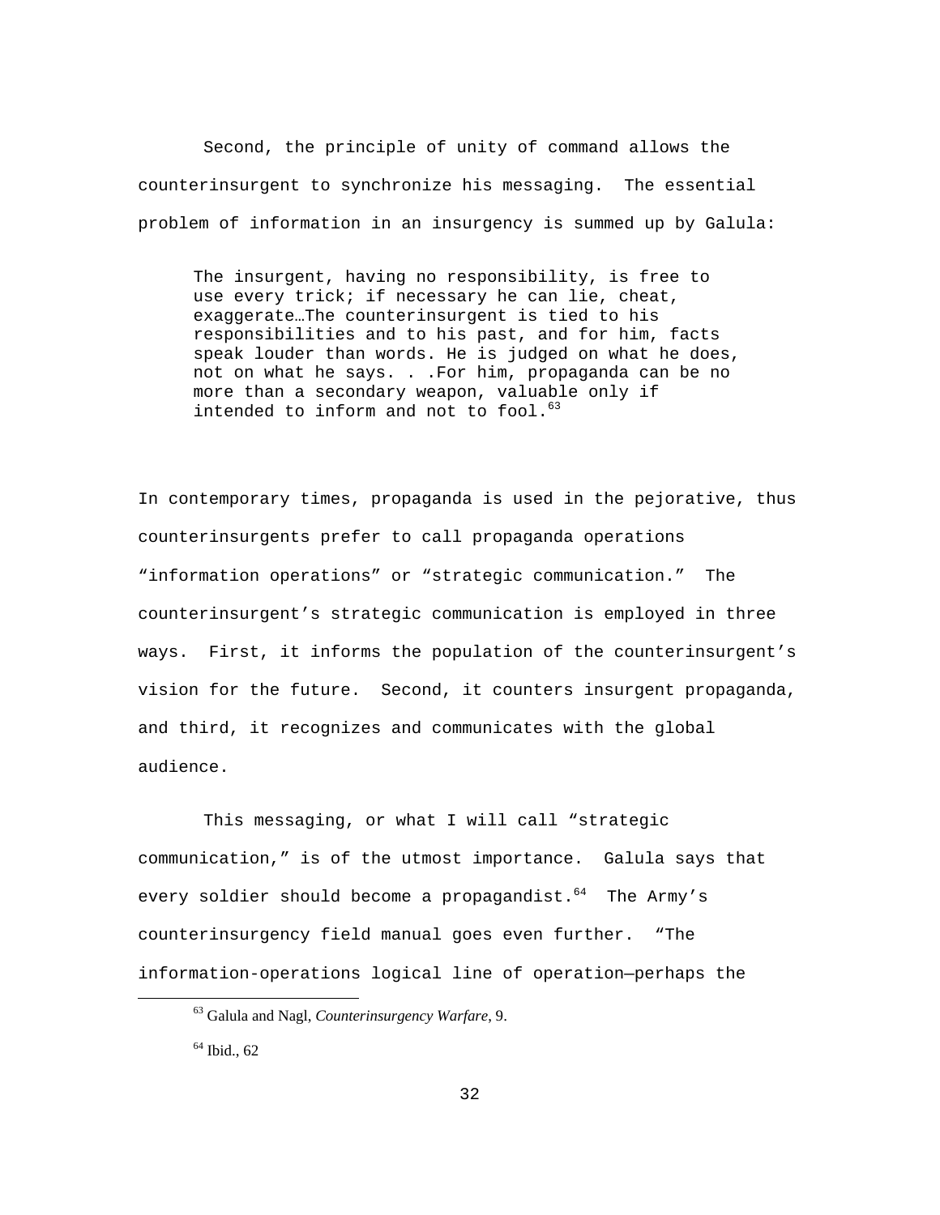Second, the principle of unity of command allows the counterinsurgent to synchronize his messaging. The essential problem of information in an insurgency is summed up by Galula:

> The insurgent, having no responsibility, is free to use every trick; if necessary he can lie, cheat, exaggerate…The counterinsurgent is tied to his responsibilities and to his past, and for him, facts speak louder than words. He is judged on what he does, not on what he says. . .For him, propaganda can be no more than a secondary weapon, valuable only if intended to inform and not to fool.[63]

In contemporary times, propaganda is used in the pejorative, thus counterinsurgents prefer to call propaganda operations “information operations” or “strategic communication.” The counterinsurgent’s strategic communication is employed in three ways. First, it informs the population of the counterinsurgent’s vision for the future. Second, it counters insurgent propaganda, and third, it recognizes and communicates with the global audience.

This messaging, or what I will call “strategic communication,” is of the utmost importance. Galula says that every soldier should become a propagandist.[64] The Army’s counterinsurgency field manual goes even further. “The information-operations logical line of operation—perhaps the

---

[63] Galula and Nagl, *Counterinsurgency Warfare*, 9.

[64] Ibid., 62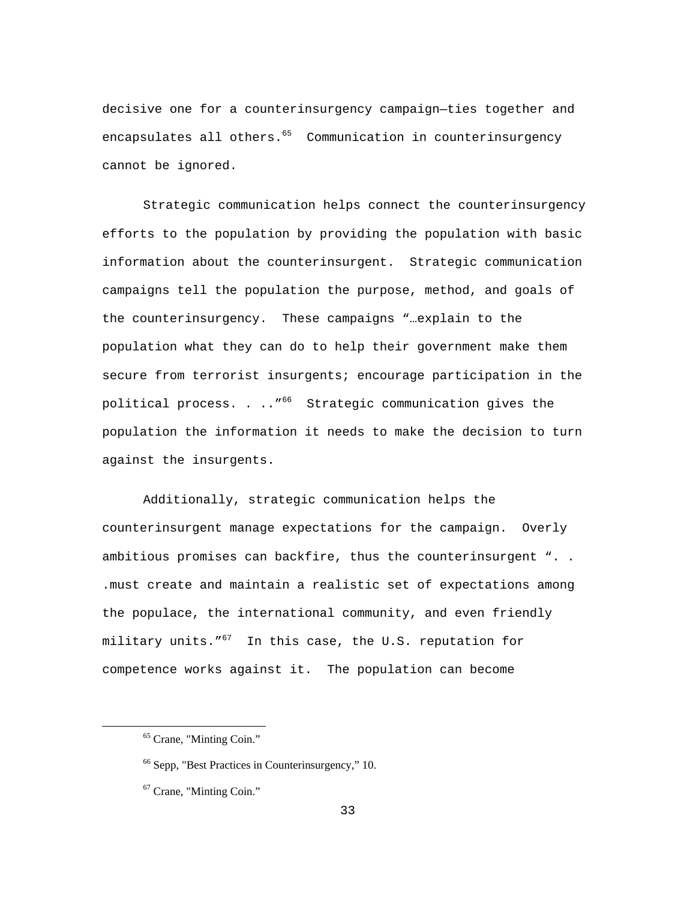decisive one for a counterinsurgency campaign—ties together and encapsulates all others.[65] Communication in counterinsurgency cannot be ignored.

Strategic communication helps connect the counterinsurgency efforts to the population by providing the population with basic information about the counterinsurgent. Strategic communication campaigns tell the population the purpose, method, and goals of the counterinsurgency. These campaigns "…explain to the population what they can do to help their government make them secure from terrorist insurgents; encourage participation in the political process. . .."[66] Strategic communication gives the population the information it needs to make the decision to turn against the insurgents.

Additionally, strategic communication helps the counterinsurgent manage expectations for the campaign. Overly ambitious promises can backfire, thus the counterinsurgent ". . .must create and maintain a realistic set of expectations among the populace, the international community, and even friendly military units."[67] In this case, the U.S. reputation for competence works against it. The population can become

---

[65] Crane, "Minting Coin."

[66] Sepp, "Best Practices in Counterinsurgency," 10.

[67] Crane, "Minting Coin."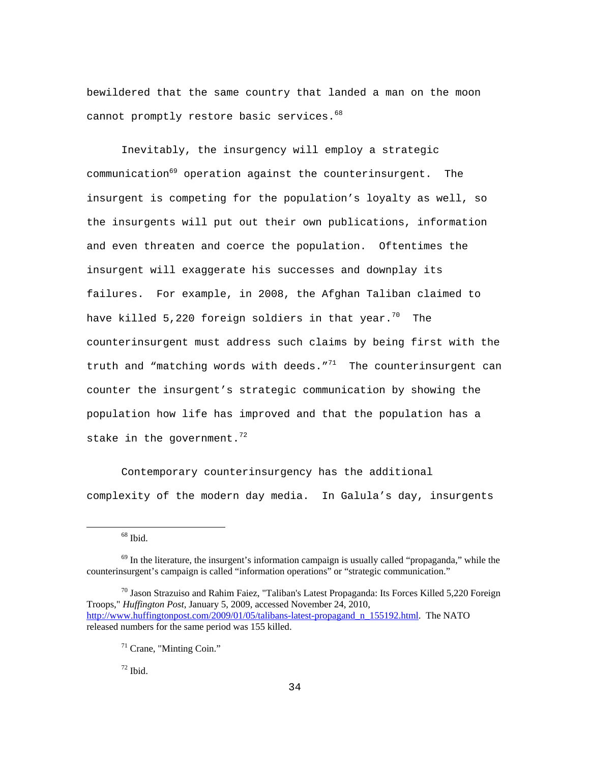bewildered that the same country that landed a man on the moon cannot promptly restore basic services.[68]

Inevitably, the insurgency will employ a strategic communication[69] operation against the counterinsurgent. The insurgent is competing for the population's loyalty as well, so the insurgents will put out their own publications, information and even threaten and coerce the population. Oftentimes the insurgent will exaggerate his successes and downplay its failures. For example, in 2008, the Afghan Taliban claimed to have killed 5,220 foreign soldiers in that year.[70] The counterinsurgent must address such claims by being first with the truth and "matching words with deeds."[71] The counterinsurgent can counter the insurgent's strategic communication by showing the population how life has improved and that the population has a stake in the government.[72]

Contemporary counterinsurgency has the additional complexity of the modern day media. In Galula's day, insurgents

---

[68] Ibid.

[69] In the literature, the insurgent's information campaign is usually called "propaganda," while the counterinsurgent's campaign is called "information operations" or "strategic communication."

[70] Jason Strazuiso and Rahim Faiez, "Taliban's Latest Propaganda: Its Forces Killed 5,220 Foreign Troops," *Huffington Post*, January 5, 2009, accessed November 24, 2010, http://www.huffingtonpost.com/2009/01/05/talibans-latest-propagand_n_155192.html. The NATO released numbers for the same period was 155 killed.

[71] Crane, "Minting Coin."

[72] Ibid.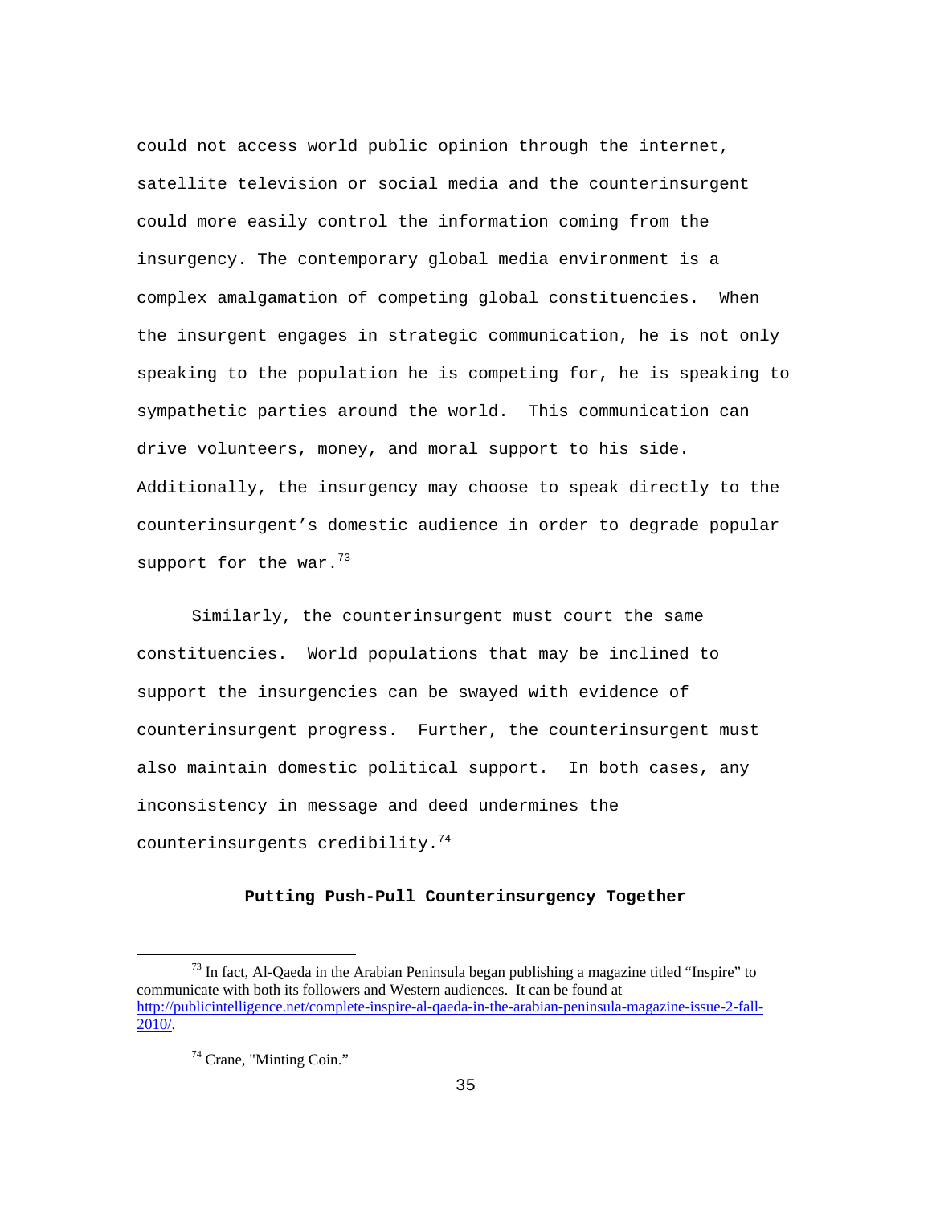could not access world public opinion through the internet, satellite television or social media and the counterinsurgent could more easily control the information coming from the insurgency. The contemporary global media environment is a complex amalgamation of competing global constituencies. When the insurgent engages in strategic communication, he is not only speaking to the population he is competing for, he is speaking to sympathetic parties around the world. This communication can drive volunteers, money, and moral support to his side. Additionally, the insurgency may choose to speak directly to the counterinsurgent's domestic audience in order to degrade popular support for the war.[73]

Similarly, the counterinsurgent must court the same constituencies. World populations that may be inclined to support the insurgencies can be swayed with evidence of counterinsurgent progress. Further, the counterinsurgent must also maintain domestic political support. In both cases, any inconsistency in message and deed undermines the counterinsurgents credibility.[74]

## Putting Push-Pull Counterinsurgency Together

---

[73] In fact, Al-Qaeda in the Arabian Peninsula began publishing a magazine titled "Inspire" to communicate with both its followers and Western audiences. It can be found at http://publicintelligence.net/complete-inspire-al-qaeda-in-the-arabian-peninsula-magazine-issue-2-fall-2010/.

[74] Crane, "Minting Coin."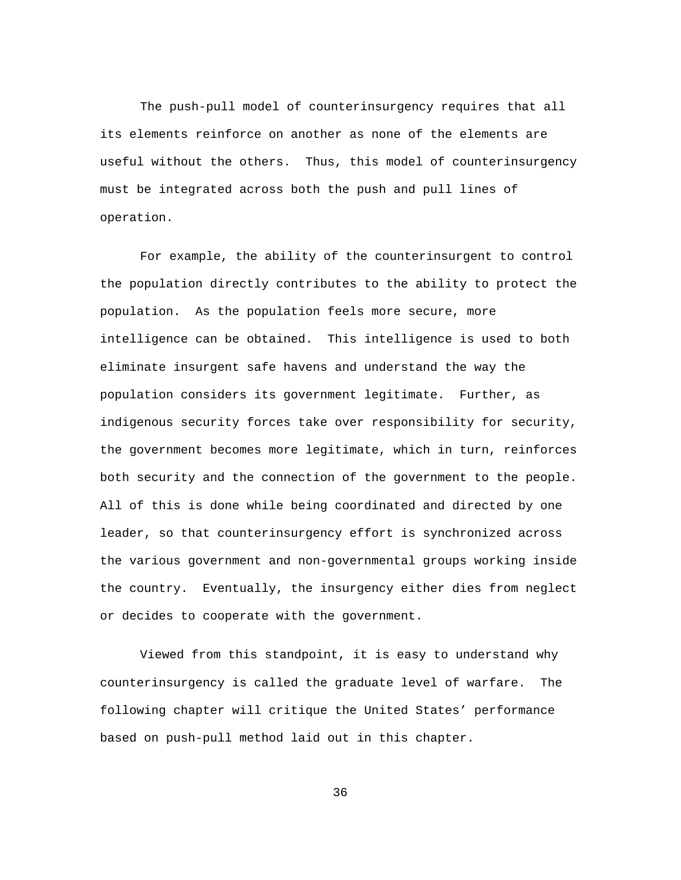The push-pull model of counterinsurgency requires that all its elements reinforce on another as none of the elements are useful without the others. Thus, this model of counterinsurgency must be integrated across both the push and pull lines of operation.

For example, the ability of the counterinsurgent to control the population directly contributes to the ability to protect the population. As the population feels more secure, more intelligence can be obtained. This intelligence is used to both eliminate insurgent safe havens and understand the way the population considers its government legitimate. Further, as indigenous security forces take over responsibility for security, the government becomes more legitimate, which in turn, reinforces both security and the connection of the government to the people. All of this is done while being coordinated and directed by one leader, so that counterinsurgency effort is synchronized across the various government and non-governmental groups working inside the country. Eventually, the insurgency either dies from neglect or decides to cooperate with the government.

Viewed from this standpoint, it is easy to understand why counterinsurgency is called the graduate level of warfare. The following chapter will critique the United States' performance based on push-pull method laid out in this chapter.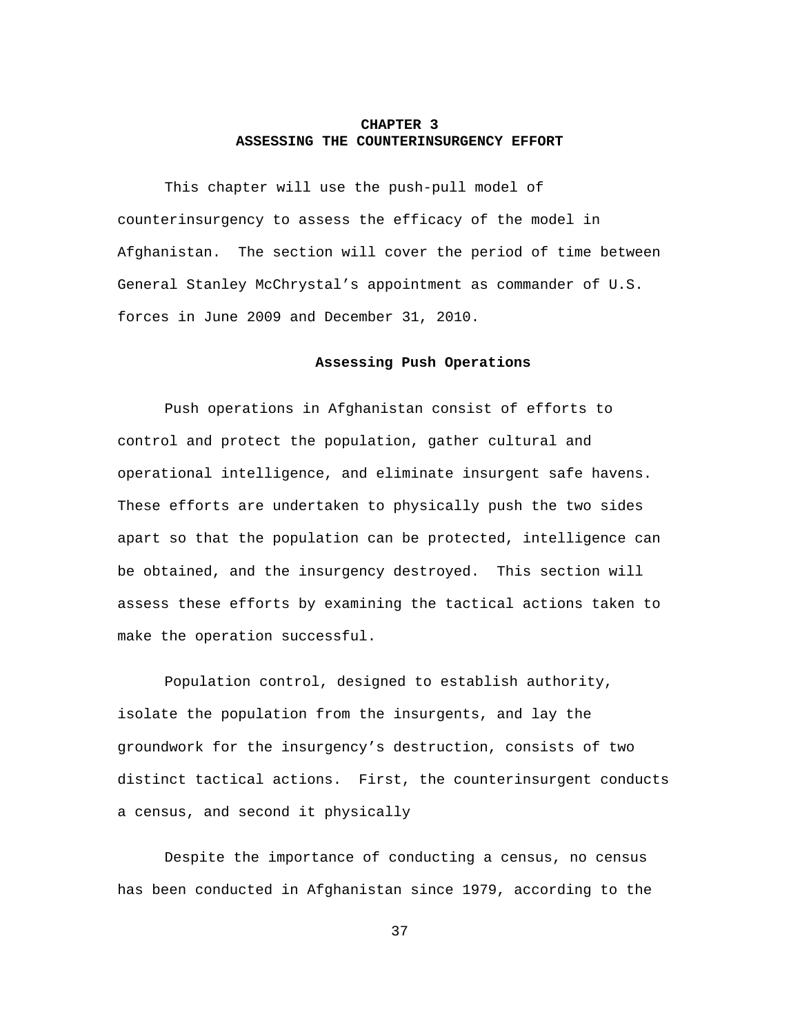# CHAPTER 3
# ASSESSING THE COUNTERINSURGENCY EFFORT

This chapter will use the push-pull model of counterinsurgency to assess the efficacy of the model in Afghanistan. The section will cover the period of time between General Stanley McChrystal's appointment as commander of U.S. forces in June 2009 and December 31, 2010.

## Assessing Push Operations

Push operations in Afghanistan consist of efforts to control and protect the population, gather cultural and operational intelligence, and eliminate insurgent safe havens. These efforts are undertaken to physically push the two sides apart so that the population can be protected, intelligence can be obtained, and the insurgency destroyed. This section will assess these efforts by examining the tactical actions taken to make the operation successful.

Population control, designed to establish authority, isolate the population from the insurgents, and lay the groundwork for the insurgency's destruction, consists of two distinct tactical actions. First, the counterinsurgent conducts a census, and second it physically

Despite the importance of conducting a census, no census has been conducted in Afghanistan since 1979, according to the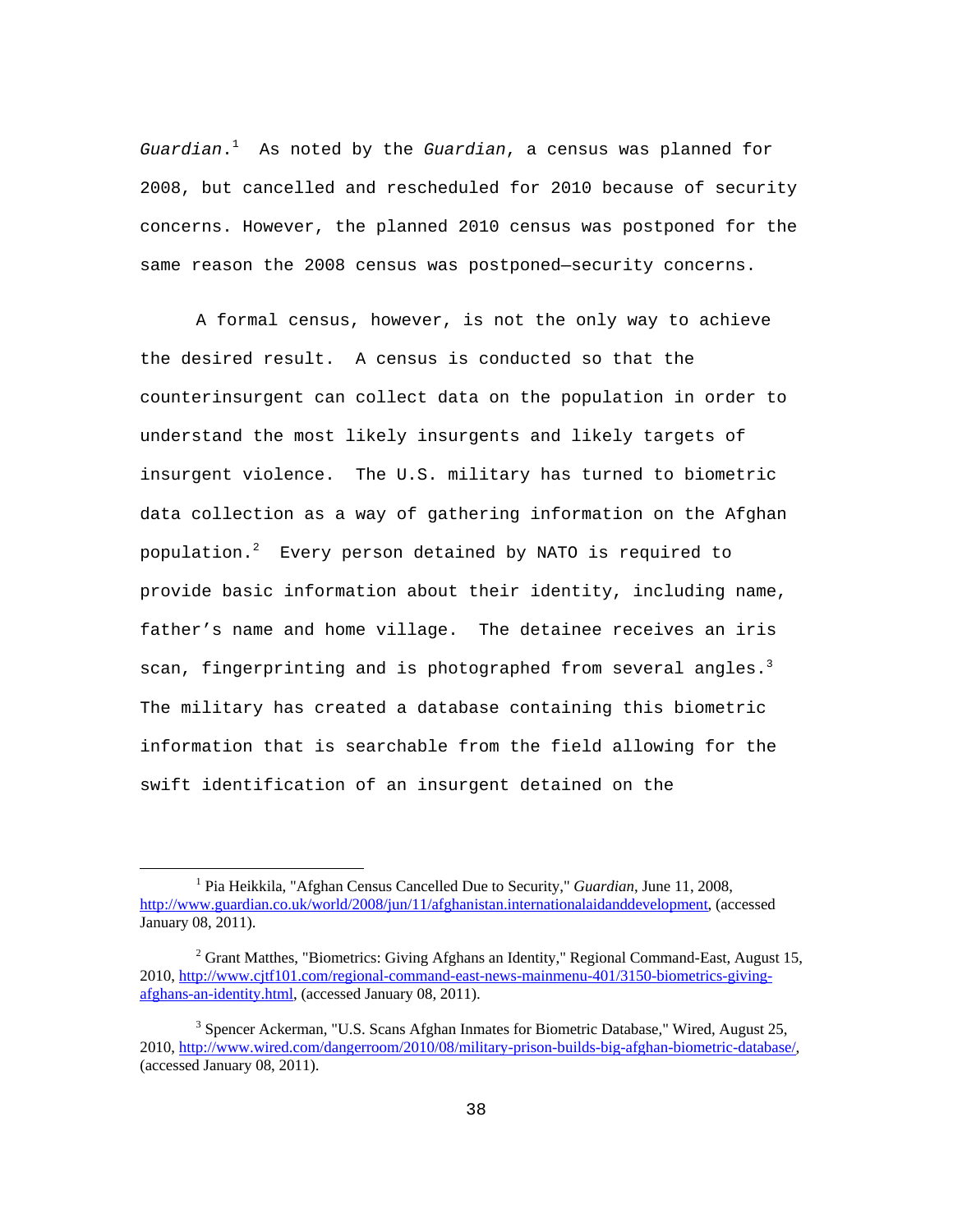*Guardian*.[1] As noted by the *Guardian*, a census was planned for 2008, but cancelled and rescheduled for 2010 because of security concerns. However, the planned 2010 census was postponed for the same reason the 2008 census was postponed—security concerns.

A formal census, however, is not the only way to achieve the desired result. A census is conducted so that the counterinsurgent can collect data on the population in order to understand the most likely insurgents and likely targets of insurgent violence. The U.S. military has turned to biometric data collection as a way of gathering information on the Afghan population.[2] Every person detained by NATO is required to provide basic information about their identity, including name, father's name and home village. The detainee receives an iris scan, fingerprinting and is photographed from several angles.[3] The military has created a database containing this biometric information that is searchable from the field allowing for the swift identification of an insurgent detained on the

---

[1] Pia Heikkila, "Afghan Census Cancelled Due to Security," *Guardian*, June 11, 2008, http://www.guardian.co.uk/world/2008/jun/11/afghanistan.internationalaidanddevelopment, (accessed January 08, 2011).

[2] Grant Matthes, "Biometrics: Giving Afghans an Identity," Regional Command-East, August 15, 2010, http://www.cjtf101.com/regional-command-east-news-mainmenu-401/3150-biometrics-giving-afghans-an-identity.html, (accessed January 08, 2011).

[3] Spencer Ackerman, "U.S. Scans Afghan Inmates for Biometric Database," Wired, August 25, 2010, http://www.wired.com/dangerroom/2010/08/military-prison-builds-big-afghan-biometric-database/, (accessed January 08, 2011).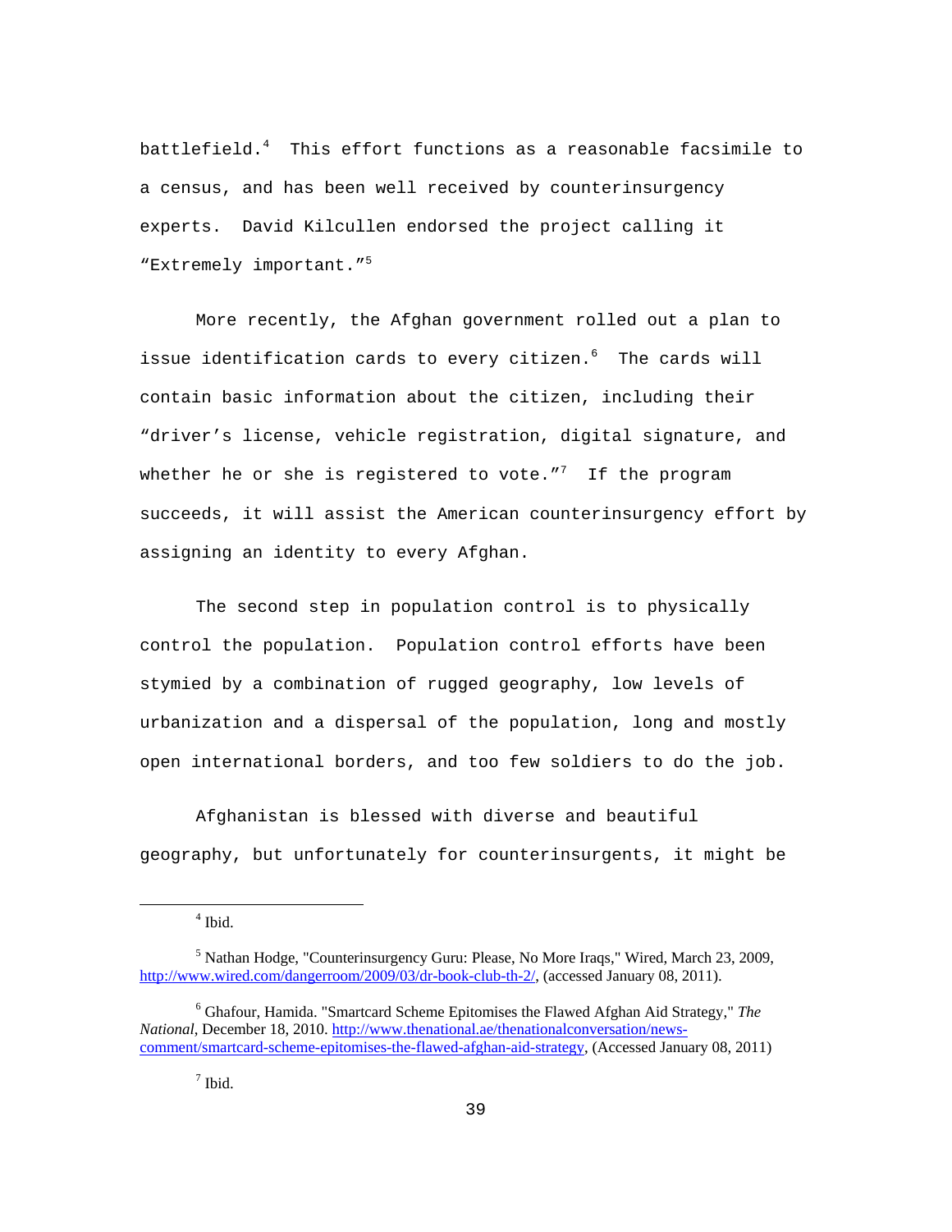battlefield.[4] This effort functions as a reasonable facsimile to a census, and has been well received by counterinsurgency experts. David Kilcullen endorsed the project calling it "Extremely important."[5]

More recently, the Afghan government rolled out a plan to issue identification cards to every citizen.[6] The cards will contain basic information about the citizen, including their "driver's license, vehicle registration, digital signature, and whether he or she is registered to vote."[7] If the program succeeds, it will assist the American counterinsurgency effort by assigning an identity to every Afghan.

The second step in population control is to physically control the population. Population control efforts have been stymied by a combination of rugged geography, low levels of urbanization and a dispersal of the population, long and mostly open international borders, and too few soldiers to do the job.

Afghanistan is blessed with diverse and beautiful geography, but unfortunately for counterinsurgents, it might be

---

[4] Ibid.

[5] Nathan Hodge, "Counterinsurgency Guru: Please, No More Iraqs," Wired, March 23, 2009, http://www.wired.com/dangerroom/2009/03/dr-book-club-th-2/, (accessed January 08, 2011).

[6] Ghafour, Hamida. "Smartcard Scheme Epitomises the Flawed Afghan Aid Strategy," *The National*, December 18, 2010. http://www.thenational.ae/thenationalconversation/news-comment/smartcard-scheme-epitomises-the-flawed-afghan-aid-strategy, (Accessed January 08, 2011)

[7] Ibid.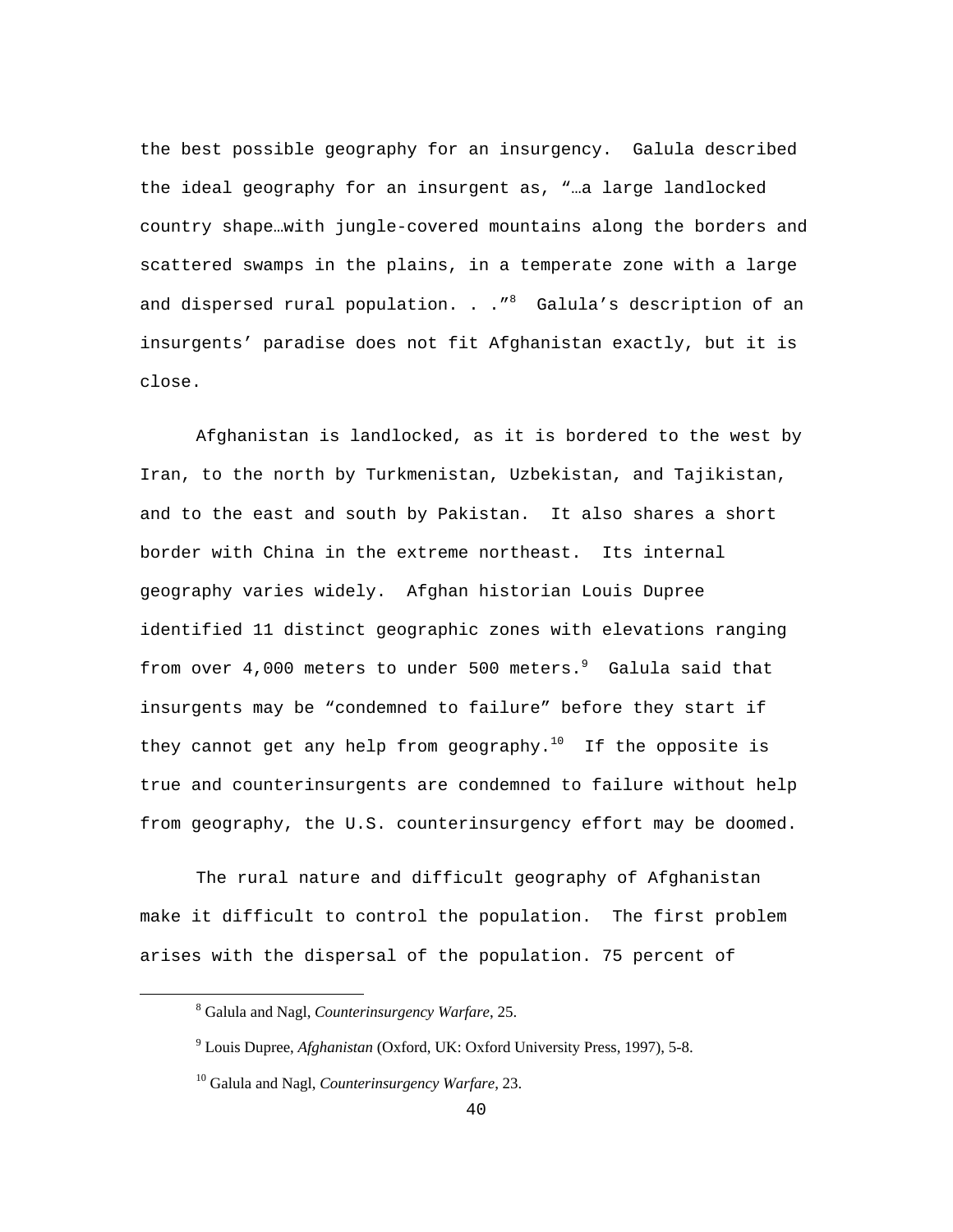the best possible geography for an insurgency. Galula described the ideal geography for an insurgent as, "…a large landlocked country shape…with jungle-covered mountains along the borders and scattered swamps in the plains, in a temperate zone with a large and dispersed rural population. . ."[8] Galula's description of an insurgents' paradise does not fit Afghanistan exactly, but it is close.

Afghanistan is landlocked, as it is bordered to the west by Iran, to the north by Turkmenistan, Uzbekistan, and Tajikistan, and to the east and south by Pakistan. It also shares a short border with China in the extreme northeast. Its internal geography varies widely. Afghan historian Louis Dupree identified 11 distinct geographic zones with elevations ranging from over 4,000 meters to under 500 meters.[9] Galula said that insurgents may be "condemned to failure" before they start if they cannot get any help from geography.[10] If the opposite is true and counterinsurgents are condemned to failure without help from geography, the U.S. counterinsurgency effort may be doomed.

The rural nature and difficult geography of Afghanistan make it difficult to control the population. The first problem arises with the dispersal of the population. 75 percent of

---

[8] Galula and Nagl, *Counterinsurgency Warfare*, 25.

[9] Louis Dupree, *Afghanistan* (Oxford, UK: Oxford University Press, 1997), 5-8.

[10] Galula and Nagl, *Counterinsurgency Warfare*, 23.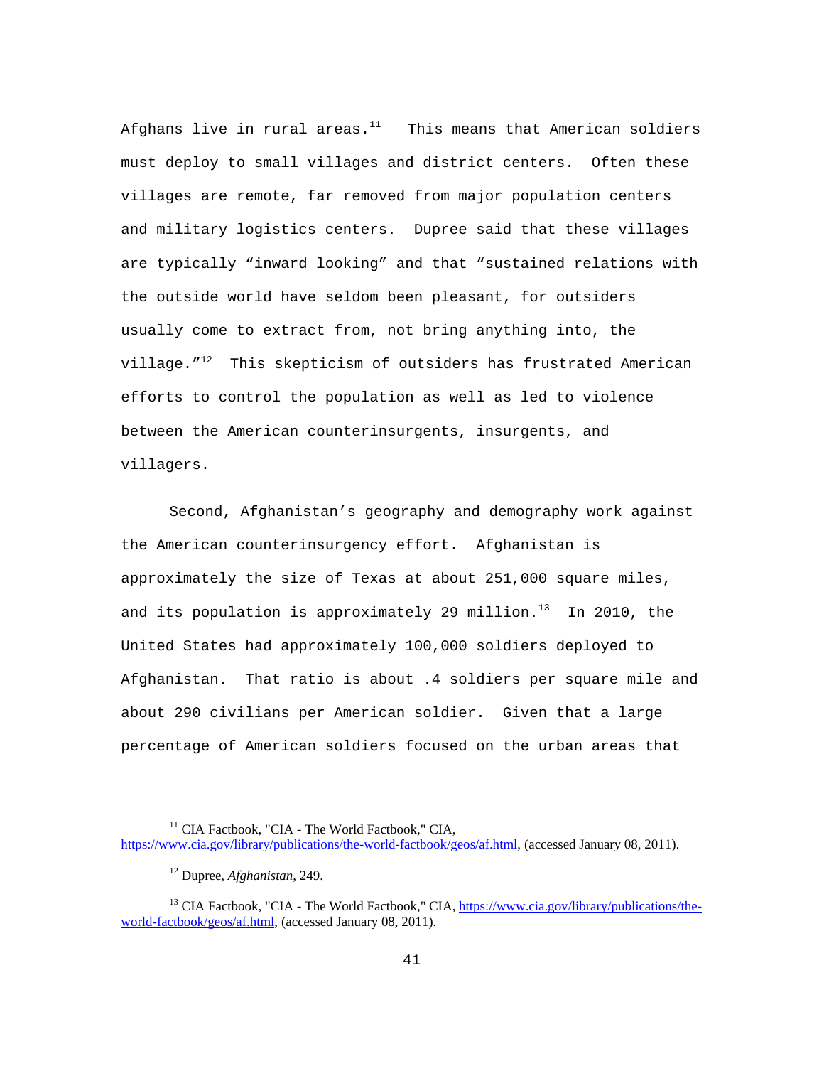Afghans live in rural areas.[11] This means that American soldiers must deploy to small villages and district centers. Often these villages are remote, far removed from major population centers and military logistics centers. Dupree said that these villages are typically "inward looking" and that "sustained relations with the outside world have seldom been pleasant, for outsiders usually come to extract from, not bring anything into, the village."[12] This skepticism of outsiders has frustrated American efforts to control the population as well as led to violence between the American counterinsurgents, insurgents, and villagers.

Second, Afghanistan's geography and demography work against the American counterinsurgency effort. Afghanistan is approximately the size of Texas at about 251,000 square miles, and its population is approximately 29 million.[13] In 2010, the United States had approximately 100,000 soldiers deployed to Afghanistan. That ratio is about .4 soldiers per square mile and about 290 civilians per American soldier. Given that a large percentage of American soldiers focused on the urban areas that

---

[11] CIA Factbook, "CIA - The World Factbook," CIA, https://www.cia.gov/library/publications/the-world-factbook/geos/af.html, (accessed January 08, 2011).

[12] Dupree, *Afghanistan*, 249.

[13] CIA Factbook, "CIA - The World Factbook," CIA, https://www.cia.gov/library/publications/the-world-factbook/geos/af.html, (accessed January 08, 2011).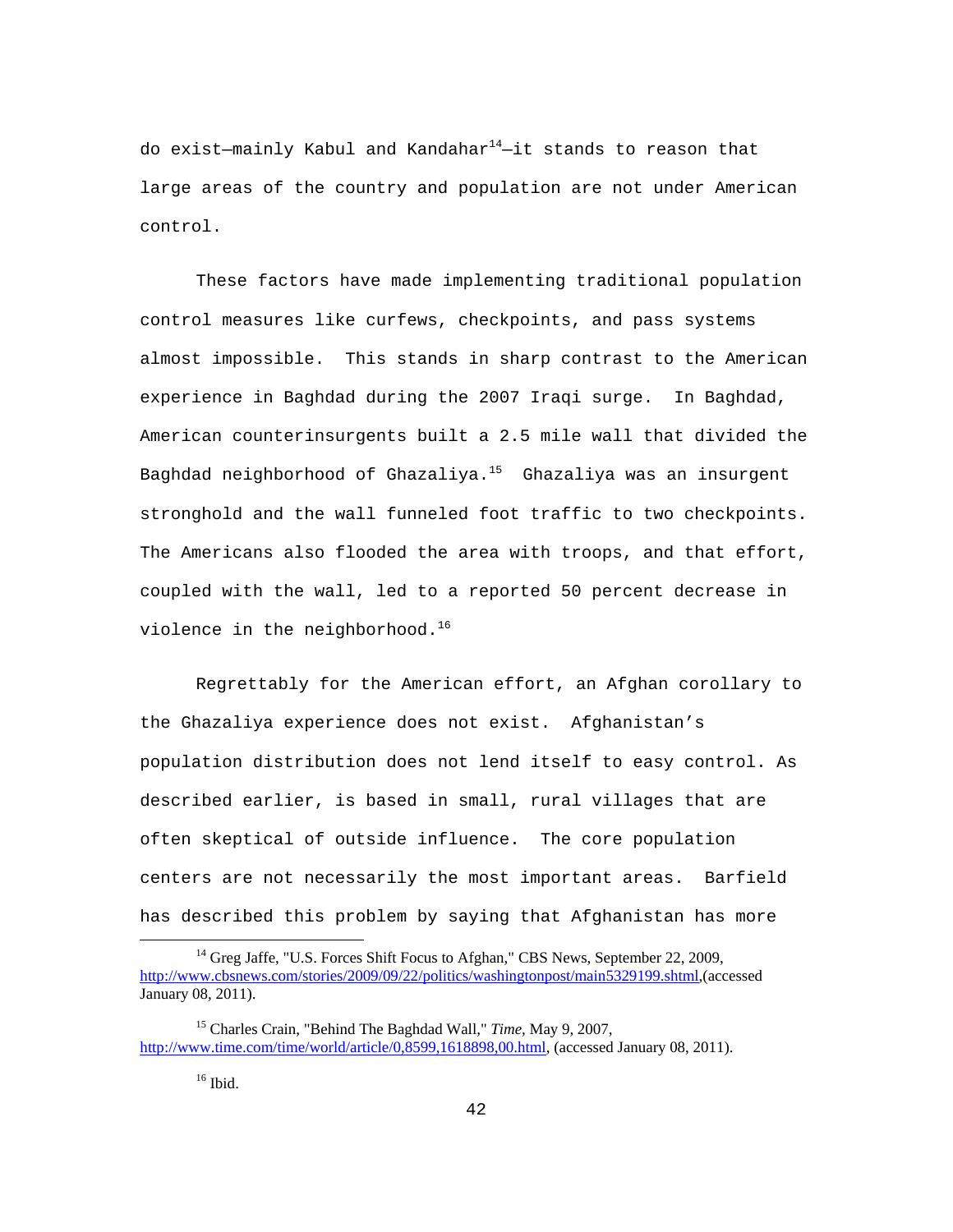do exist—mainly Kabul and Kandahar[14]—it stands to reason that large areas of the country and population are not under American control.

These factors have made implementing traditional population control measures like curfews, checkpoints, and pass systems almost impossible. This stands in sharp contrast to the American experience in Baghdad during the 2007 Iraqi surge. In Baghdad, American counterinsurgents built a 2.5 mile wall that divided the Baghdad neighborhood of Ghazaliya.[15] Ghazaliya was an insurgent stronghold and the wall funneled foot traffic to two checkpoints. The Americans also flooded the area with troops, and that effort, coupled with the wall, led to a reported 50 percent decrease in violence in the neighborhood.[16]

Regrettably for the American effort, an Afghan corollary to the Ghazaliya experience does not exist. Afghanistan's population distribution does not lend itself to easy control. As described earlier, is based in small, rural villages that are often skeptical of outside influence. The core population centers are not necessarily the most important areas. Barfield has described this problem by saying that Afghanistan has more

---

[14] Greg Jaffe, "U.S. Forces Shift Focus to Afghan," CBS News, September 22, 2009, http://www.cbsnews.com/stories/2009/09/22/politics/washingtonpost/main5329199.shtml,(accessed January 08, 2011).

[15] Charles Crain, "Behind The Baghdad Wall," *Time*, May 9, 2007, http://www.time.com/time/world/article/0,8599,1618898,00.html, (accessed January 08, 2011).

[16] Ibid.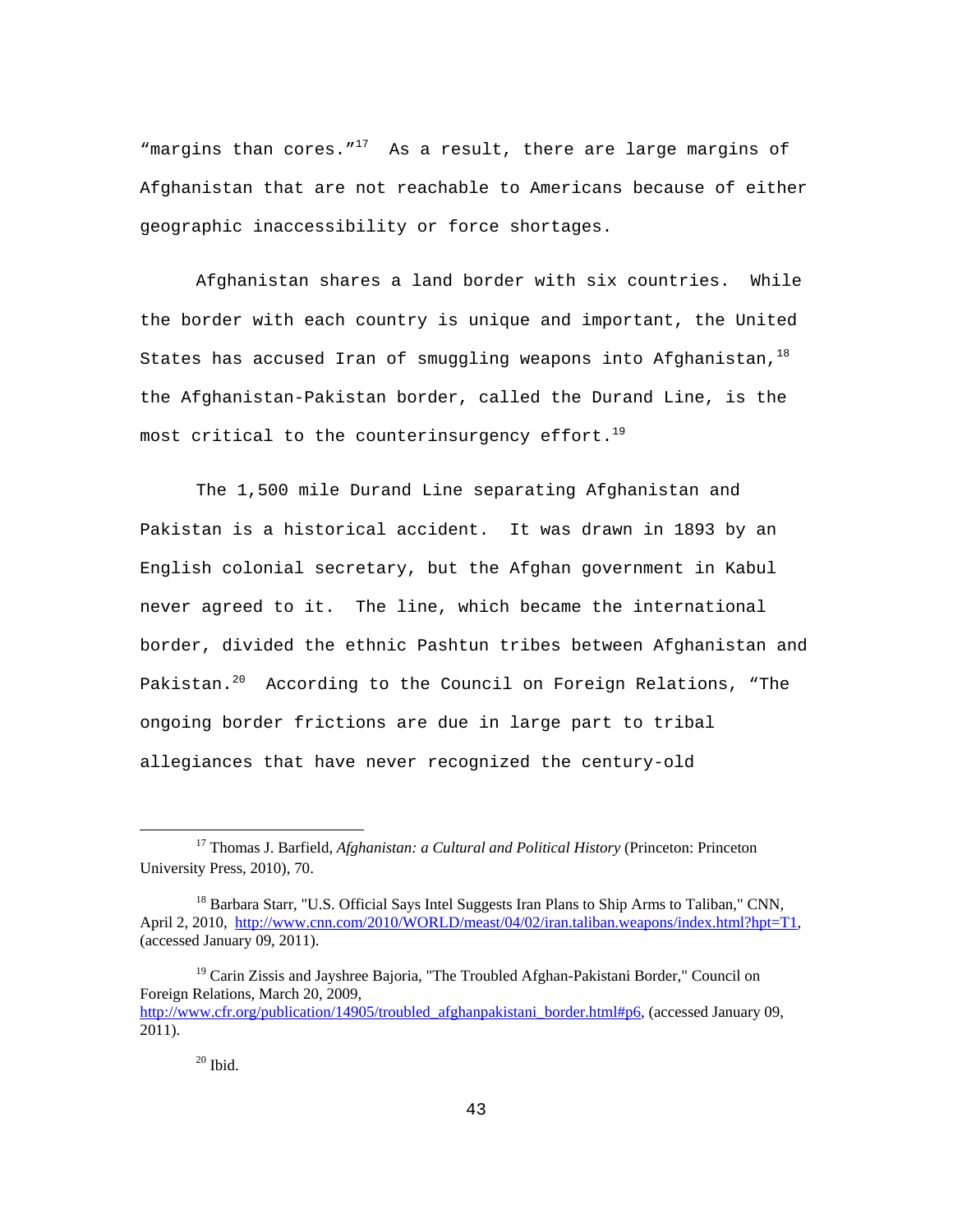"margins than cores."[17] As a result, there are large margins of Afghanistan that are not reachable to Americans because of either geographic inaccessibility or force shortages.

Afghanistan shares a land border with six countries. While the border with each country is unique and important, the United States has accused Iran of smuggling weapons into Afghanistan,[18] the Afghanistan-Pakistan border, called the Durand Line, is the most critical to the counterinsurgency effort.[19]

The 1,500 mile Durand Line separating Afghanistan and Pakistan is a historical accident. It was drawn in 1893 by an English colonial secretary, but the Afghan government in Kabul never agreed to it. The line, which became the international border, divided the ethnic Pashtun tribes between Afghanistan and Pakistan.[20] According to the Council on Foreign Relations, "The ongoing border frictions are due in large part to tribal allegiances that have never recognized the century-old

---

[17] Thomas J. Barfield, *Afghanistan: a Cultural and Political History* (Princeton: Princeton University Press, 2010), 70.

[18] Barbara Starr, "U.S. Official Says Intel Suggests Iran Plans to Ship Arms to Taliban," CNN, April 2, 2010, http://www.cnn.com/2010/WORLD/meast/04/02/iran.taliban.weapons/index.html?hpt=T1, (accessed January 09, 2011).

[19] Carin Zissis and Jayshree Bajoria, "The Troubled Afghan-Pakistani Border," Council on Foreign Relations, March 20, 2009, http://www.cfr.org/publication/14905/troubled_afghanpakistani_border.html#p6, (accessed January 09, 2011).

[20] Ibid.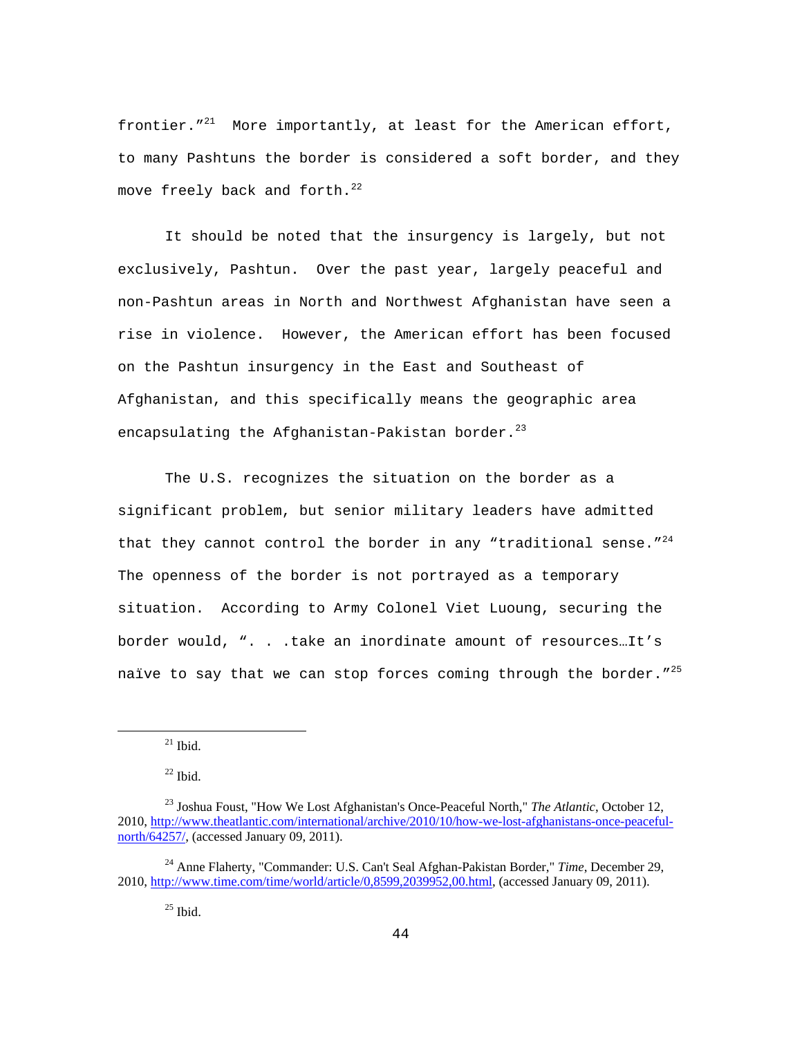frontier."[21] More importantly, at least for the American effort, to many Pashtuns the border is considered a soft border, and they move freely back and forth.[22]

It should be noted that the insurgency is largely, but not exclusively, Pashtun. Over the past year, largely peaceful and non-Pashtun areas in North and Northwest Afghanistan have seen a rise in violence. However, the American effort has been focused on the Pashtun insurgency in the East and Southeast of Afghanistan, and this specifically means the geographic area encapsulating the Afghanistan-Pakistan border.[23]

The U.S. recognizes the situation on the border as a significant problem, but senior military leaders have admitted that they cannot control the border in any "traditional sense."[24] The openness of the border is not portrayed as a temporary situation. According to Army Colonel Viet Luoung, securing the border would, ". . .take an inordinate amount of resources…It's naïve to say that we can stop forces coming through the border."[25]

---

[21] Ibid.

[22] Ibid.

[23] Joshua Foust, "How We Lost Afghanistan's Once-Peaceful North," *The Atlantic*, October 12, 2010, http://www.theatlantic.com/international/archive/2010/10/how-we-lost-afghanistans-once-peaceful-north/64257/, (accessed January 09, 2011).

[24] Anne Flaherty, "Commander: U.S. Can't Seal Afghan-Pakistan Border," *Time*, December 29, 2010, http://www.time.com/time/world/article/0,8599,2039952,00.html, (accessed January 09, 2011).

[25] Ibid.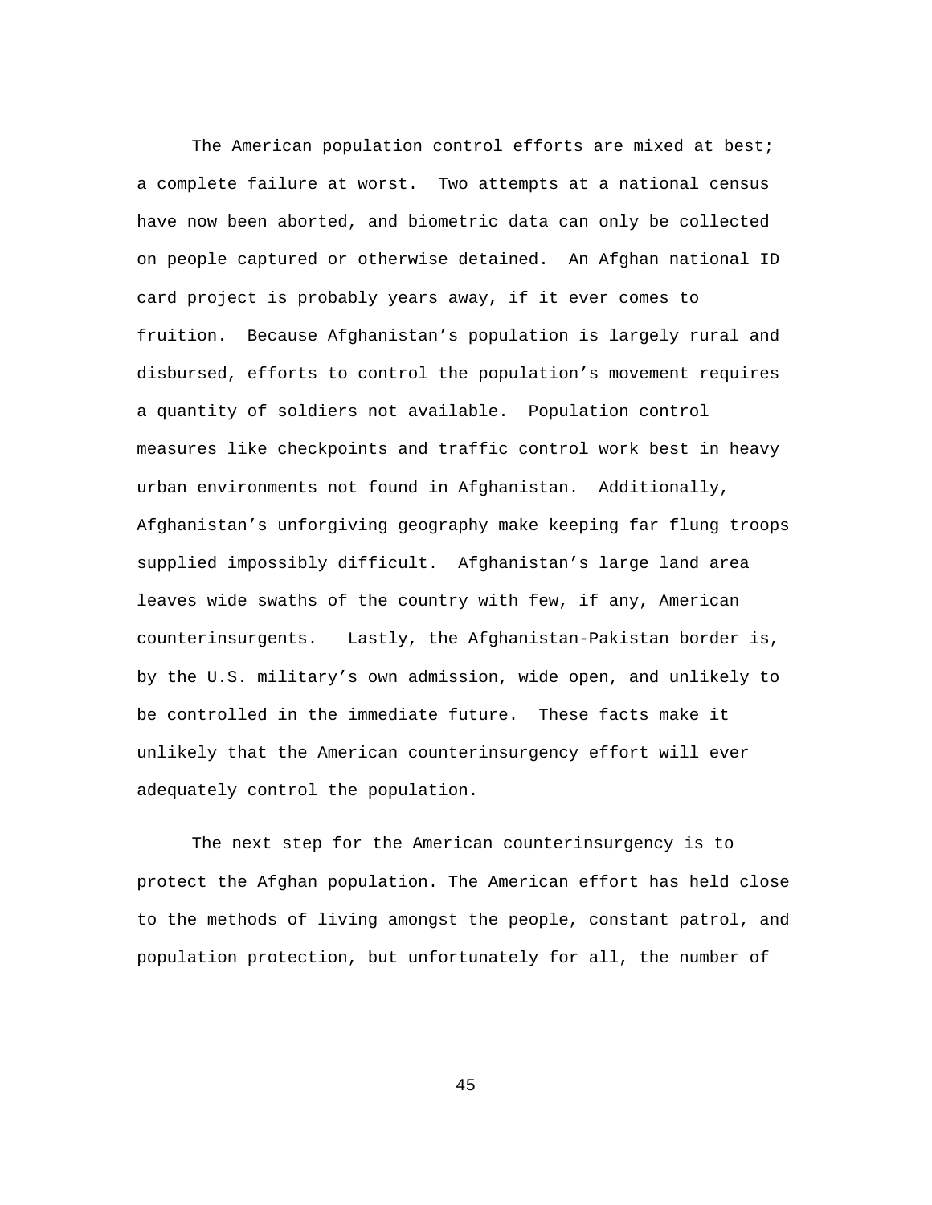The American population control efforts are mixed at best; a complete failure at worst. Two attempts at a national census have now been aborted, and biometric data can only be collected on people captured or otherwise detained. An Afghan national ID card project is probably years away, if it ever comes to fruition. Because Afghanistan's population is largely rural and disbursed, efforts to control the population's movement requires a quantity of soldiers not available. Population control measures like checkpoints and traffic control work best in heavy urban environments not found in Afghanistan. Additionally, Afghanistan's unforgiving geography make keeping far flung troops supplied impossibly difficult. Afghanistan's large land area leaves wide swaths of the country with few, if any, American counterinsurgents. Lastly, the Afghanistan-Pakistan border is, by the U.S. military's own admission, wide open, and unlikely to be controlled in the immediate future. These facts make it unlikely that the American counterinsurgency effort will ever adequately control the population.

The next step for the American counterinsurgency is to protect the Afghan population. The American effort has held close to the methods of living amongst the people, constant patrol, and population protection, but unfortunately for all, the number of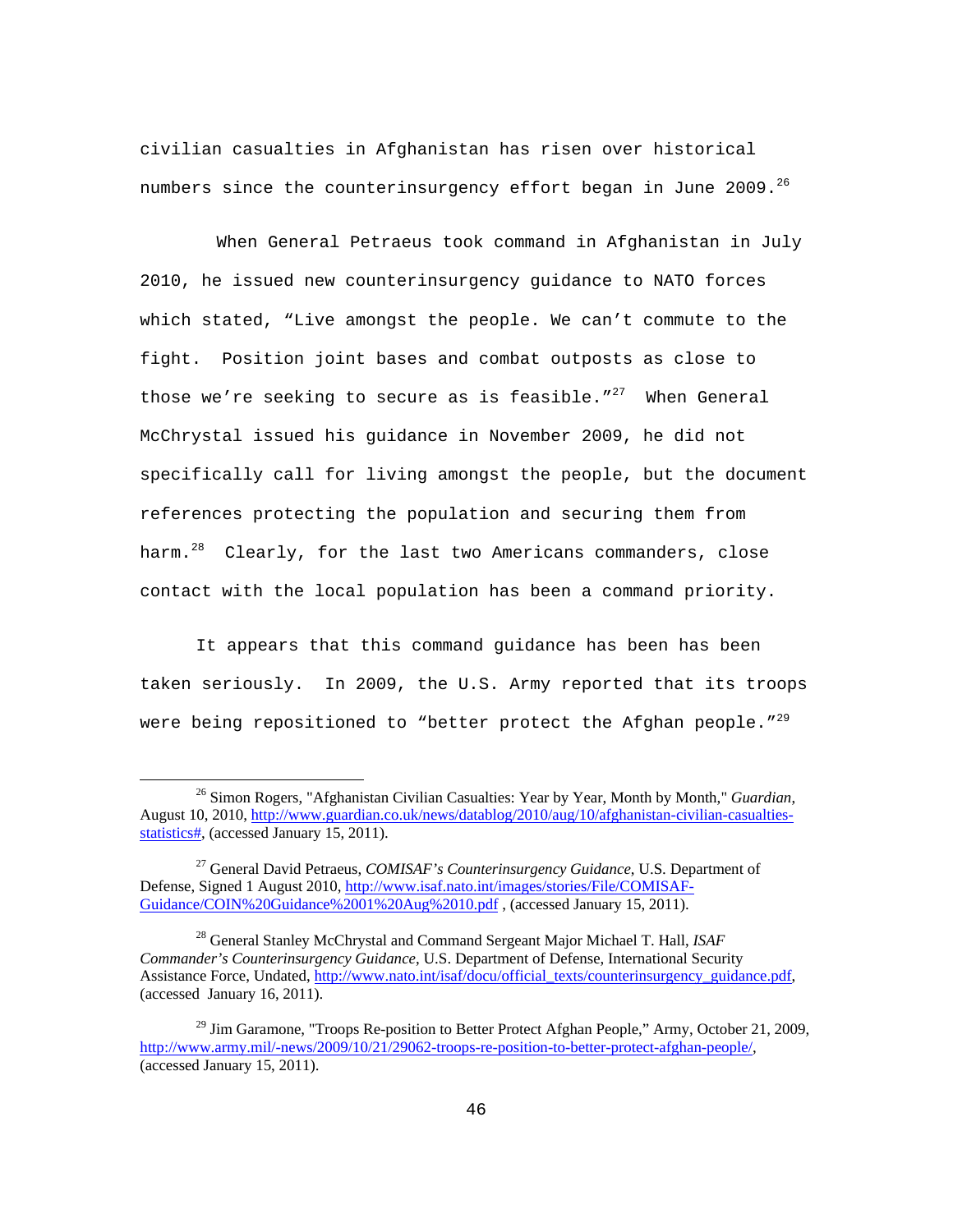civilian casualties in Afghanistan has risen over historical numbers since the counterinsurgency effort began in June 2009.[26]

When General Petraeus took command in Afghanistan in July 2010, he issued new counterinsurgency guidance to NATO forces which stated, "Live amongst the people. We can't commute to the fight. Position joint bases and combat outposts as close to those we're seeking to secure as is feasible."[27] When General McChrystal issued his guidance in November 2009, he did not specifically call for living amongst the people, but the document references protecting the population and securing them from harm.[28] Clearly, for the last two Americans commanders, close contact with the local population has been a command priority.

It appears that this command guidance has been has been taken seriously. In 2009, the U.S. Army reported that its troops were being repositioned to "better protect the Afghan people."[29]

---

[26] Simon Rogers, "Afghanistan Civilian Casualties: Year by Year, Month by Month," *Guardian*, August 10, 2010, http://www.guardian.co.uk/news/datablog/2010/aug/10/afghanistan-civilian-casualties-statistics#, (accessed January 15, 2011).

[27] General David Petraeus, *COMISAF's Counterinsurgency Guidance*, U.S. Department of Defense, Signed 1 August 2010, http://www.isaf.nato.int/images/stories/File/COMISAF-Guidance/COIN%20Guidance%2001%20Aug%2010.pdf , (accessed January 15, 2011).

[28] General Stanley McChrystal and Command Sergeant Major Michael T. Hall, *ISAF Commander's Counterinsurgency Guidance*, U.S. Department of Defense, International Security Assistance Force, Undated, http://www.nato.int/isaf/docu/official_texts/counterinsurgency_guidance.pdf, (accessed January 16, 2011).

[29] Jim Garamone, "Troops Re-position to Better Protect Afghan People," Army, October 21, 2009, http://www.army.mil/-news/2009/10/21/29062-troops-re-position-to-better-protect-afghan-people/, (accessed January 15, 2011).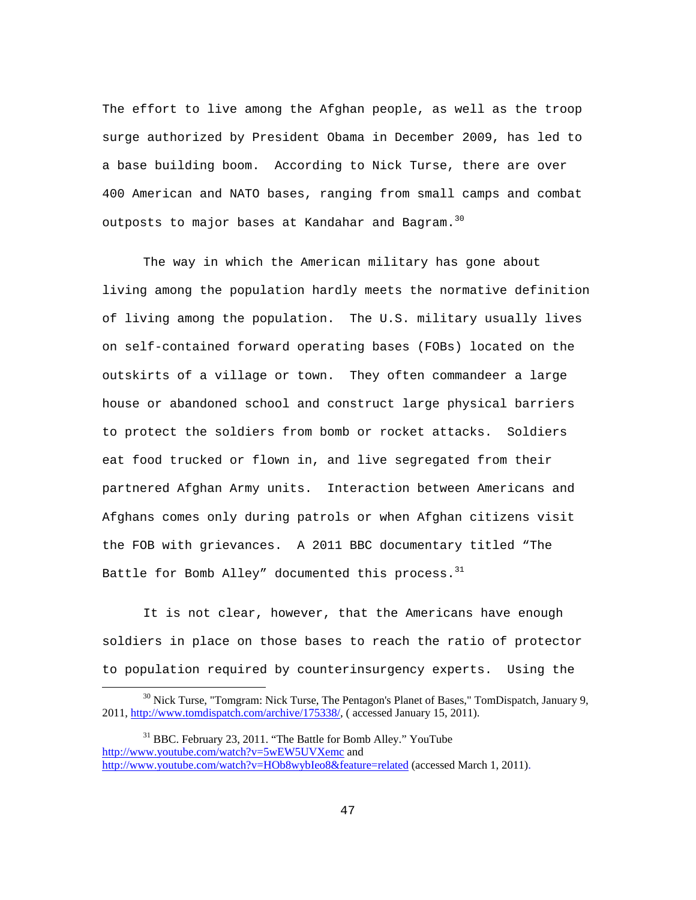The effort to live among the Afghan people, as well as the troop surge authorized by President Obama in December 2009, has led to a base building boom. According to Nick Turse, there are over 400 American and NATO bases, ranging from small camps and combat outposts to major bases at Kandahar and Bagram.[30]

The way in which the American military has gone about living among the population hardly meets the normative definition of living among the population. The U.S. military usually lives on self-contained forward operating bases (FOBs) located on the outskirts of a village or town. They often commandeer a large house or abandoned school and construct large physical barriers to protect the soldiers from bomb or rocket attacks. Soldiers eat food trucked or flown in, and live segregated from their partnered Afghan Army units. Interaction between Americans and Afghans comes only during patrols or when Afghan citizens visit the FOB with grievances. A 2011 BBC documentary titled "The Battle for Bomb Alley" documented this process.[31]

It is not clear, however, that the Americans have enough soldiers in place on those bases to reach the ratio of protector to population required by counterinsurgency experts. Using the

---

[30] Nick Turse, "Tomgram: Nick Turse, The Pentagon's Planet of Bases," TomDispatch, January 9, 2011, http://www.tomdispatch.com/archive/175338/, ( accessed January 15, 2011).

[31] BBC. February 23, 2011. "The Battle for Bomb Alley." YouTube http://www.youtube.com/watch?v=5wEW5UVXemc and http://www.youtube.com/watch?v=HOb8wybIeo8&feature=related (accessed March 1, 2011).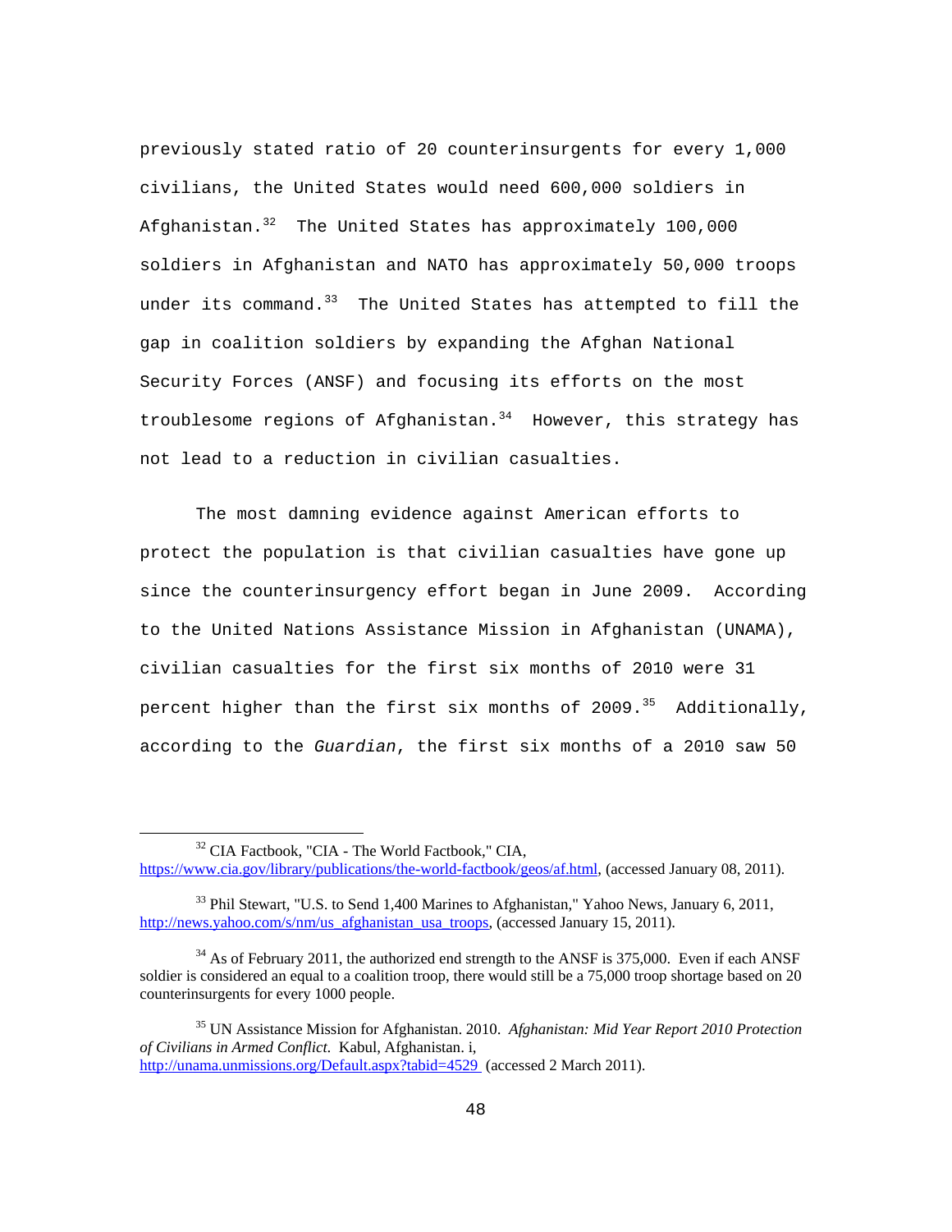previously stated ratio of 20 counterinsurgents for every 1,000 civilians, the United States would need 600,000 soldiers in Afghanistan.[32] The United States has approximately 100,000 soldiers in Afghanistan and NATO has approximately 50,000 troops under its command.[33] The United States has attempted to fill the gap in coalition soldiers by expanding the Afghan National Security Forces (ANSF) and focusing its efforts on the most troublesome regions of Afghanistan.[34] However, this strategy has not lead to a reduction in civilian casualties.

The most damning evidence against American efforts to protect the population is that civilian casualties have gone up since the counterinsurgency effort began in June 2009. According to the United Nations Assistance Mission in Afghanistan (UNAMA), civilian casualties for the first six months of 2010 were 31 percent higher than the first six months of 2009.[35] Additionally, according to the *Guardian*, the first six months of a 2010 saw 50

---

[32] CIA Factbook, "CIA - The World Factbook," CIA, https://www.cia.gov/library/publications/the-world-factbook/geos/af.html, (accessed January 08, 2011).

[33] Phil Stewart, "U.S. to Send 1,400 Marines to Afghanistan," Yahoo News, January 6, 2011, http://news.yahoo.com/s/nm/us_afghanistan_usa_troops, (accessed January 15, 2011).

[34] As of February 2011, the authorized end strength to the ANSF is 375,000. Even if each ANSF soldier is considered an equal to a coalition troop, there would still be a 75,000 troop shortage based on 20 counterinsurgents for every 1000 people.

[35] UN Assistance Mission for Afghanistan. 2010. *Afghanistan: Mid Year Report 2010 Protection of Civilians in Armed Conflict*. Kabul, Afghanistan. i, http://unama.unmissions.org/Default.aspx?tabid=4529 (accessed 2 March 2011).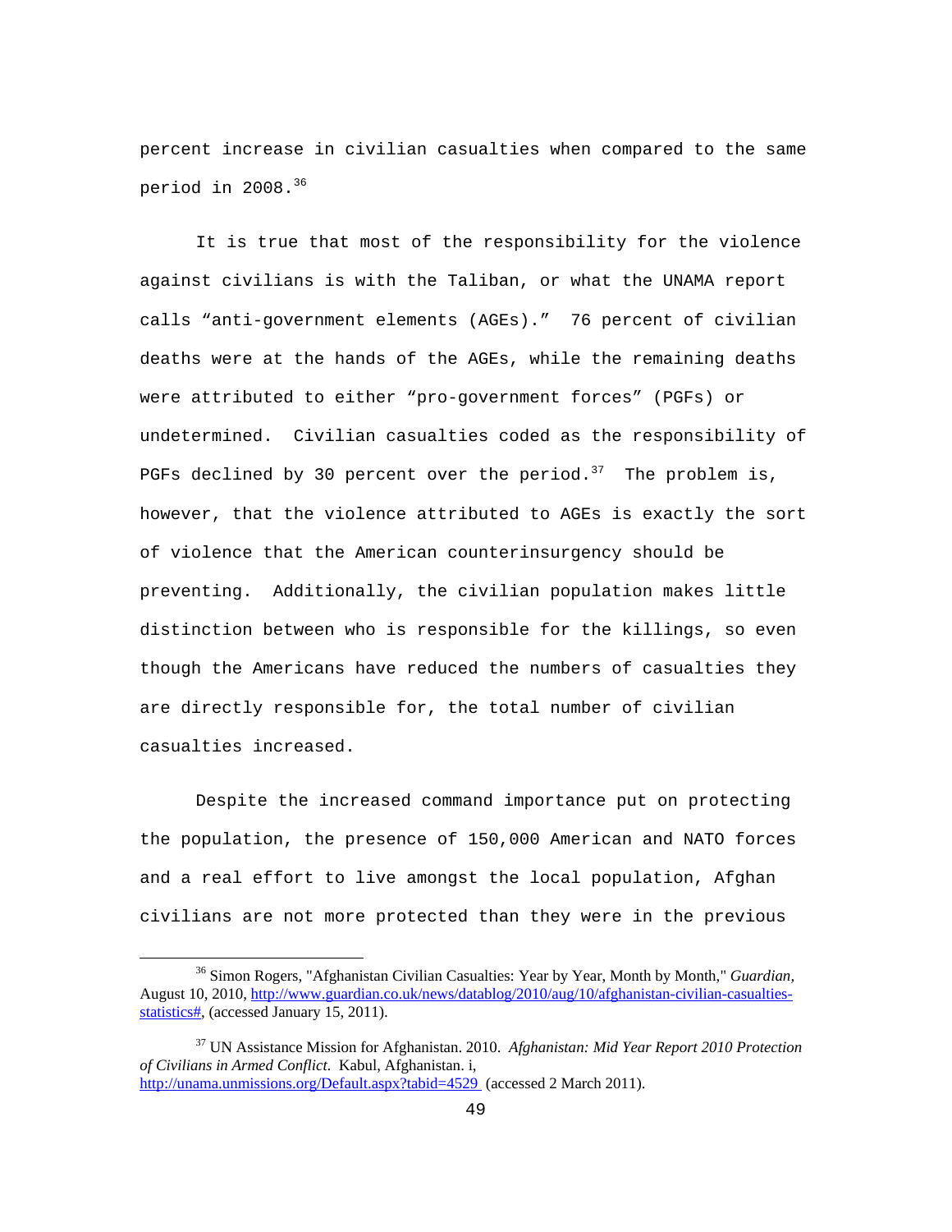percent increase in civilian casualties when compared to the same period in 2008.[36]

It is true that most of the responsibility for the violence against civilians is with the Taliban, or what the UNAMA report calls "anti-government elements (AGEs)." 76 percent of civilian deaths were at the hands of the AGEs, while the remaining deaths were attributed to either "pro-government forces" (PGFs) or undetermined. Civilian casualties coded as the responsibility of PGFs declined by 30 percent over the period.[37] The problem is, however, that the violence attributed to AGEs is exactly the sort of violence that the American counterinsurgency should be preventing. Additionally, the civilian population makes little distinction between who is responsible for the killings, so even though the Americans have reduced the numbers of casualties they are directly responsible for, the total number of civilian casualties increased.

Despite the increased command importance put on protecting the population, the presence of 150,000 American and NATO forces and a real effort to live amongst the local population, Afghan civilians are not more protected than they were in the previous

---

[36] Simon Rogers, "Afghanistan Civilian Casualties: Year by Year, Month by Month," *Guardian,* August 10, 2010, http://www.guardian.co.uk/news/datablog/2010/aug/10/afghanistan-civilian-casualties-statistics#, (accessed January 15, 2011).

[37] UN Assistance Mission for Afghanistan. 2010. *Afghanistan: Mid Year Report 2010 Protection of Civilians in Armed Conflict.* Kabul, Afghanistan. i, http://unama.unmissions.org/Default.aspx?tabid=4529 (accessed 2 March 2011).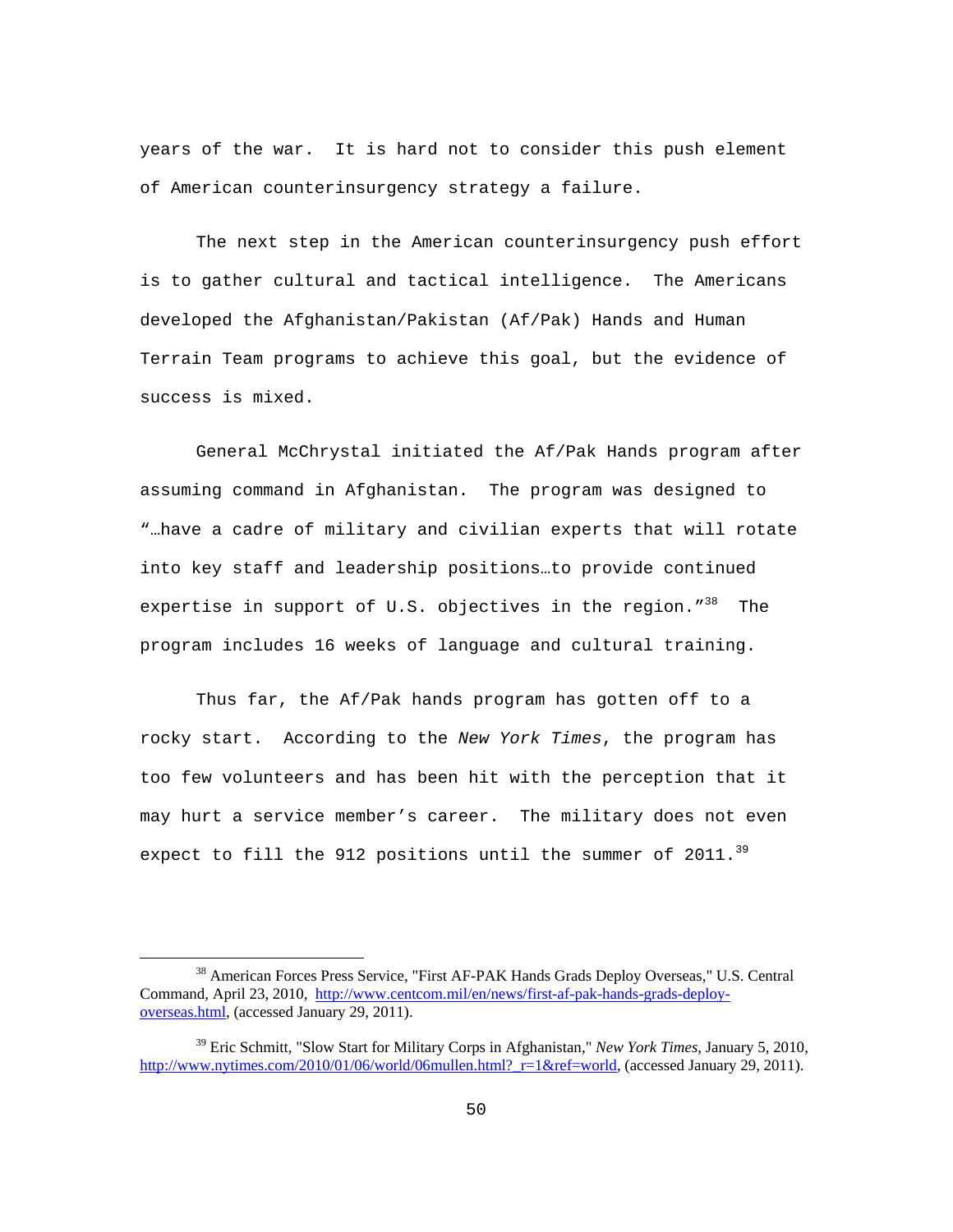years of the war. It is hard not to consider this push element of American counterinsurgency strategy a failure.

The next step in the American counterinsurgency push effort is to gather cultural and tactical intelligence. The Americans developed the Afghanistan/Pakistan (Af/Pak) Hands and Human Terrain Team programs to achieve this goal, but the evidence of success is mixed.

General McChrystal initiated the Af/Pak Hands program after assuming command in Afghanistan. The program was designed to "…have a cadre of military and civilian experts that will rotate into key staff and leadership positions…to provide continued expertise in support of U.S. objectives in the region."[38] The program includes 16 weeks of language and cultural training.

Thus far, the Af/Pak hands program has gotten off to a rocky start. According to the *New York Times*, the program has too few volunteers and has been hit with the perception that it may hurt a service member's career. The military does not even expect to fill the 912 positions until the summer of 2011.[39]

---

[38] American Forces Press Service, "First AF-PAK Hands Grads Deploy Overseas," U.S. Central Command, April 23, 2010, http://www.centcom.mil/en/news/first-af-pak-hands-grads-deploy-overseas.html, (accessed January 29, 2011).

[39] Eric Schmitt, "Slow Start for Military Corps in Afghanistan," *New York Times*, January 5, 2010, http://www.nytimes.com/2010/01/06/world/06mullen.html?_r=1&ref=world, (accessed January 29, 2011).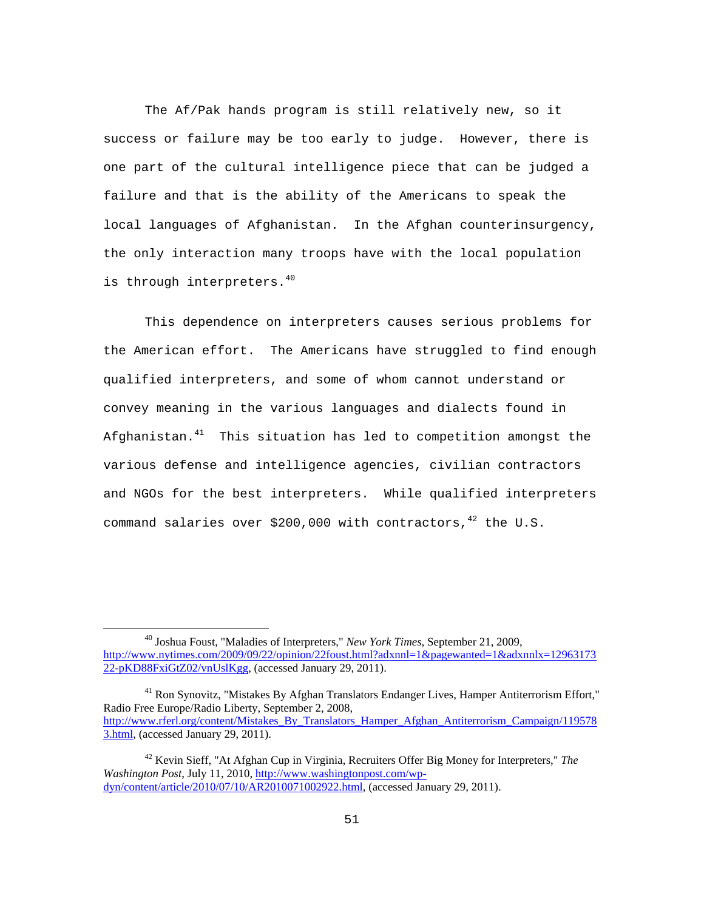The Af/Pak hands program is still relatively new, so it success or failure may be too early to judge. However, there is one part of the cultural intelligence piece that can be judged a failure and that is the ability of the Americans to speak the local languages of Afghanistan. In the Afghan counterinsurgency, the only interaction many troops have with the local population is through interpreters.[40]

This dependence on interpreters causes serious problems for the American effort. The Americans have struggled to find enough qualified interpreters, and some of whom cannot understand or convey meaning in the various languages and dialects found in Afghanistan.[41] This situation has led to competition amongst the various defense and intelligence agencies, civilian contractors and NGOs for the best interpreters. While qualified interpreters command salaries over $200,000 with contractors,[42] the U.S.

---

[40] Joshua Foust, "Maladies of Interpreters," *New York Times*, September 21, 2009, http://www.nytimes.com/2009/09/22/opinion/22foust.html?adxnnl=1&pagewanted=1&adxnnlx=1296317322-pKD88FxiGtZ02/vnUslKgg, (accessed January 29, 2011).

[41] Ron Synovitz, "Mistakes By Afghan Translators Endanger Lives, Hamper Antiterrorism Effort," Radio Free Europe/Radio Liberty, September 2, 2008, http://www.rferl.org/content/Mistakes_By_Translators_Hamper_Afghan_Antiterrorism_Campaign/1195783.html, (accessed January 29, 2011).

[42] Kevin Sieff, "At Afghan Cup in Virginia, Recruiters Offer Big Money for Interpreters," *The Washington Post*, July 11, 2010, http://www.washingtonpost.com/wp-dyn/content/article/2010/07/10/AR2010071002922.html, (accessed January 29, 2011).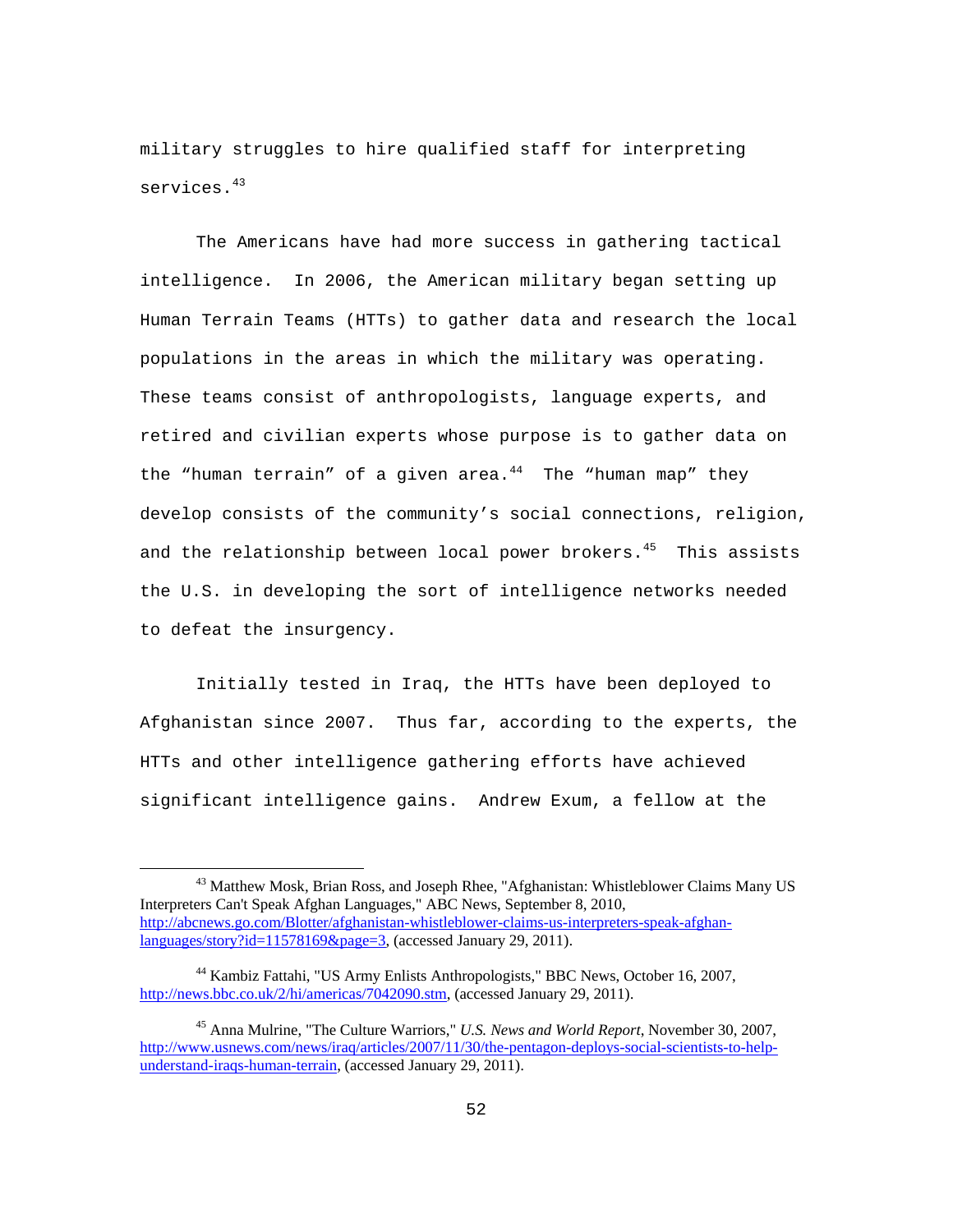military struggles to hire qualified staff for interpreting services.[43]

The Americans have had more success in gathering tactical intelligence. In 2006, the American military began setting up Human Terrain Teams (HTTs) to gather data and research the local populations in the areas in which the military was operating. These teams consist of anthropologists, language experts, and retired and civilian experts whose purpose is to gather data on the "human terrain" of a given area.[44] The "human map" they develop consists of the community's social connections, religion, and the relationship between local power brokers.[45] This assists the U.S. in developing the sort of intelligence networks needed to defeat the insurgency.

Initially tested in Iraq, the HTTs have been deployed to Afghanistan since 2007. Thus far, according to the experts, the HTTs and other intelligence gathering efforts have achieved significant intelligence gains. Andrew Exum, a fellow at the

---

[43] Matthew Mosk, Brian Ross, and Joseph Rhee, "Afghanistan: Whistleblower Claims Many US Interpreters Can't Speak Afghan Languages," ABC News, September 8, 2010, http://abcnews.go.com/Blotter/afghanistan-whistleblower-claims-us-interpreters-speak-afghan-languages/story?id=11578169&page=3, (accessed January 29, 2011).

[44] Kambiz Fattahi, "US Army Enlists Anthropologists," BBC News, October 16, 2007, http://news.bbc.co.uk/2/hi/americas/7042090.stm, (accessed January 29, 2011).

[45] Anna Mulrine, "The Culture Warriors," *U.S. News and World Report*, November 30, 2007, http://www.usnews.com/news/iraq/articles/2007/11/30/the-pentagon-deploys-social-scientists-to-help-understand-iraqs-human-terrain, (accessed January 29, 2011).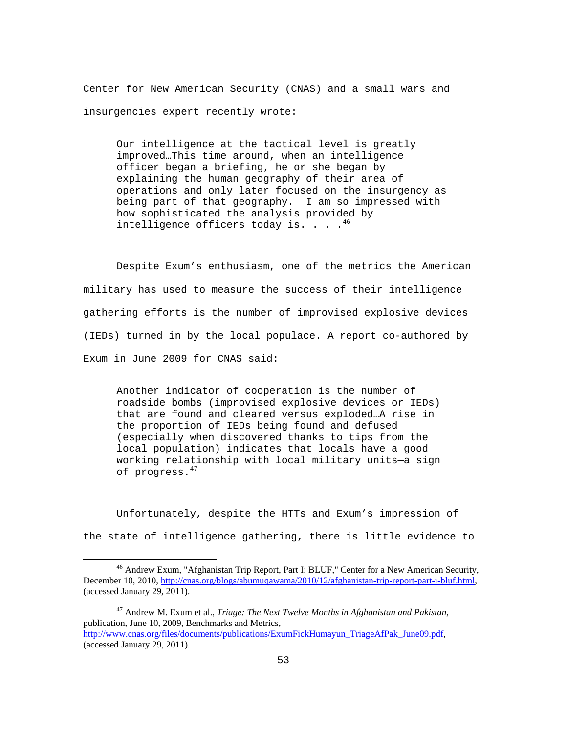Center for New American Security (CNAS) and a small wars and insurgencies expert recently wrote:

> Our intelligence at the tactical level is greatly improved…This time around, when an intelligence officer began a briefing, he or she began by explaining the human geography of their area of operations and only later focused on the insurgency as being part of that geography. I am so impressed with how sophisticated the analysis provided by intelligence officers today is. . . .[46]

Despite Exum's enthusiasm, one of the metrics the American military has used to measure the success of their intelligence gathering efforts is the number of improvised explosive devices (IEDs) turned in by the local populace. A report co-authored by Exum in June 2009 for CNAS said:

> Another indicator of cooperation is the number of roadside bombs (improvised explosive devices or IEDs) that are found and cleared versus exploded…A rise in the proportion of IEDs being found and defused (especially when discovered thanks to tips from the local population) indicates that locals have a good working relationship with local military units—a sign of progress.[47]

Unfortunately, despite the HTTs and Exum's impression of the state of intelligence gathering, there is little evidence to

---

[46] Andrew Exum, "Afghanistan Trip Report, Part I: BLUF," Center for a New American Security, December 10, 2010, http://cnas.org/blogs/abumuqawama/2010/12/afghanistan-trip-report-part-i-bluf.html, (accessed January 29, 2011).

[47] Andrew M. Exum et al., *Triage: The Next Twelve Months in Afghanistan and Pakistan*, publication, June 10, 2009, Benchmarks and Metrics, http://www.cnas.org/files/documents/publications/ExumFickHumayun_TriageAfPak_June09.pdf, (accessed January 29, 2011).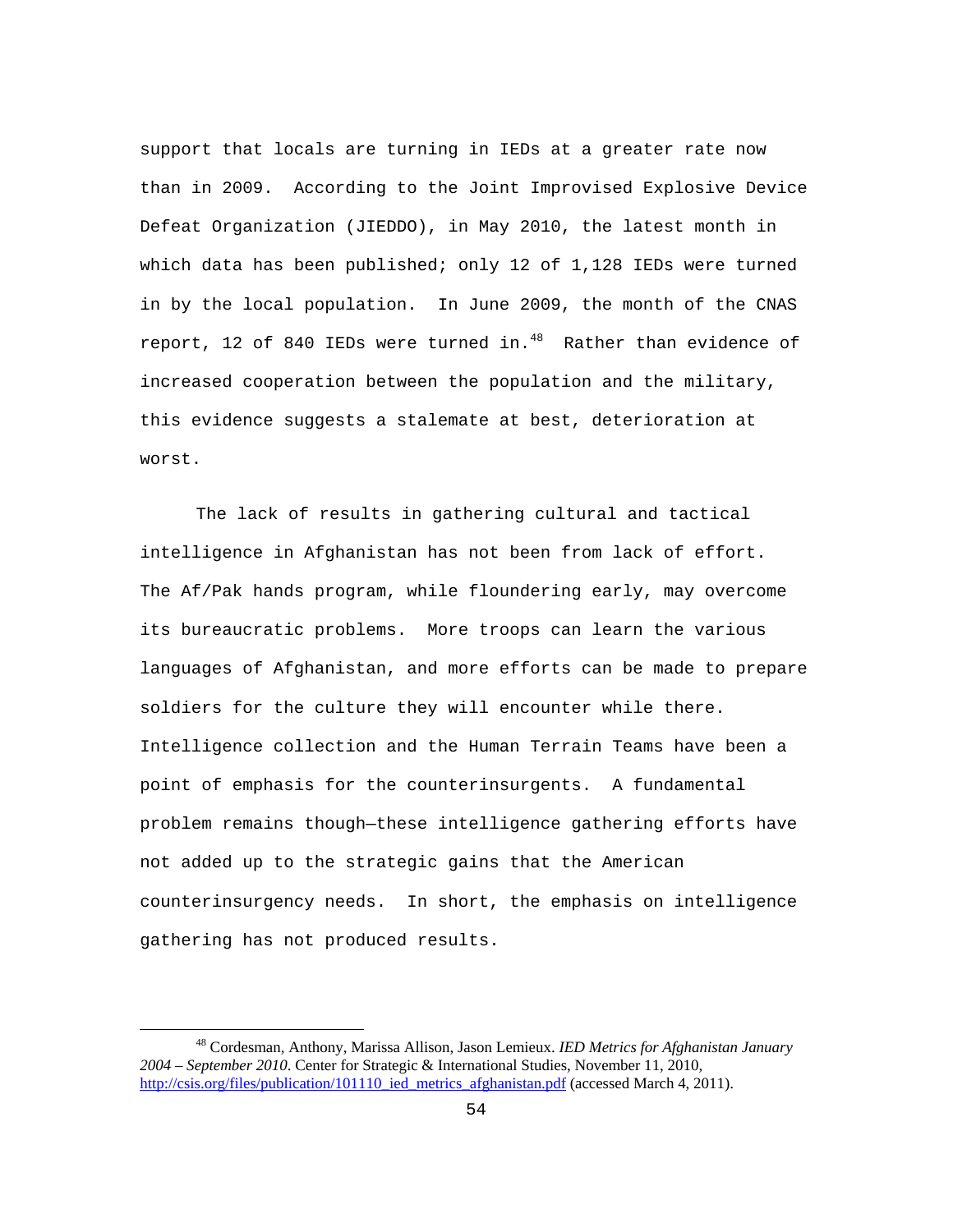support that locals are turning in IEDs at a greater rate now than in 2009. According to the Joint Improvised Explosive Device Defeat Organization (JIEDDO), in May 2010, the latest month in which data has been published; only 12 of 1,128 IEDs were turned in by the local population. In June 2009, the month of the CNAS report, 12 of 840 IEDs were turned in.[48] Rather than evidence of increased cooperation between the population and the military, this evidence suggests a stalemate at best, deterioration at worst.

The lack of results in gathering cultural and tactical intelligence in Afghanistan has not been from lack of effort. The Af/Pak hands program, while floundering early, may overcome its bureaucratic problems. More troops can learn the various languages of Afghanistan, and more efforts can be made to prepare soldiers for the culture they will encounter while there. Intelligence collection and the Human Terrain Teams have been a point of emphasis for the counterinsurgents. A fundamental problem remains though—these intelligence gathering efforts have not added up to the strategic gains that the American counterinsurgency needs. In short, the emphasis on intelligence gathering has not produced results.

---

[48] Cordesman, Anthony, Marissa Allison, Jason Lemieux. *IED Metrics for Afghanistan January 2004 – September 2010*. Center for Strategic & International Studies, November 11, 2010, http://csis.org/files/publication/101110_ied_metrics_afghanistan.pdf (accessed March 4, 2011).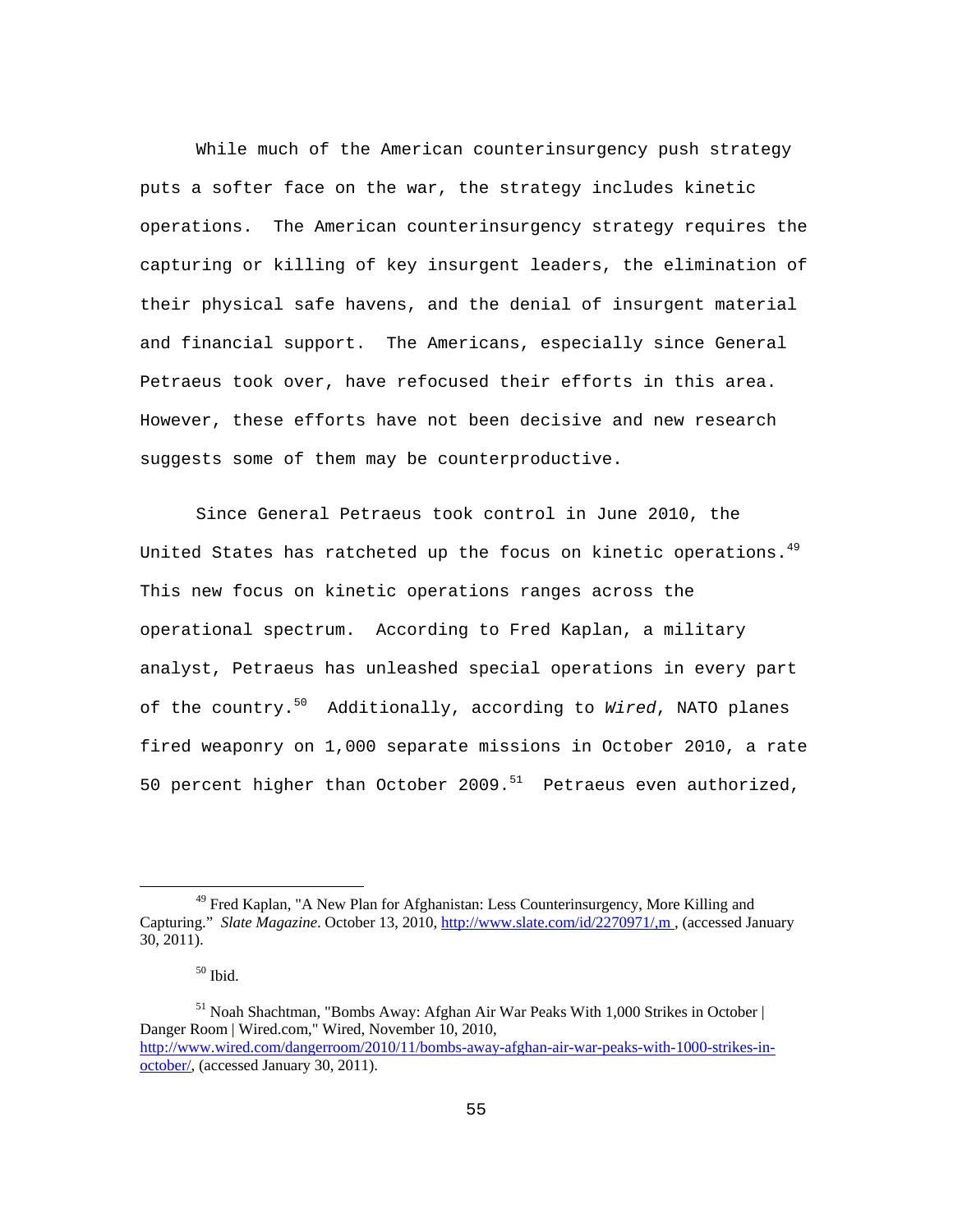While much of the American counterinsurgency push strategy puts a softer face on the war, the strategy includes kinetic operations. The American counterinsurgency strategy requires the capturing or killing of key insurgent leaders, the elimination of their physical safe havens, and the denial of insurgent material and financial support. The Americans, especially since General Petraeus took over, have refocused their efforts in this area. However, these efforts have not been decisive and new research suggests some of them may be counterproductive.

Since General Petraeus took control in June 2010, the United States has ratcheted up the focus on kinetic operations.[49] This new focus on kinetic operations ranges across the operational spectrum. According to Fred Kaplan, a military analyst, Petraeus has unleashed special operations in every part of the country.[50] Additionally, according to *Wired*, NATO planes fired weaponry on 1,000 separate missions in October 2010, a rate 50 percent higher than October 2009.[51] Petraeus even authorized,

---

[49] Fred Kaplan, "A New Plan for Afghanistan: Less Counterinsurgency, More Killing and Capturing." *Slate Magazine*. October 13, 2010, http://www.slate.com/id/2270971/,m , (accessed January 30, 2011).

[50] Ibid.

[51] Noah Shachtman, "Bombs Away: Afghan Air War Peaks With 1,000 Strikes in October | Danger Room | Wired.com," Wired, November 10, 2010, http://www.wired.com/dangerroom/2010/11/bombs-away-afghan-air-war-peaks-with-1000-strikes-in-october/, (accessed January 30, 2011).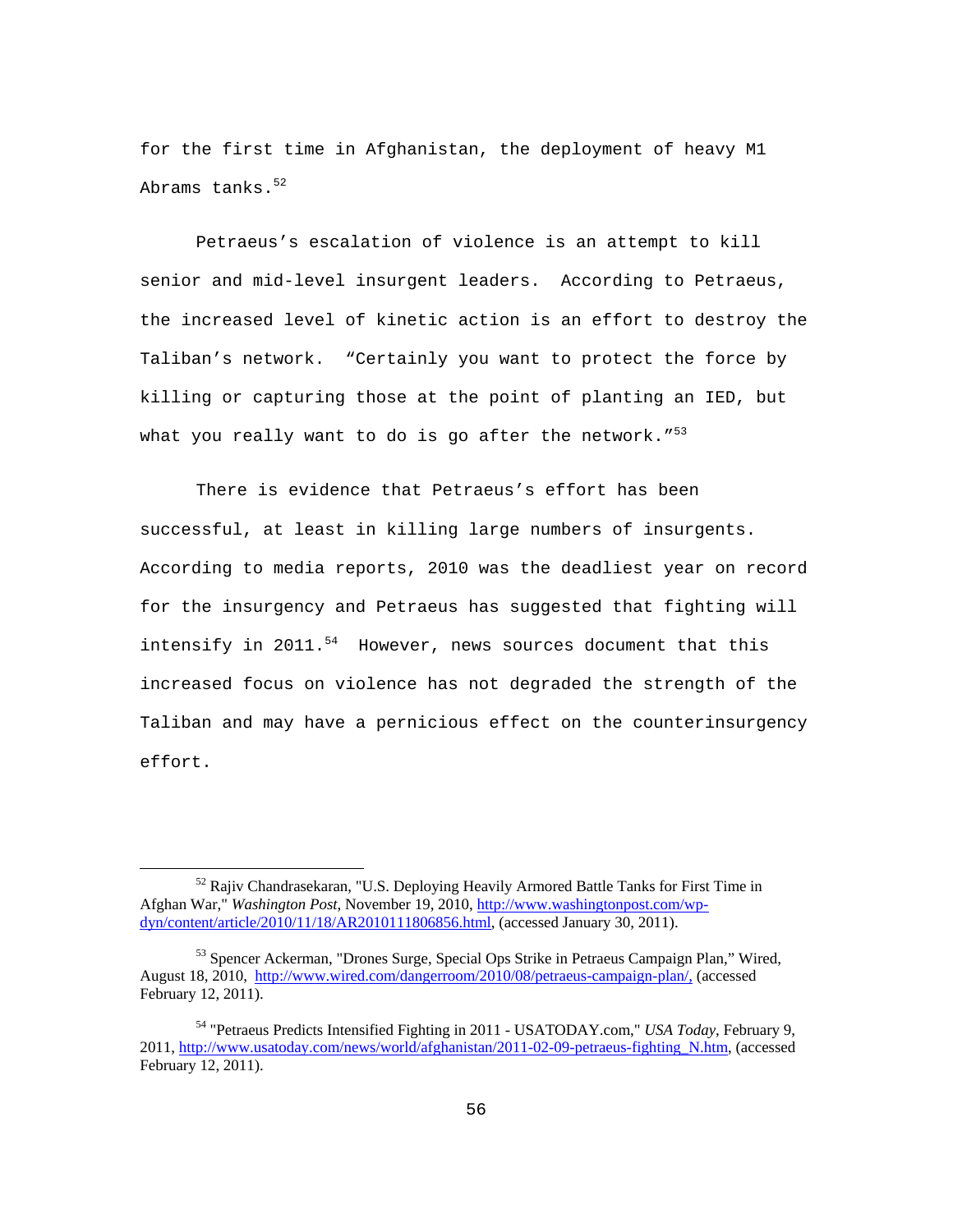for the first time in Afghanistan, the deployment of heavy M1 Abrams tanks.[52]

Petraeus's escalation of violence is an attempt to kill senior and mid-level insurgent leaders. According to Petraeus, the increased level of kinetic action is an effort to destroy the Taliban's network. "Certainly you want to protect the force by killing or capturing those at the point of planting an IED, but what you really want to do is go after the network."[53]

There is evidence that Petraeus's effort has been successful, at least in killing large numbers of insurgents. According to media reports, 2010 was the deadliest year on record for the insurgency and Petraeus has suggested that fighting will intensify in 2011.[54] However, news sources document that this increased focus on violence has not degraded the strength of the Taliban and may have a pernicious effect on the counterinsurgency effort.

---

[52] Rajiv Chandrasekaran, "U.S. Deploying Heavily Armored Battle Tanks for First Time in Afghan War," *Washington Post*, November 19, 2010, http://www.washingtonpost.com/wp-dyn/content/article/2010/11/18/AR2010111806856.html, (accessed January 30, 2011).

[53] Spencer Ackerman, "Drones Surge, Special Ops Strike in Petraeus Campaign Plan," Wired, August 18, 2010, http://www.wired.com/dangerroom/2010/08/petraeus-campaign-plan/, (accessed February 12, 2011).

[54] "Petraeus Predicts Intensified Fighting in 2011 - USATODAY.com," *USA Today*, February 9, 2011, http://www.usatoday.com/news/world/afghanistan/2011-02-09-petraeus-fighting_N.htm, (accessed February 12, 2011).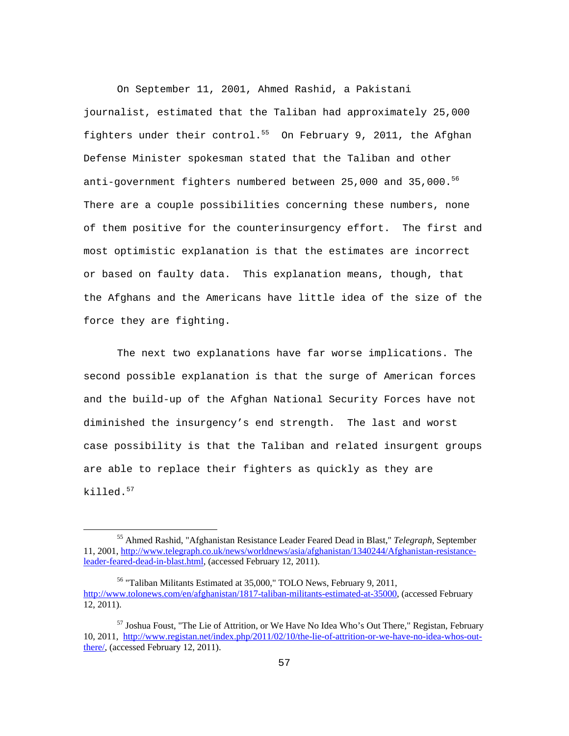On September 11, 2001, Ahmed Rashid, a Pakistani journalist, estimated that the Taliban had approximately 25,000 fighters under their control.[55] On February 9, 2011, the Afghan Defense Minister spokesman stated that the Taliban and other anti-government fighters numbered between 25,000 and 35,000.[56] There are a couple possibilities concerning these numbers, none of them positive for the counterinsurgency effort. The first and most optimistic explanation is that the estimates are incorrect or based on faulty data. This explanation means, though, that the Afghans and the Americans have little idea of the size of the force they are fighting.

The next two explanations have far worse implications. The second possible explanation is that the surge of American forces and the build-up of the Afghan National Security Forces have not diminished the insurgency's end strength. The last and worst case possibility is that the Taliban and related insurgent groups are able to replace their fighters as quickly as they are killed.[57]

---

[55] Ahmed Rashid, "Afghanistan Resistance Leader Feared Dead in Blast," *Telegraph*, September 11, 2001, http://www.telegraph.co.uk/news/worldnews/asia/afghanistan/1340244/Afghanistan-resistance-leader-feared-dead-in-blast.html, (accessed February 12, 2011).

[56] "Taliban Militants Estimated at 35,000," TOLO News, February 9, 2011, http://www.tolonews.com/en/afghanistan/1817-taliban-militants-estimated-at-35000, (accessed February 12, 2011).

[57] Joshua Foust, "The Lie of Attrition, or We Have No Idea Who's Out There," Registan, February 10, 2011, http://www.registan.net/index.php/2011/02/10/the-lie-of-attrition-or-we-have-no-idea-whos-out-there/, (accessed February 12, 2011).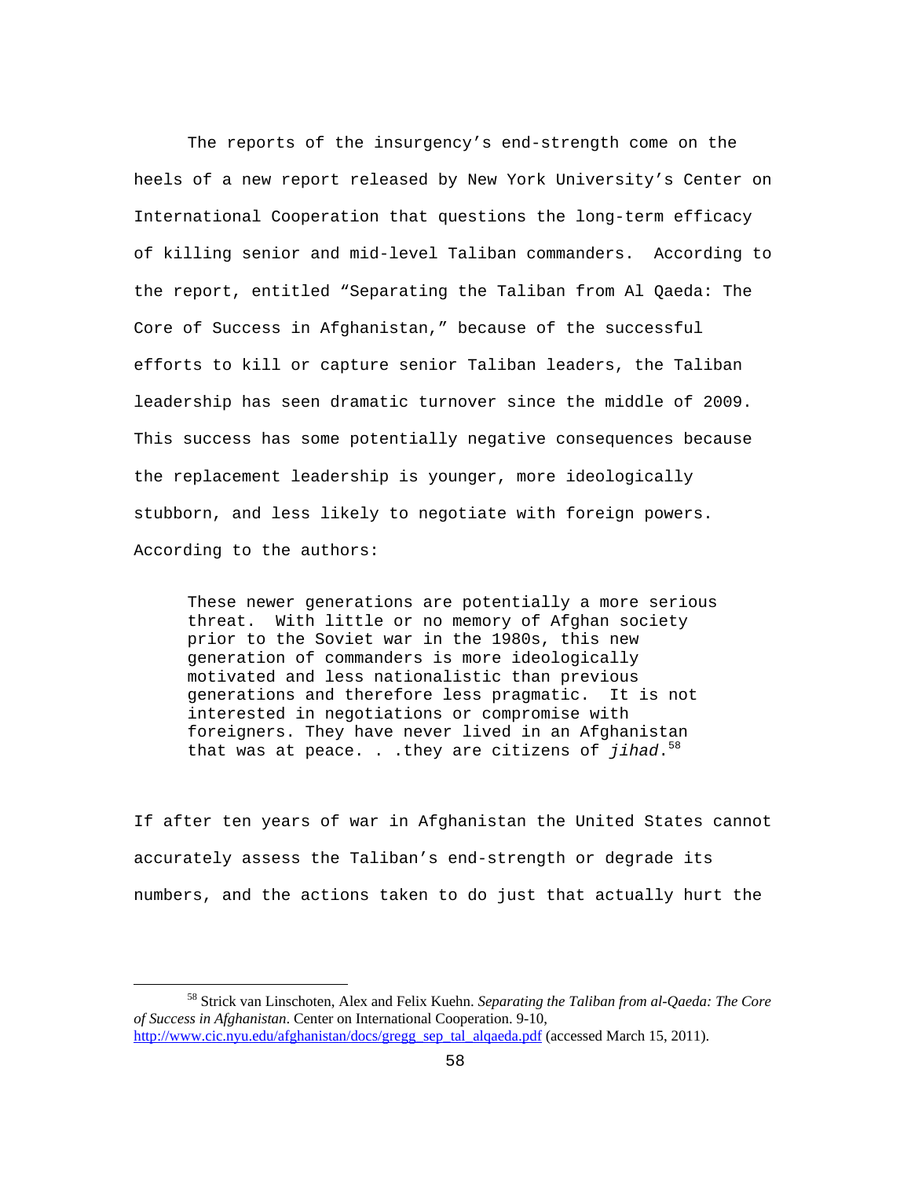The reports of the insurgency's end-strength come on the heels of a new report released by New York University's Center on International Cooperation that questions the long-term efficacy of killing senior and mid-level Taliban commanders. According to the report, entitled "Separating the Taliban from Al Qaeda: The Core of Success in Afghanistan," because of the successful efforts to kill or capture senior Taliban leaders, the Taliban leadership has seen dramatic turnover since the middle of 2009. This success has some potentially negative consequences because the replacement leadership is younger, more ideologically stubborn, and less likely to negotiate with foreign powers. According to the authors:

> These newer generations are potentially a more serious threat. With little or no memory of Afghan society prior to the Soviet war in the 1980s, this new generation of commanders is more ideologically motivated and less nationalistic than previous generations and therefore less pragmatic. It is not interested in negotiations or compromise with foreigners. They have never lived in an Afghanistan that was at peace. . .they are citizens of *jihad*.[58]

If after ten years of war in Afghanistan the United States cannot accurately assess the Taliban's end-strength or degrade its numbers, and the actions taken to do just that actually hurt the

---

[58] Strick van Linschoten, Alex and Felix Kuehn. *Separating the Taliban from al-Qaeda: The Core of Success in Afghanistan*. Center on International Cooperation. 9-10, http://www.cic.nyu.edu/afghanistan/docs/gregg_sep_tal_alqaeda.pdf (accessed March 15, 2011).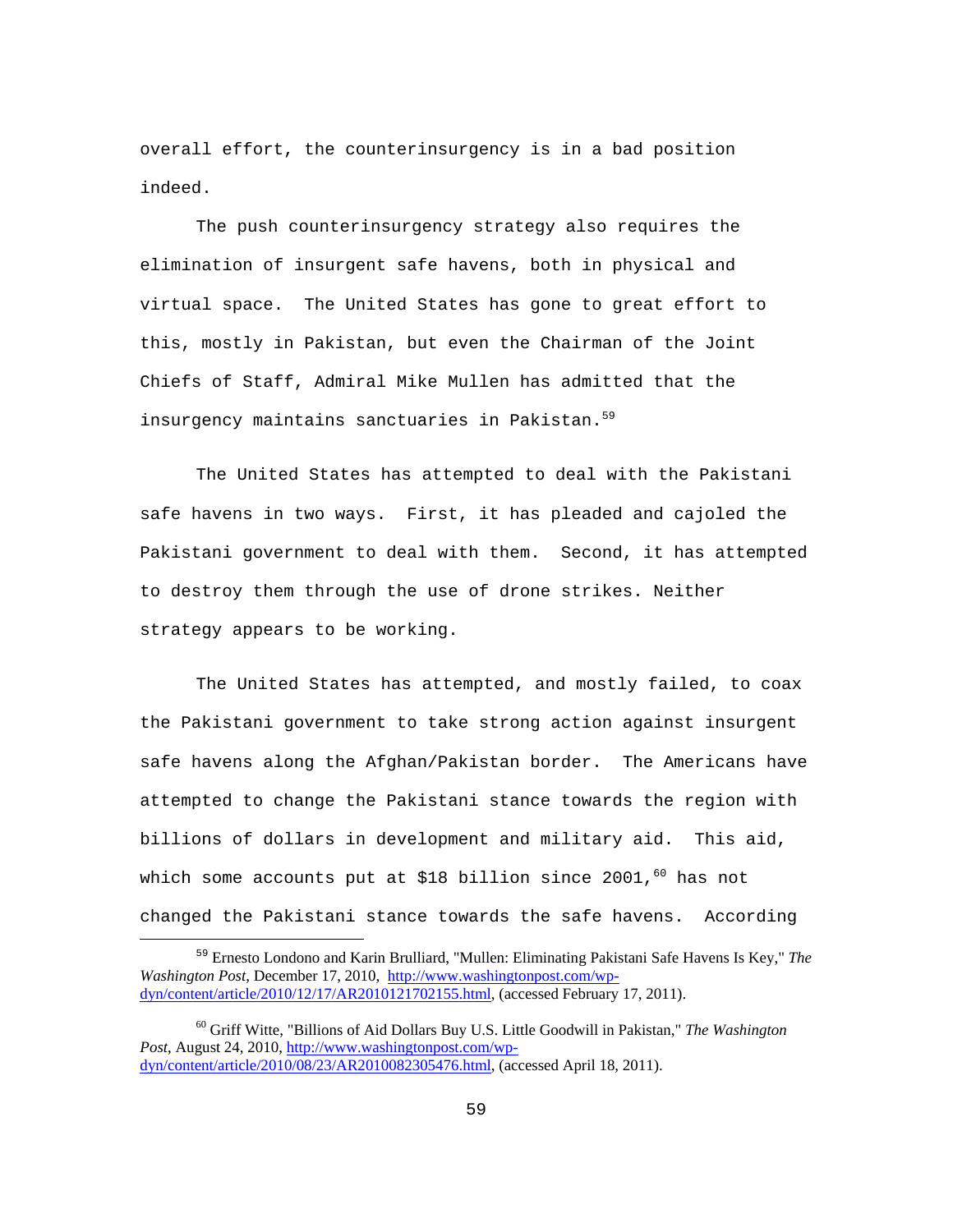overall effort, the counterinsurgency is in a bad position indeed.

The push counterinsurgency strategy also requires the elimination of insurgent safe havens, both in physical and virtual space. The United States has gone to great effort to this, mostly in Pakistan, but even the Chairman of the Joint Chiefs of Staff, Admiral Mike Mullen has admitted that the insurgency maintains sanctuaries in Pakistan.[59]

The United States has attempted to deal with the Pakistani safe havens in two ways. First, it has pleaded and cajoled the Pakistani government to deal with them. Second, it has attempted to destroy them through the use of drone strikes. Neither strategy appears to be working.

The United States has attempted, and mostly failed, to coax the Pakistani government to take strong action against insurgent safe havens along the Afghan/Pakistan border. The Americans have attempted to change the Pakistani stance towards the region with billions of dollars in development and military aid. This aid, which some accounts put at $18 billion since 2001,[60] has not changed the Pakistani stance towards the safe havens. According

---

[59] Ernesto Londono and Karin Brulliard, "Mullen: Eliminating Pakistani Safe Havens Is Key," *The Washington Post*, December 17, 2010, http://www.washingtonpost.com/wp-dyn/content/article/2010/12/17/AR2010121702155.html, (accessed February 17, 2011).

[60] Griff Witte, "Billions of Aid Dollars Buy U.S. Little Goodwill in Pakistan," *The Washington Post*, August 24, 2010, http://www.washingtonpost.com/wp-dyn/content/article/2010/08/23/AR2010082305476.html, (accessed April 18, 2011).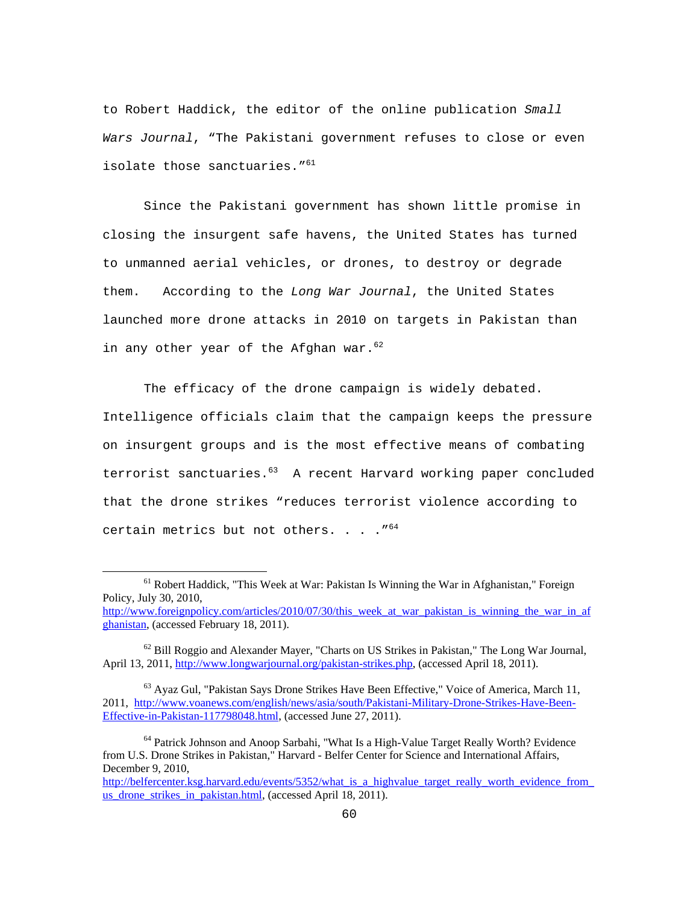to Robert Haddick, the editor of the online publication *Small Wars Journal*, "The Pakistani government refuses to close or even isolate those sanctuaries."[61]

Since the Pakistani government has shown little promise in closing the insurgent safe havens, the United States has turned to unmanned aerial vehicles, or drones, to destroy or degrade them. According to the *Long War Journal*, the United States launched more drone attacks in 2010 on targets in Pakistan than in any other year of the Afghan war.[62]

The efficacy of the drone campaign is widely debated. Intelligence officials claim that the campaign keeps the pressure on insurgent groups and is the most effective means of combating terrorist sanctuaries.[63] A recent Harvard working paper concluded that the drone strikes "reduces terrorist violence according to certain metrics but not others. . . ."[64]

---

[61] Robert Haddick, "This Week at War: Pakistan Is Winning the War in Afghanistan," Foreign Policy, July 30, 2010, http://www.foreignpolicy.com/articles/2010/07/30/this_week_at_war_pakistan_is_winning_the_war_in_afghanistan, (accessed February 18, 2011).

[62] Bill Roggio and Alexander Mayer, "Charts on US Strikes in Pakistan," The Long War Journal, April 13, 2011, http://www.longwarjournal.org/pakistan-strikes.php, (accessed April 18, 2011).

[63] Ayaz Gul, "Pakistan Says Drone Strikes Have Been Effective," Voice of America, March 11, 2011, http://www.voanews.com/english/news/asia/south/Pakistani-Military-Drone-Strikes-Have-Been-Effective-in-Pakistan-117798048.html, (accessed June 27, 2011).

[64] Patrick Johnson and Anoop Sarbahi, "What Is a High-Value Target Really Worth? Evidence from U.S. Drone Strikes in Pakistan," Harvard - Belfer Center for Science and International Affairs, December 9, 2010, http://belfercenter.ksg.harvard.edu/events/5352/what_is_a_highvalue_target_really_worth_evidence_from_us_drone_strikes_in_pakistan.html, (accessed April 18, 2011).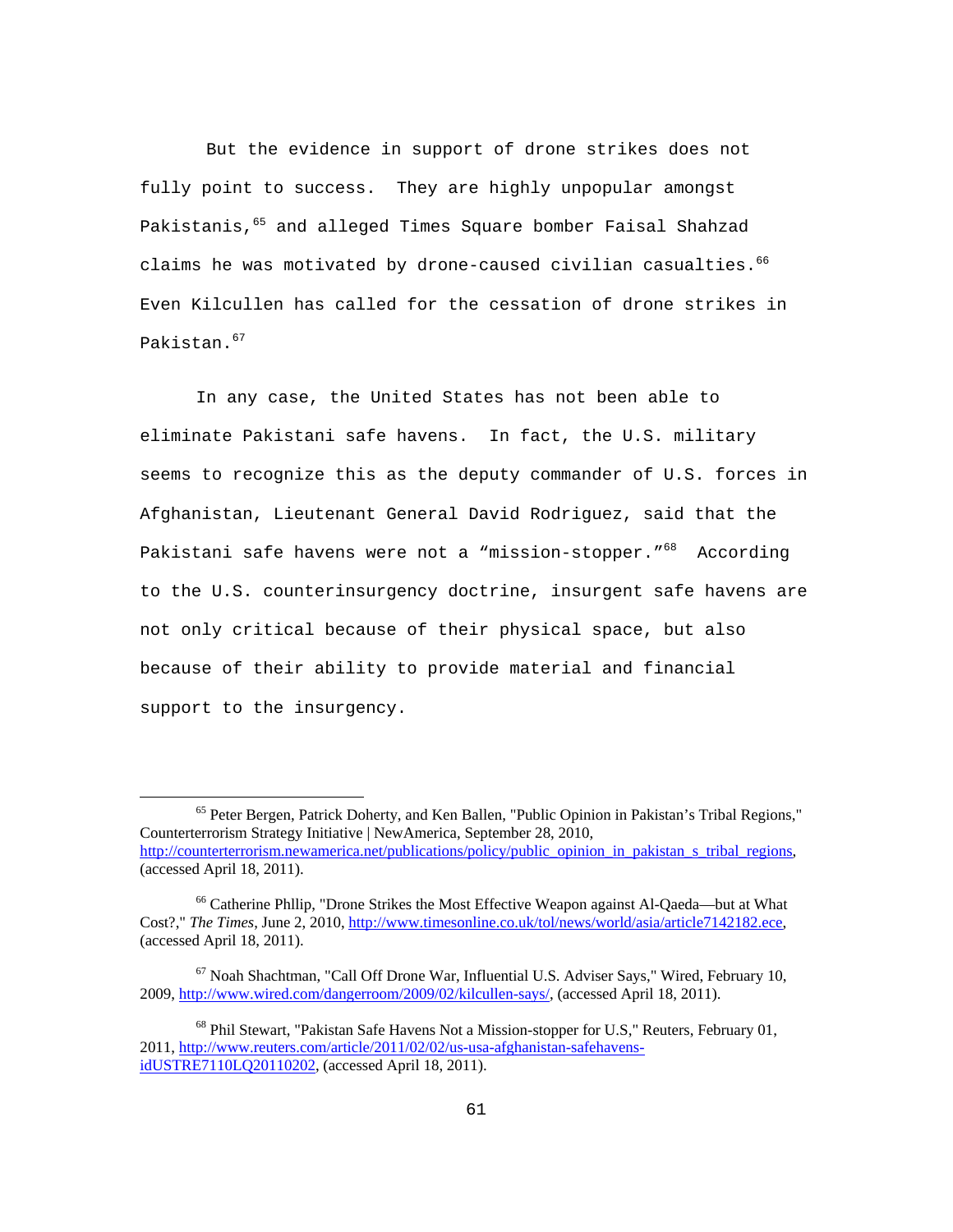But the evidence in support of drone strikes does not fully point to success. They are highly unpopular amongst Pakistanis,[65] and alleged Times Square bomber Faisal Shahzad claims he was motivated by drone-caused civilian casualties.[66] Even Kilcullen has called for the cessation of drone strikes in Pakistan.[67]

In any case, the United States has not been able to eliminate Pakistani safe havens. In fact, the U.S. military seems to recognize this as the deputy commander of U.S. forces in Afghanistan, Lieutenant General David Rodriguez, said that the Pakistani safe havens were not a "mission-stopper."[68] According to the U.S. counterinsurgency doctrine, insurgent safe havens are not only critical because of their physical space, but also because of their ability to provide material and financial support to the insurgency.

---

[65] Peter Bergen, Patrick Doherty, and Ken Ballen, "Public Opinion in Pakistan's Tribal Regions," Counterterrorism Strategy Initiative | NewAmerica, September 28, 2010, http://counterterrorism.newamerica.net/publications/policy/public_opinion_in_pakistan_s_tribal_regions, (accessed April 18, 2011).

[66] Catherine Phllip, "Drone Strikes the Most Effective Weapon against Al-Qaeda—but at What Cost?," *The Times*, June 2, 2010, http://www.timesonline.co.uk/tol/news/world/asia/article7142182.ece, (accessed April 18, 2011).

[67] Noah Shachtman, "Call Off Drone War, Influential U.S. Adviser Says," Wired, February 10, 2009, http://www.wired.com/dangerroom/2009/02/kilcullen-says/, (accessed April 18, 2011).

[68] Phil Stewart, "Pakistan Safe Havens Not a Mission-stopper for U.S," Reuters, February 01, 2011, http://www.reuters.com/article/2011/02/02/us-usa-afghanistan-safehavens-idUSTRE7110LQ20110202, (accessed April 18, 2011).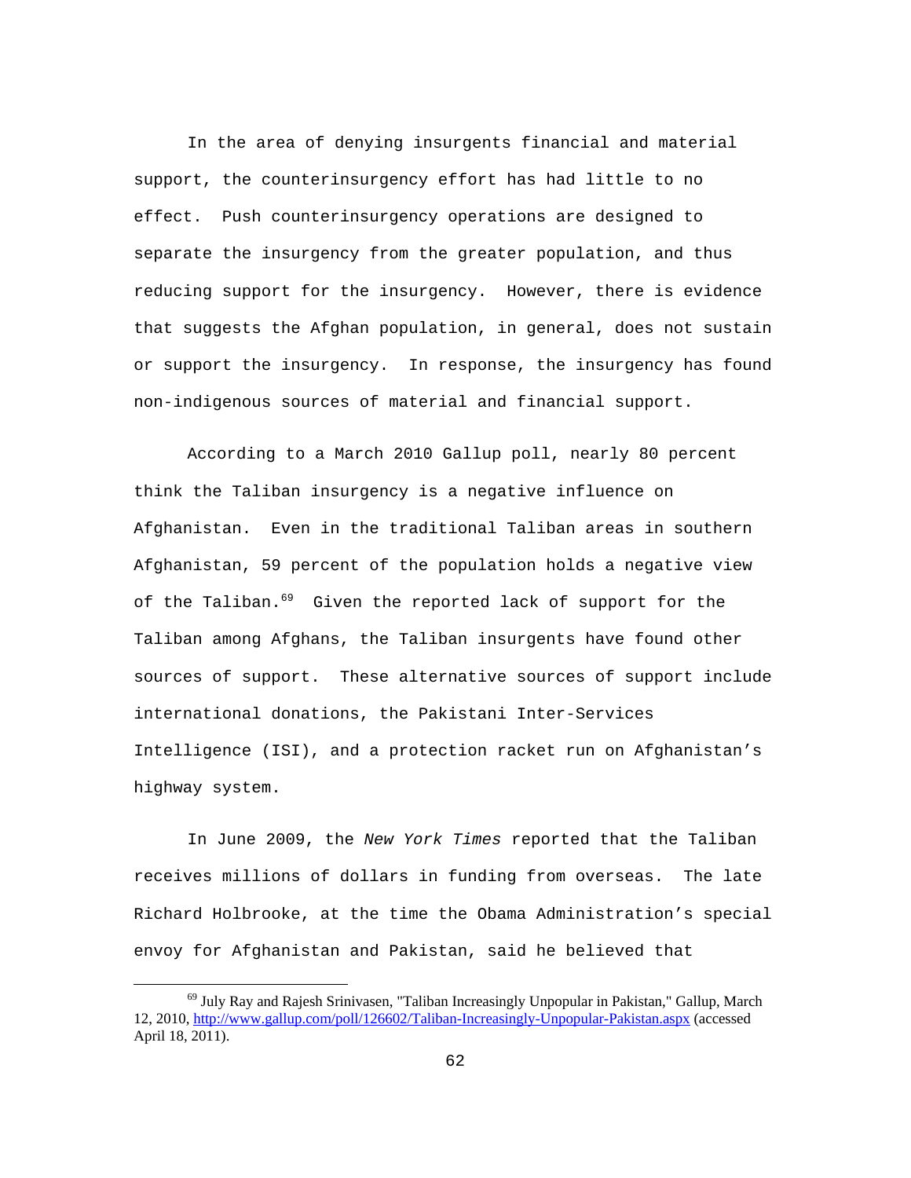In the area of denying insurgents financial and material support, the counterinsurgency effort has had little to no effect. Push counterinsurgency operations are designed to separate the insurgency from the greater population, and thus reducing support for the insurgency. However, there is evidence that suggests the Afghan population, in general, does not sustain or support the insurgency. In response, the insurgency has found non-indigenous sources of material and financial support.

According to a March 2010 Gallup poll, nearly 80 percent think the Taliban insurgency is a negative influence on Afghanistan. Even in the traditional Taliban areas in southern Afghanistan, 59 percent of the population holds a negative view of the Taliban.[69] Given the reported lack of support for the Taliban among Afghans, the Taliban insurgents have found other sources of support. These alternative sources of support include international donations, the Pakistani Inter-Services Intelligence (ISI), and a protection racket run on Afghanistan's highway system.

In June 2009, the *New York Times* reported that the Taliban receives millions of dollars in funding from overseas. The late Richard Holbrooke, at the time the Obama Administration's special envoy for Afghanistan and Pakistan, said he believed that

---

[69] July Ray and Rajesh Srinivasen, "Taliban Increasingly Unpopular in Pakistan," Gallup, March 12, 2010, http://www.gallup.com/poll/126602/Taliban-Increasingly-Unpopular-Pakistan.aspx (accessed April 18, 2011).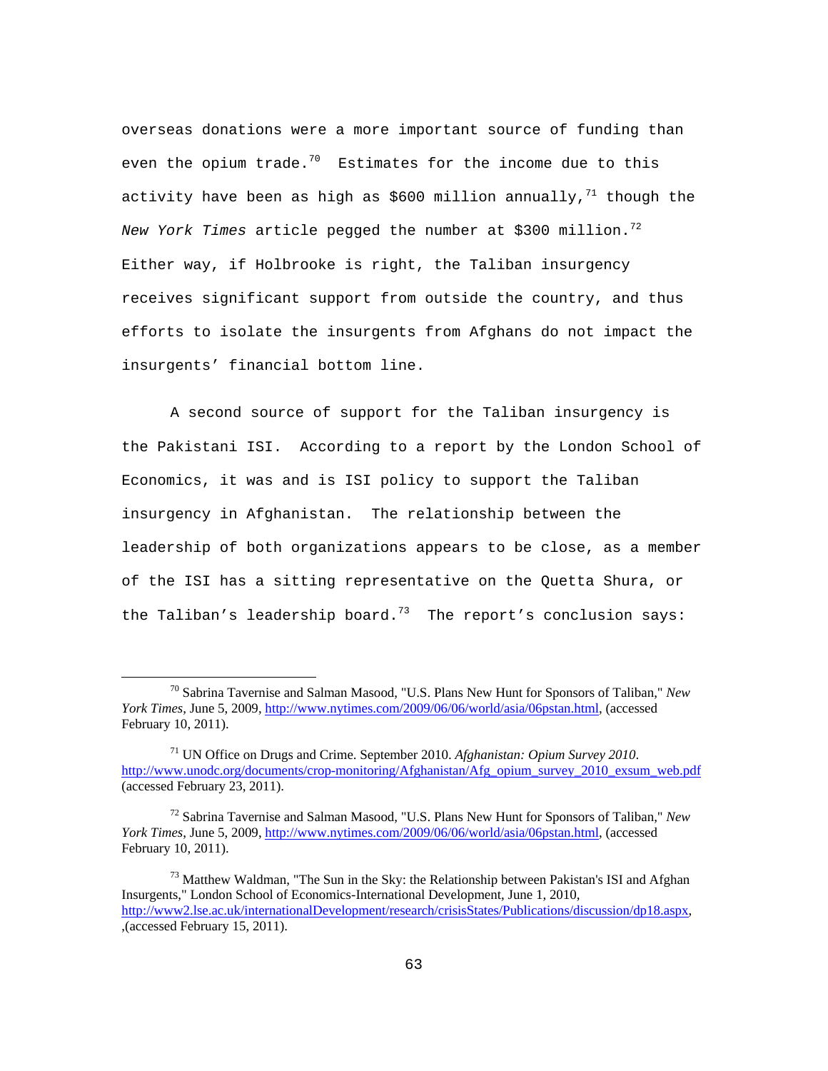overseas donations were a more important source of funding than even the opium trade.[70] Estimates for the income due to this activity have been as high as $600 million annually,[71] though the *New York Times* article pegged the number at $300 million.[72] Either way, if Holbrooke is right, the Taliban insurgency receives significant support from outside the country, and thus efforts to isolate the insurgents from Afghans do not impact the insurgents' financial bottom line.

A second source of support for the Taliban insurgency is the Pakistani ISI. According to a report by the London School of Economics, it was and is ISI policy to support the Taliban insurgency in Afghanistan. The relationship between the leadership of both organizations appears to be close, as a member of the ISI has a sitting representative on the Quetta Shura, or the Taliban's leadership board.[73] The report's conclusion says:

---

[70] Sabrina Tavernise and Salman Masood, "U.S. Plans New Hunt for Sponsors of Taliban," *New York Times*, June 5, 2009, http://www.nytimes.com/2009/06/06/world/asia/06pstan.html, (accessed February 10, 2011).

[71] UN Office on Drugs and Crime. September 2010. *Afghanistan: Opium Survey 2010*. http://www.unodc.org/documents/crop-monitoring/Afghanistan/Afg_opium_survey_2010_exsum_web.pdf (accessed February 23, 2011).

[72] Sabrina Tavernise and Salman Masood, "U.S. Plans New Hunt for Sponsors of Taliban," *New York Times*, June 5, 2009, http://www.nytimes.com/2009/06/06/world/asia/06pstan.html, (accessed February 10, 2011).

[73] Matthew Waldman, "The Sun in the Sky: the Relationship between Pakistan's ISI and Afghan Insurgents," London School of Economics-International Development, June 1, 2010, http://www2.lse.ac.uk/internationalDevelopment/research/crisisStates/Publications/discussion/dp18.aspx, ,(accessed February 15, 2011).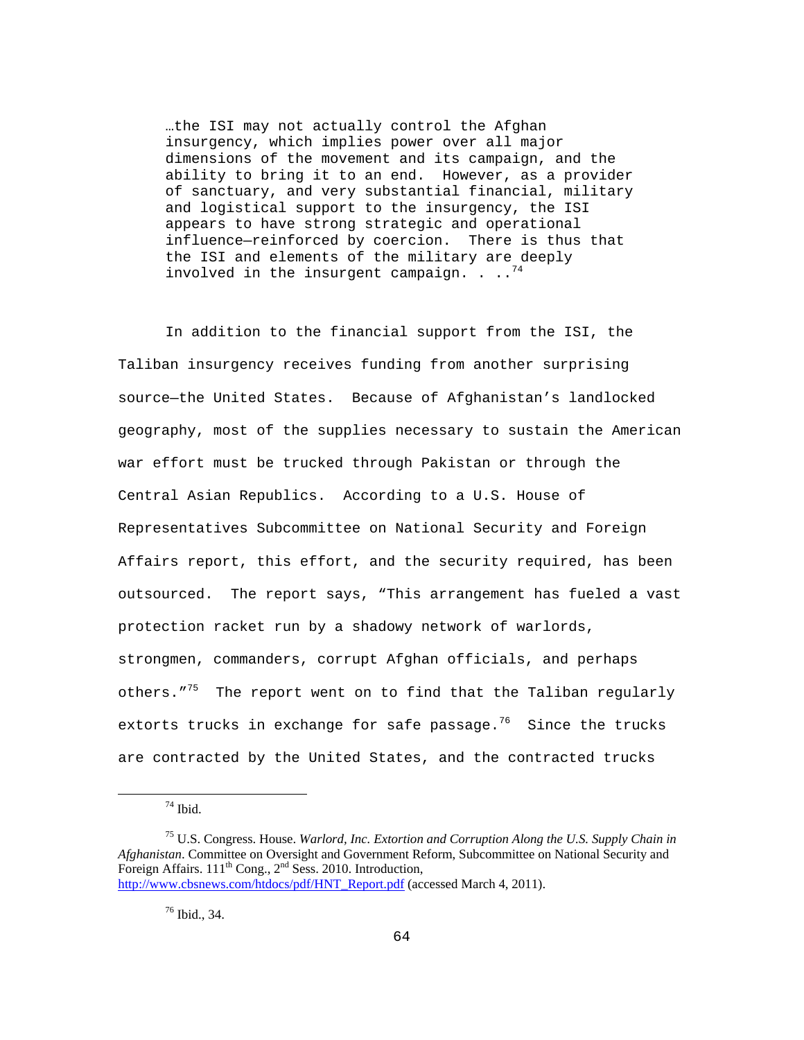> …the ISI may not actually control the Afghan insurgency, which implies power over all major dimensions of the movement and its campaign, and the ability to bring it to an end. However, as a provider of sanctuary, and very substantial financial, military and logistical support to the insurgency, the ISI appears to have strong strategic and operational influence—reinforced by coercion. There is thus that the ISI and elements of the military are deeply involved in the insurgent campaign. . ..[74]

In addition to the financial support from the ISI, the Taliban insurgency receives funding from another surprising source—the United States. Because of Afghanistan's landlocked geography, most of the supplies necessary to sustain the American war effort must be trucked through Pakistan or through the Central Asian Republics. According to a U.S. House of Representatives Subcommittee on National Security and Foreign Affairs report, this effort, and the security required, has been outsourced. The report says, "This arrangement has fueled a vast protection racket run by a shadowy network of warlords, strongmen, commanders, corrupt Afghan officials, and perhaps others."[75] The report went on to find that the Taliban regularly extorts trucks in exchange for safe passage.[76] Since the trucks are contracted by the United States, and the contracted trucks

---

[74] Ibid.

[75] U.S. Congress. House. *Warlord, Inc. Extortion and Corruption Along the U.S. Supply Chain in Afghanistan*. Committee on Oversight and Government Reform, Subcommittee on National Security and Foreign Affairs. 111th Cong., 2nd Sess. 2010. Introduction, http://www.cbsnews.com/htdocs/pdf/HNT_Report.pdf (accessed March 4, 2011).

[76] Ibid., 34.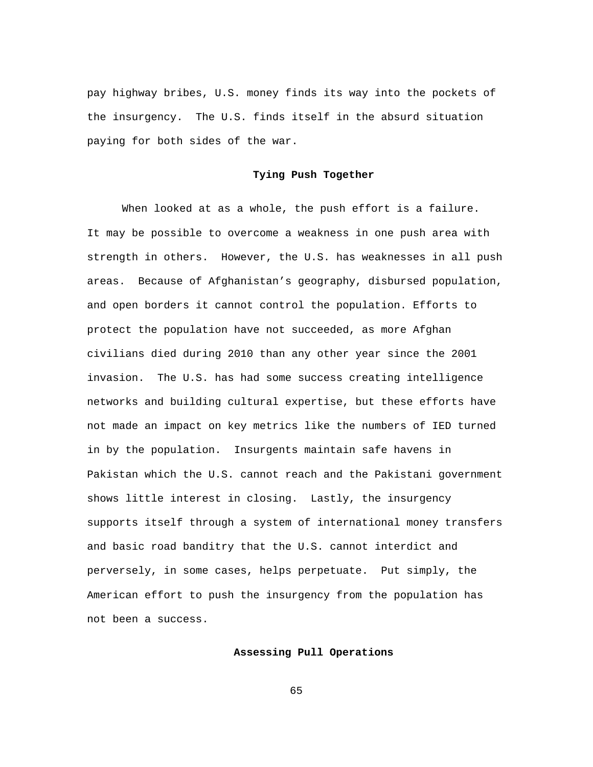pay highway bribes, U.S. money finds its way into the pockets of the insurgency. The U.S. finds itself in the absurd situation paying for both sides of the war.

## Tying Push Together

When looked at as a whole, the push effort is a failure. It may be possible to overcome a weakness in one push area with strength in others. However, the U.S. has weaknesses in all push areas. Because of Afghanistan's geography, disbursed population, and open borders it cannot control the population. Efforts to protect the population have not succeeded, as more Afghan civilians died during 2010 than any other year since the 2001 invasion. The U.S. has had some success creating intelligence networks and building cultural expertise, but these efforts have not made an impact on key metrics like the numbers of IED turned in by the population. Insurgents maintain safe havens in Pakistan which the U.S. cannot reach and the Pakistani government shows little interest in closing. Lastly, the insurgency supports itself through a system of international money transfers and basic road banditry that the U.S. cannot interdict and perversely, in some cases, helps perpetuate. Put simply, the American effort to push the insurgency from the population has not been a success.

## Assessing Pull Operations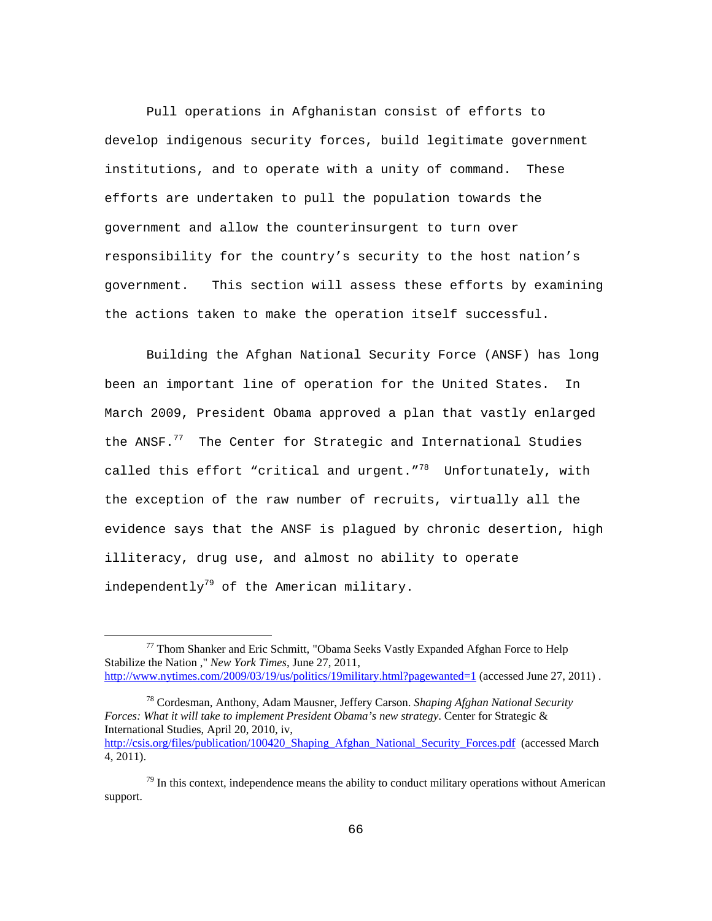Pull operations in Afghanistan consist of efforts to develop indigenous security forces, build legitimate government institutions, and to operate with a unity of command. These efforts are undertaken to pull the population towards the government and allow the counterinsurgent to turn over responsibility for the country's security to the host nation's government. This section will assess these efforts by examining the actions taken to make the operation itself successful.

Building the Afghan National Security Force (ANSF) has long been an important line of operation for the United States. In March 2009, President Obama approved a plan that vastly enlarged the ANSF.[77] The Center for Strategic and International Studies called this effort "critical and urgent."[78] Unfortunately, with the exception of the raw number of recruits, virtually all the evidence says that the ANSF is plagued by chronic desertion, high illiteracy, drug use, and almost no ability to operate independently[79] of the American military.

---

[77] Thom Shanker and Eric Schmitt, "Obama Seeks Vastly Expanded Afghan Force to Help Stabilize the Nation ," *New York Times*, June 27, 2011, http://www.nytimes.com/2009/03/19/us/politics/19military.html?pagewanted=1 (accessed June 27, 2011) .

[78] Cordesman, Anthony, Adam Mausner, Jeffery Carson. *Shaping Afghan National Security Forces: What it will take to implement President Obama's new strategy*. Center for Strategic & International Studies, April 20, 2010, iv, http://csis.org/files/publication/100420_Shaping_Afghan_National_Security_Forces.pdf (accessed March 4, 2011).

[79] In this context, independence means the ability to conduct military operations without American support.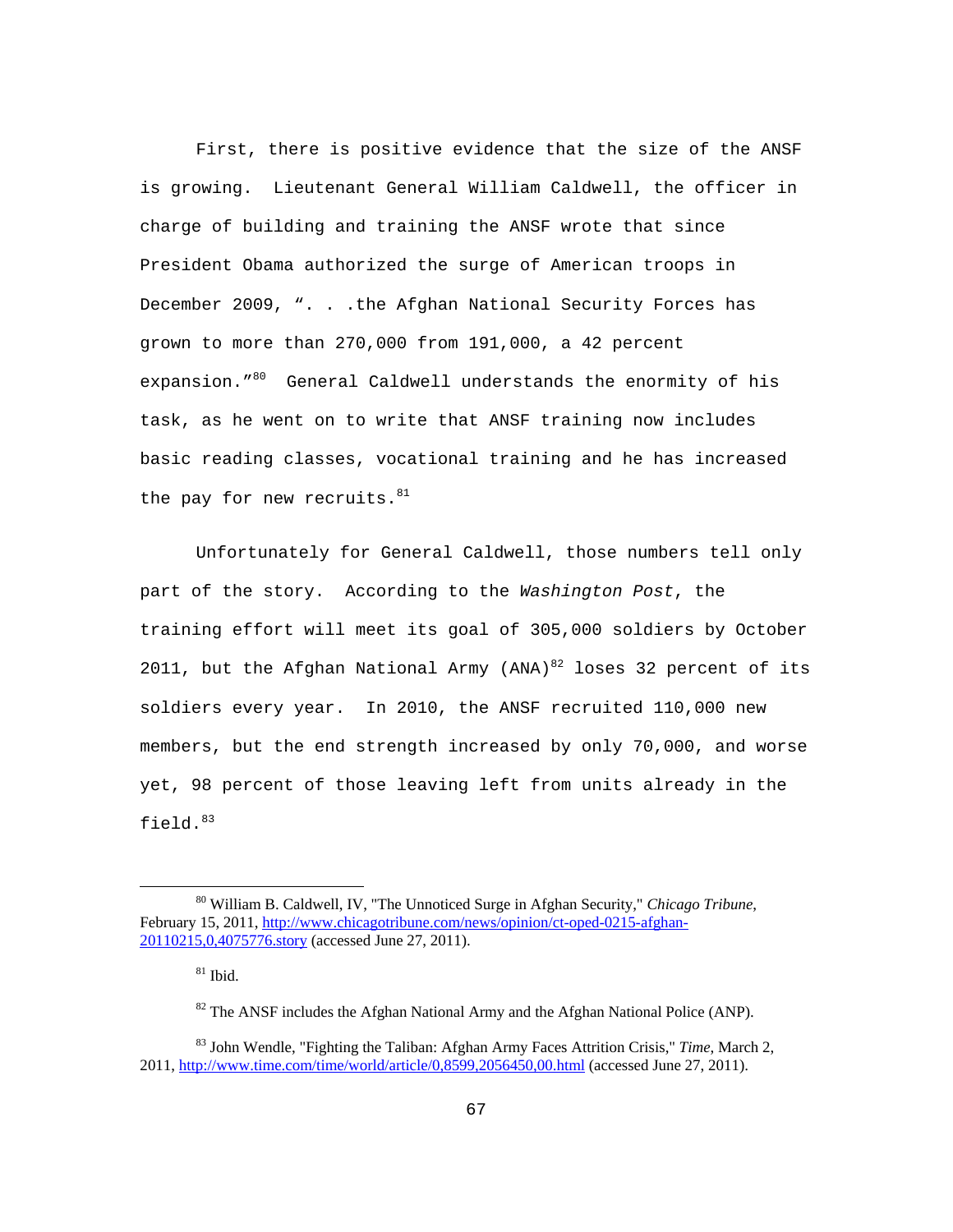First, there is positive evidence that the size of the ANSF is growing. Lieutenant General William Caldwell, the officer in charge of building and training the ANSF wrote that since President Obama authorized the surge of American troops in December 2009, ". . .the Afghan National Security Forces has grown to more than 270,000 from 191,000, a 42 percent expansion."[80] General Caldwell understands the enormity of his task, as he went on to write that ANSF training now includes basic reading classes, vocational training and he has increased the pay for new recruits.[81]

Unfortunately for General Caldwell, those numbers tell only part of the story. According to the *Washington Post*, the training effort will meet its goal of 305,000 soldiers by October 2011, but the Afghan National Army (ANA)[82] loses 32 percent of its soldiers every year. In 2010, the ANSF recruited 110,000 new members, but the end strength increased by only 70,000, and worse yet, 98 percent of those leaving left from units already in the field.[83]

---

[80] William B. Caldwell, IV, "The Unnoticed Surge in Afghan Security," *Chicago Tribune*, February 15, 2011, http://www.chicagotribune.com/news/opinion/ct-oped-0215-afghan-20110215,0,4075776.story (accessed June 27, 2011).

[81] Ibid.

[82] The ANSF includes the Afghan National Army and the Afghan National Police (ANP).

[83] John Wendle, "Fighting the Taliban: Afghan Army Faces Attrition Crisis," *Time*, March 2, 2011, http://www.time.com/time/world/article/0,8599,2056450,00.html (accessed June 27, 2011).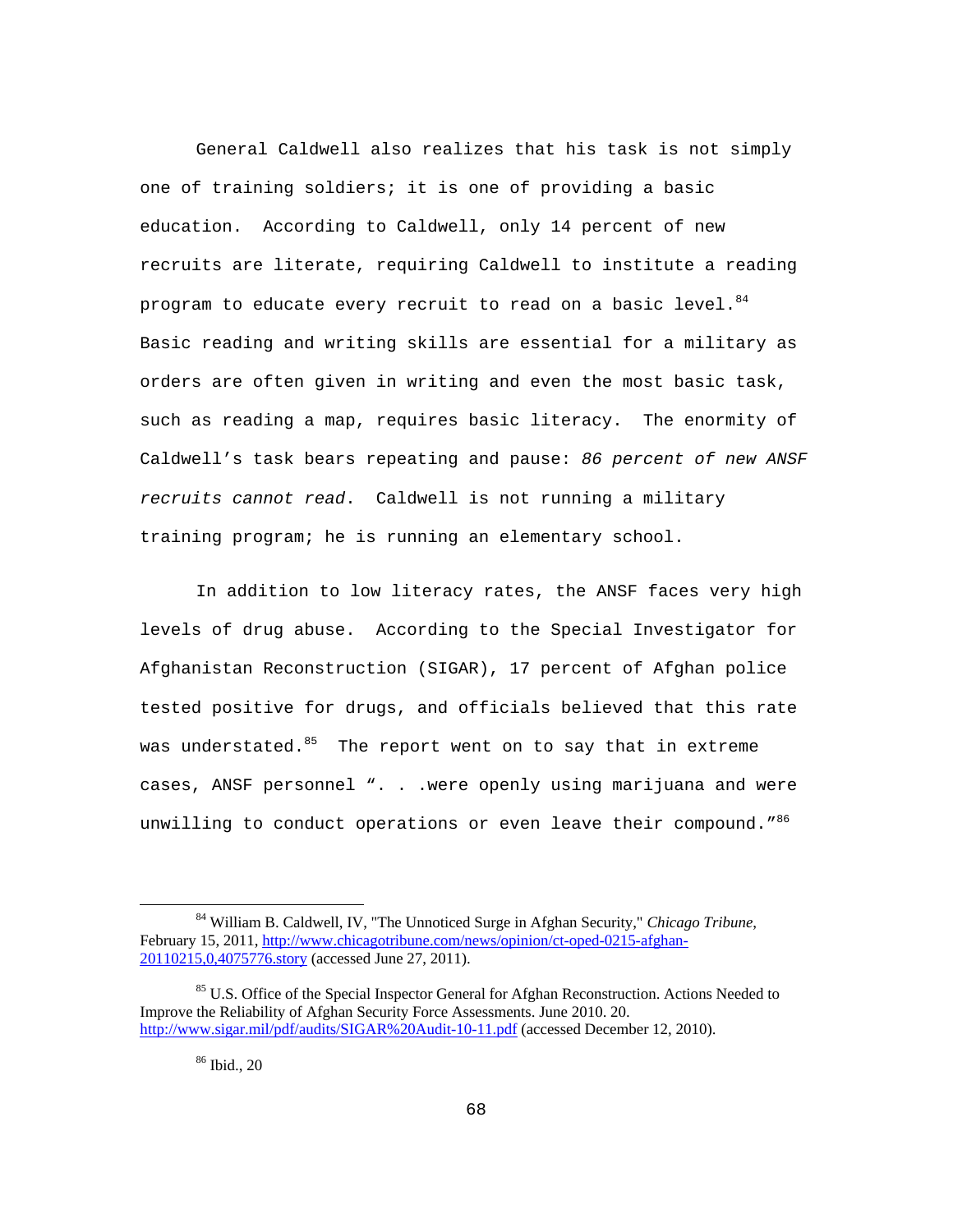General Caldwell also realizes that his task is not simply one of training soldiers; it is one of providing a basic education. According to Caldwell, only 14 percent of new recruits are literate, requiring Caldwell to institute a reading program to educate every recruit to read on a basic level.[84] Basic reading and writing skills are essential for a military as orders are often given in writing and even the most basic task, such as reading a map, requires basic literacy. The enormity of Caldwell's task bears repeating and pause: *86 percent of new ANSF recruits cannot read*. Caldwell is not running a military training program; he is running an elementary school.

In addition to low literacy rates, the ANSF faces very high levels of drug abuse. According to the Special Investigator for Afghanistan Reconstruction (SIGAR), 17 percent of Afghan police tested positive for drugs, and officials believed that this rate was understated.[85] The report went on to say that in extreme cases, ANSF personnel ". . .were openly using marijuana and were unwilling to conduct operations or even leave their compound."[86]

---

[84] William B. Caldwell, IV, "The Unnoticed Surge in Afghan Security," *Chicago Tribune*, February 15, 2011, http://www.chicagotribune.com/news/opinion/ct-oped-0215-afghan-20110215,0,4075776.story (accessed June 27, 2011).

[85] U.S. Office of the Special Inspector General for Afghan Reconstruction. Actions Needed to Improve the Reliability of Afghan Security Force Assessments. June 2010. 20. http://www.sigar.mil/pdf/audits/SIGAR%20Audit-10-11.pdf (accessed December 12, 2010).

[86] Ibid., 20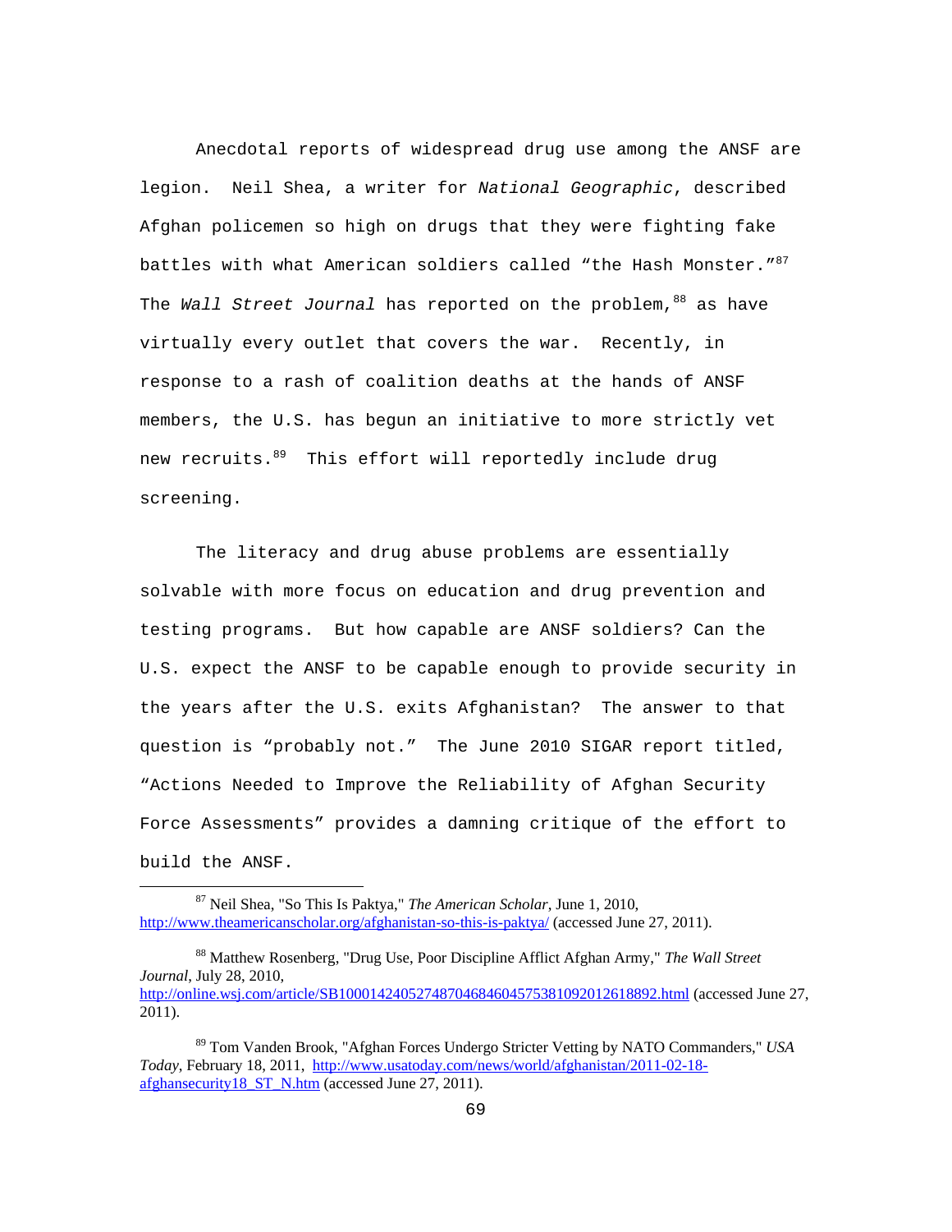Anecdotal reports of widespread drug use among the ANSF are legion. Neil Shea, a writer for *National Geographic*, described Afghan policemen so high on drugs that they were fighting fake battles with what American soldiers called "the Hash Monster."[87] The *Wall Street Journal* has reported on the problem,[88] as have virtually every outlet that covers the war. Recently, in response to a rash of coalition deaths at the hands of ANSF members, the U.S. has begun an initiative to more strictly vet new recruits.[89] This effort will reportedly include drug screening.

The literacy and drug abuse problems are essentially solvable with more focus on education and drug prevention and testing programs. But how capable are ANSF soldiers? Can the U.S. expect the ANSF to be capable enough to provide security in the years after the U.S. exits Afghanistan? The answer to that question is "probably not." The June 2010 SIGAR report titled, "Actions Needed to Improve the Reliability of Afghan Security Force Assessments" provides a damning critique of the effort to build the ANSF.

---

[87] Neil Shea, "So This Is Paktya," *The American Scholar*, June 1, 2010, http://www.theamericanscholar.org/afghanistan-so-this-is-paktya/ (accessed June 27, 2011).

[88] Matthew Rosenberg, "Drug Use, Poor Discipline Afflict Afghan Army," *The Wall Street Journal*, July 28, 2010, http://online.wsj.com/article/SB10001424052748704684604575381092012618892.html (accessed June 27, 2011).

[89] Tom Vanden Brook, "Afghan Forces Undergo Stricter Vetting by NATO Commanders," *USA Today*, February 18, 2011, http://www.usatoday.com/news/world/afghanistan/2011-02-18-afghansecurity18_ST_N.htm (accessed June 27, 2011).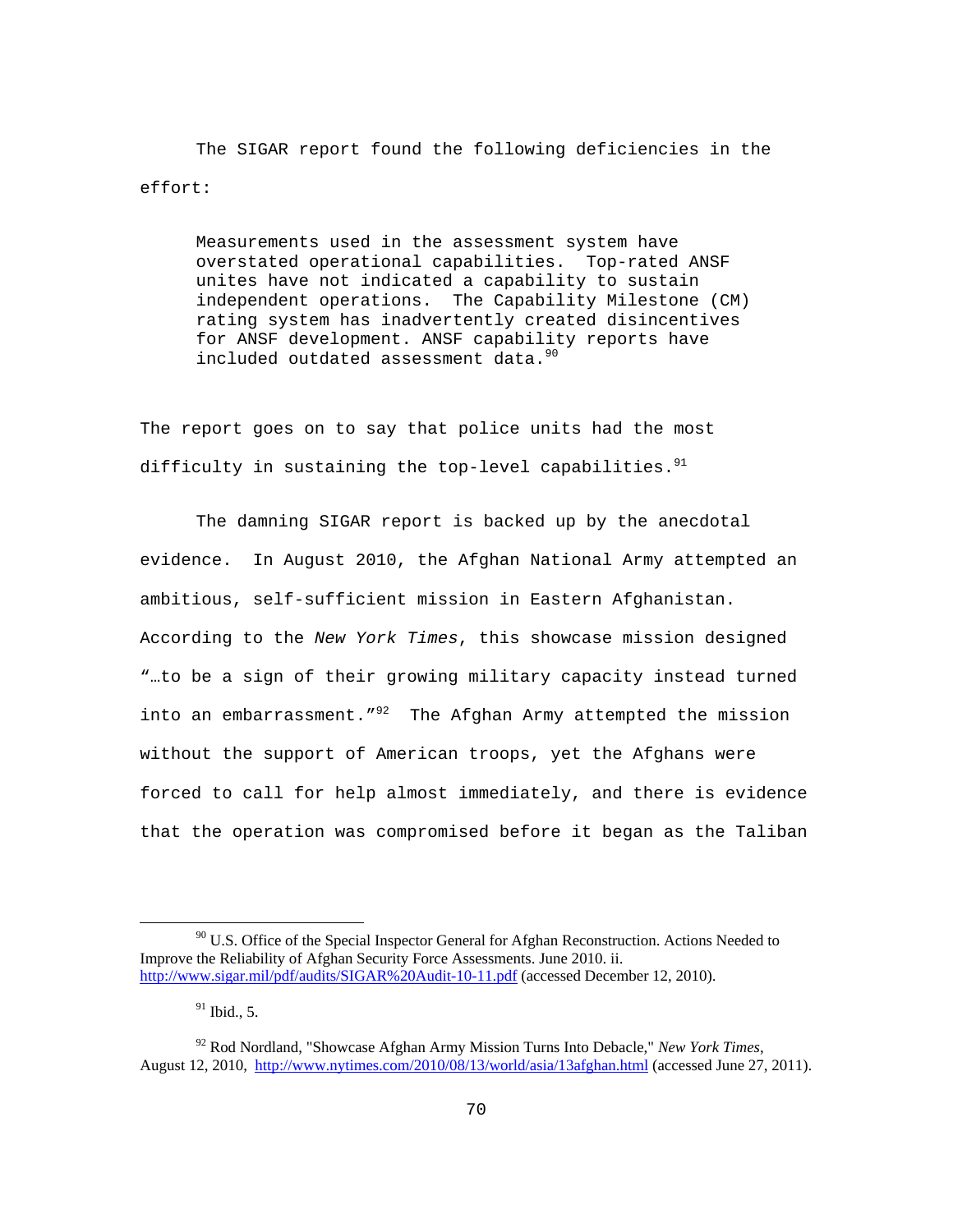The SIGAR report found the following deficiencies in the effort:

> Measurements used in the assessment system have overstated operational capabilities. Top-rated ANSF unites have not indicated a capability to sustain independent operations. The Capability Milestone (CM) rating system has inadvertently created disincentives for ANSF development. ANSF capability reports have included outdated assessment data.[90]

The report goes on to say that police units had the most difficulty in sustaining the top-level capabilities.[91]

The damning SIGAR report is backed up by the anecdotal evidence. In August 2010, the Afghan National Army attempted an ambitious, self-sufficient mission in Eastern Afghanistan. According to the *New York Times*, this showcase mission designed "…to be a sign of their growing military capacity instead turned into an embarrassment."[92] The Afghan Army attempted the mission without the support of American troops, yet the Afghans were forced to call for help almost immediately, and there is evidence that the operation was compromised before it began as the Taliban

---

[90] U.S. Office of the Special Inspector General for Afghan Reconstruction. Actions Needed to Improve the Reliability of Afghan Security Force Assessments. June 2010. ii. http://www.sigar.mil/pdf/audits/SIGAR%20Audit-10-11.pdf (accessed December 12, 2010).

[91] Ibid., 5.

[92] Rod Nordland, "Showcase Afghan Army Mission Turns Into Debacle," *New York Times*, August 12, 2010, http://www.nytimes.com/2010/08/13/world/asia/13afghan.html (accessed June 27, 2011).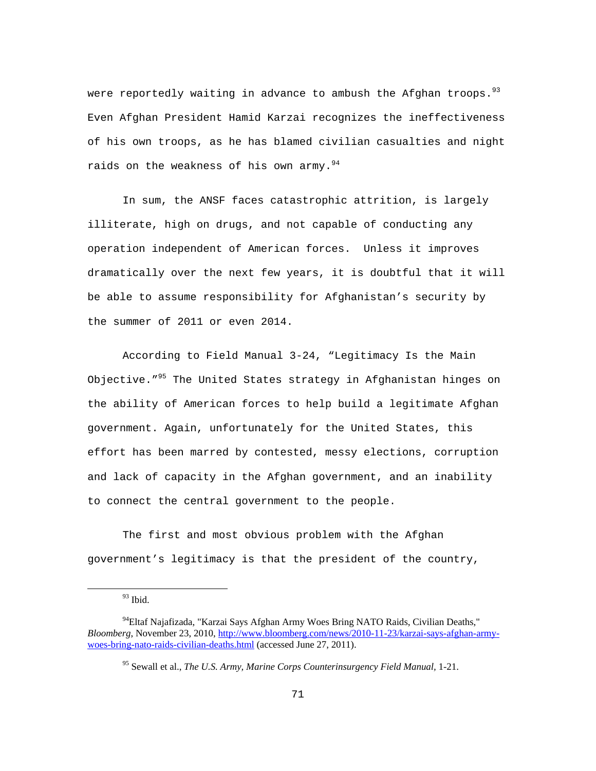were reportedly waiting in advance to ambush the Afghan troops.[93] Even Afghan President Hamid Karzai recognizes the ineffectiveness of his own troops, as he has blamed civilian casualties and night raids on the weakness of his own army.[94]

In sum, the ANSF faces catastrophic attrition, is largely illiterate, high on drugs, and not capable of conducting any operation independent of American forces. Unless it improves dramatically over the next few years, it is doubtful that it will be able to assume responsibility for Afghanistan's security by the summer of 2011 or even 2014.

According to Field Manual 3-24, "Legitimacy Is the Main Objective."[95] The United States strategy in Afghanistan hinges on the ability of American forces to help build a legitimate Afghan government. Again, unfortunately for the United States, this effort has been marred by contested, messy elections, corruption and lack of capacity in the Afghan government, and an inability to connect the central government to the people.

The first and most obvious problem with the Afghan government's legitimacy is that the president of the country,

---

[93] Ibid.

[94] Eltaf Najafizada, "Karzai Says Afghan Army Woes Bring NATO Raids, Civilian Deaths," *Bloomberg*, November 23, 2010, http://www.bloomberg.com/news/2010-11-23/karzai-says-afghan-army-woes-bring-nato-raids-civilian-deaths.html (accessed June 27, 2011).

[95] Sewall et al., *The U.S. Army, Marine Corps Counterinsurgency Field Manual,* 1-21.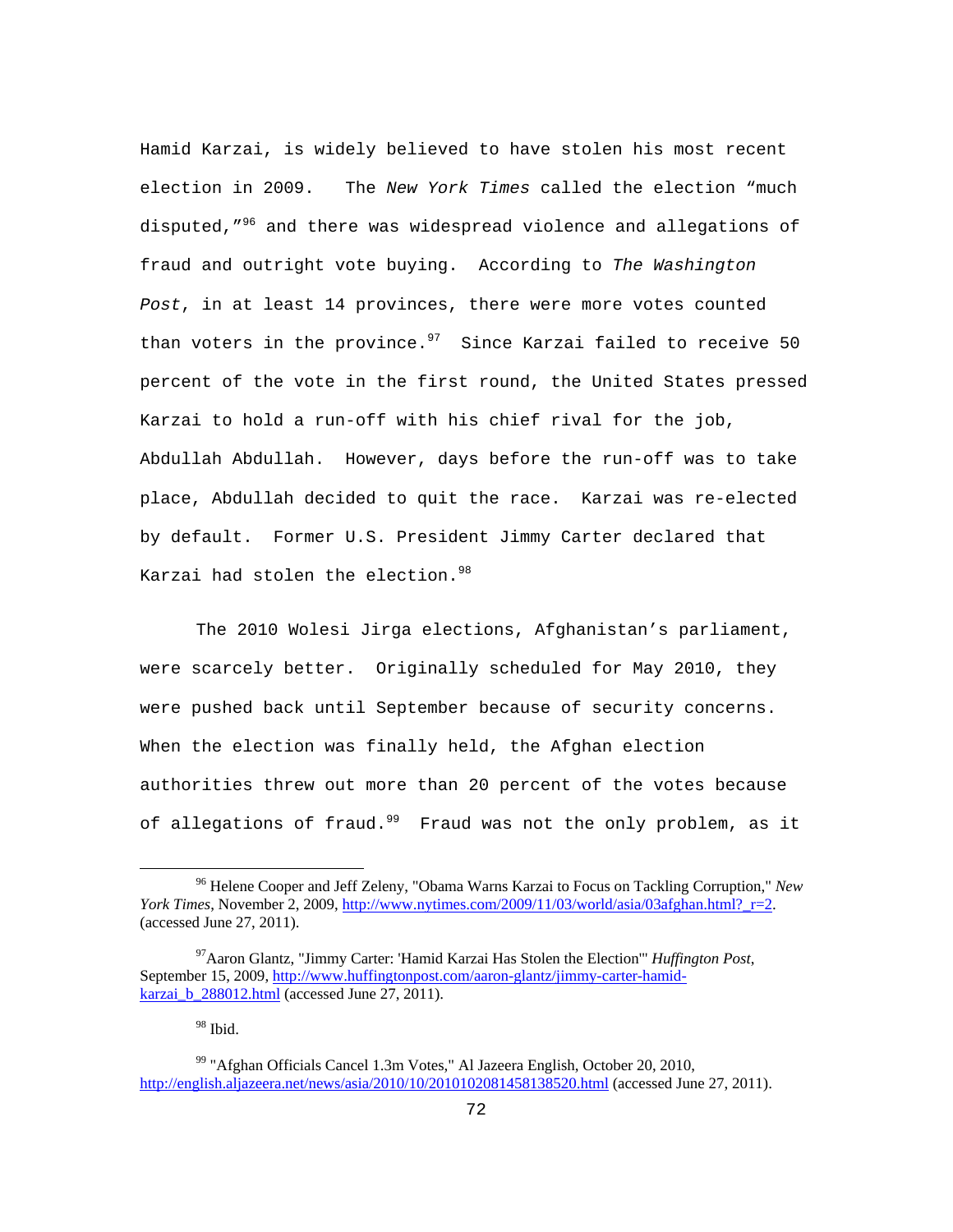Hamid Karzai, is widely believed to have stolen his most recent election in 2009. The *New York Times* called the election "much disputed,"[96] and there was widespread violence and allegations of fraud and outright vote buying. According to *The Washington Post*, in at least 14 provinces, there were more votes counted than voters in the province.[97] Since Karzai failed to receive 50 percent of the vote in the first round, the United States pressed Karzai to hold a run-off with his chief rival for the job, Abdullah Abdullah. However, days before the run-off was to take place, Abdullah decided to quit the race. Karzai was re-elected by default. Former U.S. President Jimmy Carter declared that Karzai had stolen the election.[98]

The 2010 Wolesi Jirga elections, Afghanistan's parliament, were scarcely better. Originally scheduled for May 2010, they were pushed back until September because of security concerns. When the election was finally held, the Afghan election authorities threw out more than 20 percent of the votes because of allegations of fraud.[99] Fraud was not the only problem, as it

---

[96] Helene Cooper and Jeff Zeleny, "Obama Warns Karzai to Focus on Tackling Corruption," *New York Times*, November 2, 2009, http://www.nytimes.com/2009/11/03/world/asia/03afghan.html?_r=2. (accessed June 27, 2011).

[97] Aaron Glantz, "Jimmy Carter: 'Hamid Karzai Has Stolen the Election'" *Huffington Post*, September 15, 2009, http://www.huffingtonpost.com/aaron-glantz/jimmy-carter-hamid-karzai_b_288012.html (accessed June 27, 2011).

[98] Ibid.

[99] "Afghan Officials Cancel 1.3m Votes," Al Jazeera English, October 20, 2010, http://english.aljazeera.net/news/asia/2010/10/2010102081458138520.html (accessed June 27, 2011).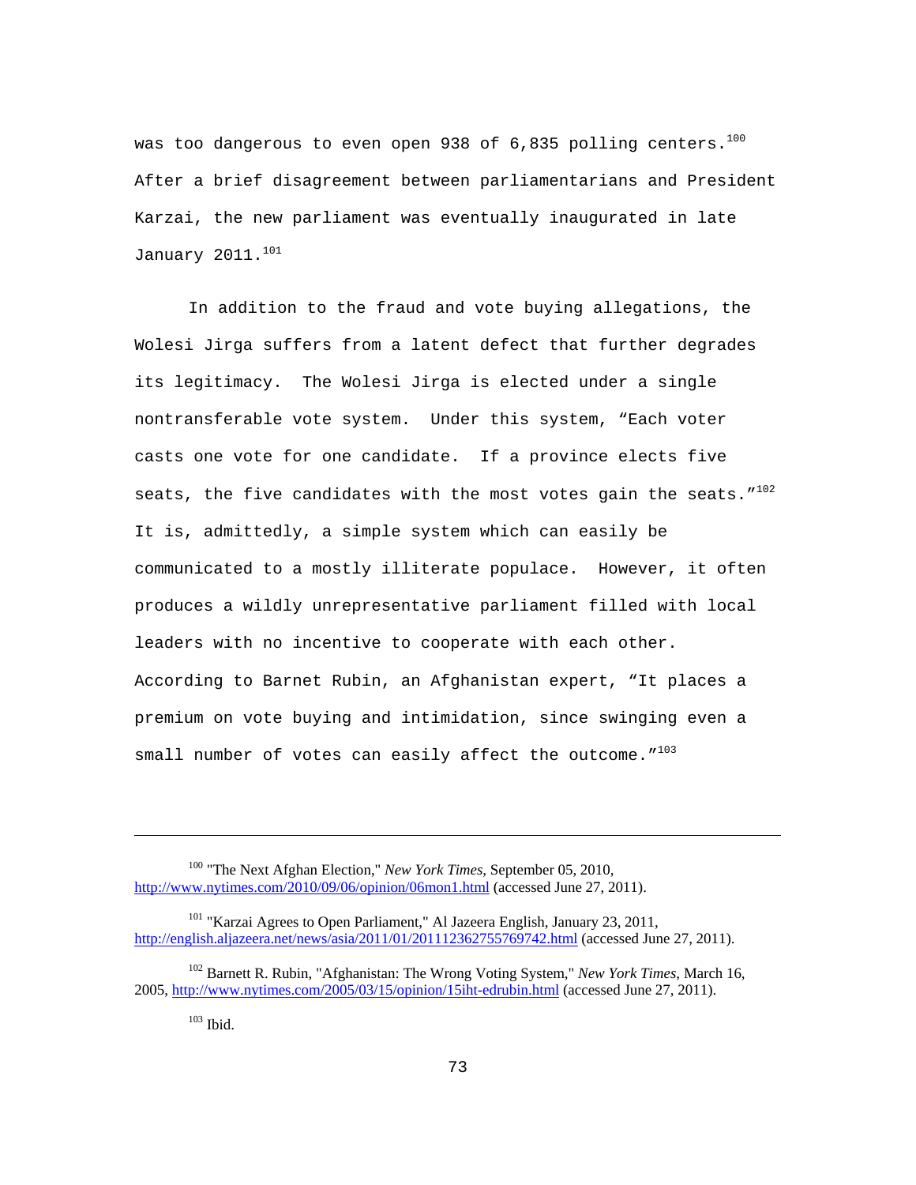was too dangerous to even open 938 of 6,835 polling centers.[100] After a brief disagreement between parliamentarians and President Karzai, the new parliament was eventually inaugurated in late January 2011.[101]

In addition to the fraud and vote buying allegations, the Wolesi Jirga suffers from a latent defect that further degrades its legitimacy. The Wolesi Jirga is elected under a single nontransferable vote system. Under this system, "Each voter casts one vote for one candidate. If a province elects five seats, the five candidates with the most votes gain the seats."[102] It is, admittedly, a simple system which can easily be communicated to a mostly illiterate populace. However, it often produces a wildly unrepresentative parliament filled with local leaders with no incentive to cooperate with each other. According to Barnet Rubin, an Afghanistan expert, "It places a premium on vote buying and intimidation, since swinging even a small number of votes can easily affect the outcome."[103]

---

[100] "The Next Afghan Election," *New York Times*, September 05, 2010, http://www.nytimes.com/2010/09/06/opinion/06mon1.html (accessed June 27, 2011).

[101] "Karzai Agrees to Open Parliament," Al Jazeera English, January 23, 2011, http://english.aljazeera.net/news/asia/2011/01/201112362755769742.html (accessed June 27, 2011).

[102] Barnett R. Rubin, "Afghanistan: The Wrong Voting System," *New York Times*, March 16, 2005, http://www.nytimes.com/2005/03/15/opinion/15iht-edrubin.html (accessed June 27, 2011).

[103] Ibid.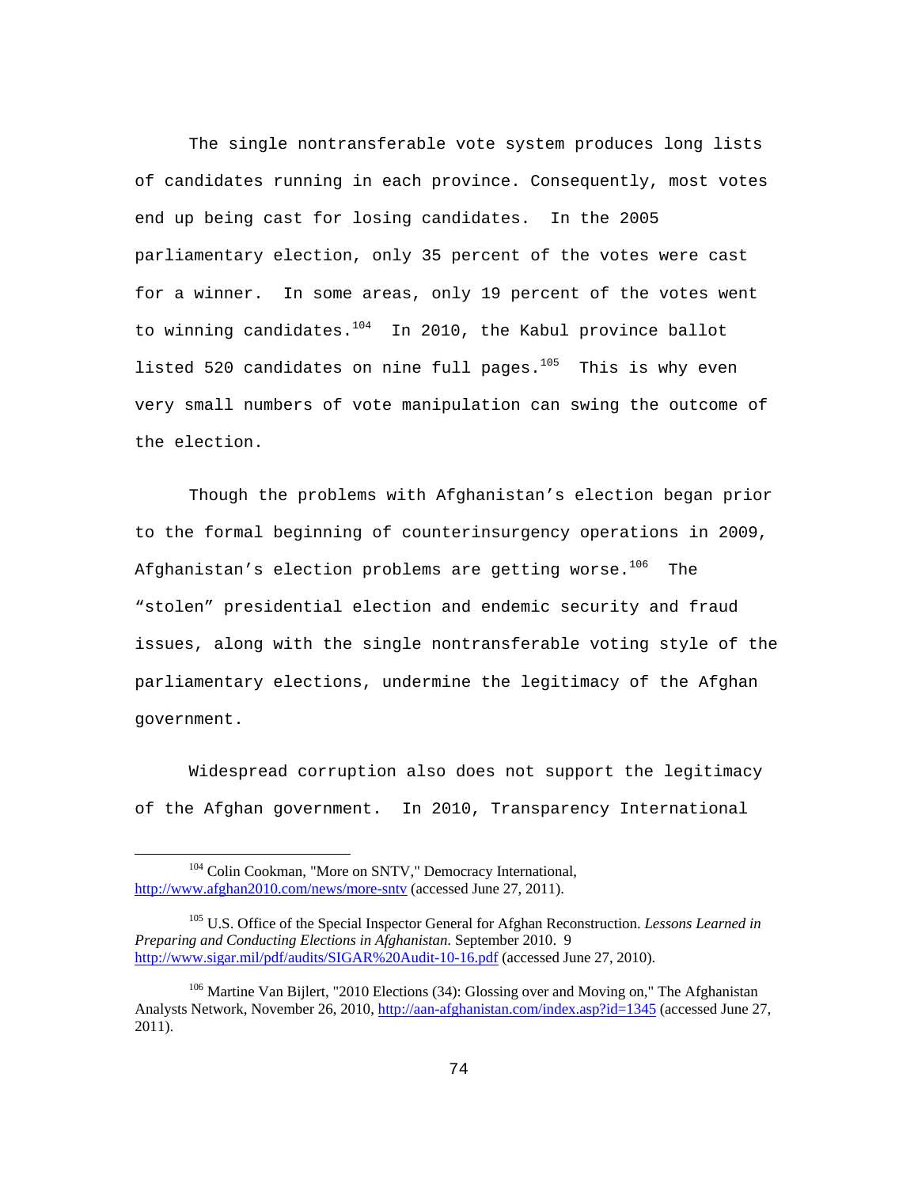The single nontransferable vote system produces long lists of candidates running in each province. Consequently, most votes end up being cast for losing candidates. In the 2005 parliamentary election, only 35 percent of the votes were cast for a winner. In some areas, only 19 percent of the votes went to winning candidates.[104] In 2010, the Kabul province ballot listed 520 candidates on nine full pages.[105] This is why even very small numbers of vote manipulation can swing the outcome of the election.

Though the problems with Afghanistan's election began prior to the formal beginning of counterinsurgency operations in 2009, Afghanistan's election problems are getting worse.[106] The "stolen" presidential election and endemic security and fraud issues, along with the single nontransferable voting style of the parliamentary elections, undermine the legitimacy of the Afghan government.

Widespread corruption also does not support the legitimacy of the Afghan government. In 2010, Transparency International

---

[104] Colin Cookman, "More on SNTV," Democracy International, http://www.afghan2010.com/news/more-sntv (accessed June 27, 2011).

[105] U.S. Office of the Special Inspector General for Afghan Reconstruction. *Lessons Learned in Preparing and Conducting Elections in Afghanistan.* September 2010. 9 http://www.sigar.mil/pdf/audits/SIGAR%20Audit-10-16.pdf (accessed June 27, 2010).

[106] Martine Van Bijlert, "2010 Elections (34): Glossing over and Moving on," The Afghanistan Analysts Network, November 26, 2010, http://aan-afghanistan.com/index.asp?id=1345 (accessed June 27, 2011).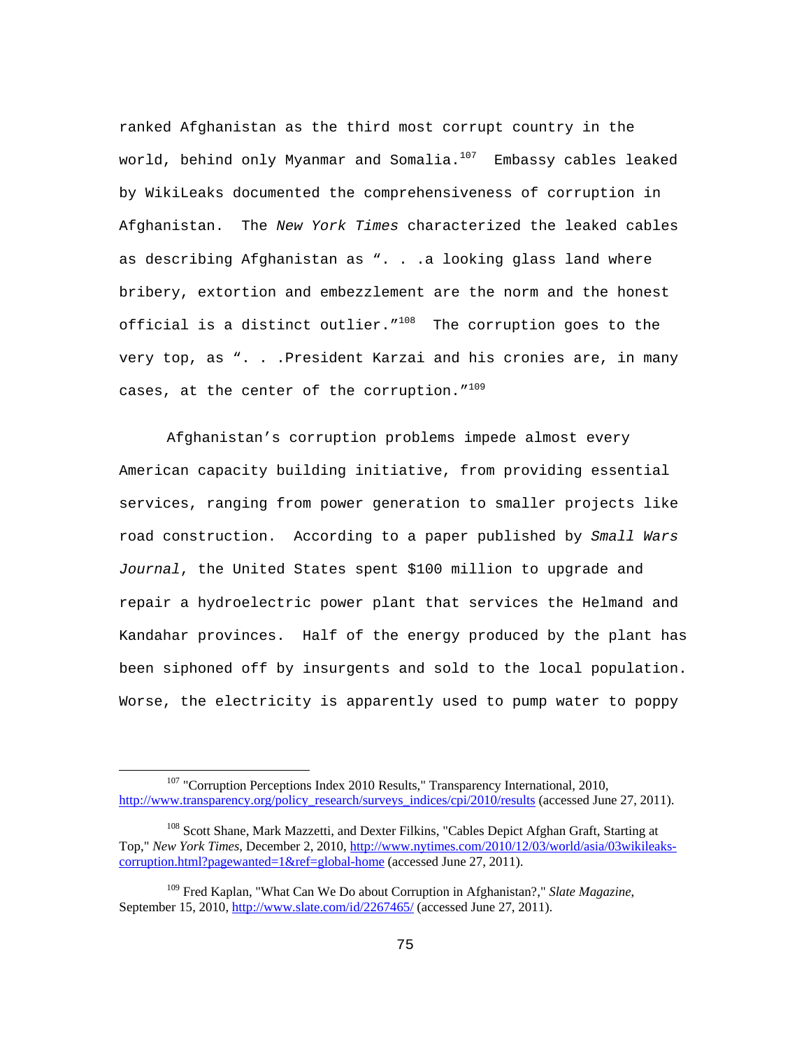ranked Afghanistan as the third most corrupt country in the world, behind only Myanmar and Somalia.[107] Embassy cables leaked by WikiLeaks documented the comprehensiveness of corruption in Afghanistan. The *New York Times* characterized the leaked cables as describing Afghanistan as ". . .a looking glass land where bribery, extortion and embezzlement are the norm and the honest official is a distinct outlier."[108] The corruption goes to the very top, as ". . .President Karzai and his cronies are, in many cases, at the center of the corruption."[109]

Afghanistan's corruption problems impede almost every American capacity building initiative, from providing essential services, ranging from power generation to smaller projects like road construction. According to a paper published by *Small Wars Journal*, the United States spent $100 million to upgrade and repair a hydroelectric power plant that services the Helmand and Kandahar provinces. Half of the energy produced by the plant has been siphoned off by insurgents and sold to the local population. Worse, the electricity is apparently used to pump water to poppy

---

[107] "Corruption Perceptions Index 2010 Results," Transparency International, 2010, http://www.transparency.org/policy_research/surveys_indices/cpi/2010/results (accessed June 27, 2011).

[108] Scott Shane, Mark Mazzetti, and Dexter Filkins, "Cables Depict Afghan Graft, Starting at Top," *New York Times*, December 2, 2010, http://www.nytimes.com/2010/12/03/world/asia/03wikileaks-corruption.html?pagewanted=1&ref=global-home (accessed June 27, 2011).

[109] Fred Kaplan, "What Can We Do about Corruption in Afghanistan?," *Slate Magazine*, September 15, 2010, http://www.slate.com/id/2267465/ (accessed June 27, 2011).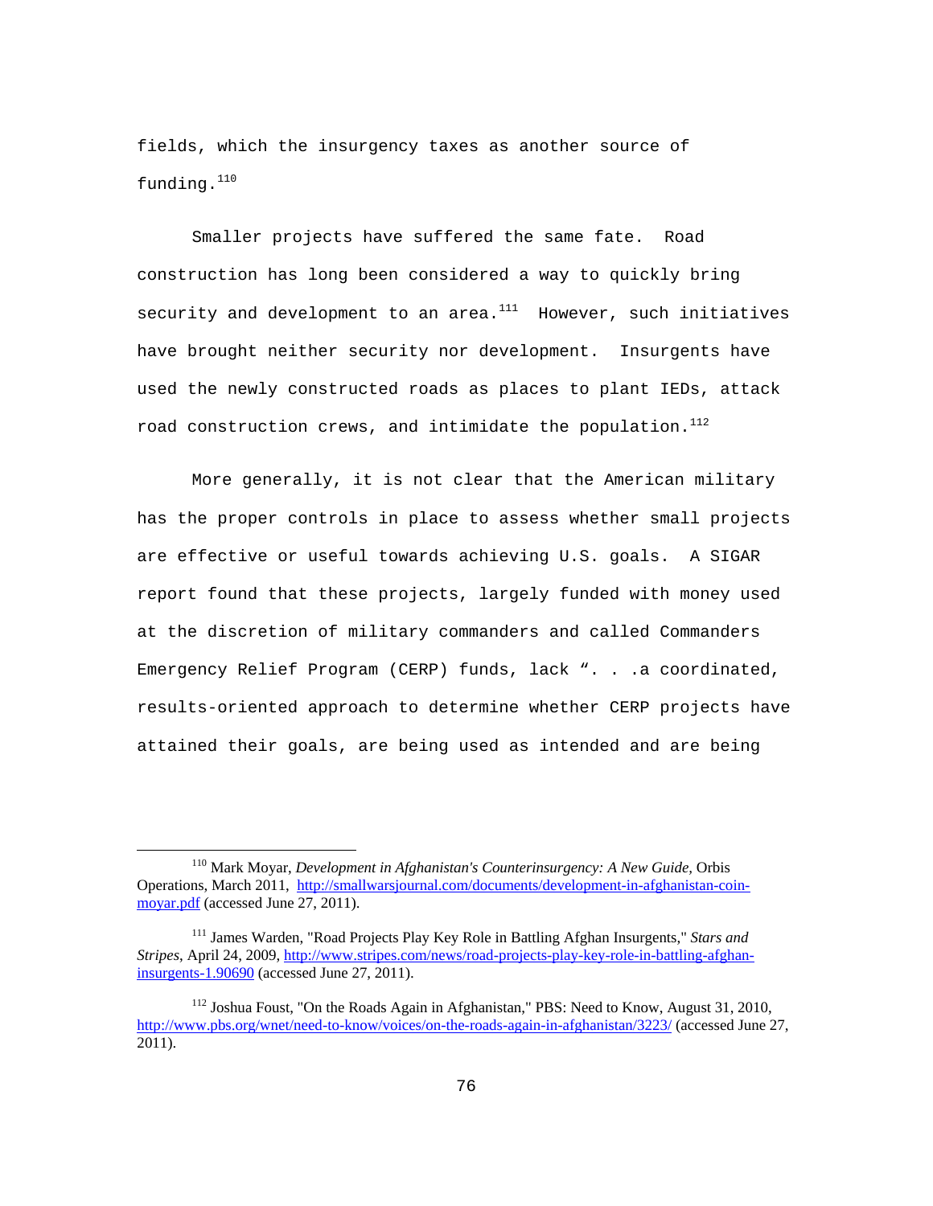fields, which the insurgency taxes as another source of funding.[110]

Smaller projects have suffered the same fate. Road construction has long been considered a way to quickly bring security and development to an area.[111] However, such initiatives have brought neither security nor development. Insurgents have used the newly constructed roads as places to plant IEDs, attack road construction crews, and intimidate the population.[112]

More generally, it is not clear that the American military has the proper controls in place to assess whether small projects are effective or useful towards achieving U.S. goals. A SIGAR report found that these projects, largely funded with money used at the discretion of military commanders and called Commanders Emergency Relief Program (CERP) funds, lack ". . .a coordinated, results-oriented approach to determine whether CERP projects have attained their goals, are being used as intended and are being

---

[110] Mark Moyar, *Development in Afghanistan's Counterinsurgency: A New Guide,* Orbis Operations, March 2011, http://smallwarsjournal.com/documents/development-in-afghanistan-coin-moyar.pdf (accessed June 27, 2011).

[111] James Warden, "Road Projects Play Key Role in Battling Afghan Insurgents," *Stars and Stripes*, April 24, 2009, http://www.stripes.com/news/road-projects-play-key-role-in-battling-afghan-insurgents-1.90690 (accessed June 27, 2011).

[112] Joshua Foust, "On the Roads Again in Afghanistan," PBS: Need to Know, August 31, 2010, http://www.pbs.org/wnet/need-to-know/voices/on-the-roads-again-in-afghanistan/3223/ (accessed June 27, 2011).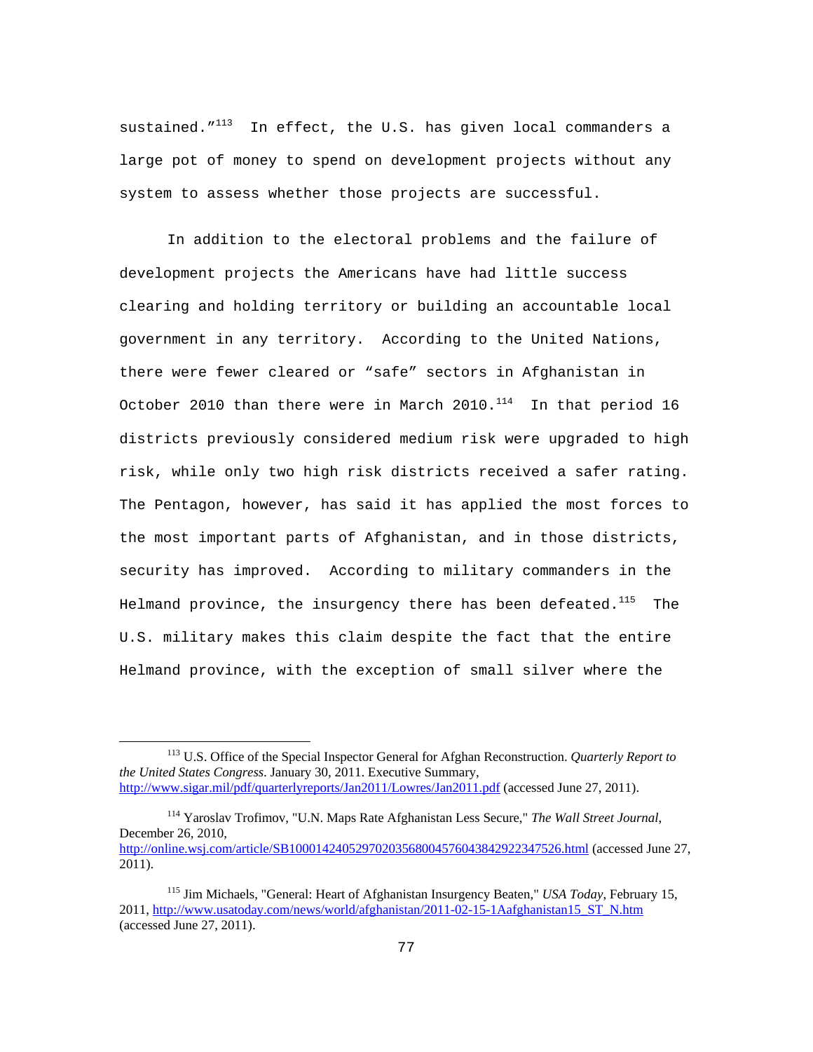sustained."[113] In effect, the U.S. has given local commanders a large pot of money to spend on development projects without any system to assess whether those projects are successful.

In addition to the electoral problems and the failure of development projects the Americans have had little success clearing and holding territory or building an accountable local government in any territory. According to the United Nations, there were fewer cleared or "safe" sectors in Afghanistan in October 2010 than there were in March 2010.[114] In that period 16 districts previously considered medium risk were upgraded to high risk, while only two high risk districts received a safer rating. The Pentagon, however, has said it has applied the most forces to the most important parts of Afghanistan, and in those districts, security has improved. According to military commanders in the Helmand province, the insurgency there has been defeated.[115] The U.S. military makes this claim despite the fact that the entire Helmand province, with the exception of small silver where the

---

[113] U.S. Office of the Special Inspector General for Afghan Reconstruction. *Quarterly Report to the United States Congress*. January 30, 2011. Executive Summary, http://www.sigar.mil/pdf/quarterlyreports/Jan2011/Lowres/Jan2011.pdf (accessed June 27, 2011).

[114] Yaroslav Trofimov, "U.N. Maps Rate Afghanistan Less Secure," *The Wall Street Journal*, December 26, 2010, http://online.wsj.com/article/SB10001424052970203568004576043842922347526.html (accessed June 27, 2011).

[115] Jim Michaels, "General: Heart of Afghanistan Insurgency Beaten," *USA Today*, February 15, 2011, http://www.usatoday.com/news/world/afghanistan/2011-02-15-1Aafghanistan15_ST_N.htm (accessed June 27, 2011).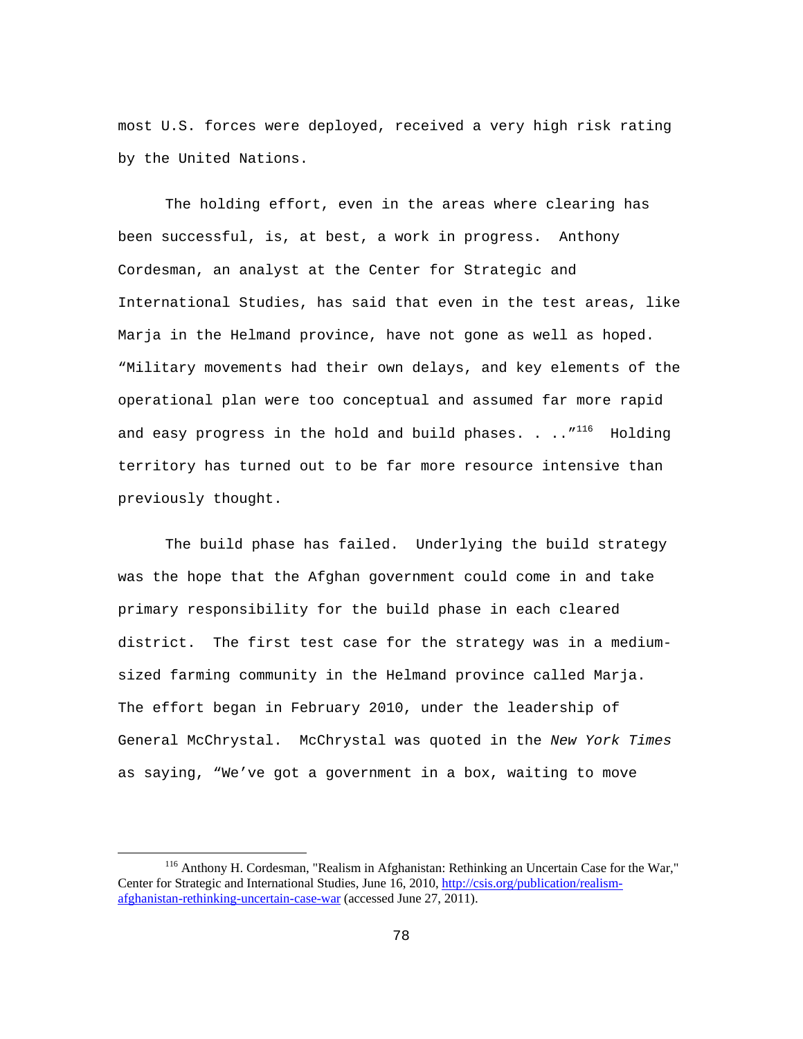most U.S. forces were deployed, received a very high risk rating by the United Nations.

The holding effort, even in the areas where clearing has been successful, is, at best, a work in progress. Anthony Cordesman, an analyst at the Center for Strategic and International Studies, has said that even in the test areas, like Marja in the Helmand province, have not gone as well as hoped. “Military movements had their own delays, and key elements of the operational plan were too conceptual and assumed far more rapid and easy progress in the hold and build phases. . ..”[116] Holding territory has turned out to be far more resource intensive than previously thought.

The build phase has failed. Underlying the build strategy was the hope that the Afghan government could come in and take primary responsibility for the build phase in each cleared district. The first test case for the strategy was in a medium-sized farming community in the Helmand province called Marja. The effort began in February 2010, under the leadership of General McChrystal. McChrystal was quoted in the *New York Times* as saying, “We’ve got a government in a box, waiting to move

---

[116] Anthony H. Cordesman, "Realism in Afghanistan: Rethinking an Uncertain Case for the War," Center for Strategic and International Studies, June 16, 2010, http://csis.org/publication/realism-afghanistan-rethinking-uncertain-case-war (accessed June 27, 2011).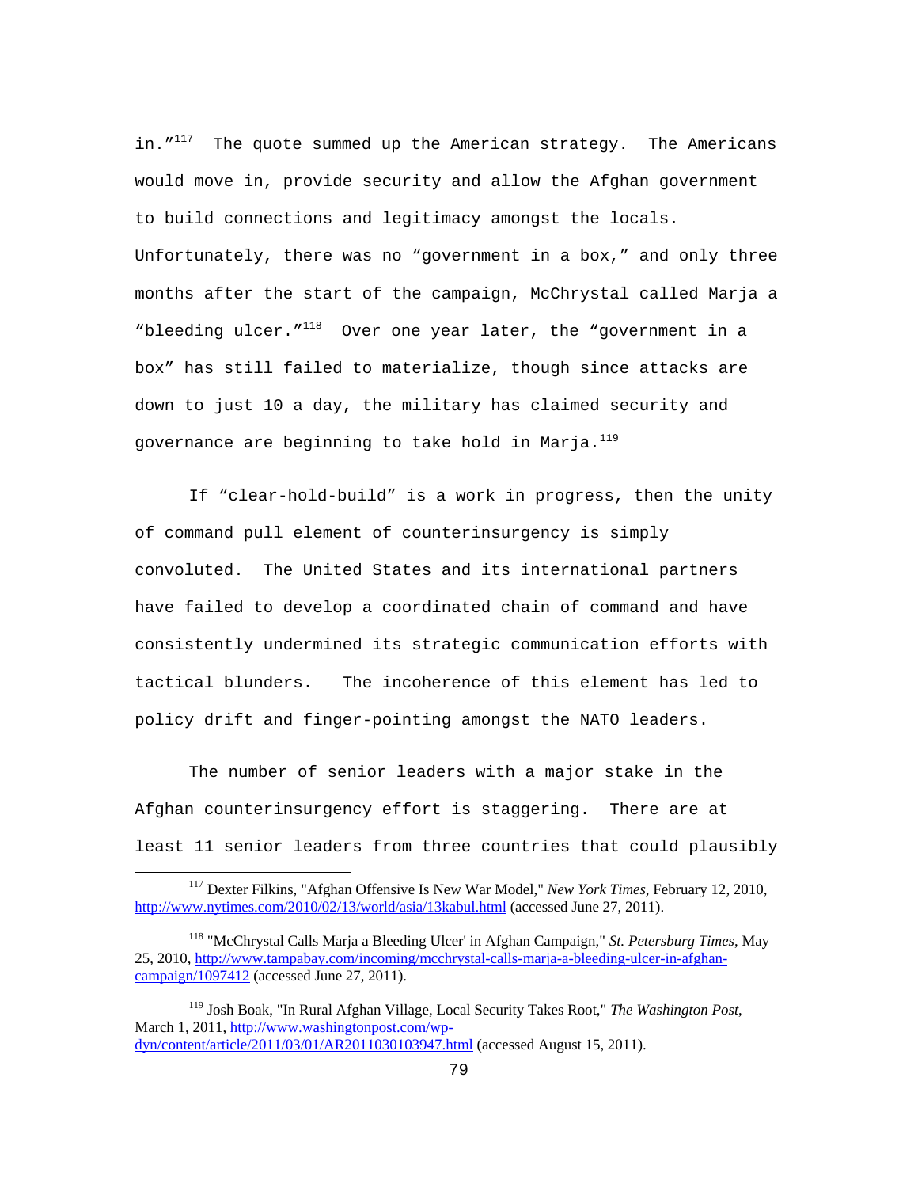in."[117] The quote summed up the American strategy. The Americans would move in, provide security and allow the Afghan government to build connections and legitimacy amongst the locals. Unfortunately, there was no "government in a box," and only three months after the start of the campaign, McChrystal called Marja a "bleeding ulcer."[118] Over one year later, the "government in a box" has still failed to materialize, though since attacks are down to just 10 a day, the military has claimed security and governance are beginning to take hold in Marja.[119]

If "clear-hold-build" is a work in progress, then the unity of command pull element of counterinsurgency is simply convoluted. The United States and its international partners have failed to develop a coordinated chain of command and have consistently undermined its strategic communication efforts with tactical blunders. The incoherence of this element has led to policy drift and finger-pointing amongst the NATO leaders.

The number of senior leaders with a major stake in the Afghan counterinsurgency effort is staggering. There are at least 11 senior leaders from three countries that could plausibly

---

[117] Dexter Filkins, "Afghan Offensive Is New War Model," *New York Times*, February 12, 2010, http://www.nytimes.com/2010/02/13/world/asia/13kabul.html (accessed June 27, 2011).

[118] "McChrystal Calls Marja a Bleeding Ulcer' in Afghan Campaign," *St. Petersburg Times*, May 25, 2010, http://www.tampabay.com/incoming/mcchrystal-calls-marja-a-bleeding-ulcer-in-afghan-campaign/1097412 (accessed June 27, 2011).

[119] Josh Boak, "In Rural Afghan Village, Local Security Takes Root," *The Washington Post*, March 1, 2011, http://www.washingtonpost.com/wp-dyn/content/article/2011/03/01/AR2011030103947.html (accessed August 15, 2011).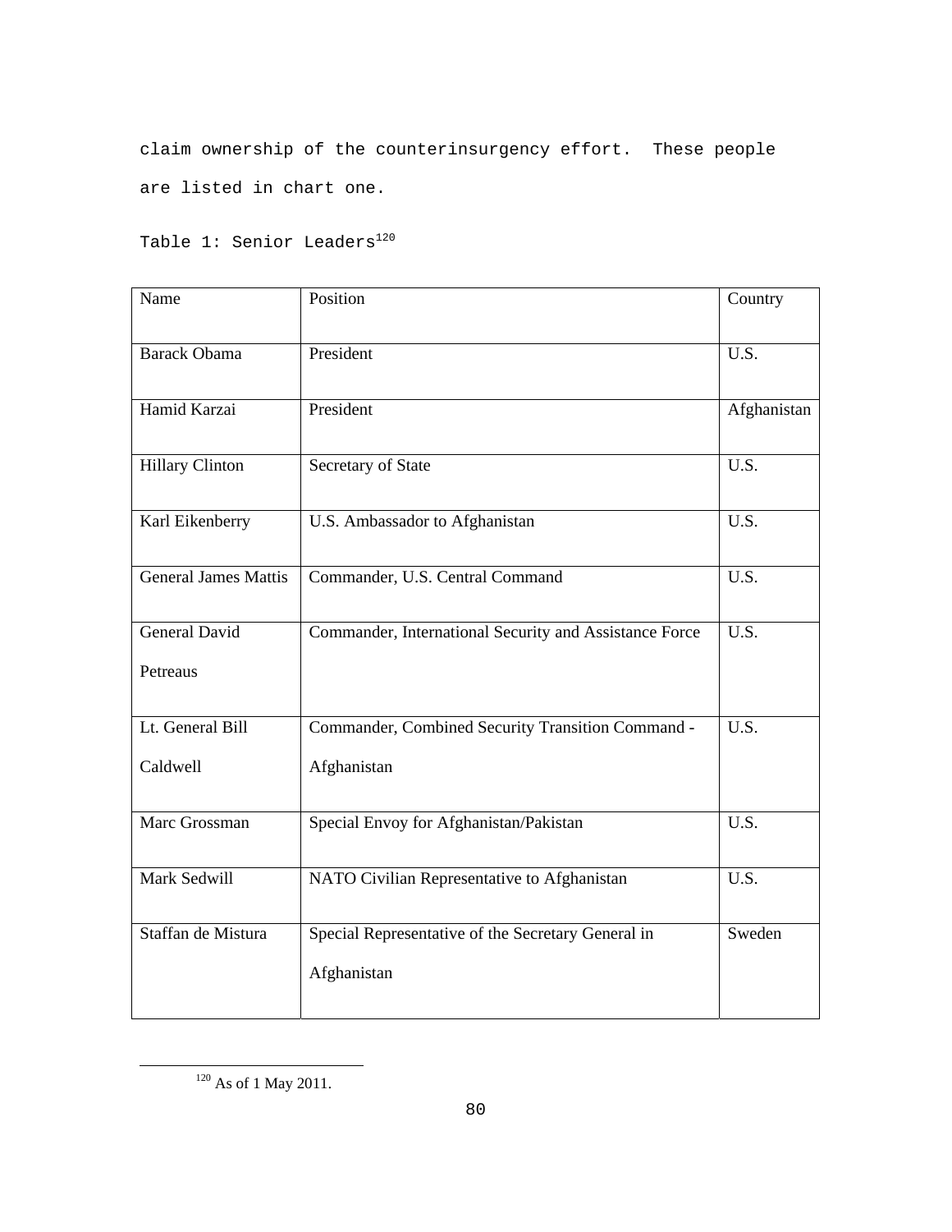claim ownership of the counterinsurgency effort. These people are listed in chart one.

Table 1: Senior Leaders[120]

| Name | Position | Country |
|---|---|---|
| Barack Obama | President | U.S. |
| Hamid Karzai | President | Afghanistan |
| Hillary Clinton | Secretary of State | U.S. |
| Karl Eikenberry | U.S. Ambassador to Afghanistan | U.S. |
| General James Mattis | Commander, U.S. Central Command | U.S. |
| General David Petreaus | Commander, International Security and Assistance Force | U.S. |
| Lt. General Bill Caldwell | Commander, Combined Security Transition Command - Afghanistan | U.S. |
| Marc Grossman | Special Envoy for Afghanistan/Pakistan | U.S. |
| Mark Sedwill | NATO Civilian Representative to Afghanistan | U.S. |
| Staffan de Mistura | Special Representative of the Secretary General in Afghanistan | Sweden |

[120] As of 1 May 2011.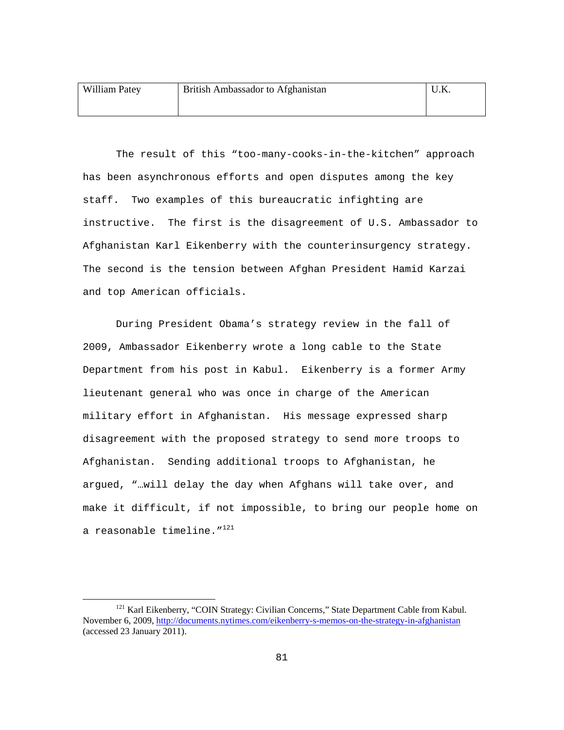| | | |
|---|---|---|
| William Patey | British Ambassador to Afghanistan | U.K. |

The result of this "too-many-cooks-in-the-kitchen" approach has been asynchronous efforts and open disputes among the key staff. Two examples of this bureaucratic infighting are instructive. The first is the disagreement of U.S. Ambassador to Afghanistan Karl Eikenberry with the counterinsurgency strategy. The second is the tension between Afghan President Hamid Karzai and top American officials.

During President Obama's strategy review in the fall of 2009, Ambassador Eikenberry wrote a long cable to the State Department from his post in Kabul. Eikenberry is a former Army lieutenant general who was once in charge of the American military effort in Afghanistan. His message expressed sharp disagreement with the proposed strategy to send more troops to Afghanistan. Sending additional troops to Afghanistan, he argued, "…will delay the day when Afghans will take over, and make it difficult, if not impossible, to bring our people home on a reasonable timeline."[121]

---

[121] Karl Eikenberry, "COIN Strategy: Civilian Concerns," State Department Cable from Kabul. November 6, 2009, http://documents.nytimes.com/eikenberry-s-memos-on-the-strategy-in-afghanistan (accessed 23 January 2011).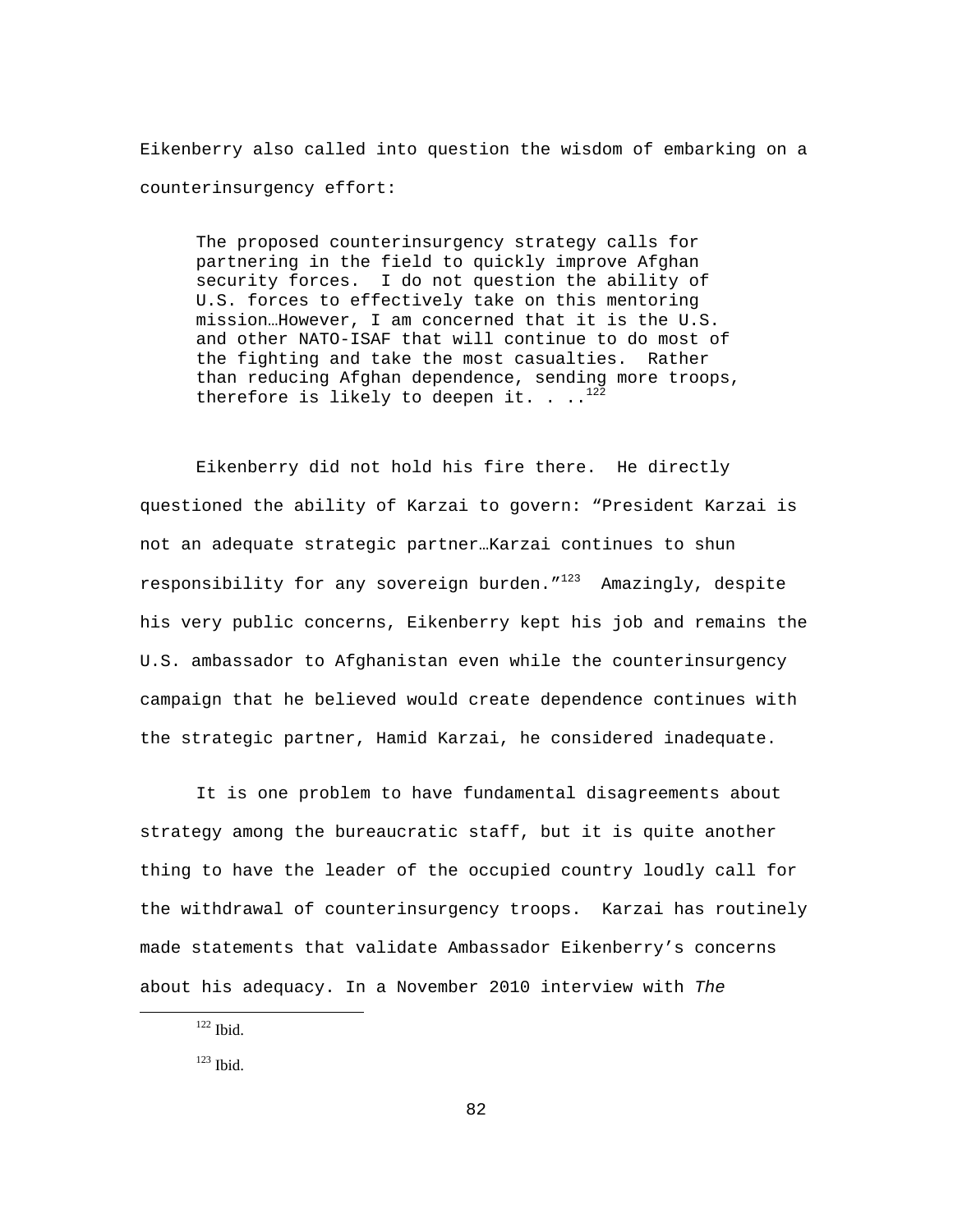Eikenberry also called into question the wisdom of embarking on a counterinsurgency effort:

> The proposed counterinsurgency strategy calls for partnering in the field to quickly improve Afghan security forces. I do not question the ability of U.S. forces to effectively take on this mentoring mission…However, I am concerned that it is the U.S. and other NATO-ISAF that will continue to do most of the fighting and take the most casualties. Rather than reducing Afghan dependence, sending more troops, therefore is likely to deepen it. . ..[122]

Eikenberry did not hold his fire there. He directly questioned the ability of Karzai to govern: "President Karzai is not an adequate strategic partner…Karzai continues to shun responsibility for any sovereign burden."[123] Amazingly, despite his very public concerns, Eikenberry kept his job and remains the U.S. ambassador to Afghanistan even while the counterinsurgency campaign that he believed would create dependence continues with the strategic partner, Hamid Karzai, he considered inadequate.

It is one problem to have fundamental disagreements about strategy among the bureaucratic staff, but it is quite another thing to have the leader of the occupied country loudly call for the withdrawal of counterinsurgency troops. Karzai has routinely made statements that validate Ambassador Eikenberry's concerns about his adequacy. In a November 2010 interview with *The*

---

[122] Ibid.

[123] Ibid.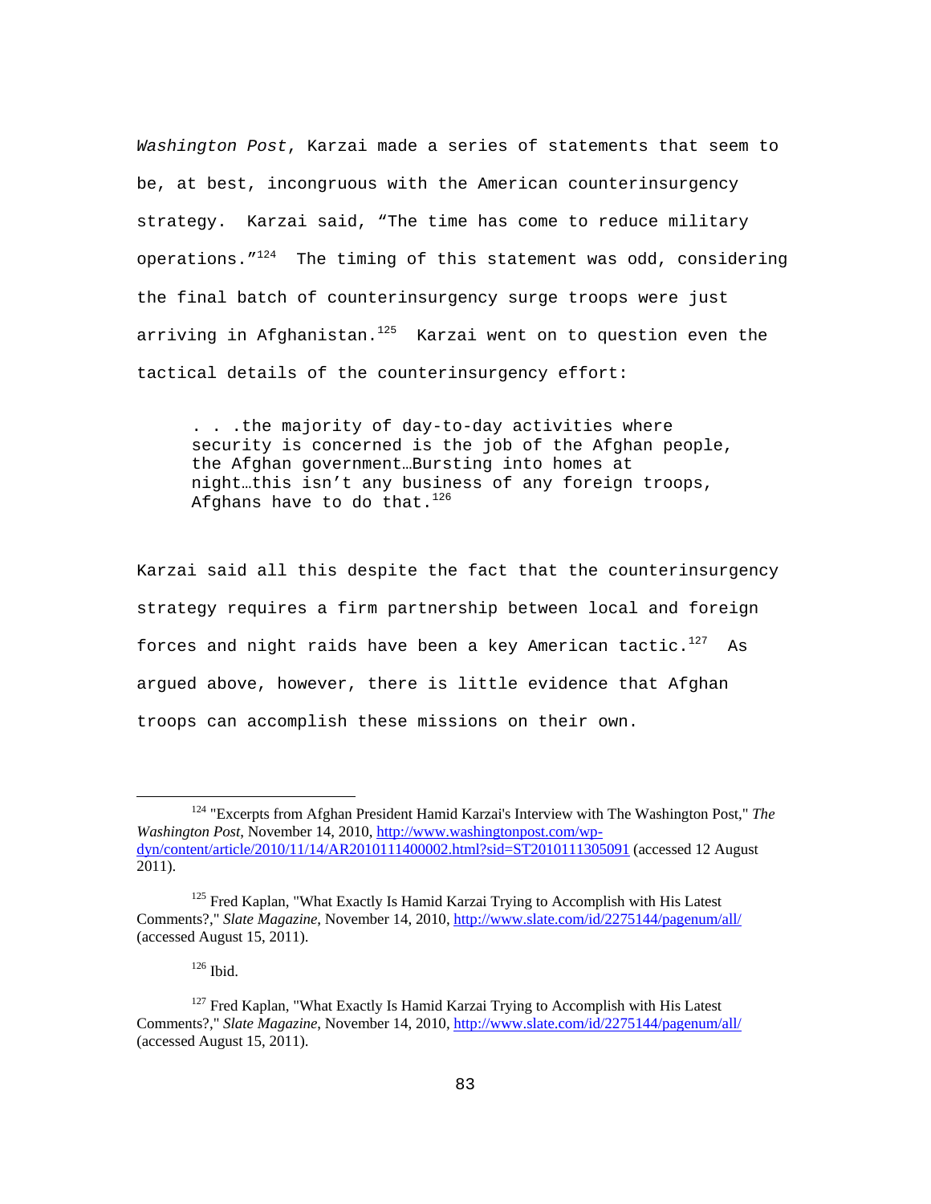*Washington Post*, Karzai made a series of statements that seem to be, at best, incongruous with the American counterinsurgency strategy. Karzai said, "The time has come to reduce military operations."[124] The timing of this statement was odd, considering the final batch of counterinsurgency surge troops were just arriving in Afghanistan.[125] Karzai went on to question even the tactical details of the counterinsurgency effort:

> . . .the majority of day-to-day activities where security is concerned is the job of the Afghan people, the Afghan government…Bursting into homes at night…this isn't any business of any foreign troops, Afghans have to do that.[126]

Karzai said all this despite the fact that the counterinsurgency strategy requires a firm partnership between local and foreign forces and night raids have been a key American tactic.[127] As argued above, however, there is little evidence that Afghan troops can accomplish these missions on their own.

---

[124] "Excerpts from Afghan President Hamid Karzai's Interview with The Washington Post," *The Washington Post*, November 14, 2010, http://www.washingtonpost.com/wp-dyn/content/article/2010/11/14/AR2010111400002.html?sid=ST2010111305091 (accessed 12 August 2011).

[125] Fred Kaplan, "What Exactly Is Hamid Karzai Trying to Accomplish with His Latest Comments?," *Slate Magazine*, November 14, 2010, http://www.slate.com/id/2275144/pagenum/all/ (accessed August 15, 2011).

[126] Ibid.

[127] Fred Kaplan, "What Exactly Is Hamid Karzai Trying to Accomplish with His Latest Comments?," *Slate Magazine*, November 14, 2010, http://www.slate.com/id/2275144/pagenum/all/ (accessed August 15, 2011).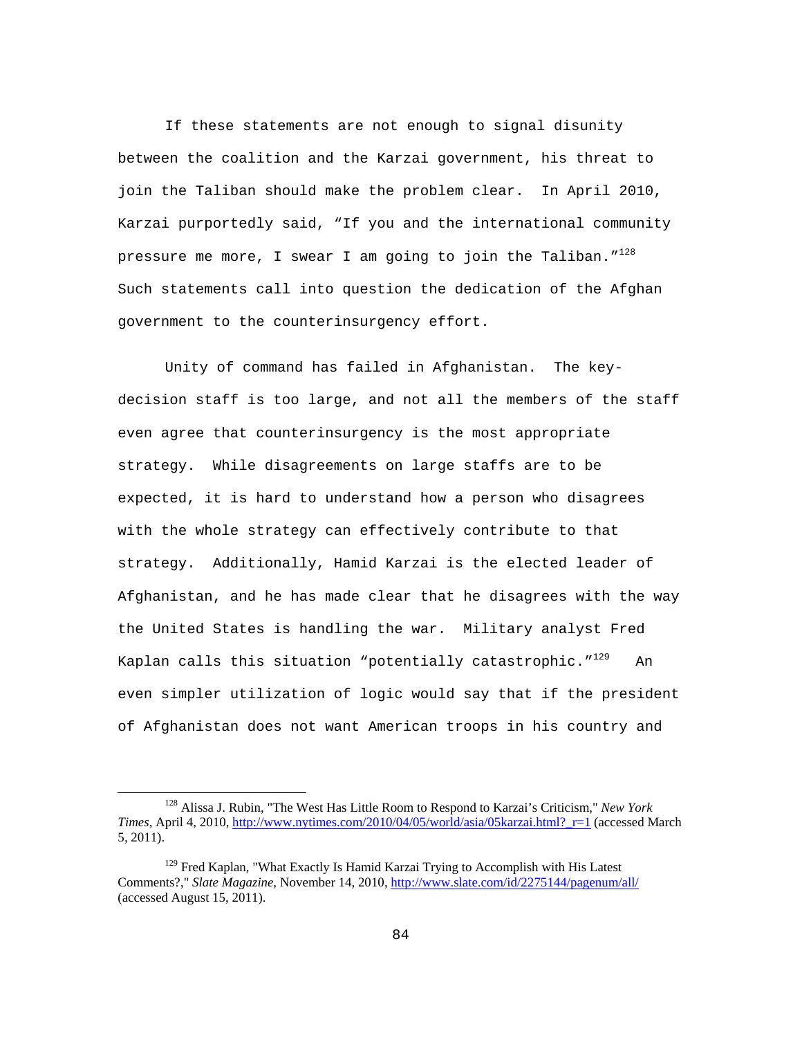If these statements are not enough to signal disunity between the coalition and the Karzai government, his threat to join the Taliban should make the problem clear. In April 2010, Karzai purportedly said, "If you and the international community pressure me more, I swear I am going to join the Taliban."[128] Such statements call into question the dedication of the Afghan government to the counterinsurgency effort.

Unity of command has failed in Afghanistan. The key-decision staff is too large, and not all the members of the staff even agree that counterinsurgency is the most appropriate strategy. While disagreements on large staffs are to be expected, it is hard to understand how a person who disagrees with the whole strategy can effectively contribute to that strategy. Additionally, Hamid Karzai is the elected leader of Afghanistan, and he has made clear that he disagrees with the way the United States is handling the war. Military analyst Fred Kaplan calls this situation "potentially catastrophic."[129] An even simpler utilization of logic would say that if the president of Afghanistan does not want American troops in his country and

---

[128] Alissa J. Rubin, "The West Has Little Room to Respond to Karzai's Criticism," *New York Times*, April 4, 2010, http://www.nytimes.com/2010/04/05/world/asia/05karzai.html?_r=1 (accessed March 5, 2011).

[129] Fred Kaplan, "What Exactly Is Hamid Karzai Trying to Accomplish with His Latest Comments?," *Slate Magazine*, November 14, 2010, http://www.slate.com/id/2275144/pagenum/all/ (accessed August 15, 2011).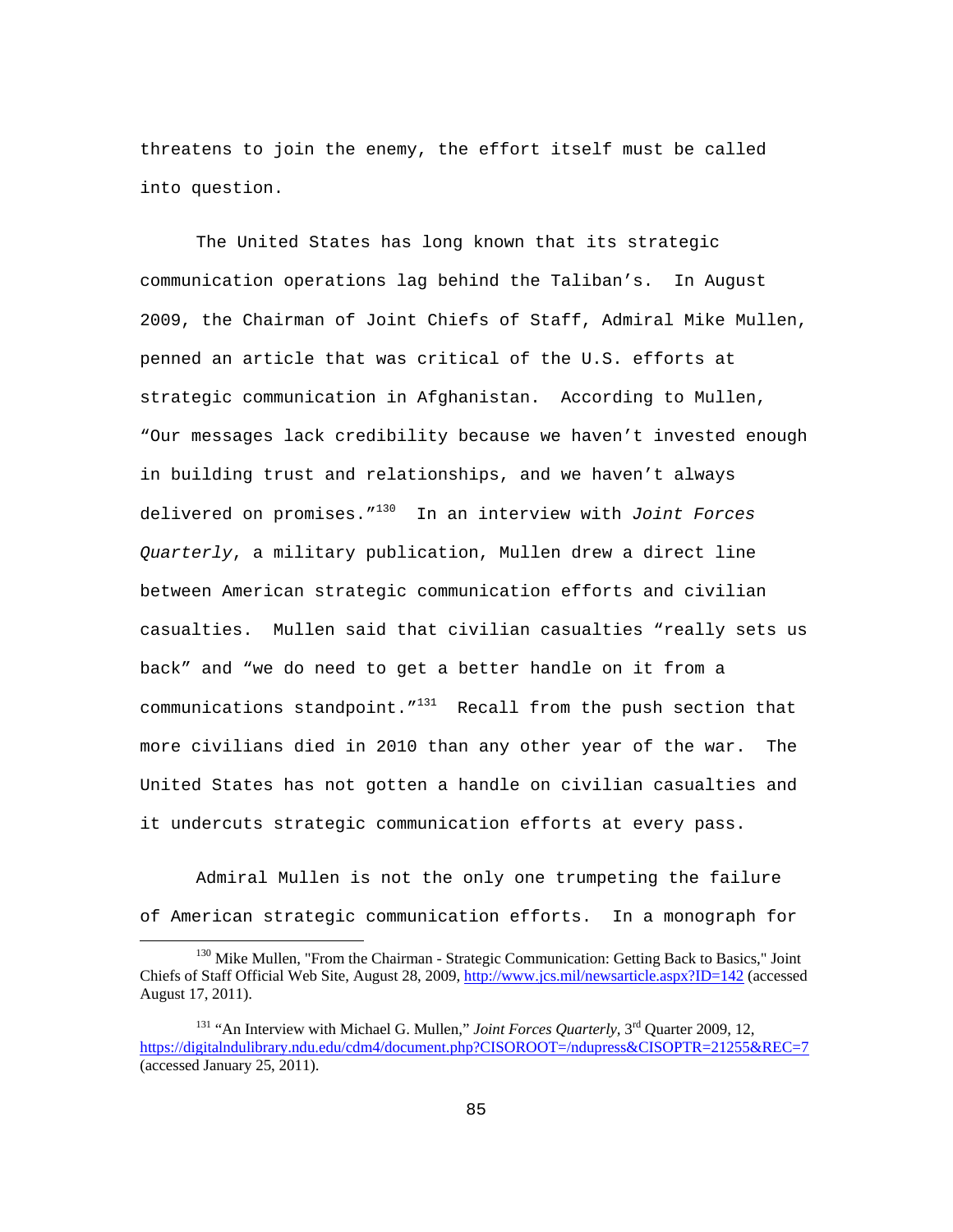threatens to join the enemy, the effort itself must be called into question.

The United States has long known that its strategic communication operations lag behind the Taliban's. In August 2009, the Chairman of Joint Chiefs of Staff, Admiral Mike Mullen, penned an article that was critical of the U.S. efforts at strategic communication in Afghanistan. According to Mullen, "Our messages lack credibility because we haven't invested enough in building trust and relationships, and we haven't always delivered on promises."[130] In an interview with *Joint Forces Quarterly*, a military publication, Mullen drew a direct line between American strategic communication efforts and civilian casualties. Mullen said that civilian casualties "really sets us back" and "we do need to get a better handle on it from a communications standpoint."[131] Recall from the push section that more civilians died in 2010 than any other year of the war. The United States has not gotten a handle on civilian casualties and it undercuts strategic communication efforts at every pass.

Admiral Mullen is not the only one trumpeting the failure of American strategic communication efforts. In a monograph for

---

[130] Mike Mullen, "From the Chairman - Strategic Communication: Getting Back to Basics," Joint Chiefs of Staff Official Web Site, August 28, 2009, http://www.jcs.mil/newsarticle.aspx?ID=142 (accessed August 17, 2011).

[131] "An Interview with Michael G. Mullen," *Joint Forces Quarterly*, 3rd Quarter 2009, 12, https://digitalndulibrary.ndu.edu/cdm4/document.php?CISOROOT=/ndupress&CISOPTR=21255&REC=7 (accessed January 25, 2011).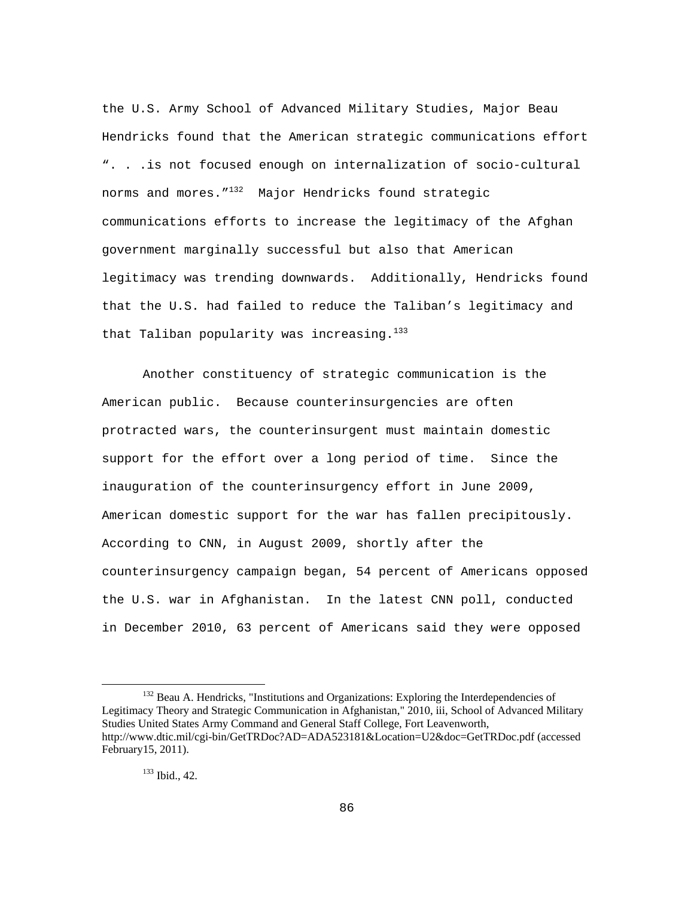the U.S. Army School of Advanced Military Studies, Major Beau Hendricks found that the American strategic communications effort ". . .is not focused enough on internalization of socio-cultural norms and mores."[132] Major Hendricks found strategic communications efforts to increase the legitimacy of the Afghan government marginally successful but also that American legitimacy was trending downwards. Additionally, Hendricks found that the U.S. had failed to reduce the Taliban's legitimacy and that Taliban popularity was increasing.[133]

Another constituency of strategic communication is the American public. Because counterinsurgencies are often protracted wars, the counterinsurgent must maintain domestic support for the effort over a long period of time. Since the inauguration of the counterinsurgency effort in June 2009, American domestic support for the war has fallen precipitously. According to CNN, in August 2009, shortly after the counterinsurgency campaign began, 54 percent of Americans opposed the U.S. war in Afghanistan. In the latest CNN poll, conducted in December 2010, 63 percent of Americans said they were opposed

---

[132] Beau A. Hendricks, "Institutions and Organizations: Exploring the Interdependencies of Legitimacy Theory and Strategic Communication in Afghanistan," 2010, iii, School of Advanced Military Studies United States Army Command and General Staff College, Fort Leavenworth, http://www.dtic.mil/cgi-bin/GetTRDoc?AD=ADA523181&Location=U2&doc=GetTRDoc.pdf (accessed February15, 2011).

[133] Ibid., 42.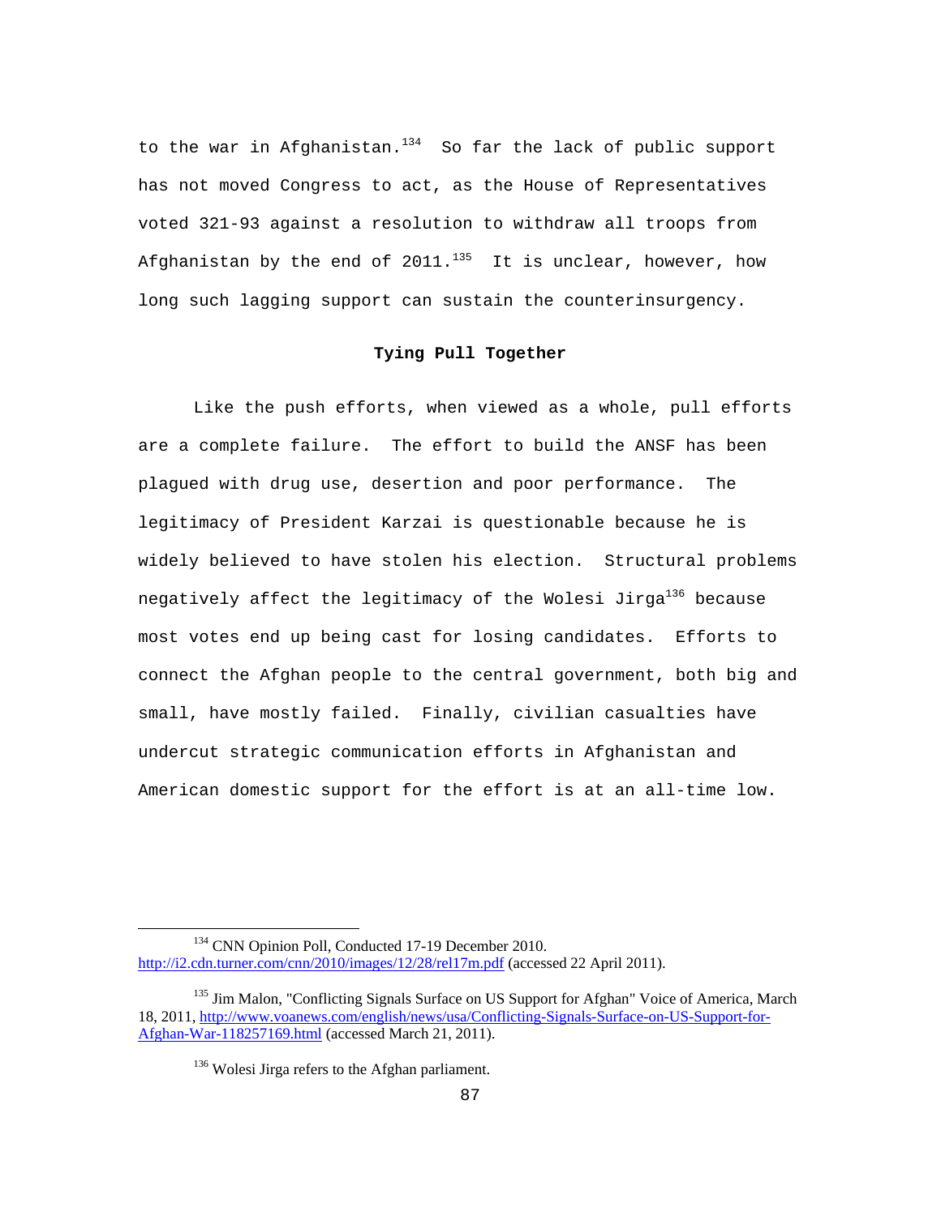to the war in Afghanistan.[134] So far the lack of public support has not moved Congress to act, as the House of Representatives voted 321-93 against a resolution to withdraw all troops from Afghanistan by the end of 2011.[135] It is unclear, however, how long such lagging support can sustain the counterinsurgency.

### Tying Pull Together

Like the push efforts, when viewed as a whole, pull efforts are a complete failure. The effort to build the ANSF has been plagued with drug use, desertion and poor performance. The legitimacy of President Karzai is questionable because he is widely believed to have stolen his election. Structural problems negatively affect the legitimacy of the Wolesi Jirga[136] because most votes end up being cast for losing candidates. Efforts to connect the Afghan people to the central government, both big and small, have mostly failed. Finally, civilian casualties have undercut strategic communication efforts in Afghanistan and American domestic support for the effort is at an all-time low.

---

[134] CNN Opinion Poll, Conducted 17-19 December 2010. http://i2.cdn.turner.com/cnn/2010/images/12/28/rel17m.pdf (accessed 22 April 2011).

[135] Jim Malon, "Conflicting Signals Surface on US Support for Afghan" Voice of America, March 18, 2011, http://www.voanews.com/english/news/usa/Conflicting-Signals-Surface-on-US-Support-for-Afghan-War-118257169.html (accessed March 21, 2011).

[136] Wolesi Jirga refers to the Afghan parliament.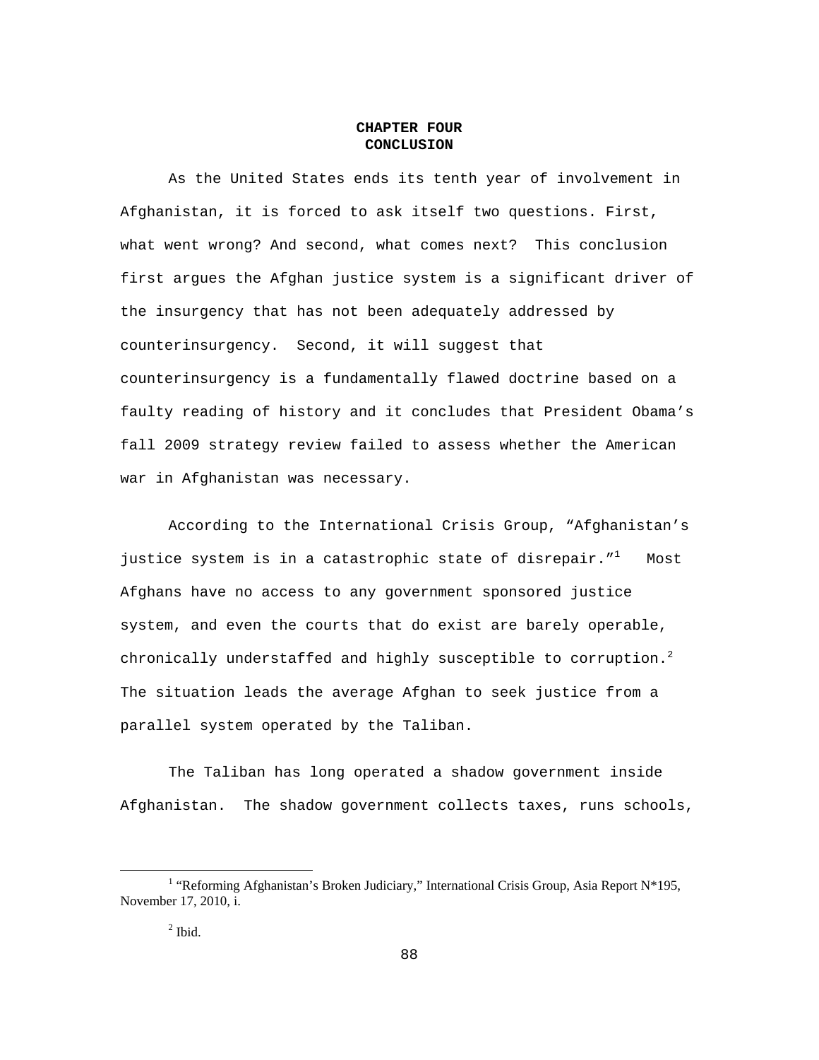# CHAPTER FOUR
# CONCLUSION

As the United States ends its tenth year of involvement in Afghanistan, it is forced to ask itself two questions. First, what went wrong? And second, what comes next? This conclusion first argues the Afghan justice system is a significant driver of the insurgency that has not been adequately addressed by counterinsurgency. Second, it will suggest that counterinsurgency is a fundamentally flawed doctrine based on a faulty reading of history and it concludes that President Obama's fall 2009 strategy review failed to assess whether the American war in Afghanistan was necessary.

According to the International Crisis Group, "Afghanistan's justice system is in a catastrophic state of disrepair."[1] Most Afghans have no access to any government sponsored justice system, and even the courts that do exist are barely operable, chronically understaffed and highly susceptible to corruption.[2] The situation leads the average Afghan to seek justice from a parallel system operated by the Taliban.

The Taliban has long operated a shadow government inside Afghanistan. The shadow government collects taxes, runs schools,

---

[1] "Reforming Afghanistan's Broken Judiciary," International Crisis Group, Asia Report N*195, November 17, 2010, i.

[2] Ibid.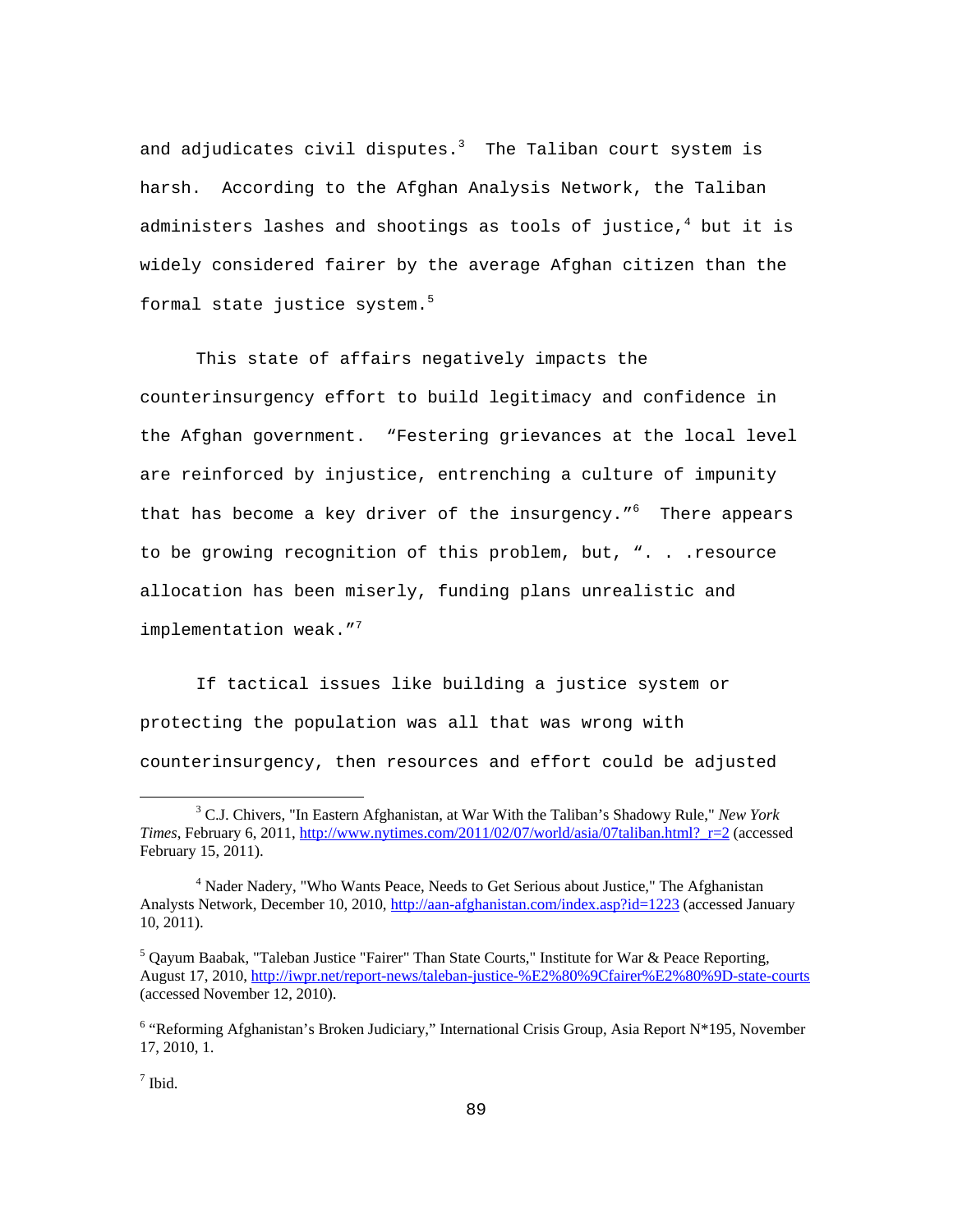and adjudicates civil disputes.[3] The Taliban court system is harsh. According to the Afghan Analysis Network, the Taliban administers lashes and shootings as tools of justice,[4] but it is widely considered fairer by the average Afghan citizen than the formal state justice system.[5]

This state of affairs negatively impacts the counterinsurgency effort to build legitimacy and confidence in the Afghan government. "Festering grievances at the local level are reinforced by injustice, entrenching a culture of impunity that has become a key driver of the insurgency."[6] There appears to be growing recognition of this problem, but, ". . .resource allocation has been miserly, funding plans unrealistic and implementation weak."[7]

If tactical issues like building a justice system or protecting the population was all that was wrong with counterinsurgency, then resources and effort could be adjusted

---

[3] C.J. Chivers, "In Eastern Afghanistan, at War With the Taliban's Shadowy Rule," *New York Times*, February 6, 2011, http://www.nytimes.com/2011/02/07/world/asia/07taliban.html?_r=2 (accessed February 15, 2011).

[4] Nader Nadery, "Who Wants Peace, Needs to Get Serious about Justice," The Afghanistan Analysts Network, December 10, 2010, http://aan-afghanistan.com/index.asp?id=1223 (accessed January 10, 2011).

[5] Qayum Baabak, "Taleban Justice "Fairer" Than State Courts," Institute for War & Peace Reporting, August 17, 2010, http://iwpr.net/report-news/taleban-justice-%E2%80%9Cfairer%E2%80%9D-state-courts (accessed November 12, 2010).

[6] "Reforming Afghanistan's Broken Judiciary," International Crisis Group, Asia Report N*195, November 17, 2010, 1.

[7] Ibid.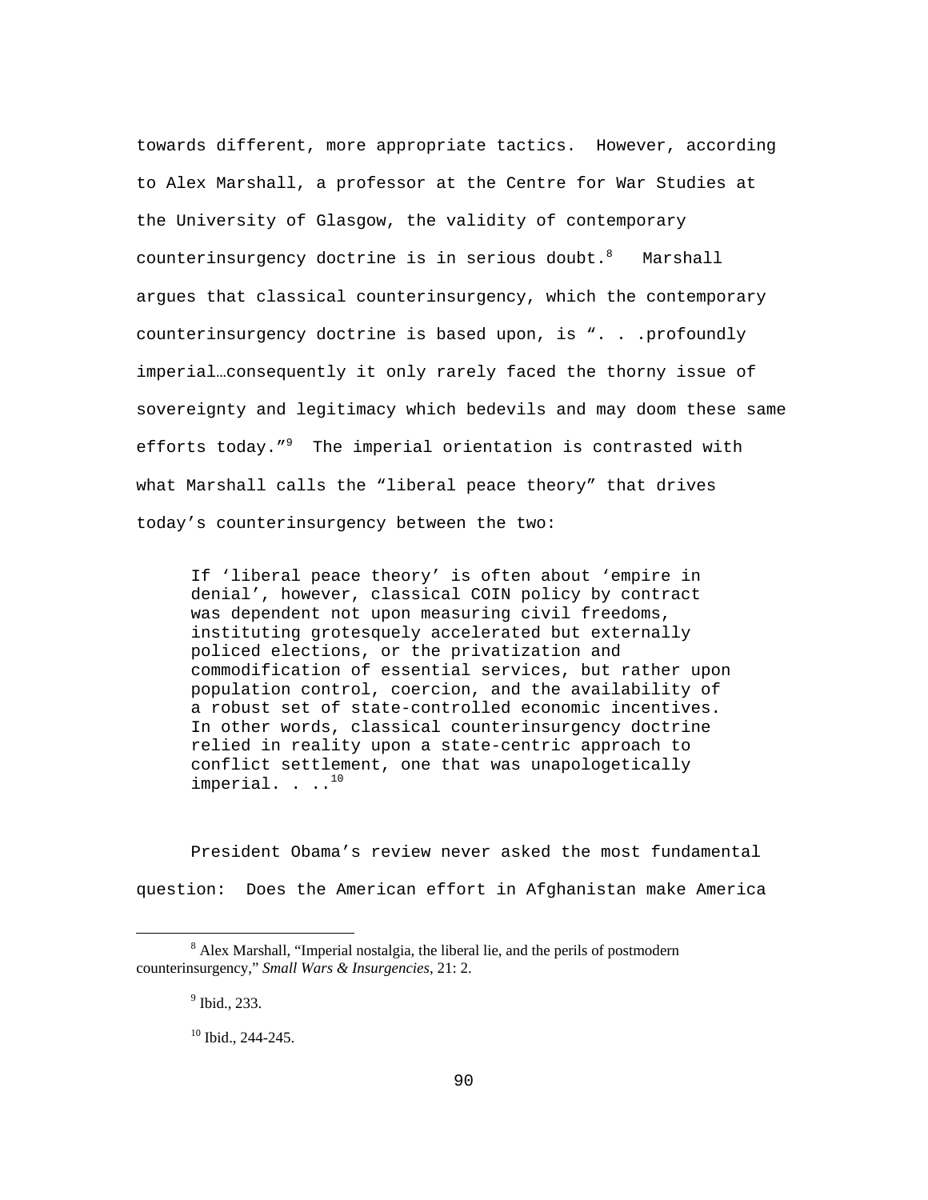towards different, more appropriate tactics. However, according to Alex Marshall, a professor at the Centre for War Studies at the University of Glasgow, the validity of contemporary counterinsurgency doctrine is in serious doubt.[8] Marshall argues that classical counterinsurgency, which the contemporary counterinsurgency doctrine is based upon, is ". . .profoundly imperial…consequently it only rarely faced the thorny issue of sovereignty and legitimacy which bedevils and may doom these same efforts today."[9] The imperial orientation is contrasted with what Marshall calls the "liberal peace theory" that drives today's counterinsurgency between the two:

> If 'liberal peace theory' is often about 'empire in denial', however, classical COIN policy by contract was dependent not upon measuring civil freedoms, instituting grotesquely accelerated but externally policed elections, or the privatization and commodification of essential services, but rather upon population control, coercion, and the availability of a robust set of state-controlled economic incentives. In other words, classical counterinsurgency doctrine relied in reality upon a state-centric approach to conflict settlement, one that was unapologetically imperial. . ..[10]

President Obama's review never asked the most fundamental question: Does the American effort in Afghanistan make America

---

[8] Alex Marshall, "Imperial nostalgia, the liberal lie, and the perils of postmodern counterinsurgency," *Small Wars & Insurgencies*, 21: 2.

[9] Ibid., 233.

[10] Ibid., 244-245.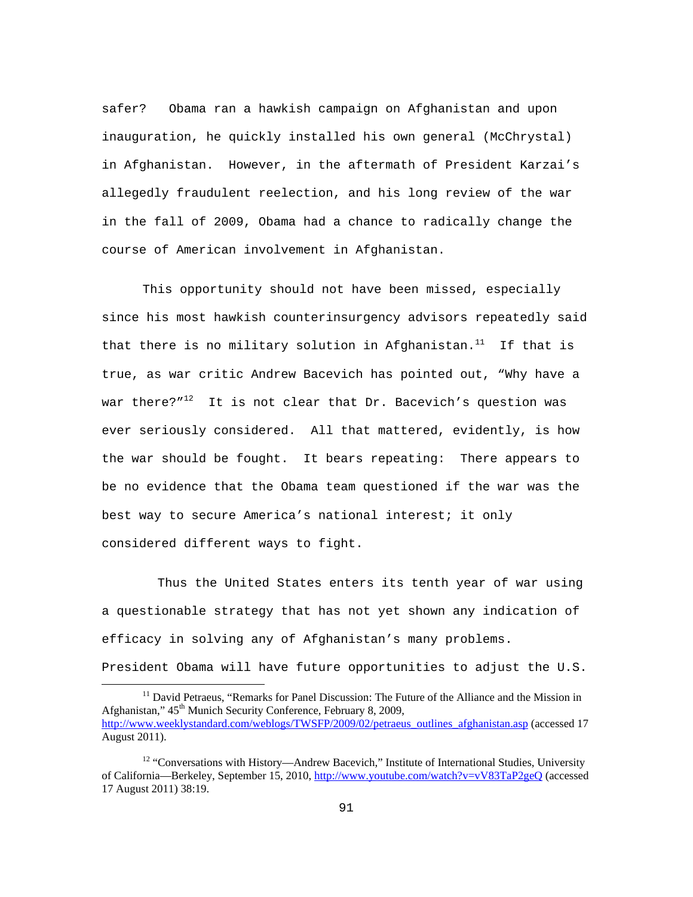safer? Obama ran a hawkish campaign on Afghanistan and upon inauguration, he quickly installed his own general (McChrystal) in Afghanistan. However, in the aftermath of President Karzai's allegedly fraudulent reelection, and his long review of the war in the fall of 2009, Obama had a chance to radically change the course of American involvement in Afghanistan.

This opportunity should not have been missed, especially since his most hawkish counterinsurgency advisors repeatedly said that there is no military solution in Afghanistan.[11] If that is true, as war critic Andrew Bacevich has pointed out, "Why have a war there?"[12] It is not clear that Dr. Bacevich's question was ever seriously considered. All that mattered, evidently, is how the war should be fought. It bears repeating: There appears to be no evidence that the Obama team questioned if the war was the best way to secure America's national interest; it only considered different ways to fight.

Thus the United States enters its tenth year of war using a questionable strategy that has not yet shown any indication of efficacy in solving any of Afghanistan's many problems. President Obama will have future opportunities to adjust the U.S.

---

[11] David Petraeus, "Remarks for Panel Discussion: The Future of the Alliance and the Mission in Afghanistan," 45th Munich Security Conference, February 8, 2009, http://www.weeklystandard.com/weblogs/TWSFP/2009/02/petraeus_outlines_afghanistan.asp (accessed 17 August 2011).

[12] "Conversations with History—Andrew Bacevich," Institute of International Studies, University of California—Berkeley, September 15, 2010, http://www.youtube.com/watch?v=vV83TaP2geQ (accessed 17 August 2011) 38:19.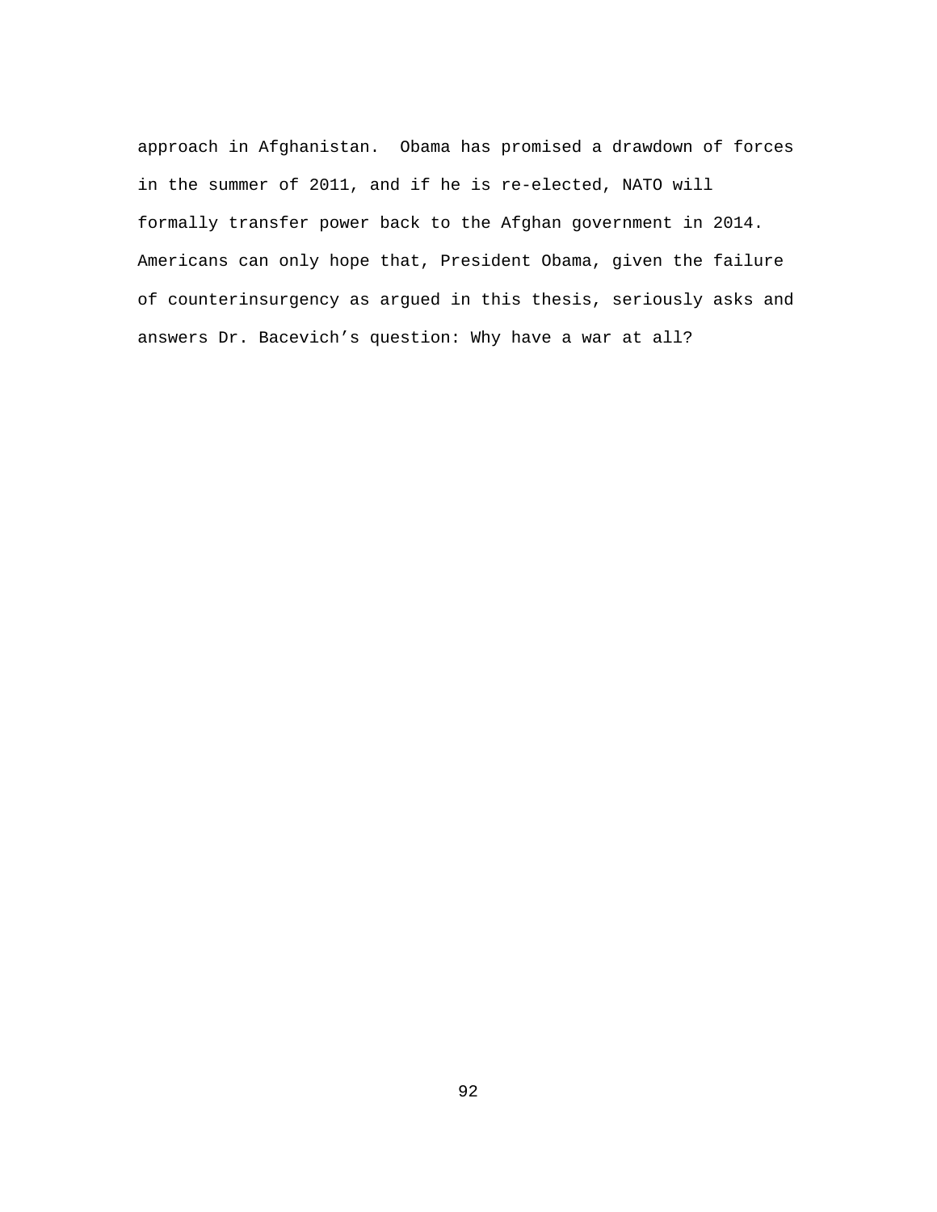approach in Afghanistan. Obama has promised a drawdown of forces in the summer of 2011, and if he is re-elected, NATO will formally transfer power back to the Afghan government in 2014. Americans can only hope that, President Obama, given the failure of counterinsurgency as argued in this thesis, seriously asks and answers Dr. Bacevich's question: Why have a war at all?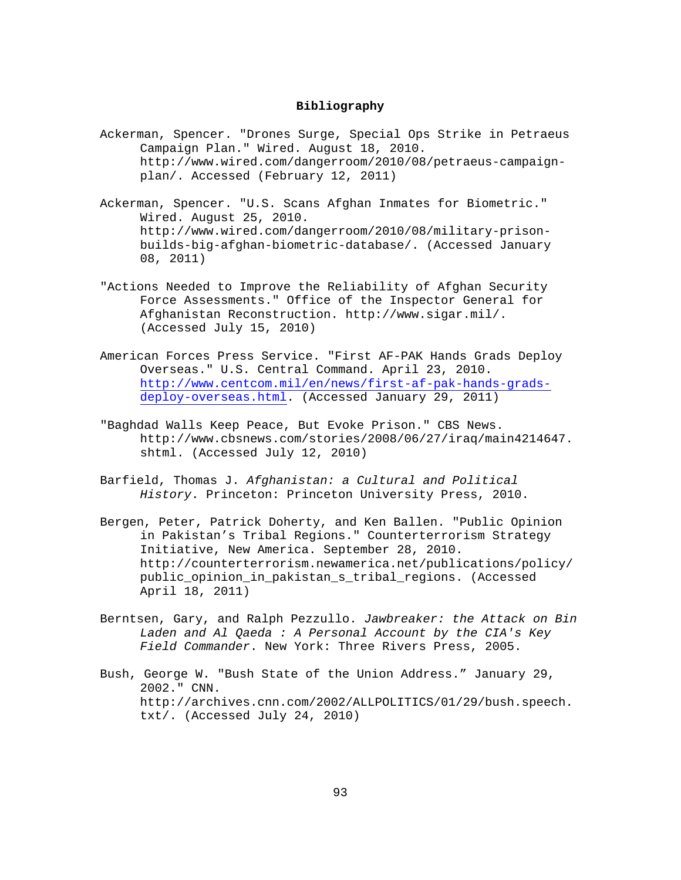# Bibliography

Ackerman, Spencer. "Drones Surge, Special Ops Strike in Petraeus Campaign Plan." Wired. August 18, 2010. http://www.wired.com/dangerroom/2010/08/petraeus-campaign-plan/. Accessed (February 12, 2011)

Ackerman, Spencer. "U.S. Scans Afghan Inmates for Biometric." Wired. August 25, 2010. http://www.wired.com/dangerroom/2010/08/military-prison-builds-big-afghan-biometric-database/. (Accessed January 08, 2011)

"Actions Needed to Improve the Reliability of Afghan Security Force Assessments." Office of the Inspector General for Afghanistan Reconstruction. http://www.sigar.mil/. (Accessed July 15, 2010)

American Forces Press Service. "First AF-PAK Hands Grads Deploy Overseas." U.S. Central Command. April 23, 2010. http://www.centcom.mil/en/news/first-af-pak-hands-grads-deploy-overseas.html. (Accessed January 29, 2011)

"Baghdad Walls Keep Peace, But Evoke Prison." CBS News. http://www.cbsnews.com/stories/2008/06/27/iraq/main4214647.shtml. (Accessed July 12, 2010)

Barfield, Thomas J. *Afghanistan: a Cultural and Political History*. Princeton: Princeton University Press, 2010.

Bergen, Peter, Patrick Doherty, and Ken Ballen. "Public Opinion in Pakistan's Tribal Regions." Counterterrorism Strategy Initiative, New America. September 28, 2010. http://counterterrorism.newamerica.net/publications/policy/public_opinion_in_pakistan_s_tribal_regions. (Accessed April 18, 2011)

Berntsen, Gary, and Ralph Pezzullo. *Jawbreaker: the Attack on Bin Laden and Al Qaeda : A Personal Account by the CIA's Key Field Commander*. New York: Three Rivers Press, 2005.

Bush, George W. "Bush State of the Union Address." January 29, 2002." CNN. http://archives.cnn.com/2002/ALLPOLITICS/01/29/bush.speech.txt/. (Accessed July 24, 2010)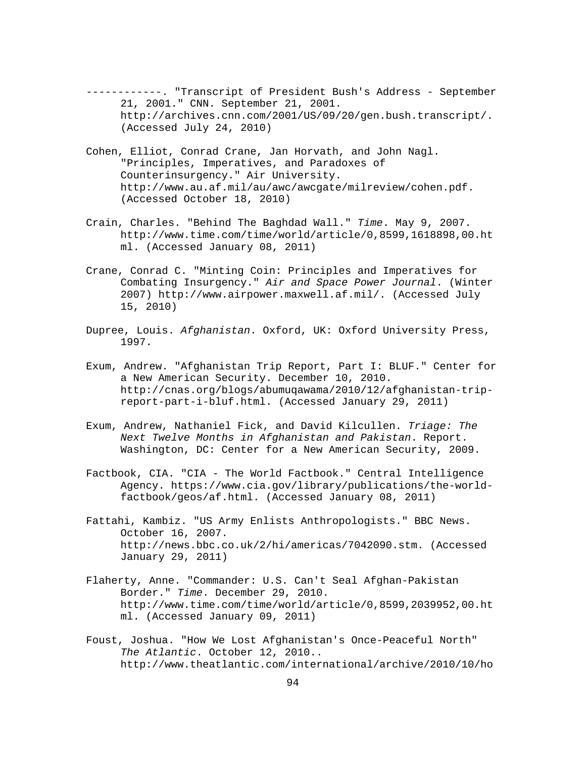------------. "Transcript of President Bush's Address - September 21, 2001." CNN. September 21, 2001. http://archives.cnn.com/2001/US/09/20/gen.bush.transcript/. (Accessed July 24, 2010)

Cohen, Elliot, Conrad Crane, Jan Horvath, and John Nagl. "Principles, Imperatives, and Paradoxes of Counterinsurgency." Air University. http://www.au.af.mil/au/awc/awcgate/milreview/cohen.pdf. (Accessed October 18, 2010)

Crain, Charles. "Behind The Baghdad Wall." *Time*. May 9, 2007. http://www.time.com/time/world/article/0,8599,1618898,00.html. (Accessed January 08, 2011)

Crane, Conrad C. "Minting Coin: Principles and Imperatives for Combating Insurgency." *Air and Space Power Journal*. (Winter 2007) http://www.airpower.maxwell.af.mil/. (Accessed July 15, 2010)

Dupree, Louis. *Afghanistan*. Oxford, UK: Oxford University Press, 1997.

Exum, Andrew. "Afghanistan Trip Report, Part I: BLUF." Center for a New American Security. December 10, 2010. http://cnas.org/blogs/abumuqawama/2010/12/afghanistan-trip-report-part-i-bluf.html. (Accessed January 29, 2011)

Exum, Andrew, Nathaniel Fick, and David Kilcullen. *Triage: The Next Twelve Months in Afghanistan and Pakistan*. Report. Washington, DC: Center for a New American Security, 2009.

Factbook, CIA. "CIA - The World Factbook." Central Intelligence Agency. https://www.cia.gov/library/publications/the-world-factbook/geos/af.html. (Accessed January 08, 2011)

Fattahi, Kambiz. "US Army Enlists Anthropologists." BBC News. October 16, 2007. http://news.bbc.co.uk/2/hi/americas/7042090.stm. (Accessed January 29, 2011)

Flaherty, Anne. "Commander: U.S. Can't Seal Afghan-Pakistan Border." *Time*. December 29, 2010. http://www.time.com/time/world/article/0,8599,2039952,00.html. (Accessed January 09, 2011)

Foust, Joshua. "How We Lost Afghanistan's Once-Peaceful North" *The Atlantic*. October 12, 2010.. http://www.theatlantic.com/international/archive/2010/10/ho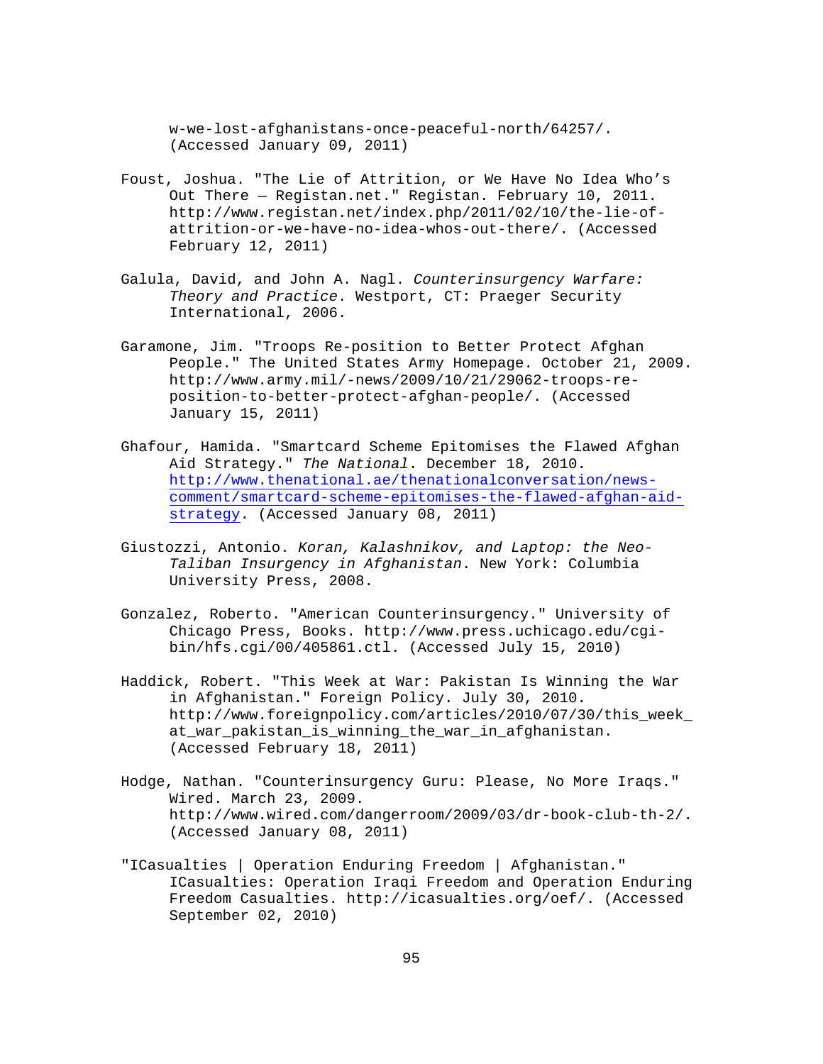w-we-lost-afghanistans-once-peaceful-north/64257/. (Accessed January 09, 2011)

Foust, Joshua. "The Lie of Attrition, or We Have No Idea Who's Out There — Registan.net." Registan. February 10, 2011. http://www.registan.net/index.php/2011/02/10/the-lie-of-attrition-or-we-have-no-idea-whos-out-there/. (Accessed February 12, 2011)

Galula, David, and John A. Nagl. *Counterinsurgency Warfare: Theory and Practice*. Westport, CT: Praeger Security International, 2006.

Garamone, Jim. "Troops Re-position to Better Protect Afghan People." The United States Army Homepage. October 21, 2009. http://www.army.mil/-news/2009/10/21/29062-troops-re-position-to-better-protect-afghan-people/. (Accessed January 15, 2011)

Ghafour, Hamida. "Smartcard Scheme Epitomises the Flawed Afghan Aid Strategy." *The National*. December 18, 2010. http://www.thenational.ae/thenationalconversation/news-comment/smartcard-scheme-epitomises-the-flawed-afghan-aid-strategy. (Accessed January 08, 2011)

Giustozzi, Antonio. *Koran, Kalashnikov, and Laptop: the Neo-Taliban Insurgency in Afghanistan*. New York: Columbia University Press, 2008.

Gonzalez, Roberto. "American Counterinsurgency." University of Chicago Press, Books. http://www.press.uchicago.edu/cgi-bin/hfs.cgi/00/405861.ctl. (Accessed July 15, 2010)

Haddick, Robert. "This Week at War: Pakistan Is Winning the War in Afghanistan." Foreign Policy. July 30, 2010. http://www.foreignpolicy.com/articles/2010/07/30/this_week_at_war_pakistan_is_winning_the_war_in_afghanistan. (Accessed February 18, 2011)

Hodge, Nathan. "Counterinsurgency Guru: Please, No More Iraqs." Wired. March 23, 2009. http://www.wired.com/dangerroom/2009/03/dr-book-club-th-2/. (Accessed January 08, 2011)

"ICasualties | Operation Enduring Freedom | Afghanistan." ICasualties: Operation Iraqi Freedom and Operation Enduring Freedom Casualties. http://icasualties.org/oef/. (Accessed September 02, 2010)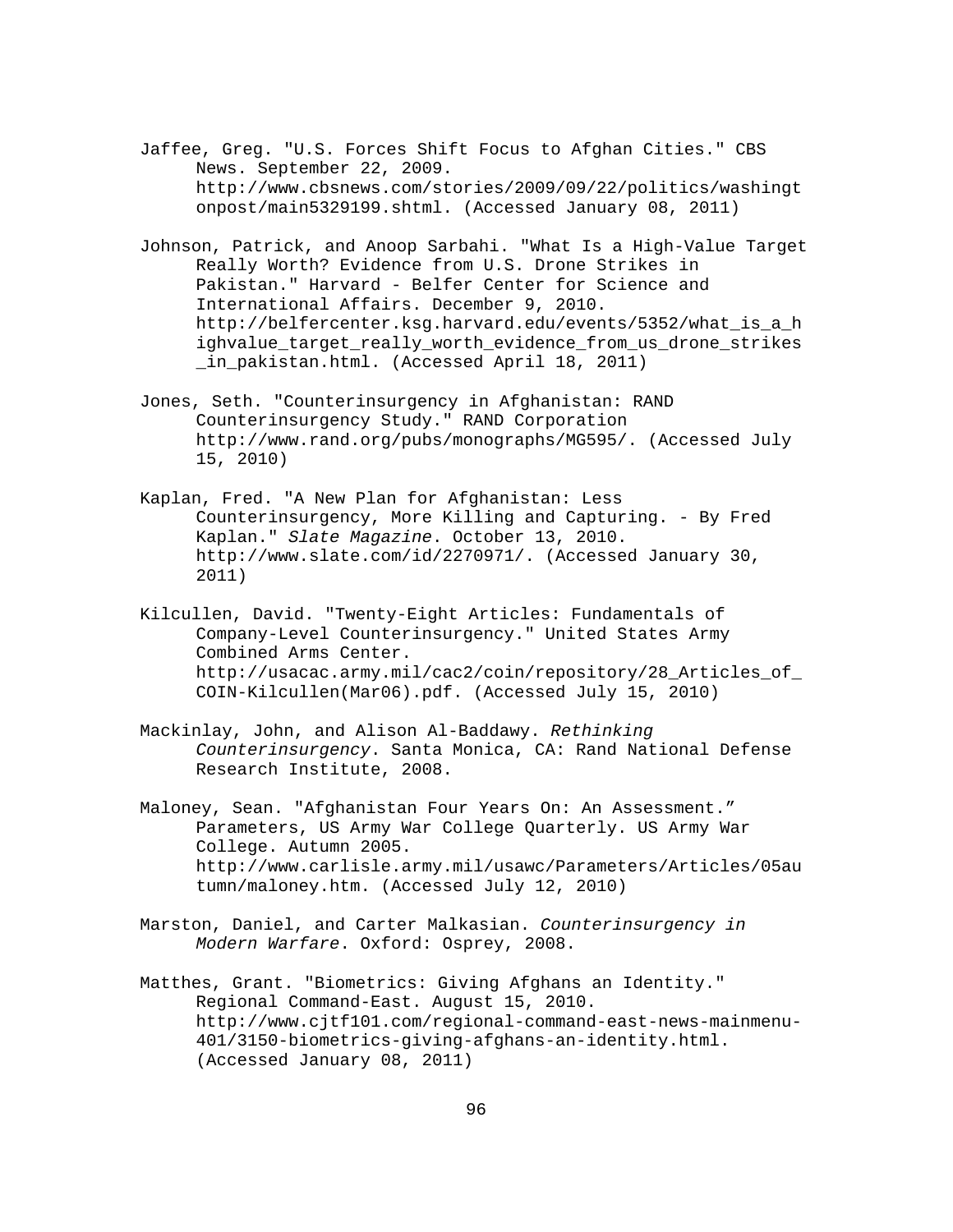Jaffee, Greg. "U.S. Forces Shift Focus to Afghan Cities." CBS News. September 22, 2009. http://www.cbsnews.com/stories/2009/09/22/politics/washingtonpost/main5329199.shtml. (Accessed January 08, 2011)

Johnson, Patrick, and Anoop Sarbahi. "What Is a High-Value Target Really Worth? Evidence from U.S. Drone Strikes in Pakistan." Harvard - Belfer Center for Science and International Affairs. December 9, 2010. http://belfercenter.ksg.harvard.edu/events/5352/what_is_a_highvalue_target_really_worth_evidence_from_us_drone_strikes_in_pakistan.html. (Accessed April 18, 2011)

Jones, Seth. "Counterinsurgency in Afghanistan: RAND Counterinsurgency Study." RAND Corporation http://www.rand.org/pubs/monographs/MG595/. (Accessed July 15, 2010)

Kaplan, Fred. "A New Plan for Afghanistan: Less Counterinsurgency, More Killing and Capturing. - By Fred Kaplan." *Slate Magazine*. October 13, 2010. http://www.slate.com/id/2270971/. (Accessed January 30, 2011)

Kilcullen, David. "Twenty-Eight Articles: Fundamentals of Company-Level Counterinsurgency." United States Army Combined Arms Center. http://usacac.army.mil/cac2/coin/repository/28_Articles_of_COIN-Kilcullen(Mar06).pdf. (Accessed July 15, 2010)

Mackinlay, John, and Alison Al-Baddawy. *Rethinking Counterinsurgency*. Santa Monica, CA: Rand National Defense Research Institute, 2008.

Maloney, Sean. "Afghanistan Four Years On: An Assessment." Parameters, US Army War College Quarterly. US Army War College. Autumn 2005. http://www.carlisle.army.mil/usawc/Parameters/Articles/05autumn/maloney.htm. (Accessed July 12, 2010)

Marston, Daniel, and Carter Malkasian. *Counterinsurgency in Modern Warfare*. Oxford: Osprey, 2008.

Matthes, Grant. "Biometrics: Giving Afghans an Identity." Regional Command-East. August 15, 2010. http://www.cjtf101.com/regional-command-east-news-mainmenu-401/3150-biometrics-giving-afghans-an-identity.html. (Accessed January 08, 2011)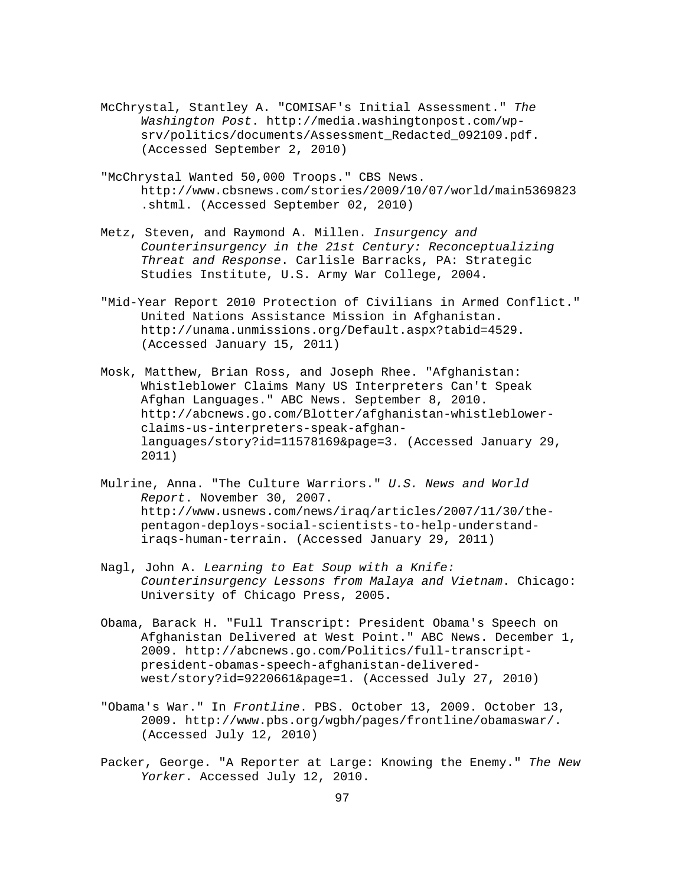McChrystal, Stantley A. "COMISAF's Initial Assessment." *The Washington Post*. http://media.washingtonpost.com/wp-srv/politics/documents/Assessment_Redacted_092109.pdf. (Accessed September 2, 2010)

"McChrystal Wanted 50,000 Troops." CBS News. http://www.cbsnews.com/stories/2009/10/07/world/main5369823.shtml. (Accessed September 02, 2010)

Metz, Steven, and Raymond A. Millen. *Insurgency and Counterinsurgency in the 21st Century: Reconceptualizing Threat and Response*. Carlisle Barracks, PA: Strategic Studies Institute, U.S. Army War College, 2004.

"Mid-Year Report 2010 Protection of Civilians in Armed Conflict." United Nations Assistance Mission in Afghanistan. http://unama.unmissions.org/Default.aspx?tabid=4529. (Accessed January 15, 2011)

Mosk, Matthew, Brian Ross, and Joseph Rhee. "Afghanistan: Whistleblower Claims Many US Interpreters Can't Speak Afghan Languages." ABC News. September 8, 2010. http://abcnews.go.com/Blotter/afghanistan-whistleblower-claims-us-interpreters-speak-afghan-languages/story?id=11578169&page=3. (Accessed January 29, 2011)

Mulrine, Anna. "The Culture Warriors." *U.S. News and World Report*. November 30, 2007. http://www.usnews.com/news/iraq/articles/2007/11/30/the-pentagon-deploys-social-scientists-to-help-understand-iraqs-human-terrain. (Accessed January 29, 2011)

Nagl, John A. *Learning to Eat Soup with a Knife: Counterinsurgency Lessons from Malaya and Vietnam*. Chicago: University of Chicago Press, 2005.

Obama, Barack H. "Full Transcript: President Obama's Speech on Afghanistan Delivered at West Point." ABC News. December 1, 2009. http://abcnews.go.com/Politics/full-transcript-president-obamas-speech-afghanistan-delivered-west/story?id=9220661&page=1. (Accessed July 27, 2010)

"Obama's War." In *Frontline*. PBS. October 13, 2009. October 13, 2009. http://www.pbs.org/wgbh/pages/frontline/obamaswar/. (Accessed July 12, 2010)

Packer, George. "A Reporter at Large: Knowing the Enemy." *The New Yorker*. Accessed July 12, 2010.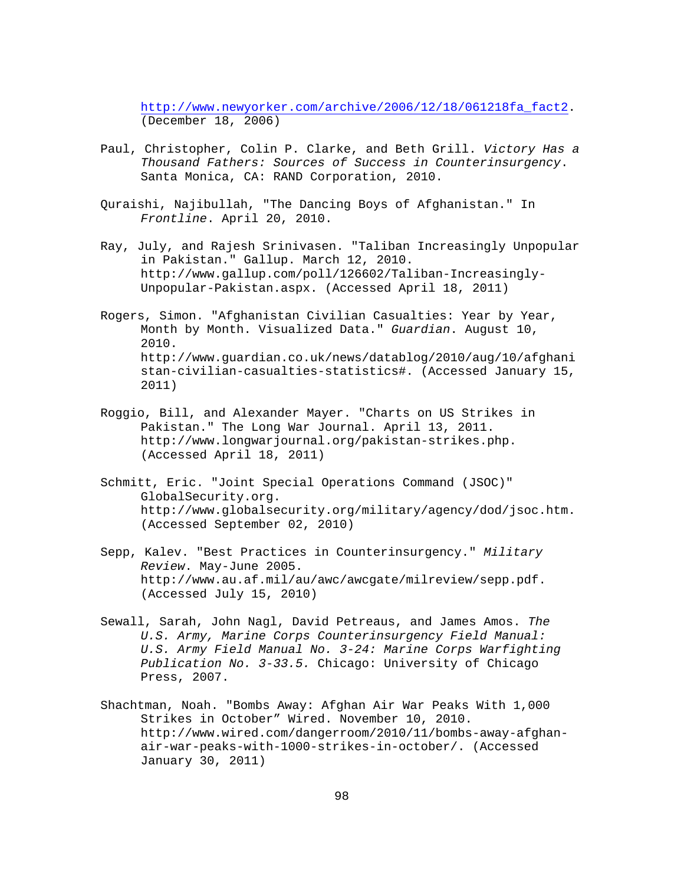http://www.newyorker.com/archive/2006/12/18/061218fa_fact2. (December 18, 2006)

Paul, Christopher, Colin P. Clarke, and Beth Grill. *Victory Has a Thousand Fathers: Sources of Success in Counterinsurgency*. Santa Monica, CA: RAND Corporation, 2010.

Quraishi, Najibullah, "The Dancing Boys of Afghanistan." In *Frontline*. April 20, 2010.

Ray, July, and Rajesh Srinivasen. "Taliban Increasingly Unpopular in Pakistan." Gallup. March 12, 2010. http://www.gallup.com/poll/126602/Taliban-Increasingly-Unpopular-Pakistan.aspx. (Accessed April 18, 2011)

Rogers, Simon. "Afghanistan Civilian Casualties: Year by Year, Month by Month. Visualized Data." *Guardian*. August 10, 2010. http://www.guardian.co.uk/news/datablog/2010/aug/10/afghanistan-civilian-casualties-statistics#. (Accessed January 15, 2011)

Roggio, Bill, and Alexander Mayer. "Charts on US Strikes in Pakistan." The Long War Journal. April 13, 2011. http://www.longwarjournal.org/pakistan-strikes.php. (Accessed April 18, 2011)

Schmitt, Eric. "Joint Special Operations Command (JSOC)" GlobalSecurity.org. http://www.globalsecurity.org/military/agency/dod/jsoc.htm. (Accessed September 02, 2010)

Sepp, Kalev. "Best Practices in Counterinsurgency." *Military Review*. May-June 2005. http://www.au.af.mil/au/awc/awcgate/milreview/sepp.pdf. (Accessed July 15, 2010)

Sewall, Sarah, John Nagl, David Petreaus, and James Amos. *The U.S. Army, Marine Corps Counterinsurgency Field Manual: U.S. Army Field Manual No. 3-24: Marine Corps Warfighting Publication No. 3-33.5.* Chicago: University of Chicago Press, 2007.

Shachtman, Noah. "Bombs Away: Afghan Air War Peaks With 1,000 Strikes in October" Wired. November 10, 2010. http://www.wired.com/dangerroom/2010/11/bombs-away-afghan-air-war-peaks-with-1000-strikes-in-october/. (Accessed January 30, 2011)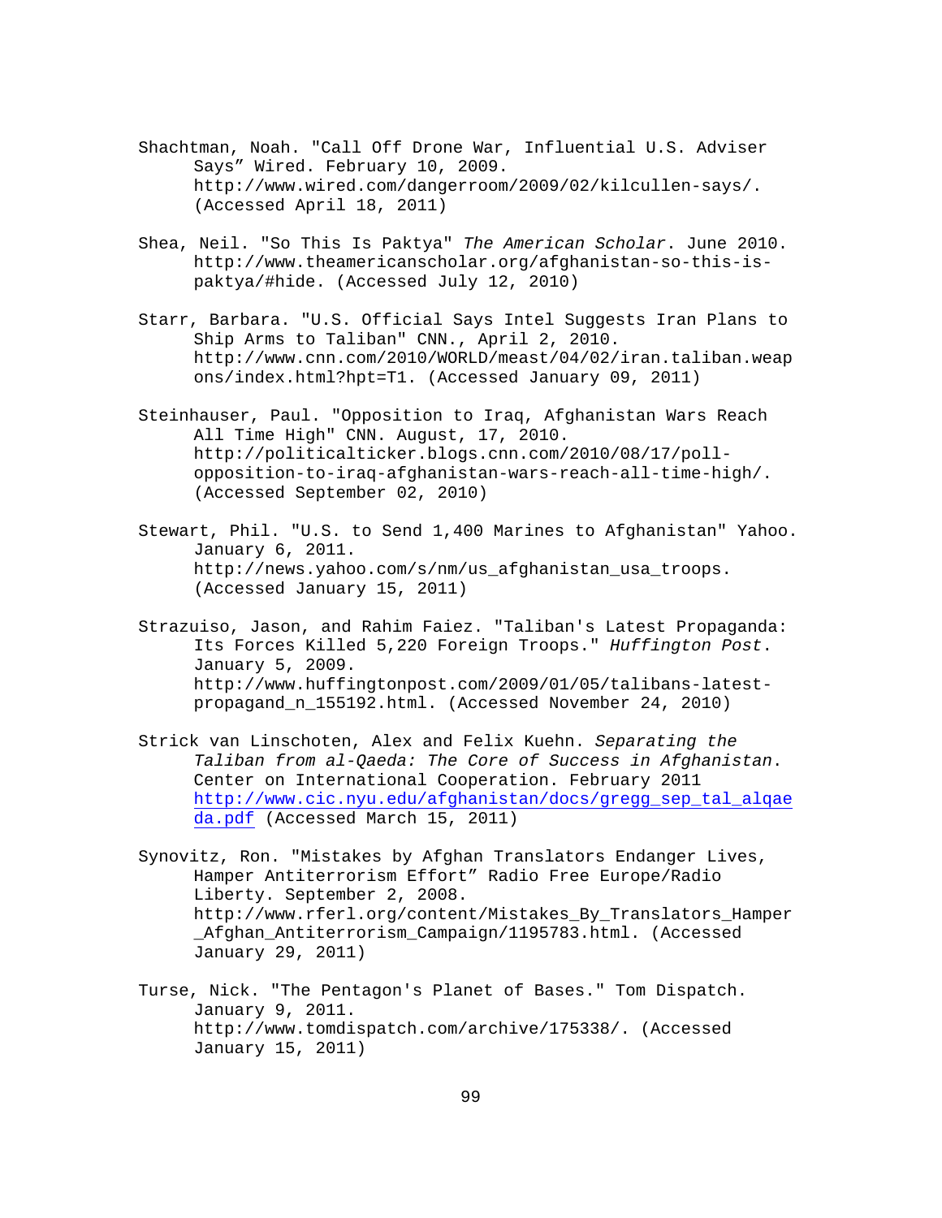Shachtman, Noah. "Call Off Drone War, Influential U.S. Adviser Says" Wired. February 10, 2009. http://www.wired.com/dangerroom/2009/02/kilcullen-says/. (Accessed April 18, 2011)

Shea, Neil. "So This Is Paktya" *The American Scholar*. June 2010. http://www.theamericanscholar.org/afghanistan-so-this-is-paktya/#hide. (Accessed July 12, 2010)

Starr, Barbara. "U.S. Official Says Intel Suggests Iran Plans to Ship Arms to Taliban" CNN., April 2, 2010. http://www.cnn.com/2010/WORLD/meast/04/02/iran.taliban.weapons/index.html?hpt=T1. (Accessed January 09, 2011)

Steinhauser, Paul. "Opposition to Iraq, Afghanistan Wars Reach All Time High" CNN. August, 17, 2010. http://politicalticker.blogs.cnn.com/2010/08/17/poll-opposition-to-iraq-afghanistan-wars-reach-all-time-high/. (Accessed September 02, 2010)

Stewart, Phil. "U.S. to Send 1,400 Marines to Afghanistan" Yahoo. January 6, 2011. http://news.yahoo.com/s/nm/us_afghanistan_usa_troops. (Accessed January 15, 2011)

Strazuiso, Jason, and Rahim Faiez. "Taliban's Latest Propaganda: Its Forces Killed 5,220 Foreign Troops." *Huffington Post*. January 5, 2009. http://www.huffingtonpost.com/2009/01/05/talibans-latest-propagand_n_155192.html. (Accessed November 24, 2010)

Strick van Linschoten, Alex and Felix Kuehn. *Separating the Taliban from al-Qaeda: The Core of Success in Afghanistan*. Center on International Cooperation. February 2011 http://www.cic.nyu.edu/afghanistan/docs/gregg_sep_tal_alqaeda.pdf (Accessed March 15, 2011)

Synovitz, Ron. "Mistakes by Afghan Translators Endanger Lives, Hamper Antiterrorism Effort" Radio Free Europe/Radio Liberty. September 2, 2008. http://www.rferl.org/content/Mistakes_By_Translators_Hamper_Afghan_Antiterrorism_Campaign/1195783.html. (Accessed January 29, 2011)

Turse, Nick. "The Pentagon's Planet of Bases." Tom Dispatch. January 9, 2011. http://www.tomdispatch.com/archive/175338/. (Accessed January 15, 2011)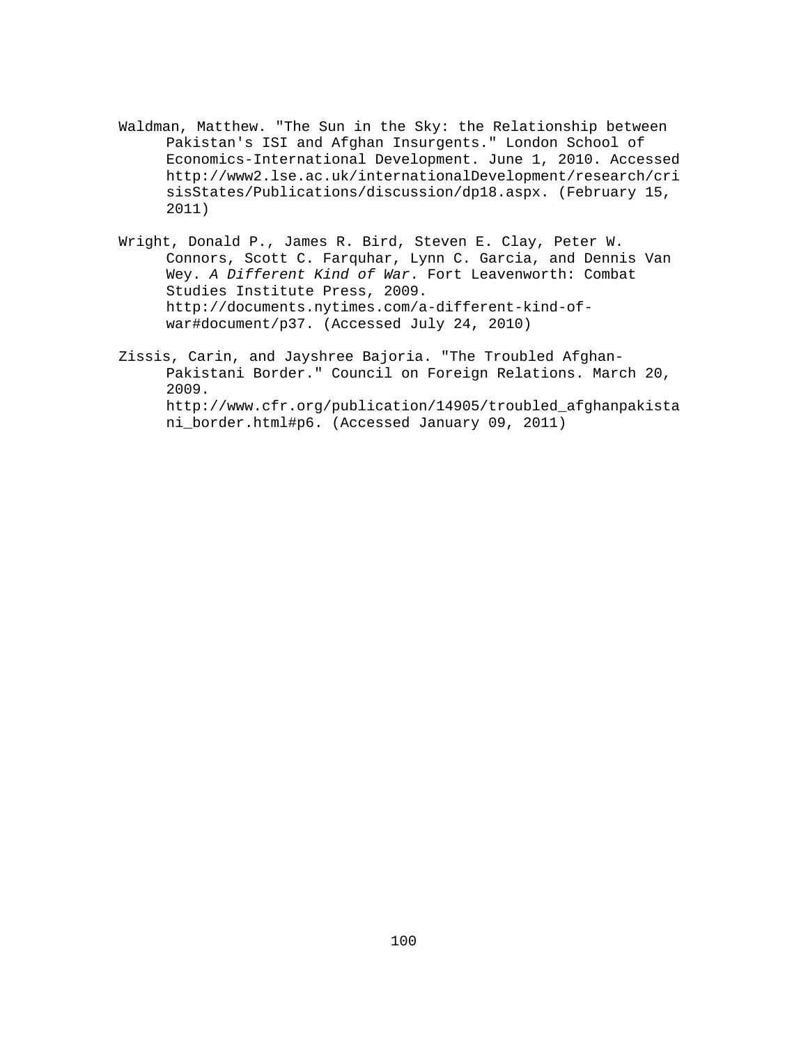Waldman, Matthew. "The Sun in the Sky: the Relationship between Pakistan's ISI and Afghan Insurgents." London School of Economics-International Development. June 1, 2010. Accessed http://www2.lse.ac.uk/internationalDevelopment/research/crisisStates/Publications/discussion/dp18.aspx. (February 15, 2011)

Wright, Donald P., James R. Bird, Steven E. Clay, Peter W. Connors, Scott C. Farquhar, Lynn C. Garcia, and Dennis Van Wey. *A Different Kind of War*. Fort Leavenworth: Combat Studies Institute Press, 2009. http://documents.nytimes.com/a-different-kind-of-war#document/p37. (Accessed July 24, 2010)

Zissis, Carin, and Jayshree Bajoria. "The Troubled Afghan-Pakistani Border." Council on Foreign Relations. March 20, 2009. http://www.cfr.org/publication/14905/troubled_afghanpakistani_border.html#p6. (Accessed January 09, 2011)